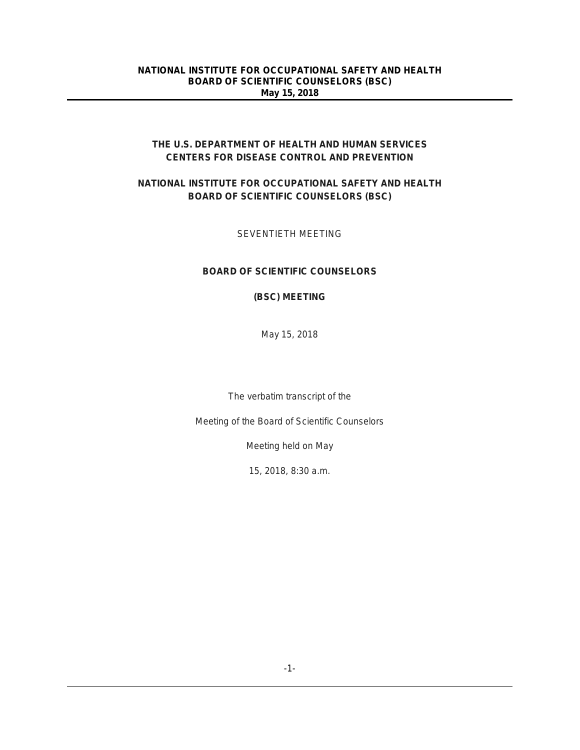# THE U.S. DEPARTMENT OF HEALTH AND HUMAN SERVICES
# CENTERS FOR DISEASE CONTROL AND PREVENTION

## NATIONAL INSTITUTE FOR OCCUPATIONAL SAFETY AND HEALTH
## BOARD OF SCIENTIFIC COUNSELORS (BSC)

SEVENTIETH MEETING

**BOARD OF SCIENTIFIC COUNSELORS**

**(BSC) MEETING**

May 15, 2018

The verbatim transcript of the

Meeting of the Board of Scientific Counselors

Meeting held on May

15, 2018, 8:30 a.m.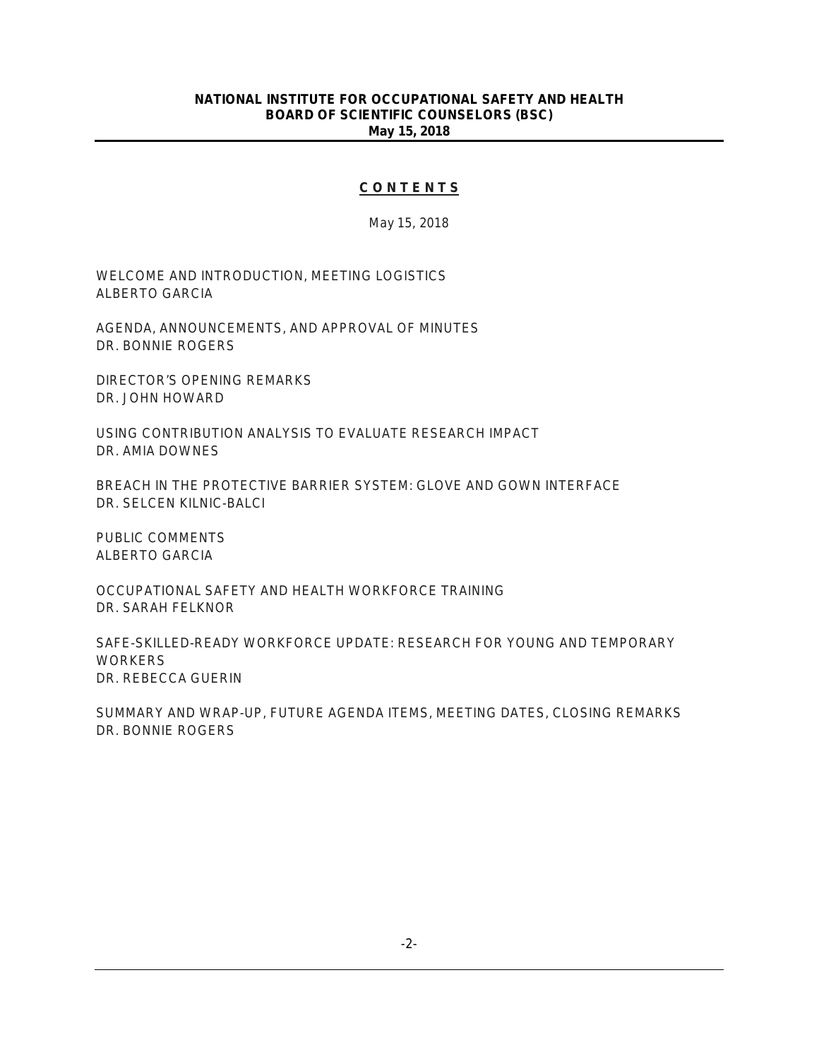## C O N T E N T S

May 15, 2018

WELCOME AND INTRODUCTION, MEETING LOGISTICS
ALBERTO GARCIA

AGENDA, ANNOUNCEMENTS, AND APPROVAL OF MINUTES
DR. BONNIE ROGERS

DIRECTOR'S OPENING REMARKS
DR. JOHN HOWARD

USING CONTRIBUTION ANALYSIS TO EVALUATE RESEARCH IMPACT
DR. AMIA DOWNES

BREACH IN THE PROTECTIVE BARRIER SYSTEM: GLOVE AND GOWN INTERFACE
DR. SELCEN KILNIC-BALCI

PUBLIC COMMENTS
ALBERTO GARCIA

OCCUPATIONAL SAFETY AND HEALTH WORKFORCE TRAINING
DR. SARAH FELKNOR

SAFE-SKILLED-READY WORKFORCE UPDATE: RESEARCH FOR YOUNG AND TEMPORARY WORKERS
DR. REBECCA GUERIN

SUMMARY AND WRAP-UP, FUTURE AGENDA ITEMS, MEETING DATES, CLOSING REMARKS
DR. BONNIE ROGERS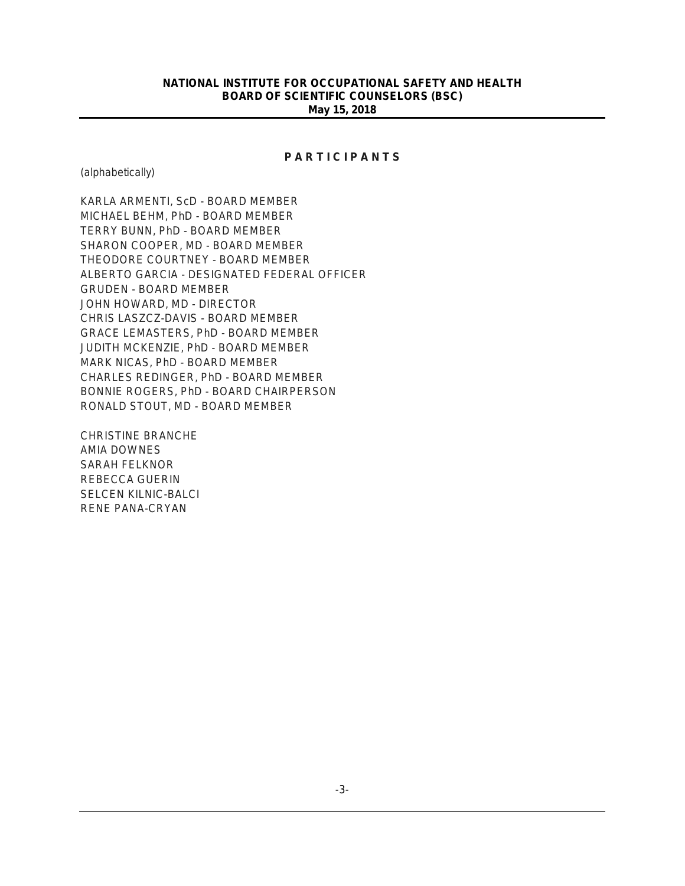**NATIONAL INSTITUTE FOR OCCUPATIONAL SAFETY AND HEALTH**
**BOARD OF SCIENTIFIC COUNSELORS (BSC)**
**May 15, 2018**

---

## P A R T I C I P A N T S

*(alphabetically)*

KARLA ARMENTI, ScD - BOARD MEMBER
MICHAEL BEHM, PhD - BOARD MEMBER
TERRY BUNN, PhD - BOARD MEMBER
SHARON COOPER, MD - BOARD MEMBER
THEODORE COURTNEY - BOARD MEMBER
ALBERTO GARCIA - DESIGNATED FEDERAL OFFICER
GRUDEN - BOARD MEMBER
JOHN HOWARD, MD - DIRECTOR
CHRIS LASZCZ-DAVIS - BOARD MEMBER
GRACE LEMASTERS, PhD - BOARD MEMBER
JUDITH MCKENZIE, PhD - BOARD MEMBER
MARK NICAS, PhD - BOARD MEMBER
CHARLES REDINGER, PhD - BOARD MEMBER
BONNIE ROGERS, PhD - BOARD CHAIRPERSON
RONALD STOUT, MD - BOARD MEMBER

CHRISTINE BRANCHE
AMIA DOWNES
SARAH FELKNOR
REBECCA GUERIN
SELCEN KILNIC-BALCI
RENE PANA-CRYAN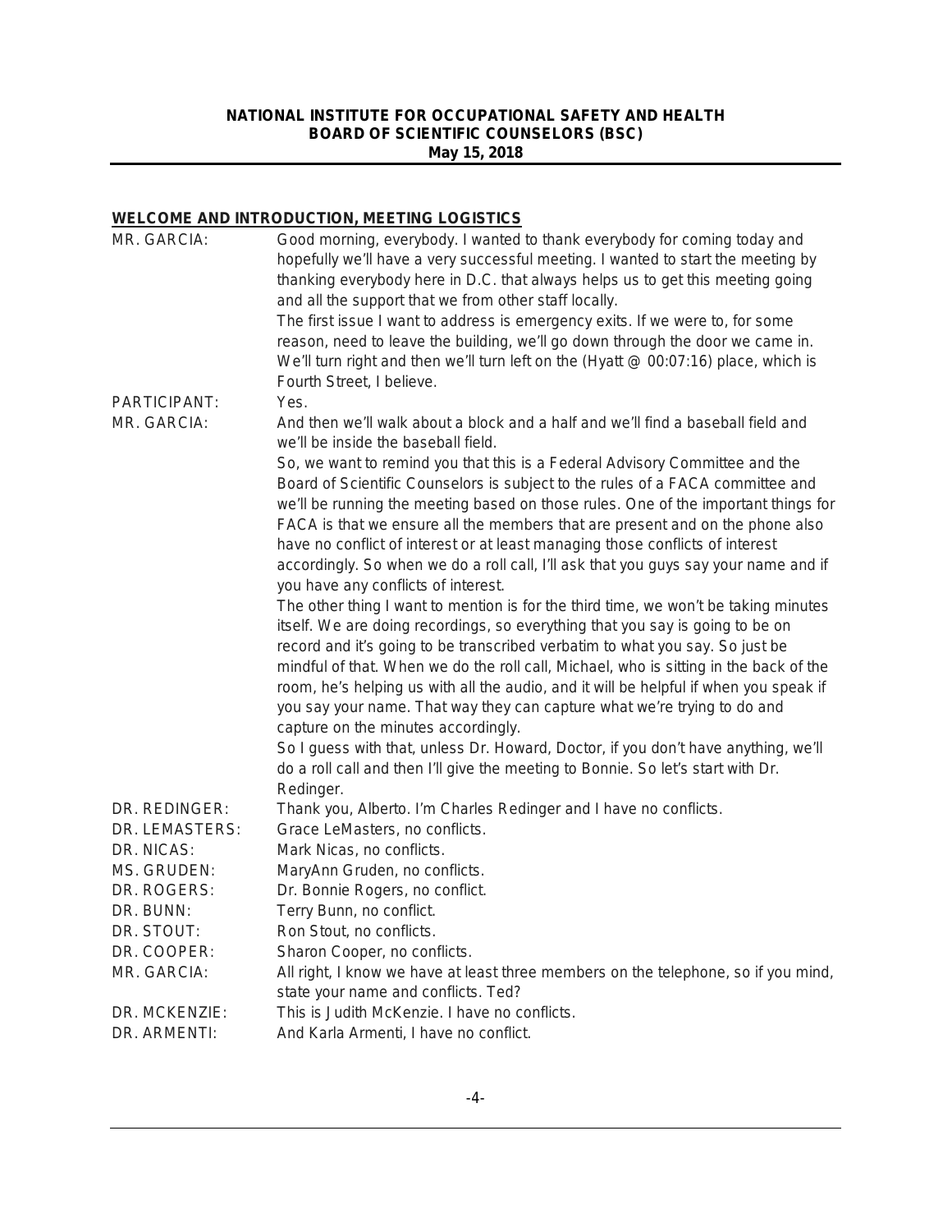## WELCOME AND INTRODUCTION, MEETING LOGISTICS

**MR. GARCIA:** Good morning, everybody. I wanted to thank everybody for coming today and hopefully we'll have a very successful meeting. I wanted to start the meeting by thanking everybody here in D.C. that always helps us to get this meeting going and all the support that we from other staff locally.

The first issue I want to address is emergency exits. If we were to, for some reason, need to leave the building, we'll go down through the door we came in. We'll turn right and then we'll turn left on the (Hyatt @ 00:07:16) place, which is Fourth Street, I believe.

**PARTICIPANT:** Yes.

**MR. GARCIA:** And then we'll walk about a block and a half and we'll find a baseball field and we'll be inside the baseball field.

So, we want to remind you that this is a Federal Advisory Committee and the Board of Scientific Counselors is subject to the rules of a FACA committee and we'll be running the meeting based on those rules. One of the important things for FACA is that we ensure all the members that are present and on the phone also have no conflict of interest or at least managing those conflicts of interest accordingly. So when we do a roll call, I'll ask that you guys say your name and if you have any conflicts of interest.

The other thing I want to mention is for the third time, we won't be taking minutes itself. We are doing recordings, so everything that you say is going to be on record and it's going to be transcribed verbatim to what you say. So just be mindful of that. When we do the roll call, Michael, who is sitting in the back of the room, he's helping us with all the audio, and it will be helpful if when you speak if you say your name. That way they can capture what we're trying to do and capture on the minutes accordingly.

So I guess with that, unless Dr. Howard, Doctor, if you don't have anything, we'll do a roll call and then I'll give the meeting to Bonnie. So let's start with Dr. Redinger.

**DR. REDINGER:** Thank you, Alberto. I'm Charles Redinger and I have no conflicts.

**DR. LEMASTERS:** Grace LeMasters, no conflicts.

**DR. NICAS:** Mark Nicas, no conflicts.

**MS. GRUDEN:** MaryAnn Gruden, no conflicts.

**DR. ROGERS:** Dr. Bonnie Rogers, no conflict.

**DR. BUNN:** Terry Bunn, no conflict.

**DR. STOUT:** Ron Stout, no conflicts.

**DR. COOPER:** Sharon Cooper, no conflicts.

**MR. GARCIA:** All right, I know we have at least three members on the telephone, so if you mind, state your name and conflicts. Ted?

**DR. MCKENZIE:** This is Judith McKenzie. I have no conflicts.

**DR. ARMENTI:** And Karla Armenti, I have no conflict.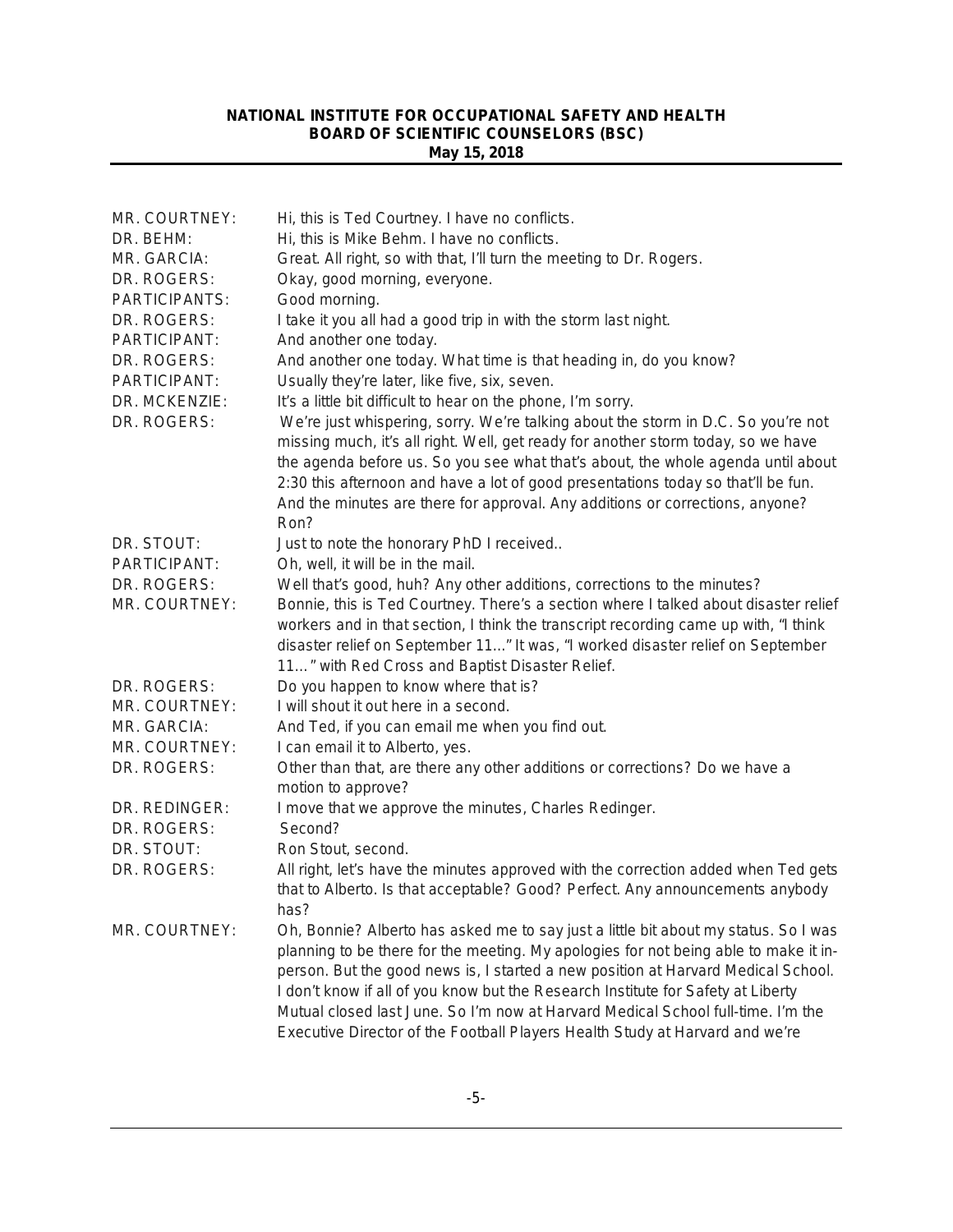| | |
|---|---|
| MR. COURTNEY: | Hi, this is Ted Courtney. I have no conflicts. |
| DR. BEHM: | Hi, this is Mike Behm. I have no conflicts. |
| MR. GARCIA: | Great. All right, so with that, I'll turn the meeting to Dr. Rogers. |
| DR. ROGERS: | Okay, good morning, everyone. |
| PARTICIPANTS: | Good morning. |
| DR. ROGERS: | I take it you all had a good trip in with the storm last night. |
| PARTICIPANT: | And another one today. |
| DR. ROGERS: | And another one today. What time is that heading in, do you know? |
| PARTICIPANT: | Usually they're later, like five, six, seven. |
| DR. MCKENZIE: | It's a little bit difficult to hear on the phone, I'm sorry. |
| DR. ROGERS: | We're just whispering, sorry. We're talking about the storm in D.C. So you're not missing much, it's all right. Well, get ready for another storm today, so we have the agenda before us. So you see what that's about, the whole agenda until about 2:30 this afternoon and have a lot of good presentations today so that'll be fun. And the minutes are there for approval. Any additions or corrections, anyone? Ron? |
| DR. STOUT: | Just to note the honorary PhD I received.. |
| PARTICIPANT: | Oh, well, it will be in the mail. |
| DR. ROGERS: | Well that's good, huh? Any other additions, corrections to the minutes? |
| MR. COURTNEY: | Bonnie, this is Ted Courtney. There's a section where I talked about disaster relief workers and in that section, I think the transcript recording came up with, "I think disaster relief on September 11…" It was, "I worked disaster relief on September 11…" with Red Cross and Baptist Disaster Relief. |
| DR. ROGERS: | Do you happen to know where that is? |
| MR. COURTNEY: | I will shout it out here in a second. |
| MR. GARCIA: | And Ted, if you can email me when you find out. |
| MR. COURTNEY: | I can email it to Alberto, yes. |
| DR. ROGERS: | Other than that, are there any other additions or corrections? Do we have a motion to approve? |
| DR. REDINGER: | I move that we approve the minutes, Charles Redinger. |
| DR. ROGERS: | Second? |
| DR. STOUT: | Ron Stout, second. |
| DR. ROGERS: | All right, let's have the minutes approved with the correction added when Ted gets that to Alberto. Is that acceptable? Good? Perfect. Any announcements anybody has? |
| MR. COURTNEY: | Oh, Bonnie? Alberto has asked me to say just a little bit about my status. So I was planning to be there for the meeting. My apologies for not being able to make it in-person. But the good news is, I started a new position at Harvard Medical School. I don't know if all of you know but the Research Institute for Safety at Liberty Mutual closed last June. So I'm now at Harvard Medical School full-time. I'm the Executive Director of the Football Players Health Study at Harvard and we're |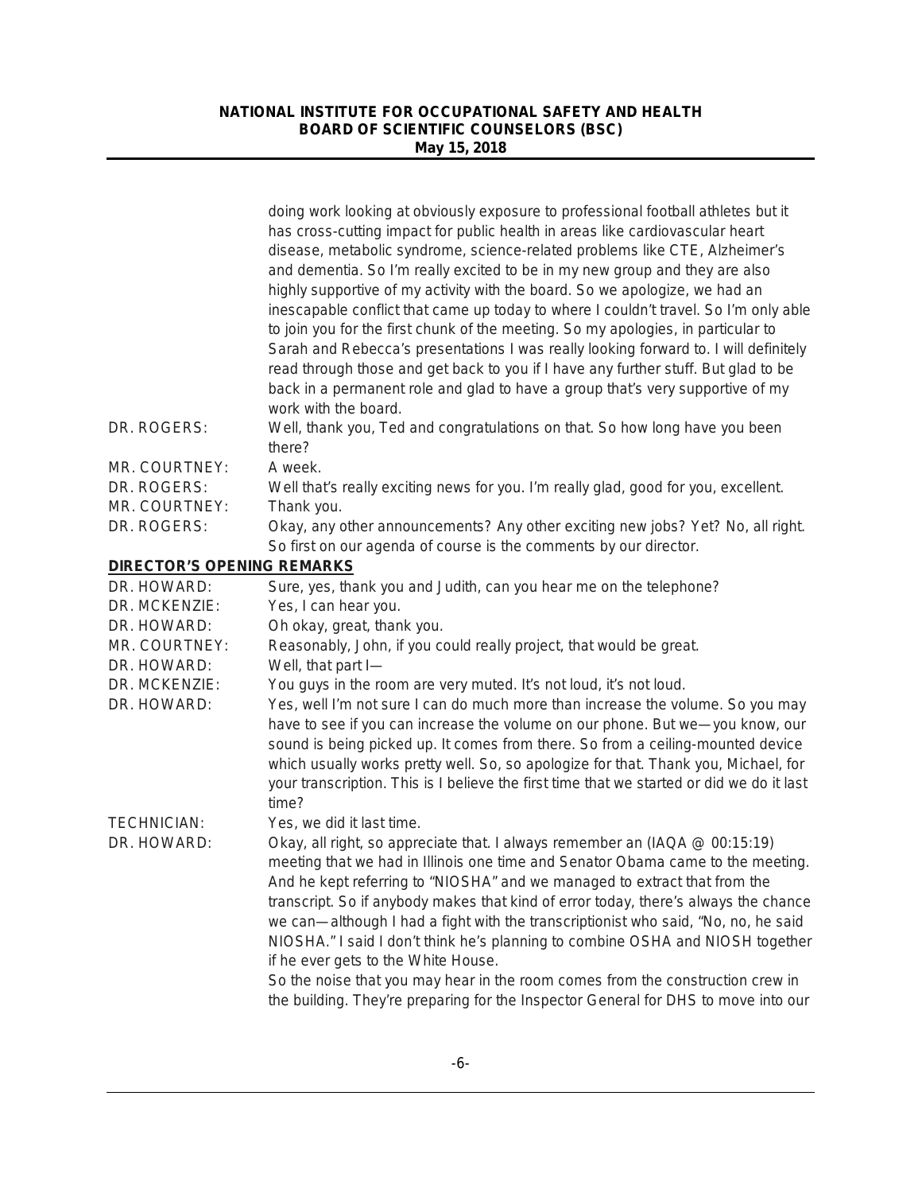doing work looking at obviously exposure to professional football athletes but it has cross-cutting impact for public health in areas like cardiovascular heart disease, metabolic syndrome, science-related problems like CTE, Alzheimer's and dementia. So I'm really excited to be in my new group and they are also highly supportive of my activity with the board. So we apologize, we had an inescapable conflict that came up today to where I couldn't travel. So I'm only able to join you for the first chunk of the meeting. So my apologies, in particular to Sarah and Rebecca's presentations I was really looking forward to. I will definitely read through those and get back to you if I have any further stuff. But glad to be back in a permanent role and glad to have a group that's very supportive of my work with the board.

DR. ROGERS: Well, thank you, Ted and congratulations on that. So how long have you been there?

MR. COURTNEY: A week.

DR. ROGERS: Well that's really exciting news for you. I'm really glad, good for you, excellent.

MR. COURTNEY: Thank you.

DR. ROGERS: Okay, any other announcements? Any other exciting new jobs? Yet? No, all right. So first on our agenda of course is the comments by our director.

**DIRECTOR'S OPENING REMARKS**

DR. HOWARD: Sure, yes, thank you and Judith, can you hear me on the telephone?

DR. MCKENZIE: Yes, I can hear you.

DR. HOWARD: Oh okay, great, thank you.

MR. COURTNEY: Reasonably, John, if you could really project, that would be great.

DR. HOWARD: Well, that part I—

DR. MCKENZIE: You guys in the room are very muted. It's not loud, it's not loud.

DR. HOWARD: Yes, well I'm not sure I can do much more than increase the volume. So you may have to see if you can increase the volume on our phone. But we—you know, our sound is being picked up. It comes from there. So from a ceiling-mounted device which usually works pretty well. So, so apologize for that. Thank you, Michael, for your transcription. This is I believe the first time that we started or did we do it last time?

TECHNICIAN: Yes, we did it last time.

DR. HOWARD: Okay, all right, so appreciate that. I always remember an (IAQA @ 00:15:19) meeting that we had in Illinois one time and Senator Obama came to the meeting. And he kept referring to "NIOSHA" and we managed to extract that from the transcript. So if anybody makes that kind of error today, there's always the chance we can—although I had a fight with the transcriptionist who said, "No, no, he said NIOSHA." I said I don't think he's planning to combine OSHA and NIOSH together if he ever gets to the White House.

So the noise that you may hear in the room comes from the construction crew in the building. They're preparing for the Inspector General for DHS to move into our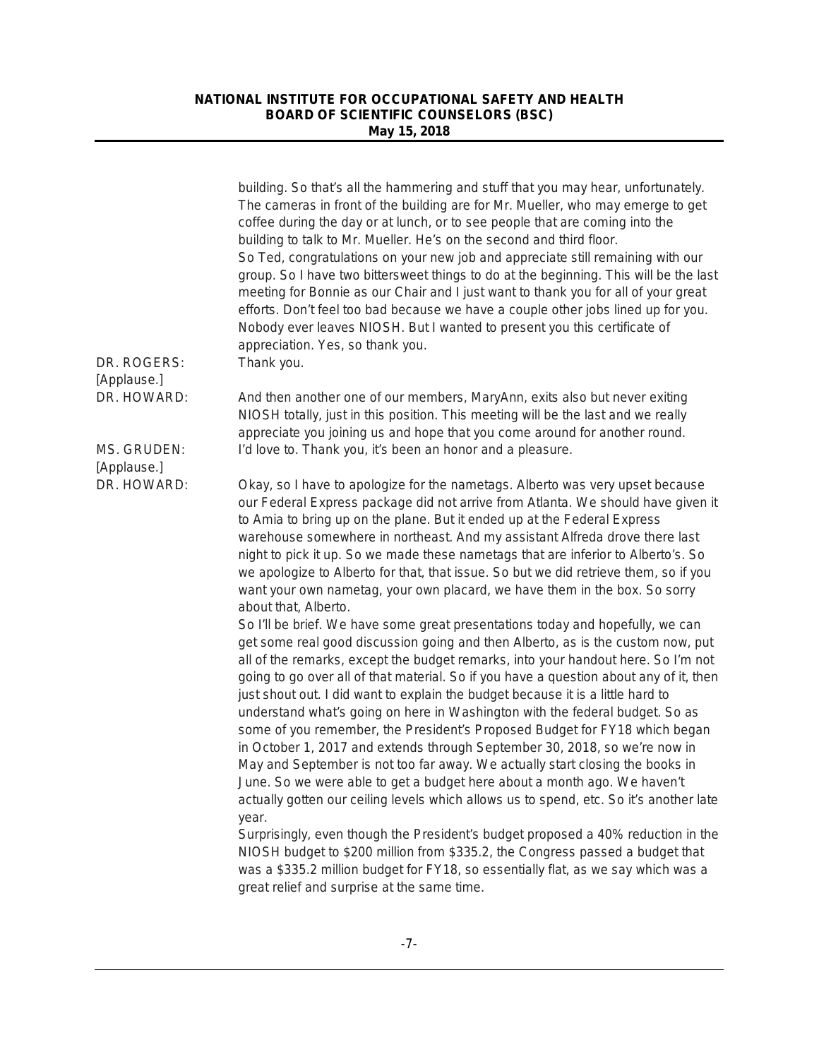building. So that's all the hammering and stuff that you may hear, unfortunately. The cameras in front of the building are for Mr. Mueller, who may emerge to get coffee during the day or at lunch, or to see people that are coming into the building to talk to Mr. Mueller. He's on the second and third floor.

So Ted, congratulations on your new job and appreciate still remaining with our group. So I have two bittersweet things to do at the beginning. This will be the last meeting for Bonnie as our Chair and I just want to thank you for all of your great efforts. Don't feel too bad because we have a couple other jobs lined up for you. Nobody ever leaves NIOSH. But I wanted to present you this certificate of appreciation. Yes, so thank you.

DR. ROGERS: Thank you.

[Applause.]

DR. HOWARD: And then another one of our members, MaryAnn, exits also but never exiting NIOSH totally, just in this position. This meeting will be the last and we really appreciate you joining us and hope that you come around for another round.

MS. GRUDEN: I'd love to. Thank you, it's been an honor and a pleasure.

[Applause.]

DR. HOWARD: Okay, so I have to apologize for the nametags. Alberto was very upset because our Federal Express package did not arrive from Atlanta. We should have given it to Amia to bring up on the plane. But it ended up at the Federal Express warehouse somewhere in northeast. And my assistant Alfreda drove there last night to pick it up. So we made these nametags that are inferior to Alberto's. So we apologize to Alberto for that, that issue. So but we did retrieve them, so if you want your own nametag, your own placard, we have them in the box. So sorry about that, Alberto.

So I'll be brief. We have some great presentations today and hopefully, we can get some real good discussion going and then Alberto, as is the custom now, put all of the remarks, except the budget remarks, into your handout here. So I'm not going to go over all of that material. So if you have a question about any of it, then just shout out. I did want to explain the budget because it is a little hard to understand what's going on here in Washington with the federal budget. So as some of you remember, the President's Proposed Budget for FY18 which began in October 1, 2017 and extends through September 30, 2018, so we're now in May and September is not too far away. We actually start closing the books in June. So we were able to get a budget here about a month ago. We haven't actually gotten our ceiling levels which allows us to spend, etc. So it's another late year.

Surprisingly, even though the President's budget proposed a 40% reduction in the NIOSH budget to $200 million from $335.2, the Congress passed a budget that was a $335.2 million budget for FY18, so essentially flat, as we say which was a great relief and surprise at the same time.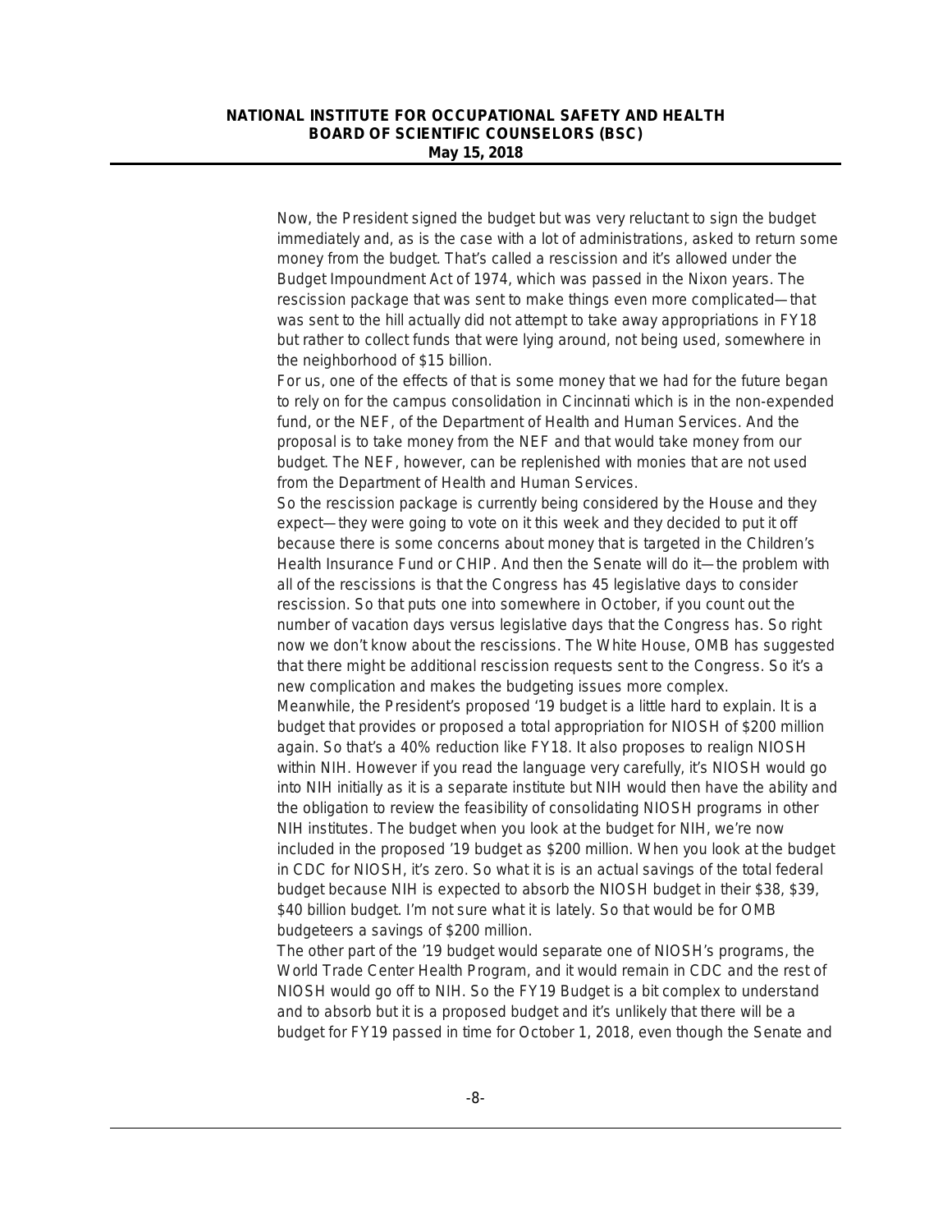Now, the President signed the budget but was very reluctant to sign the budget immediately and, as is the case with a lot of administrations, asked to return some money from the budget. That's called a rescission and it's allowed under the Budget Impoundment Act of 1974, which was passed in the Nixon years. The rescission package that was sent to make things even more complicated—that was sent to the hill actually did not attempt to take away appropriations in FY18 but rather to collect funds that were lying around, not being used, somewhere in the neighborhood of $15 billion.

For us, one of the effects of that is some money that we had for the future began to rely on for the campus consolidation in Cincinnati which is in the non-expended fund, or the NEF, of the Department of Health and Human Services. And the proposal is to take money from the NEF and that would take money from our budget. The NEF, however, can be replenished with monies that are not used from the Department of Health and Human Services.

So the rescission package is currently being considered by the House and they expect—they were going to vote on it this week and they decided to put it off because there is some concerns about money that is targeted in the Children's Health Insurance Fund or CHIP. And then the Senate will do it—the problem with all of the rescissions is that the Congress has 45 legislative days to consider rescission. So that puts one into somewhere in October, if you count out the number of vacation days versus legislative days that the Congress has. So right now we don't know about the rescissions. The White House, OMB has suggested that there might be additional rescission requests sent to the Congress. So it's a new complication and makes the budgeting issues more complex.

Meanwhile, the President's proposed '19 budget is a little hard to explain. It is a budget that provides or proposed a total appropriation for NIOSH of $200 million again. So that's a 40% reduction like FY18. It also proposes to realign NIOSH within NIH. However if you read the language very carefully, it's NIOSH would go into NIH initially as it is a separate institute but NIH would then have the ability and the obligation to review the feasibility of consolidating NIOSH programs in other NIH institutes. The budget when you look at the budget for NIH, we're now included in the proposed '19 budget as $200 million. When you look at the budget in CDC for NIOSH, it's zero. So what it is is an actual savings of the total federal budget because NIH is expected to absorb the NIOSH budget in their $38, $39, $40 billion budget. I'm not sure what it is lately. So that would be for OMB budgeteers a savings of $200 million.

The other part of the '19 budget would separate one of NIOSH's programs, the World Trade Center Health Program, and it would remain in CDC and the rest of NIOSH would go off to NIH. So the FY19 Budget is a bit complex to understand and to absorb but it is a proposed budget and it's unlikely that there will be a budget for FY19 passed in time for October 1, 2018, even though the Senate and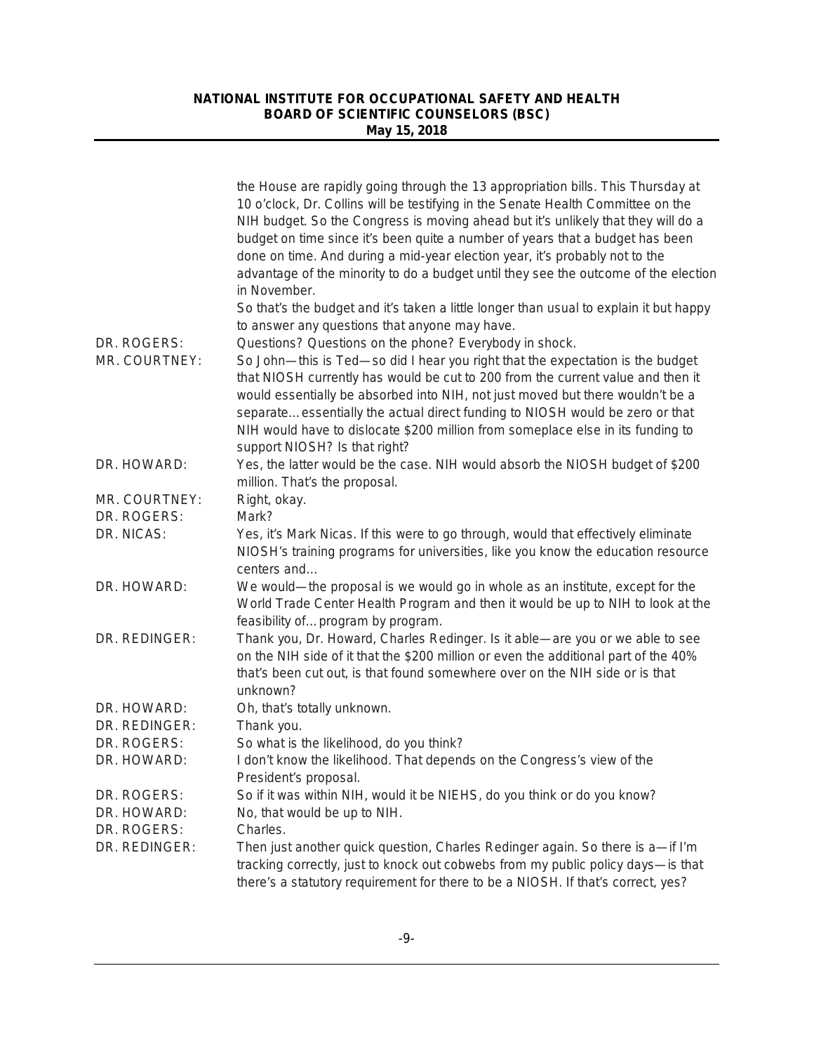the House are rapidly going through the 13 appropriation bills. This Thursday at 10 o'clock, Dr. Collins will be testifying in the Senate Health Committee on the NIH budget. So the Congress is moving ahead but it's unlikely that they will do a budget on time since it's been quite a number of years that a budget has been done on time. And during a mid-year election year, it's probably not to the advantage of the minority to do a budget until they see the outcome of the election in November.

So that's the budget and it's taken a little longer than usual to explain it but happy to answer any questions that anyone may have.

DR. ROGERS: Questions? Questions on the phone? Everybody in shock.

MR. COURTNEY: So John—this is Ted—so did I hear you right that the expectation is the budget that NIOSH currently has would be cut to 200 from the current value and then it would essentially be absorbed into NIH, not just moved but there wouldn't be a separate… essentially the actual direct funding to NIOSH would be zero or that NIH would have to dislocate $200 million from someplace else in its funding to support NIOSH? Is that right?

DR. HOWARD: Yes, the latter would be the case. NIH would absorb the NIOSH budget of $200 million. That's the proposal.

MR. COURTNEY: Right, okay.

DR. ROGERS: Mark?

DR. NICAS: Yes, it's Mark Nicas. If this were to go through, would that effectively eliminate NIOSH's training programs for universities, like you know the education resource centers and…

DR. HOWARD: We would—the proposal is we would go in whole as an institute, except for the World Trade Center Health Program and then it would be up to NIH to look at the feasibility of… program by program.

DR. REDINGER: Thank you, Dr. Howard, Charles Redinger. Is it able—are you or we able to see on the NIH side of it that the $200 million or even the additional part of the 40% that's been cut out, is that found somewhere over on the NIH side or is that unknown?

DR. HOWARD: Oh, that's totally unknown.

DR. REDINGER: Thank you.

DR. ROGERS: So what is the likelihood, do you think?

DR. HOWARD: I don't know the likelihood. That depends on the Congress's view of the President's proposal.

DR. ROGERS: So if it was within NIH, would it be NIEHS, do you think or do you know?

DR. HOWARD: No, that would be up to NIH.

DR. ROGERS: Charles.

DR. REDINGER: Then just another quick question, Charles Redinger again. So there is a—if I'm tracking correctly, just to knock out cobwebs from my public policy days—is that there's a statutory requirement for there to be a NIOSH. If that's correct, yes?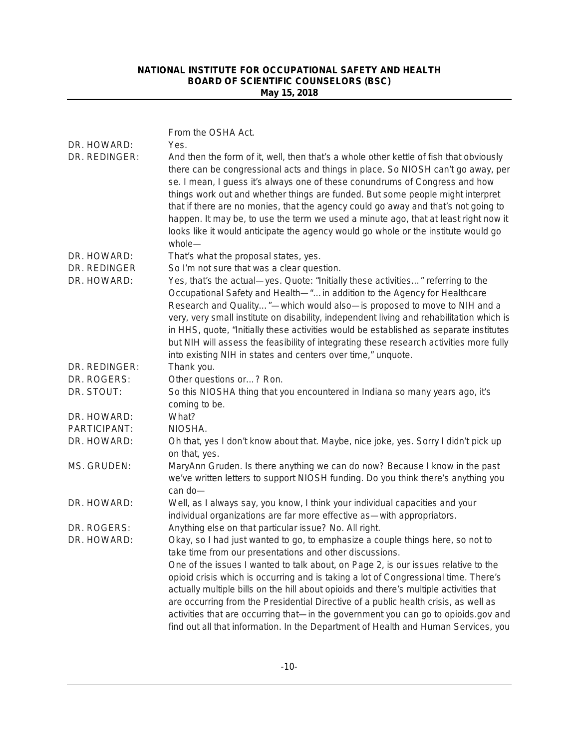From the OSHA Act.

DR. HOWARD: Yes.

DR. REDINGER: And then the form of it, well, then that's a whole other kettle of fish that obviously there can be congressional acts and things in place. So NIOSH can't go away, per se. I mean, I guess it's always one of these conundrums of Congress and how things work out and whether things are funded. But some people might interpret that if there are no monies, that the agency could go away and that's not going to happen. It may be, to use the term we used a minute ago, that at least right now it looks like it would anticipate the agency would go whole or the institute would go whole—

DR. HOWARD: That's what the proposal states, yes.

DR. REDINGER So I'm not sure that was a clear question.

DR. HOWARD: Yes, that's the actual—yes. Quote: "Initially these activities…" referring to the Occupational Safety and Health—"…in addition to the Agency for Healthcare Research and Quality…"—which would also—is proposed to move to NIH and a very, very small institute on disability, independent living and rehabilitation which is in HHS, quote, "Initially these activities would be established as separate institutes but NIH will assess the feasibility of integrating these research activities more fully into existing NIH in states and centers over time," unquote.

DR. REDINGER: Thank you.

DR. ROGERS: Other questions or…? Ron.

DR. STOUT: So this NIOSHA thing that you encountered in Indiana so many years ago, it's coming to be.

DR. HOWARD: What?

PARTICIPANT: NIOSHA.

DR. HOWARD: Oh that, yes I don't know about that. Maybe, nice joke, yes. Sorry I didn't pick up on that, yes.

MS. GRUDEN: MaryAnn Gruden. Is there anything we can do now? Because I know in the past we've written letters to support NIOSH funding. Do you think there's anything you can do—

DR. HOWARD: Well, as I always say, you know, I think your individual capacities and your individual organizations are far more effective as—with appropriators.

DR. ROGERS: Anything else on that particular issue? No. All right.

DR. HOWARD: Okay, so I had just wanted to go, to emphasize a couple things here, so not to take time from our presentations and other discussions.

One of the issues I wanted to talk about, on Page 2, is our issues relative to the opioid crisis which is occurring and is taking a lot of Congressional time. There's actually multiple bills on the hill about opioids and there's multiple activities that are occurring from the Presidential Directive of a public health crisis, as well as activities that are occurring that—in the government you can go to opioids.gov and find out all that information. In the Department of Health and Human Services, you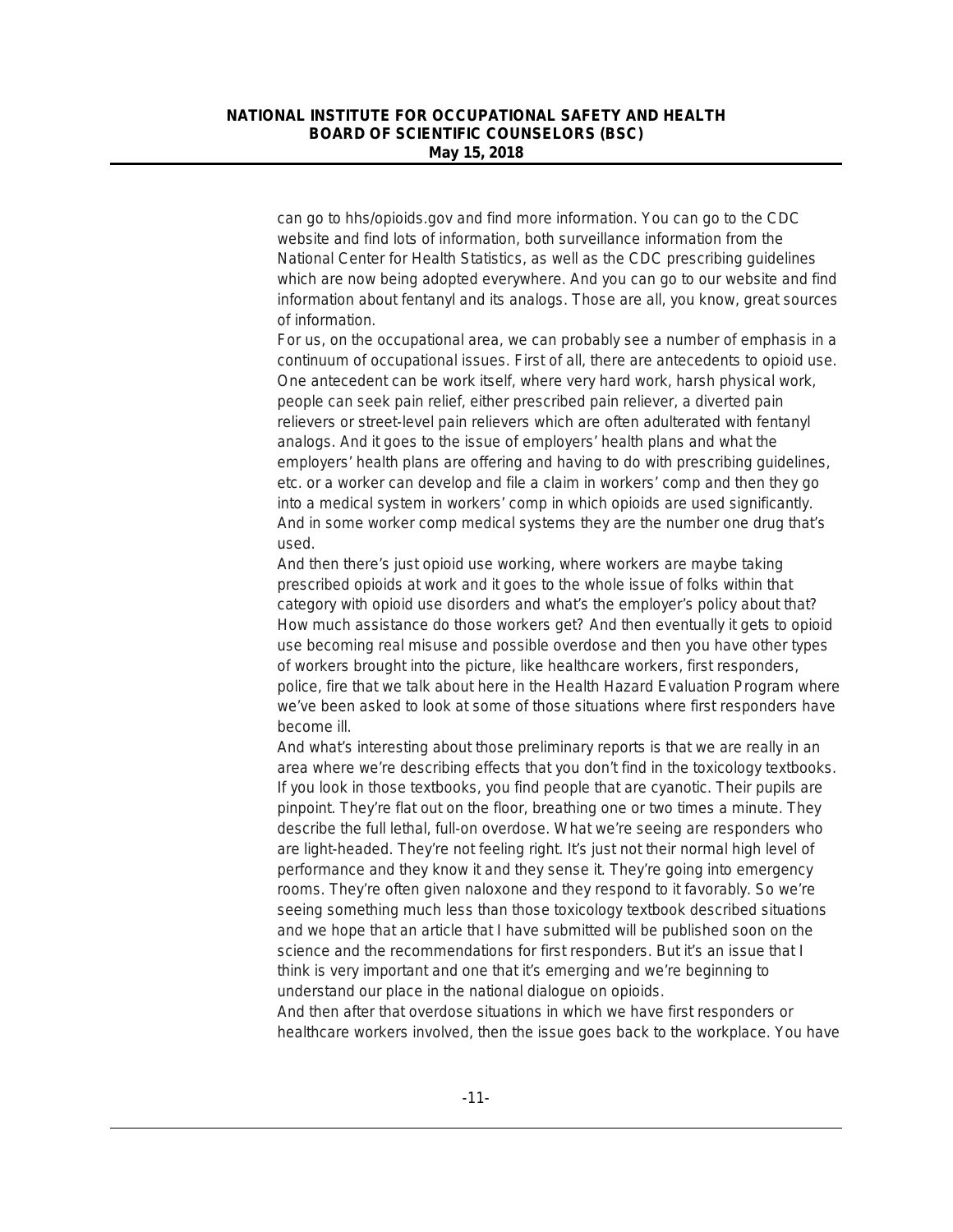can go to hhs/opioids.gov and find more information. You can go to the CDC website and find lots of information, both surveillance information from the National Center for Health Statistics, as well as the CDC prescribing guidelines which are now being adopted everywhere. And you can go to our website and find information about fentanyl and its analogs. Those are all, you know, great sources of information.

For us, on the occupational area, we can probably see a number of emphasis in a continuum of occupational issues. First of all, there are antecedents to opioid use. One antecedent can be work itself, where very hard work, harsh physical work, people can seek pain relief, either prescribed pain reliever, a diverted pain relievers or street-level pain relievers which are often adulterated with fentanyl analogs. And it goes to the issue of employers' health plans and what the employers' health plans are offering and having to do with prescribing guidelines, etc. or a worker can develop and file a claim in workers' comp and then they go into a medical system in workers' comp in which opioids are used significantly. And in some worker comp medical systems they are the number one drug that's used.

And then there's just opioid use working, where workers are maybe taking prescribed opioids at work and it goes to the whole issue of folks within that category with opioid use disorders and what's the employer's policy about that? How much assistance do those workers get? And then eventually it gets to opioid use becoming real misuse and possible overdose and then you have other types of workers brought into the picture, like healthcare workers, first responders, police, fire that we talk about here in the Health Hazard Evaluation Program where we've been asked to look at some of those situations where first responders have become ill.

And what's interesting about those preliminary reports is that we are really in an area where we're describing effects that you don't find in the toxicology textbooks. If you look in those textbooks, you find people that are cyanotic. Their pupils are pinpoint. They're flat out on the floor, breathing one or two times a minute. They describe the full lethal, full-on overdose. What we're seeing are responders who are light-headed. They're not feeling right. It's just not their normal high level of performance and they know it and they sense it. They're going into emergency rooms. They're often given naloxone and they respond to it favorably. So we're seeing something much less than those toxicology textbook described situations and we hope that an article that I have submitted will be published soon on the science and the recommendations for first responders. But it's an issue that I think is very important and one that it's emerging and we're beginning to understand our place in the national dialogue on opioids.

And then after that overdose situations in which we have first responders or healthcare workers involved, then the issue goes back to the workplace. You have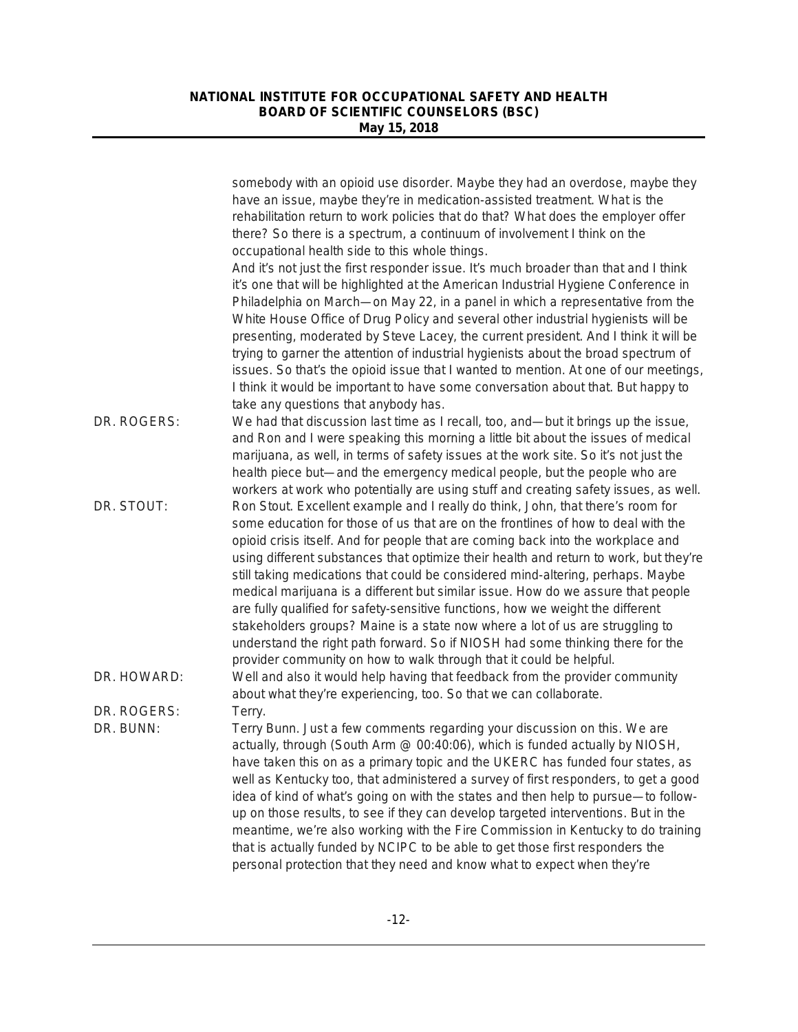somebody with an opioid use disorder. Maybe they had an overdose, maybe they have an issue, maybe they're in medication-assisted treatment. What is the rehabilitation return to work policies that do that? What does the employer offer there? So there is a spectrum, a continuum of involvement I think on the occupational health side to this whole things.

And it's not just the first responder issue. It's much broader than that and I think it's one that will be highlighted at the American Industrial Hygiene Conference in Philadelphia on March—on May 22, in a panel in which a representative from the White House Office of Drug Policy and several other industrial hygienists will be presenting, moderated by Steve Lacey, the current president. And I think it will be trying to garner the attention of industrial hygienists about the broad spectrum of issues. So that's the opioid issue that I wanted to mention. At one of our meetings, I think it would be important to have some conversation about that. But happy to take any questions that anybody has.

DR. ROGERS: We had that discussion last time as I recall, too, and—but it brings up the issue, and Ron and I were speaking this morning a little bit about the issues of medical marijuana, as well, in terms of safety issues at the work site. So it's not just the health piece but—and the emergency medical people, but the people who are workers at work who potentially are using stuff and creating safety issues, as well.

DR. STOUT: Ron Stout. Excellent example and I really do think, John, that there's room for some education for those of us that are on the frontlines of how to deal with the opioid crisis itself. And for people that are coming back into the workplace and using different substances that optimize their health and return to work, but they're still taking medications that could be considered mind-altering, perhaps. Maybe medical marijuana is a different but similar issue. How do we assure that people are fully qualified for safety-sensitive functions, how we weight the different stakeholders groups? Maine is a state now where a lot of us are struggling to understand the right path forward. So if NIOSH had some thinking there for the provider community on how to walk through that it could be helpful.

DR. HOWARD: Well and also it would help having that feedback from the provider community about what they're experiencing, too. So that we can collaborate.

DR. ROGERS: Terry.

DR. BUNN: Terry Bunn. Just a few comments regarding your discussion on this. We are actually, through (South Arm @ 00:40:06), which is funded actually by NIOSH, have taken this on as a primary topic and the UKERC has funded four states, as well as Kentucky too, that administered a survey of first responders, to get a good idea of kind of what's going on with the states and then help to pursue—to follow-up on those results, to see if they can develop targeted interventions. But in the meantime, we're also working with the Fire Commission in Kentucky to do training that is actually funded by NCIPC to be able to get those first responders the personal protection that they need and know what to expect when they're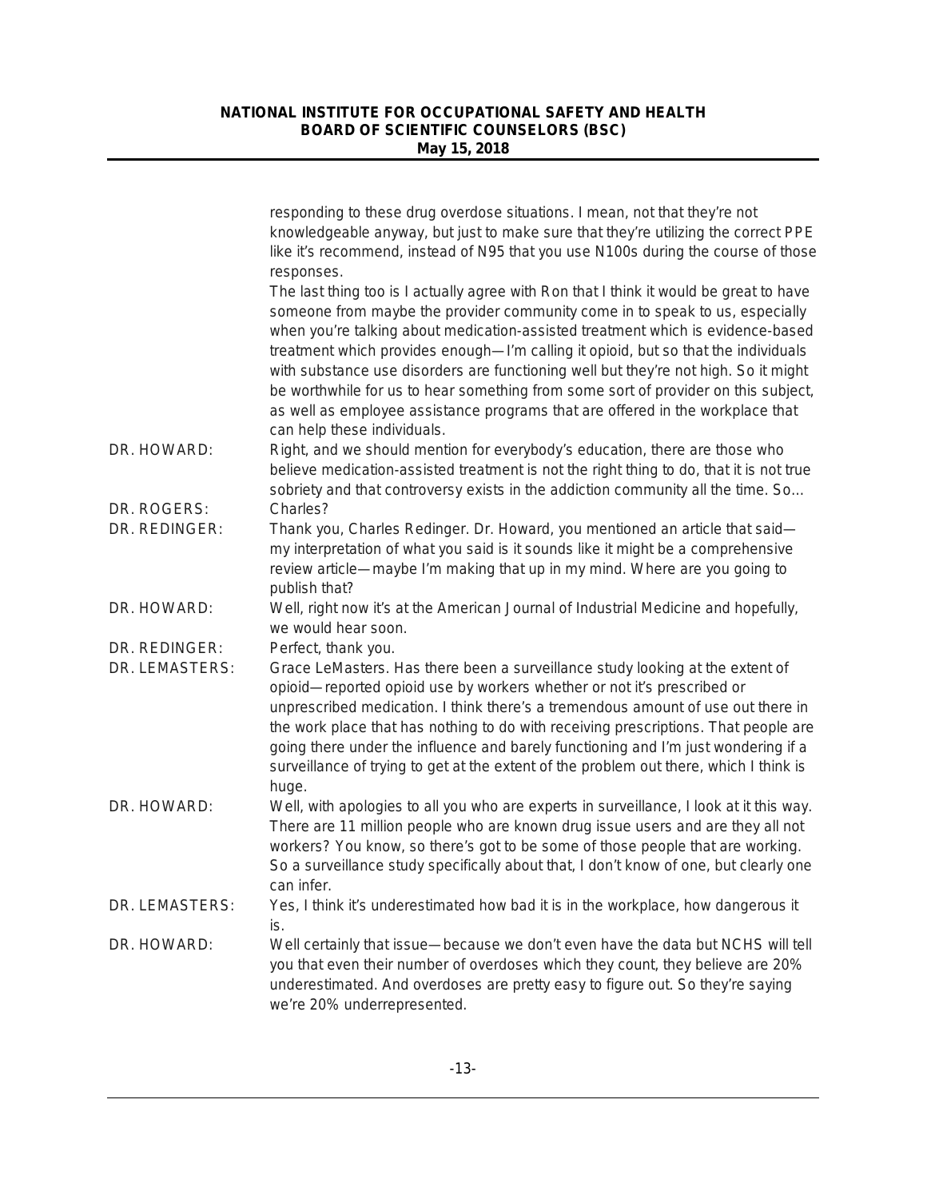responding to these drug overdose situations. I mean, not that they're not knowledgeable anyway, but just to make sure that they're utilizing the correct PPE like it's recommend, instead of N95 that you use N100s during the course of those responses.

The last thing too is I actually agree with Ron that I think it would be great to have someone from maybe the provider community come in to speak to us, especially when you're talking about medication-assisted treatment which is evidence-based treatment which provides enough—I'm calling it opioid, but so that the individuals with substance use disorders are functioning well but they're not high. So it might be worthwhile for us to hear something from some sort of provider on this subject, as well as employee assistance programs that are offered in the workplace that can help these individuals.

DR. HOWARD: Right, and we should mention for everybody's education, there are those who believe medication-assisted treatment is not the right thing to do, that it is not true sobriety and that controversy exists in the addiction community all the time. So…

DR. ROGERS: Charles?

DR. REDINGER: Thank you, Charles Redinger. Dr. Howard, you mentioned an article that said—my interpretation of what you said is it sounds like it might be a comprehensive review article—maybe I'm making that up in my mind. Where are you going to publish that?

DR. HOWARD: Well, right now it's at the American Journal of Industrial Medicine and hopefully, we would hear soon.

DR. REDINGER: Perfect, thank you.

DR. LEMASTERS: Grace LeMasters. Has there been a surveillance study looking at the extent of opioid—reported opioid use by workers whether or not it's prescribed or unprescribed medication. I think there's a tremendous amount of use out there in the work place that has nothing to do with receiving prescriptions. That people are going there under the influence and barely functioning and I'm just wondering if a surveillance of trying to get at the extent of the problem out there, which I think is huge.

DR. HOWARD: Well, with apologies to all you who are experts in surveillance, I look at it this way. There are 11 million people who are known drug issue users and are they all not workers? You know, so there's got to be some of those people that are working. So a surveillance study specifically about that, I don't know of one, but clearly one can infer.

DR. LEMASTERS: Yes, I think it's underestimated how bad it is in the workplace, how dangerous it is.

DR. HOWARD: Well certainly that issue—because we don't even have the data but NCHS will tell you that even their number of overdoses which they count, they believe are 20% underestimated. And overdoses are pretty easy to figure out. So they're saying we're 20% underrepresented.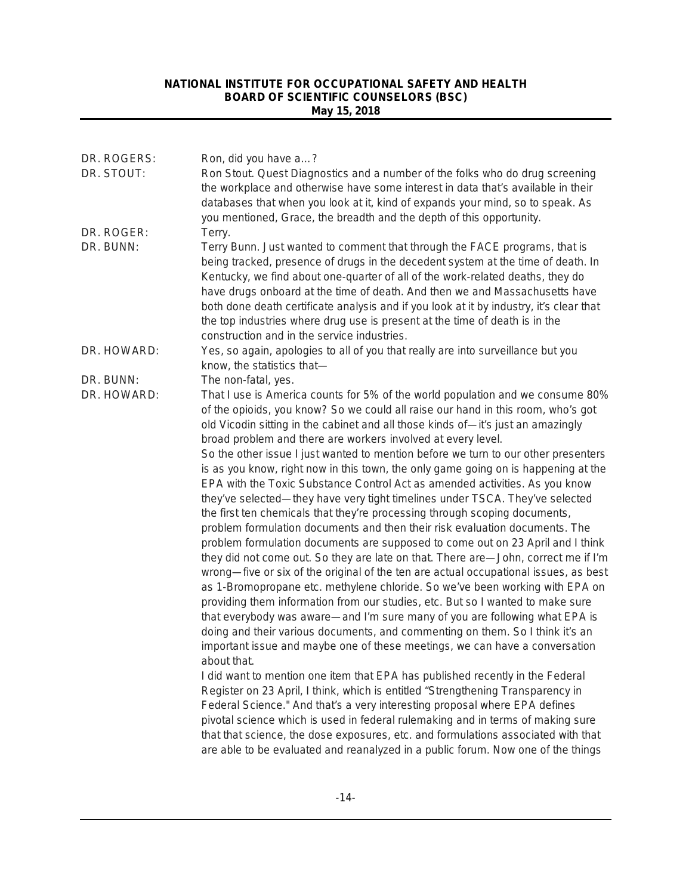DR. ROGERS: Ron, did you have a…?

DR. STOUT: Ron Stout. Quest Diagnostics and a number of the folks who do drug screening the workplace and otherwise have some interest in data that's available in their databases that when you look at it, kind of expands your mind, so to speak. As you mentioned, Grace, the breadth and the depth of this opportunity.

DR. ROGER: Terry.

DR. BUNN: Terry Bunn. Just wanted to comment that through the FACE programs, that is being tracked, presence of drugs in the decedent system at the time of death. In Kentucky, we find about one-quarter of all of the work-related deaths, they do have drugs onboard at the time of death. And then we and Massachusetts have both done death certificate analysis and if you look at it by industry, it's clear that the top industries where drug use is present at the time of death is in the construction and in the service industries.

DR. HOWARD: Yes, so again, apologies to all of you that really are into surveillance but you know, the statistics that—

DR. BUNN: The non-fatal, yes.

DR. HOWARD: That I use is America counts for 5% of the world population and we consume 80% of the opioids, you know? So we could all raise our hand in this room, who's got old Vicodin sitting in the cabinet and all those kinds of—it's just an amazingly broad problem and there are workers involved at every level.

So the other issue I just wanted to mention before we turn to our other presenters is as you know, right now in this town, the only game going on is happening at the EPA with the Toxic Substance Control Act as amended activities. As you know they've selected—they have very tight timelines under TSCA. They've selected the first ten chemicals that they're processing through scoping documents, problem formulation documents and then their risk evaluation documents. The problem formulation documents are supposed to come out on 23 April and I think they did not come out. So they are late on that. There are—John, correct me if I'm wrong—five or six of the original of the ten are actual occupational issues, as best as 1-Bromopropane etc. methylene chloride. So we've been working with EPA on providing them information from our studies, etc. But so I wanted to make sure that everybody was aware—and I'm sure many of you are following what EPA is doing and their various documents, and commenting on them. So I think it's an important issue and maybe one of these meetings, we can have a conversation about that.

I did want to mention one item that EPA has published recently in the Federal Register on 23 April, I think, which is entitled "Strengthening Transparency in Federal Science." And that's a very interesting proposal where EPA defines pivotal science which is used in federal rulemaking and in terms of making sure that that science, the dose exposures, etc. and formulations associated with that are able to be evaluated and reanalyzed in a public forum. Now one of the things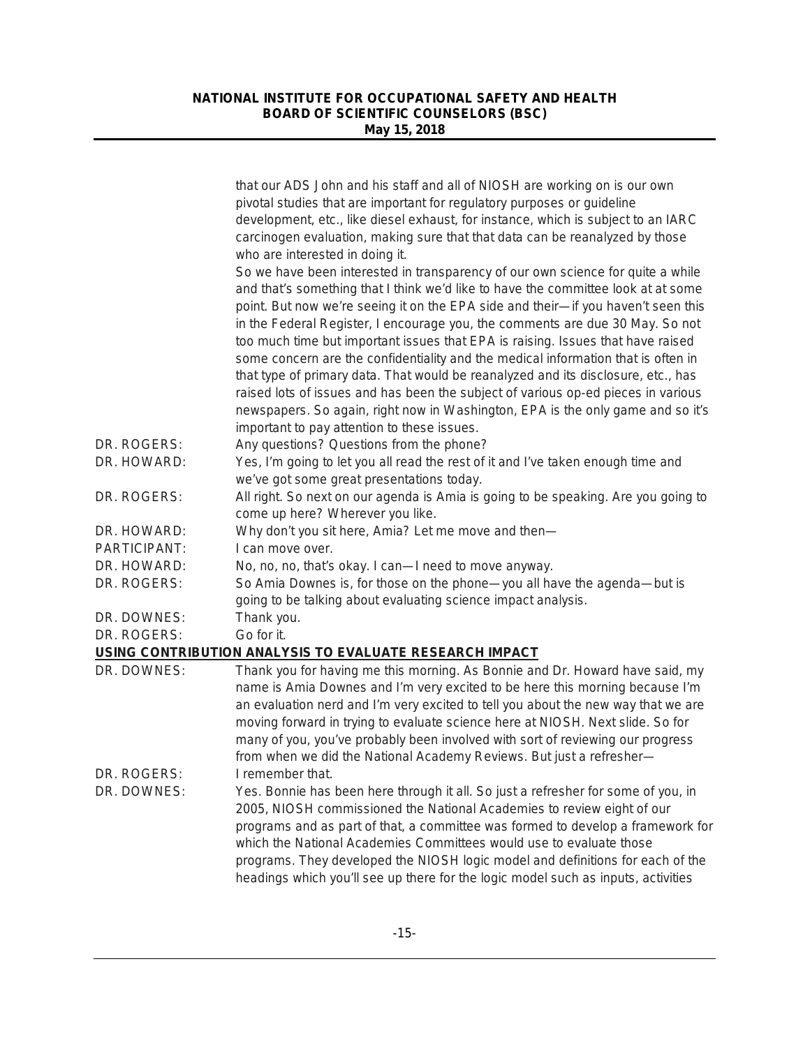that our ADS John and his staff and all of NIOSH are working on is our own pivotal studies that are important for regulatory purposes or guideline development, etc., like diesel exhaust, for instance, which is subject to an IARC carcinogen evaluation, making sure that that data can be reanalyzed by those who are interested in doing it.

So we have been interested in transparency of our own science for quite a while and that's something that I think we'd like to have the committee look at at some point. But now we're seeing it on the EPA side and their—if you haven't seen this in the Federal Register, I encourage you, the comments are due 30 May. So not too much time but important issues that EPA is raising. Issues that have raised some concern are the confidentiality and the medical information that is often in that type of primary data. That would be reanalyzed and its disclosure, etc., has raised lots of issues and has been the subject of various op-ed pieces in various newspapers. So again, right now in Washington, EPA is the only game and so it's important to pay attention to these issues.

DR. ROGERS: Any questions? Questions from the phone?

DR. HOWARD: Yes, I'm going to let you all read the rest of it and I've taken enough time and we've got some great presentations today.

DR. ROGERS: All right. So next on our agenda is Amia is going to be speaking. Are you going to come up here? Wherever you like.

DR. HOWARD: Why don't you sit here, Amia? Let me move and then—

PARTICIPANT: I can move over.

DR. HOWARD: No, no, no, that's okay. I can—I need to move anyway.

DR. ROGERS: So Amia Downes is, for those on the phone—you all have the agenda—but is going to be talking about evaluating science impact analysis.

DR. DOWNES: Thank you.

DR. ROGERS: Go for it.

## USING CONTRIBUTION ANALYSIS TO EVALUATE RESEARCH IMPACT

DR. DOWNES: Thank you for having me this morning. As Bonnie and Dr. Howard have said, my name is Amia Downes and I'm very excited to be here this morning because I'm an evaluation nerd and I'm very excited to tell you about the new way that we are moving forward in trying to evaluate science here at NIOSH. Next slide. So for many of you, you've probably been involved with sort of reviewing our progress from when we did the National Academy Reviews. But just a refresher—

DR. ROGERS: I remember that.

DR. DOWNES: Yes. Bonnie has been here through it all. So just a refresher for some of you, in 2005, NIOSH commissioned the National Academies to review eight of our programs and as part of that, a committee was formed to develop a framework for which the National Academies Committees would use to evaluate those programs. They developed the NIOSH logic model and definitions for each of the headings which you'll see up there for the logic model such as inputs, activities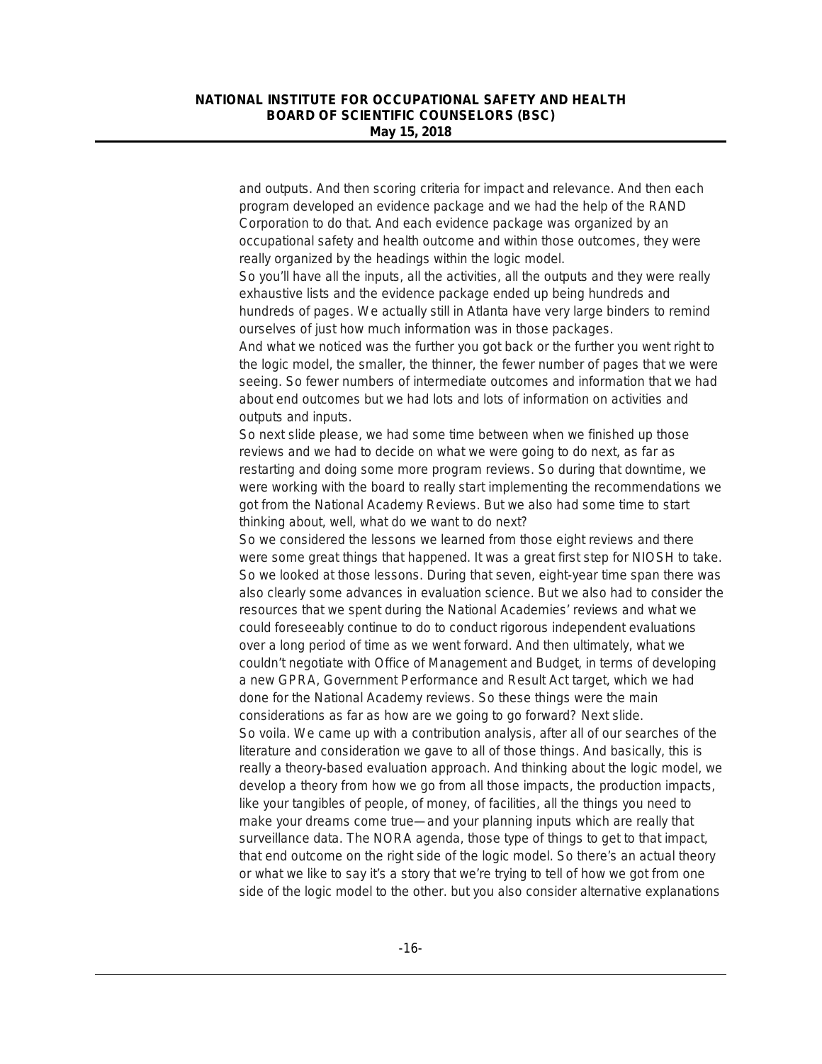and outputs. And then scoring criteria for impact and relevance. And then each program developed an evidence package and we had the help of the RAND Corporation to do that. And each evidence package was organized by an occupational safety and health outcome and within those outcomes, they were really organized by the headings within the logic model.

So you'll have all the inputs, all the activities, all the outputs and they were really exhaustive lists and the evidence package ended up being hundreds and hundreds of pages. We actually still in Atlanta have very large binders to remind ourselves of just how much information was in those packages.

And what we noticed was the further you got back or the further you went right to the logic model, the smaller, the thinner, the fewer number of pages that we were seeing. So fewer numbers of intermediate outcomes and information that we had about end outcomes but we had lots and lots of information on activities and outputs and inputs.

So next slide please, we had some time between when we finished up those reviews and we had to decide on what we were going to do next, as far as restarting and doing some more program reviews. So during that downtime, we were working with the board to really start implementing the recommendations we got from the National Academy Reviews. But we also had some time to start thinking about, well, what do we want to do next?

So we considered the lessons we learned from those eight reviews and there were some great things that happened. It was a great first step for NIOSH to take. So we looked at those lessons. During that seven, eight-year time span there was also clearly some advances in evaluation science. But we also had to consider the resources that we spent during the National Academies' reviews and what we could foreseeably continue to do to conduct rigorous independent evaluations over a long period of time as we went forward. And then ultimately, what we couldn't negotiate with Office of Management and Budget, in terms of developing a new GPRA, Government Performance and Result Act target, which we had done for the National Academy reviews. So these things were the main considerations as far as how are we going to go forward? Next slide.

So voila. We came up with a contribution analysis, after all of our searches of the literature and consideration we gave to all of those things. And basically, this is really a theory-based evaluation approach. And thinking about the logic model, we develop a theory from how we go from all those impacts, the production impacts, like your tangibles of people, of money, of facilities, all the things you need to make your dreams come true—and your planning inputs which are really that surveillance data. The NORA agenda, those type of things to get to that impact, that end outcome on the right side of the logic model. So there's an actual theory or what we like to say it's a story that we're trying to tell of how we got from one side of the logic model to the other. but you also consider alternative explanations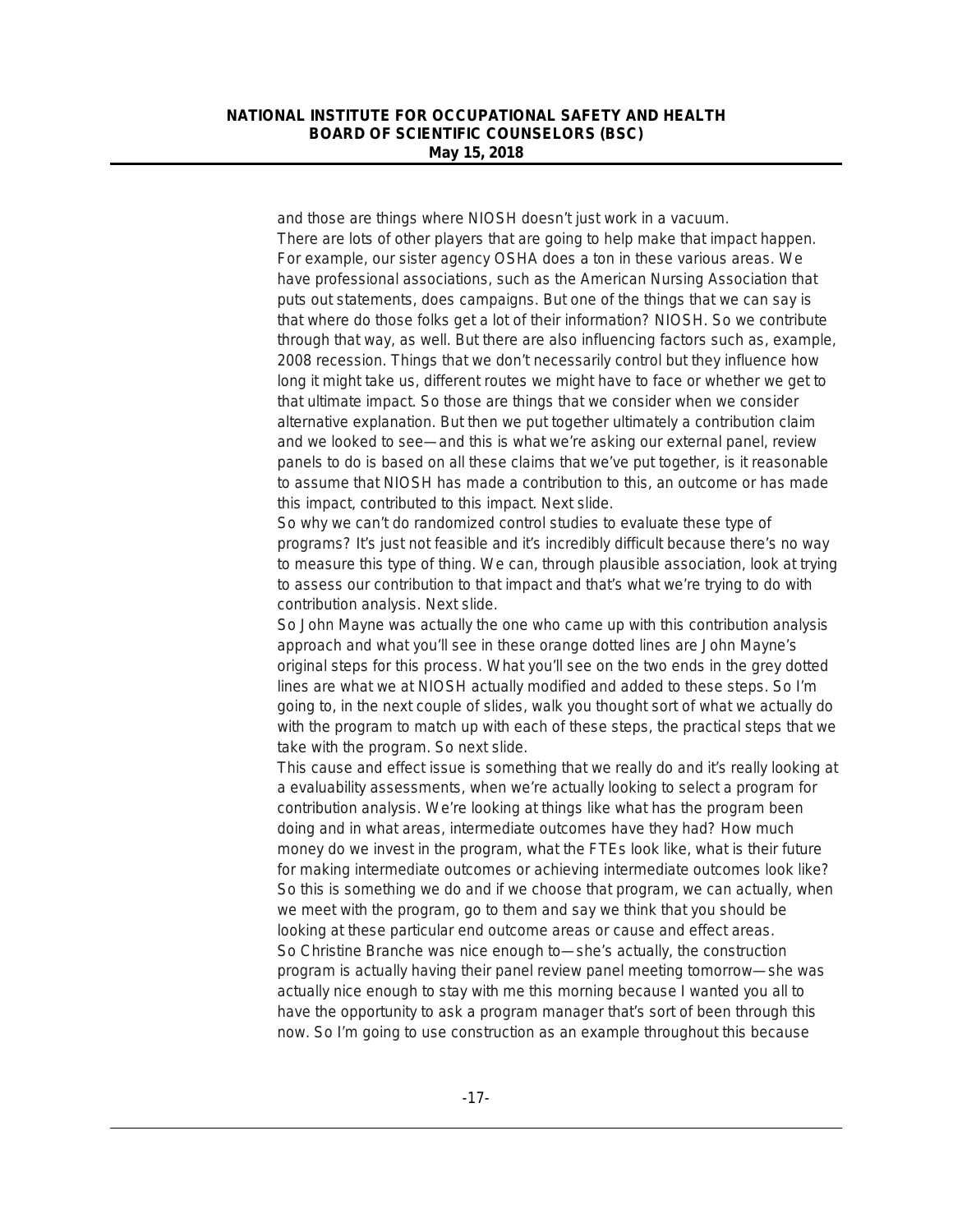and those are things where NIOSH doesn't just work in a vacuum.

There are lots of other players that are going to help make that impact happen. For example, our sister agency OSHA does a ton in these various areas. We have professional associations, such as the American Nursing Association that puts out statements, does campaigns. But one of the things that we can say is that where do those folks get a lot of their information? NIOSH. So we contribute through that way, as well. But there are also influencing factors such as, example, 2008 recession. Things that we don't necessarily control but they influence how long it might take us, different routes we might have to face or whether we get to that ultimate impact. So those are things that we consider when we consider alternative explanation. But then we put together ultimately a contribution claim and we looked to see—and this is what we're asking our external panel, review panels to do is based on all these claims that we've put together, is it reasonable to assume that NIOSH has made a contribution to this, an outcome or has made this impact, contributed to this impact. Next slide.

So why we can't do randomized control studies to evaluate these type of programs? It's just not feasible and it's incredibly difficult because there's no way to measure this type of thing. We can, through plausible association, look at trying to assess our contribution to that impact and that's what we're trying to do with contribution analysis. Next slide.

So John Mayne was actually the one who came up with this contribution analysis approach and what you'll see in these orange dotted lines are John Mayne's original steps for this process. What you'll see on the two ends in the grey dotted lines are what we at NIOSH actually modified and added to these steps. So I'm going to, in the next couple of slides, walk you thought sort of what we actually do with the program to match up with each of these steps, the practical steps that we take with the program. So next slide.

This cause and effect issue is something that we really do and it's really looking at a evaluability assessments, when we're actually looking to select a program for contribution analysis. We're looking at things like what has the program been doing and in what areas, intermediate outcomes have they had? How much money do we invest in the program, what the FTEs look like, what is their future for making intermediate outcomes or achieving intermediate outcomes look like? So this is something we do and if we choose that program, we can actually, when we meet with the program, go to them and say we think that you should be looking at these particular end outcome areas or cause and effect areas.

So Christine Branche was nice enough to—she's actually, the construction program is actually having their panel review panel meeting tomorrow—she was actually nice enough to stay with me this morning because I wanted you all to have the opportunity to ask a program manager that's sort of been through this now. So I'm going to use construction as an example throughout this because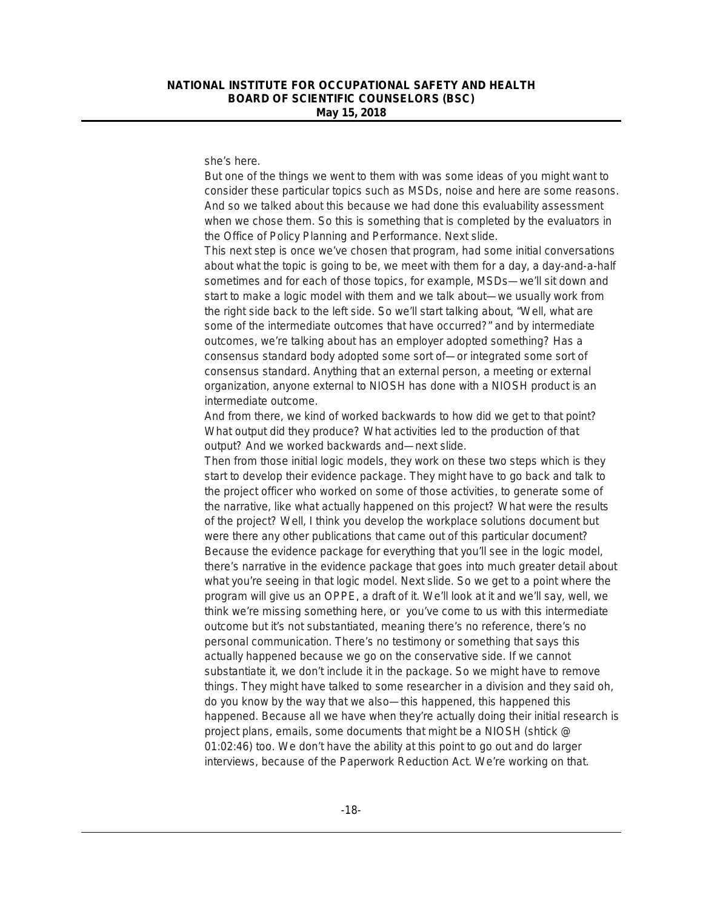she's here.

But one of the things we went to them with was some ideas of you might want to consider these particular topics such as MSDs, noise and here are some reasons. And so we talked about this because we had done this evaluability assessment when we chose them. So this is something that is completed by the evaluators in the Office of Policy Planning and Performance. Next slide.

This next step is once we've chosen that program, had some initial conversations about what the topic is going to be, we meet with them for a day, a day-and-a-half sometimes and for each of those topics, for example, MSDs—we'll sit down and start to make a logic model with them and we talk about—we usually work from the right side back to the left side. So we'll start talking about, "Well, what are some of the intermediate outcomes that have occurred?" and by intermediate outcomes, we're talking about has an employer adopted something? Has a consensus standard body adopted some sort of—or integrated some sort of consensus standard. Anything that an external person, a meeting or external organization, anyone external to NIOSH has done with a NIOSH product is an intermediate outcome.

And from there, we kind of worked backwards to how did we get to that point? What output did they produce? What activities led to the production of that output? And we worked backwards and—next slide.

Then from those initial logic models, they work on these two steps which is they start to develop their evidence package. They might have to go back and talk to the project officer who worked on some of those activities, to generate some of the narrative, like what actually happened on this project? What were the results of the project? Well, I think you develop the workplace solutions document but were there any other publications that came out of this particular document? Because the evidence package for everything that you'll see in the logic model, there's narrative in the evidence package that goes into much greater detail about what you're seeing in that logic model. Next slide. So we get to a point where the program will give us an OPPE, a draft of it. We'll look at it and we'll say, well, we think we're missing something here, or you've come to us with this intermediate outcome but it's not substantiated, meaning there's no reference, there's no personal communication. There's no testimony or something that says this actually happened because we go on the conservative side. If we cannot substantiate it, we don't include it in the package. So we might have to remove things. They might have talked to some researcher in a division and they said oh, do you know by the way that we also—this happened, this happened this happened. Because all we have when they're actually doing their initial research is project plans, emails, some documents that might be a NIOSH (shtick @ 01:02:46) too. We don't have the ability at this point to go out and do larger interviews, because of the Paperwork Reduction Act. We're working on that.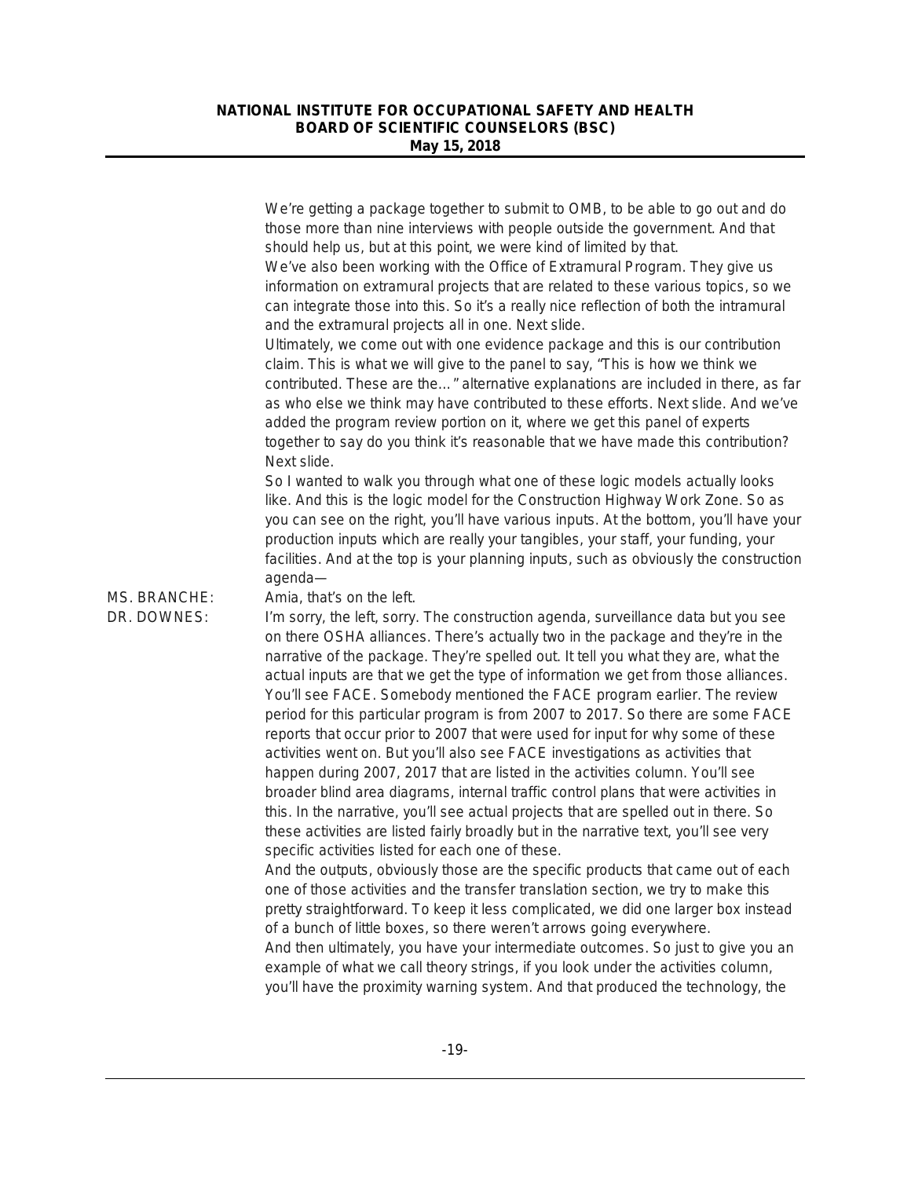We're getting a package together to submit to OMB, to be able to go out and do those more than nine interviews with people outside the government. And that should help us, but at this point, we were kind of limited by that.

We've also been working with the Office of Extramural Program. They give us information on extramural projects that are related to these various topics, so we can integrate those into this. So it's a really nice reflection of both the intramural and the extramural projects all in one. Next slide.

Ultimately, we come out with one evidence package and this is our contribution claim. This is what we will give to the panel to say, "This is how we think we contributed. These are the…" alternative explanations are included in there, as far as who else we think may have contributed to these efforts. Next slide. And we've added the program review portion on it, where we get this panel of experts together to say do you think it's reasonable that we have made this contribution? Next slide.

So I wanted to walk you through what one of these logic models actually looks like. And this is the logic model for the Construction Highway Work Zone. So as you can see on the right, you'll have various inputs. At the bottom, you'll have your production inputs which are really your tangibles, your staff, your funding, your facilities. And at the top is your planning inputs, such as obviously the construction agenda—

MS. BRANCHE: Amia, that's on the left.

DR. DOWNES: I'm sorry, the left, sorry. The construction agenda, surveillance data but you see on there OSHA alliances. There's actually two in the package and they're in the narrative of the package. They're spelled out. It tell you what they are, what the actual inputs are that we get the type of information we get from those alliances. You'll see FACE. Somebody mentioned the FACE program earlier. The review period for this particular program is from 2007 to 2017. So there are some FACE reports that occur prior to 2007 that were used for input for why some of these activities went on. But you'll also see FACE investigations as activities that happen during 2007, 2017 that are listed in the activities column. You'll see broader blind area diagrams, internal traffic control plans that were activities in this. In the narrative, you'll see actual projects that are spelled out in there. So these activities are listed fairly broadly but in the narrative text, you'll see very specific activities listed for each one of these.

And the outputs, obviously those are the specific products that came out of each one of those activities and the transfer translation section, we try to make this pretty straightforward. To keep it less complicated, we did one larger box instead of a bunch of little boxes, so there weren't arrows going everywhere.

And then ultimately, you have your intermediate outcomes. So just to give you an example of what we call theory strings, if you look under the activities column, you'll have the proximity warning system. And that produced the technology, the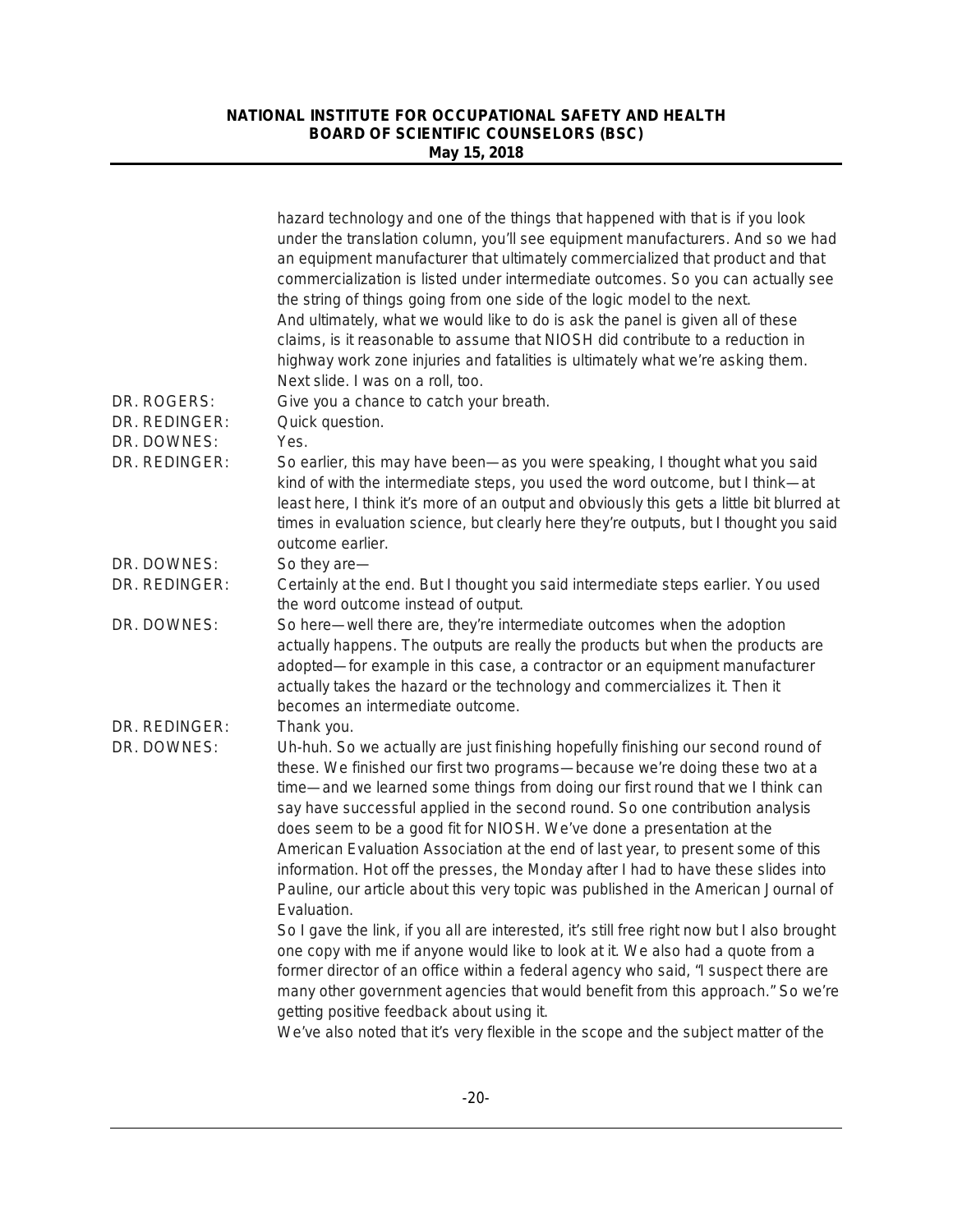hazard technology and one of the things that happened with that is if you look under the translation column, you'll see equipment manufacturers. And so we had an equipment manufacturer that ultimately commercialized that product and that commercialization is listed under intermediate outcomes. So you can actually see the string of things going from one side of the logic model to the next.

And ultimately, what we would like to do is ask the panel is given all of these claims, is it reasonable to assume that NIOSH did contribute to a reduction in highway work zone injuries and fatalities is ultimately what we're asking them. Next slide. I was on a roll, too.

DR. ROGERS: Give you a chance to catch your breath.

DR. REDINGER: Quick question.

DR. DOWNES: Yes.

DR. REDINGER: So earlier, this may have been—as you were speaking, I thought what you said kind of with the intermediate steps, you used the word outcome, but I think—at least here, I think it's more of an output and obviously this gets a little bit blurred at times in evaluation science, but clearly here they're outputs, but I thought you said outcome earlier.

DR. DOWNES: So they are—

DR. REDINGER: Certainly at the end. But I thought you said intermediate steps earlier. You used the word outcome instead of output.

DR. DOWNES: So here—well there are, they're intermediate outcomes when the adoption actually happens. The outputs are really the products but when the products are adopted—for example in this case, a contractor or an equipment manufacturer actually takes the hazard or the technology and commercializes it. Then it becomes an intermediate outcome.

DR. REDINGER: Thank you.

DR. DOWNES: Uh-huh. So we actually are just finishing hopefully finishing our second round of these. We finished our first two programs—because we're doing these two at a time—and we learned some things from doing our first round that we I think can say have successful applied in the second round. So one contribution analysis does seem to be a good fit for NIOSH. We've done a presentation at the American Evaluation Association at the end of last year, to present some of this information. Hot off the presses, the Monday after I had to have these slides into Pauline, our article about this very topic was published in the American Journal of Evaluation.

So I gave the link, if you all are interested, it's still free right now but I also brought one copy with me if anyone would like to look at it. We also had a quote from a former director of an office within a federal agency who said, "I suspect there are many other government agencies that would benefit from this approach." So we're getting positive feedback about using it.

We've also noted that it's very flexible in the scope and the subject matter of the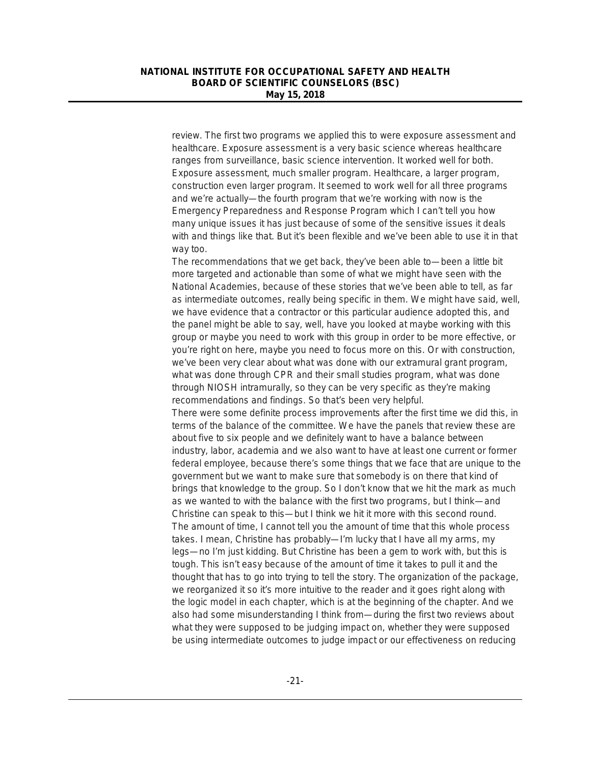review. The first two programs we applied this to were exposure assessment and healthcare. Exposure assessment is a very basic science whereas healthcare ranges from surveillance, basic science intervention. It worked well for both. Exposure assessment, much smaller program. Healthcare, a larger program, construction even larger program. It seemed to work well for all three programs and we're actually—the fourth program that we're working with now is the Emergency Preparedness and Response Program which I can't tell you how many unique issues it has just because of some of the sensitive issues it deals with and things like that. But it's been flexible and we've been able to use it in that way too.

The recommendations that we get back, they've been able to—been a little bit more targeted and actionable than some of what we might have seen with the National Academies, because of these stories that we've been able to tell, as far as intermediate outcomes, really being specific in them. We might have said, well, we have evidence that a contractor or this particular audience adopted this, and the panel might be able to say, well, have you looked at maybe working with this group or maybe you need to work with this group in order to be more effective, or you're right on here, maybe you need to focus more on this. Or with construction, we've been very clear about what was done with our extramural grant program, what was done through CPR and their small studies program, what was done through NIOSH intramurally, so they can be very specific as they're making recommendations and findings. So that's been very helpful.

There were some definite process improvements after the first time we did this, in terms of the balance of the committee. We have the panels that review these are about five to six people and we definitely want to have a balance between industry, labor, academia and we also want to have at least one current or former federal employee, because there's some things that we face that are unique to the government but we want to make sure that somebody is on there that kind of brings that knowledge to the group. So I don't know that we hit the mark as much as we wanted to with the balance with the first two programs, but I think—and Christine can speak to this—but I think we hit it more with this second round. The amount of time, I cannot tell you the amount of time that this whole process takes. I mean, Christine has probably—I'm lucky that I have all my arms, my legs—no I'm just kidding. But Christine has been a gem to work with, but this is tough. This isn't easy because of the amount of time it takes to pull it and the thought that has to go into trying to tell the story. The organization of the package, we reorganized it so it's more intuitive to the reader and it goes right along with the logic model in each chapter, which is at the beginning of the chapter. And we also had some misunderstanding I think from—during the first two reviews about what they were supposed to be judging impact on, whether they were supposed be using intermediate outcomes to judge impact or our effectiveness on reducing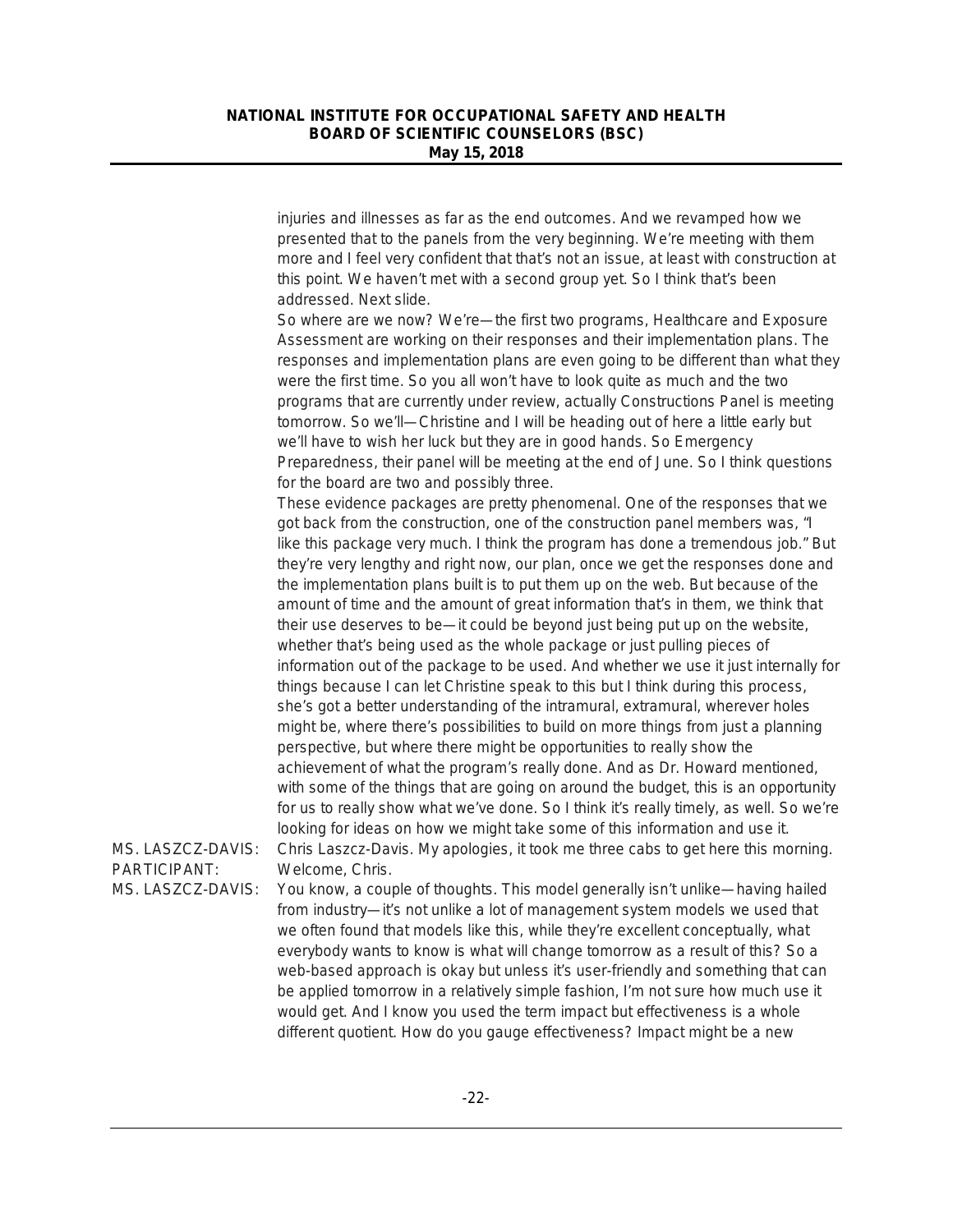injuries and illnesses as far as the end outcomes. And we revamped how we presented that to the panels from the very beginning. We're meeting with them more and I feel very confident that that's not an issue, at least with construction at this point. We haven't met with a second group yet. So I think that's been addressed. Next slide.

So where are we now? We're—the first two programs, Healthcare and Exposure Assessment are working on their responses and their implementation plans. The responses and implementation plans are even going to be different than what they were the first time. So you all won't have to look quite as much and the two programs that are currently under review, actually Constructions Panel is meeting tomorrow. So we'll—Christine and I will be heading out of here a little early but we'll have to wish her luck but they are in good hands. So Emergency Preparedness, their panel will be meeting at the end of June. So I think questions for the board are two and possibly three.

These evidence packages are pretty phenomenal. One of the responses that we got back from the construction, one of the construction panel members was, "I like this package very much. I think the program has done a tremendous job." But they're very lengthy and right now, our plan, once we get the responses done and the implementation plans built is to put them up on the web. But because of the amount of time and the amount of great information that's in them, we think that their use deserves to be—it could be beyond just being put up on the website, whether that's being used as the whole package or just pulling pieces of information out of the package to be used. And whether we use it just internally for things because I can let Christine speak to this but I think during this process, she's got a better understanding of the intramural, extramural, wherever holes might be, where there's possibilities to build on more things from just a planning perspective, but where there might be opportunities to really show the achievement of what the program's really done. And as Dr. Howard mentioned, with some of the things that are going on around the budget, this is an opportunity for us to really show what we've done. So I think it's really timely, as well. So we're looking for ideas on how we might take some of this information and use it.

MS. LASZCZ-DAVIS: Chris Laszcz-Davis. My apologies, it took me three cabs to get here this morning.

PARTICIPANT: Welcome, Chris.

MS. LASZCZ-DAVIS: You know, a couple of thoughts. This model generally isn't unlike—having hailed from industry—it's not unlike a lot of management system models we used that we often found that models like this, while they're excellent conceptually, what everybody wants to know is what will change tomorrow as a result of this? So a web-based approach is okay but unless it's user-friendly and something that can be applied tomorrow in a relatively simple fashion, I'm not sure how much use it would get. And I know you used the term impact but effectiveness is a whole different quotient. How do you gauge effectiveness? Impact might be a new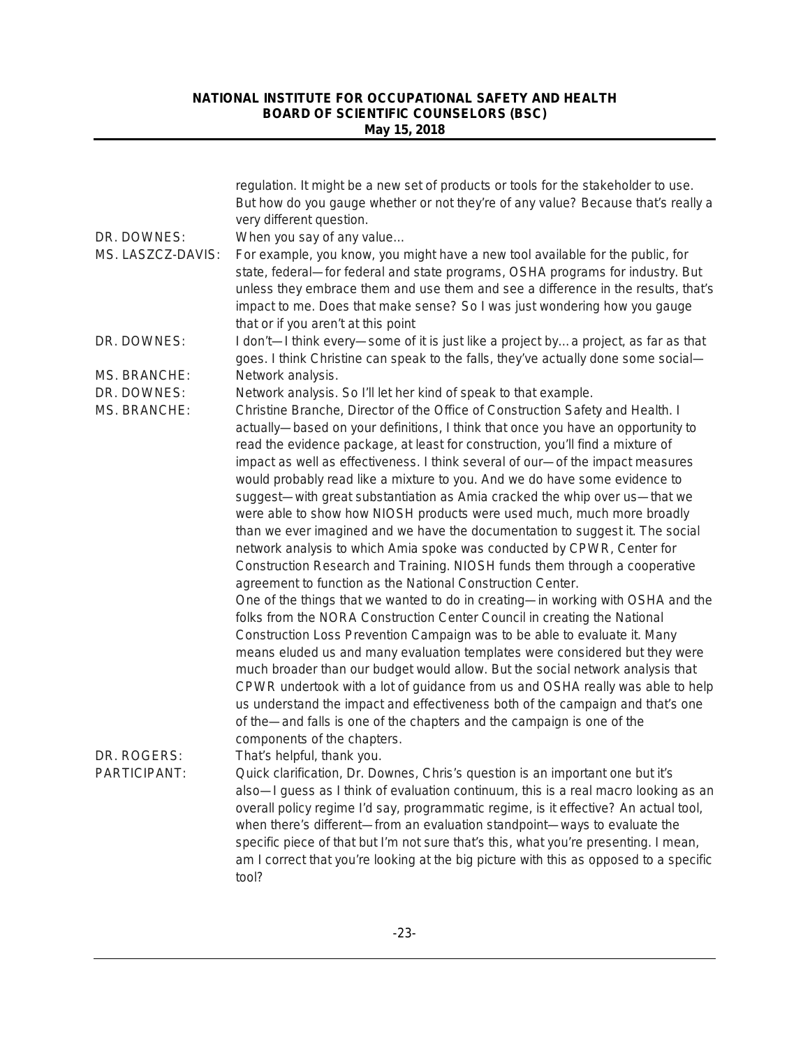regulation. It might be a new set of products or tools for the stakeholder to use. But how do you gauge whether or not they're of any value? Because that's really a very different question.

DR. DOWNES: When you say of any value…

MS. LASZCZ-DAVIS: For example, you know, you might have a new tool available for the public, for state, federal—for federal and state programs, OSHA programs for industry. But unless they embrace them and use them and see a difference in the results, that's impact to me. Does that make sense? So I was just wondering how you gauge that or if you aren't at this point

DR. DOWNES: I don't—I think every—some of it is just like a project by… a project, as far as that goes. I think Christine can speak to the falls, they've actually done some social—

MS. BRANCHE: Network analysis.

DR. DOWNES: Network analysis. So I'll let her kind of speak to that example.

MS. BRANCHE: Christine Branche, Director of the Office of Construction Safety and Health. I actually—based on your definitions, I think that once you have an opportunity to read the evidence package, at least for construction, you'll find a mixture of impact as well as effectiveness. I think several of our—of the impact measures would probably read like a mixture to you. And we do have some evidence to suggest—with great substantiation as Amia cracked the whip over us—that we were able to show how NIOSH products were used much, much more broadly than we ever imagined and we have the documentation to suggest it. The social network analysis to which Amia spoke was conducted by CPWR, Center for Construction Research and Training. NIOSH funds them through a cooperative agreement to function as the National Construction Center.

One of the things that we wanted to do in creating—in working with OSHA and the folks from the NORA Construction Center Council in creating the National Construction Loss Prevention Campaign was to be able to evaluate it. Many means eluded us and many evaluation templates were considered but they were much broader than our budget would allow. But the social network analysis that CPWR undertook with a lot of guidance from us and OSHA really was able to help us understand the impact and effectiveness both of the campaign and that's one of the—and falls is one of the chapters and the campaign is one of the components of the chapters.

DR. ROGERS: That's helpful, thank you.

PARTICIPANT: Quick clarification, Dr. Downes, Chris's question is an important one but it's also—I guess as I think of evaluation continuum, this is a real macro looking as an overall policy regime I'd say, programmatic regime, is it effective? An actual tool, when there's different—from an evaluation standpoint—ways to evaluate the specific piece of that but I'm not sure that's this, what you're presenting. I mean, am I correct that you're looking at the big picture with this as opposed to a specific tool?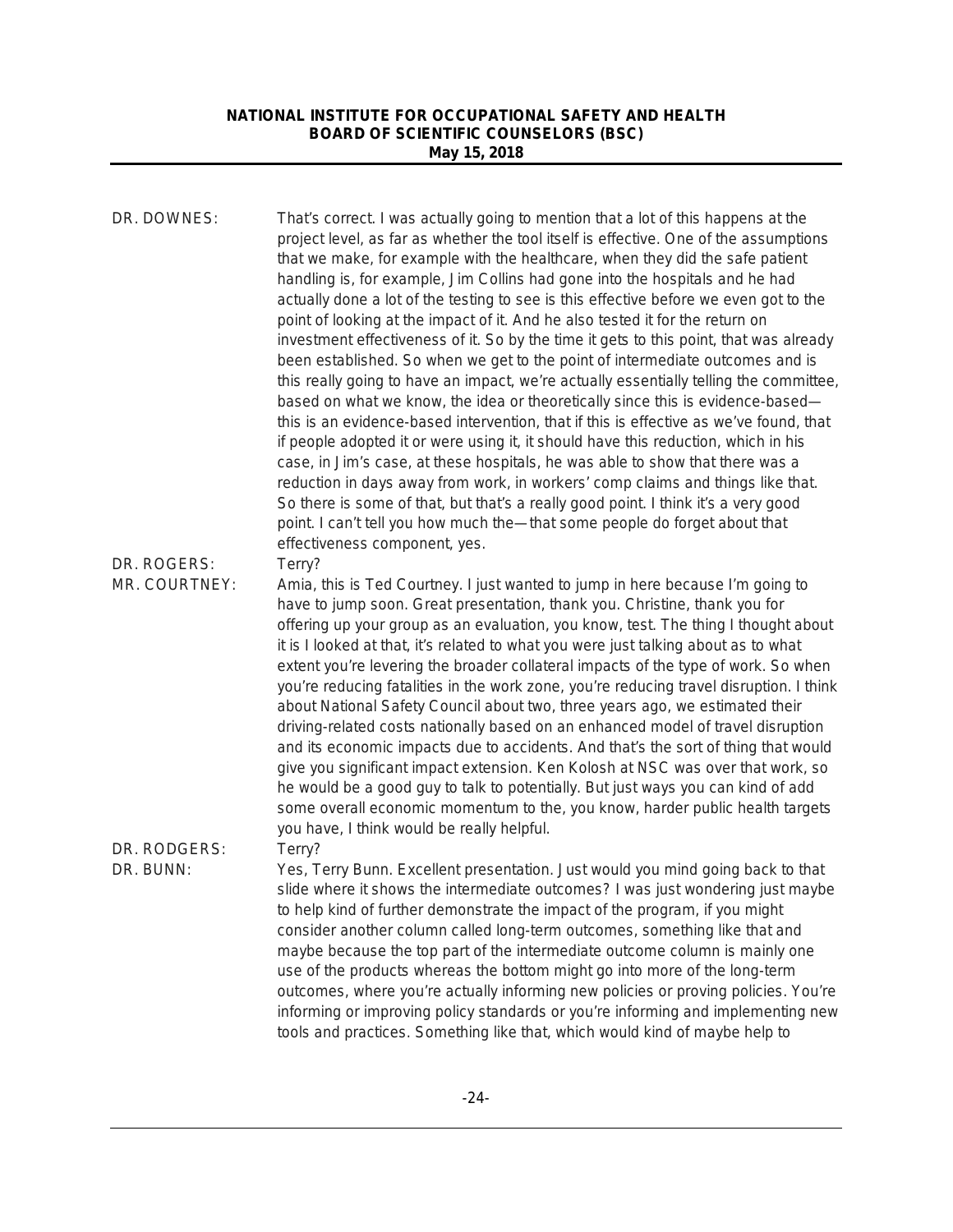DR. DOWNES: That's correct. I was actually going to mention that a lot of this happens at the project level, as far as whether the tool itself is effective. One of the assumptions that we make, for example with the healthcare, when they did the safe patient handling is, for example, Jim Collins had gone into the hospitals and he had actually done a lot of the testing to see is this effective before we even got to the point of looking at the impact of it. And he also tested it for the return on investment effectiveness of it. So by the time it gets to this point, that was already been established. So when we get to the point of intermediate outcomes and is this really going to have an impact, we're actually essentially telling the committee, based on what we know, the idea or theoretically since this is evidence-based—this is an evidence-based intervention, that if this is effective as we've found, that if people adopted it or were using it, it should have this reduction, which in his case, in Jim's case, at these hospitals, he was able to show that there was a reduction in days away from work, in workers' comp claims and things like that. So there is some of that, but that's a really good point. I think it's a very good point. I can't tell you how much the—that some people do forget about that effectiveness component, yes.

DR. ROGERS: Terry?

MR. COURTNEY: Amia, this is Ted Courtney. I just wanted to jump in here because I'm going to have to jump soon. Great presentation, thank you. Christine, thank you for offering up your group as an evaluation, you know, test. The thing I thought about it is I looked at that, it's related to what you were just talking about as to what extent you're levering the broader collateral impacts of the type of work. So when you're reducing fatalities in the work zone, you're reducing travel disruption. I think about National Safety Council about two, three years ago, we estimated their driving-related costs nationally based on an enhanced model of travel disruption and its economic impacts due to accidents. And that's the sort of thing that would give you significant impact extension. Ken Kolosh at NSC was over that work, so he would be a good guy to talk to potentially. But just ways you can kind of add some overall economic momentum to the, you know, harder public health targets you have, I think would be really helpful.

DR. RODGERS: Terry?

DR. BUNN: Yes, Terry Bunn. Excellent presentation. Just would you mind going back to that slide where it shows the intermediate outcomes? I was just wondering just maybe to help kind of further demonstrate the impact of the program, if you might consider another column called long-term outcomes, something like that and maybe because the top part of the intermediate outcome column is mainly one use of the products whereas the bottom might go into more of the long-term outcomes, where you're actually informing new policies or proving policies. You're informing or improving policy standards or you're informing and implementing new tools and practices. Something like that, which would kind of maybe help to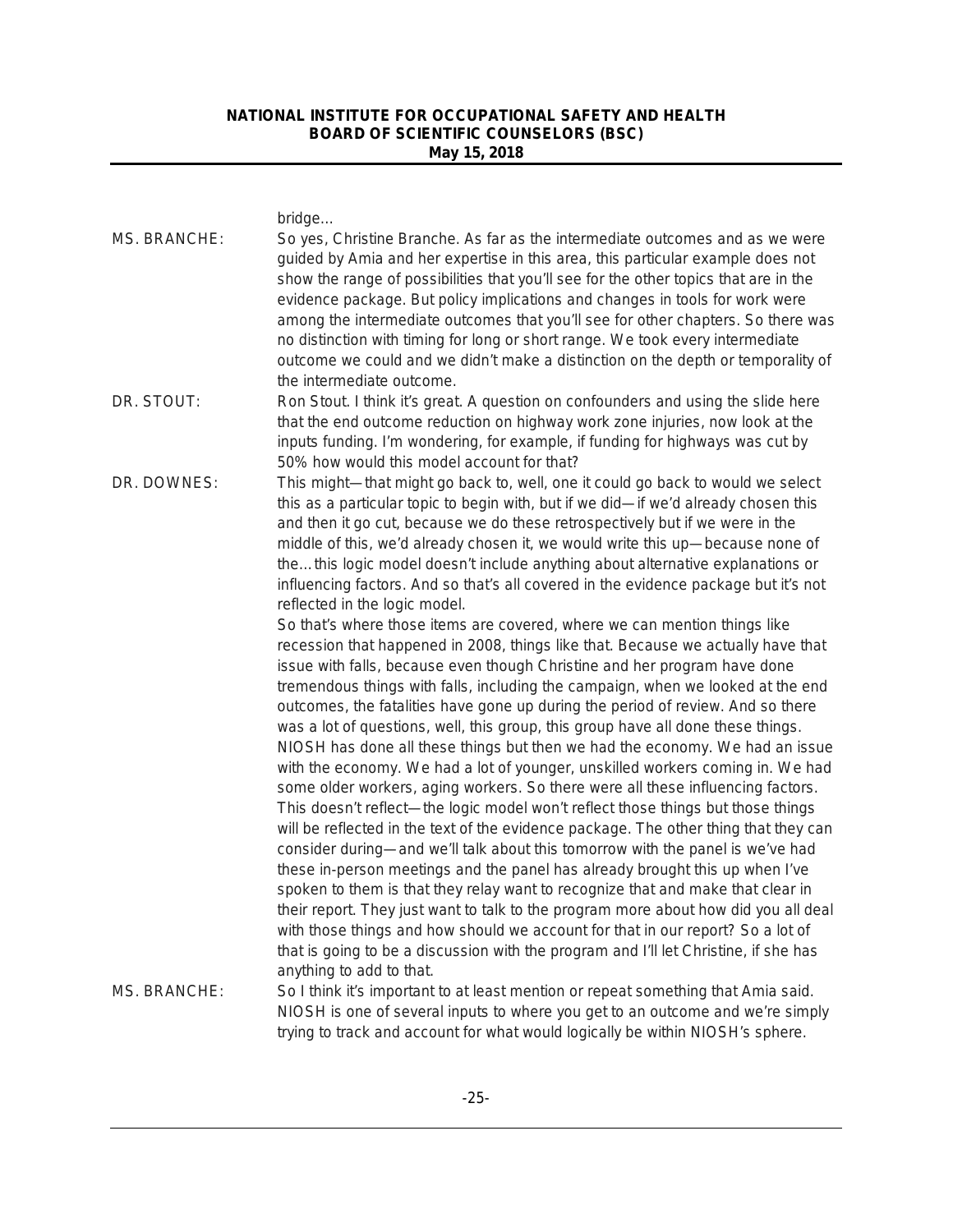bridge…

MS. BRANCHE: So yes, Christine Branche. As far as the intermediate outcomes and as we were guided by Amia and her expertise in this area, this particular example does not show the range of possibilities that you'll see for the other topics that are in the evidence package. But policy implications and changes in tools for work were among the intermediate outcomes that you'll see for other chapters. So there was no distinction with timing for long or short range. We took every intermediate outcome we could and we didn't make a distinction on the depth or temporality of the intermediate outcome.

DR. STOUT: Ron Stout. I think it's great. A question on confounders and using the slide here that the end outcome reduction on highway work zone injuries, now look at the inputs funding. I'm wondering, for example, if funding for highways was cut by 50% how would this model account for that?

DR. DOWNES: This might—that might go back to, well, one it could go back to would we select this as a particular topic to begin with, but if we did—if we'd already chosen this and then it go cut, because we do these retrospectively but if we were in the middle of this, we'd already chosen it, we would write this up—because none of the…this logic model doesn't include anything about alternative explanations or influencing factors. And so that's all covered in the evidence package but it's not reflected in the logic model.

So that's where those items are covered, where we can mention things like recession that happened in 2008, things like that. Because we actually have that issue with falls, because even though Christine and her program have done tremendous things with falls, including the campaign, when we looked at the end outcomes, the fatalities have gone up during the period of review. And so there was a lot of questions, well, this group, this group have all done these things. NIOSH has done all these things but then we had the economy. We had an issue with the economy. We had a lot of younger, unskilled workers coming in. We had some older workers, aging workers. So there were all these influencing factors. This doesn't reflect—the logic model won't reflect those things but those things will be reflected in the text of the evidence package. The other thing that they can consider during—and we'll talk about this tomorrow with the panel is we've had these in-person meetings and the panel has already brought this up when I've spoken to them is that they relay want to recognize that and make that clear in their report. They just want to talk to the program more about how did you all deal with those things and how should we account for that in our report? So a lot of that is going to be a discussion with the program and I'll let Christine, if she has anything to add to that.

MS. BRANCHE: So I think it's important to at least mention or repeat something that Amia said. NIOSH is one of several inputs to where you get to an outcome and we're simply trying to track and account for what would logically be within NIOSH's sphere.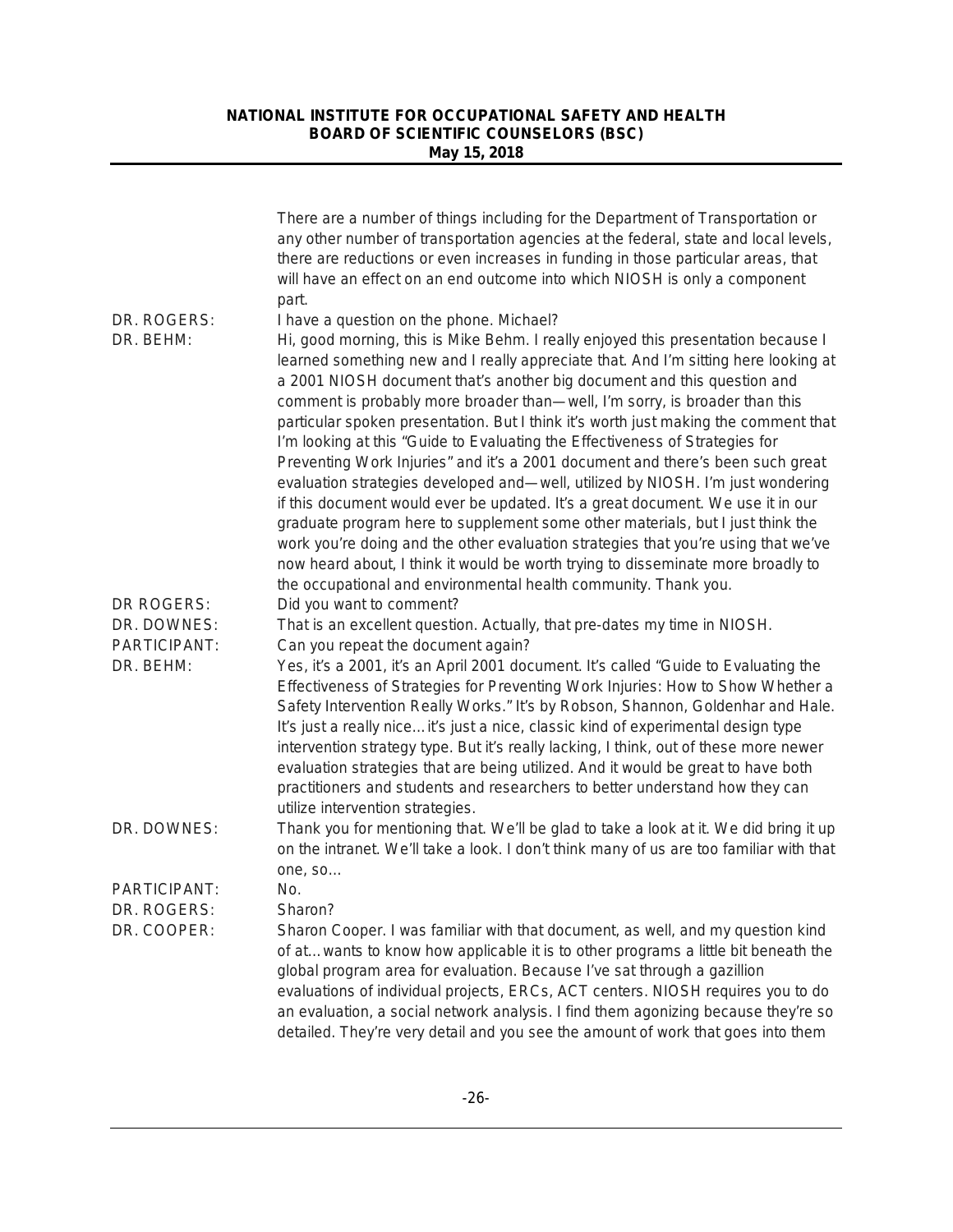There are a number of things including for the Department of Transportation or any other number of transportation agencies at the federal, state and local levels, there are reductions or even increases in funding in those particular areas, that will have an effect on an end outcome into which NIOSH is only a component part.

DR. ROGERS: I have a question on the phone. Michael?

DR. BEHM: Hi, good morning, this is Mike Behm. I really enjoyed this presentation because I learned something new and I really appreciate that. And I'm sitting here looking at a 2001 NIOSH document that's another big document and this question and comment is probably more broader than—well, I'm sorry, is broader than this particular spoken presentation. But I think it's worth just making the comment that I'm looking at this "Guide to Evaluating the Effectiveness of Strategies for Preventing Work Injuries" and it's a 2001 document and there's been such great evaluation strategies developed and—well, utilized by NIOSH. I'm just wondering if this document would ever be updated. It's a great document. We use it in our graduate program here to supplement some other materials, but I just think the work you're doing and the other evaluation strategies that you're using that we've now heard about, I think it would be worth trying to disseminate more broadly to the occupational and environmental health community. Thank you.

DR ROGERS: Did you want to comment?

DR. DOWNES: That is an excellent question. Actually, that pre-dates my time in NIOSH.

PARTICIPANT: Can you repeat the document again?

DR. BEHM: Yes, it's a 2001, it's an April 2001 document. It's called "Guide to Evaluating the Effectiveness of Strategies for Preventing Work Injuries: How to Show Whether a Safety Intervention Really Works." It's by Robson, Shannon, Goldenhar and Hale. It's just a really nice… it's just a nice, classic kind of experimental design type intervention strategy type. But it's really lacking, I think, out of these more newer evaluation strategies that are being utilized. And it would be great to have both practitioners and students and researchers to better understand how they can utilize intervention strategies.

DR. DOWNES: Thank you for mentioning that. We'll be glad to take a look at it. We did bring it up on the intranet. We'll take a look. I don't think many of us are too familiar with that one, so…

PARTICIPANT: No.

DR. ROGERS: Sharon?

DR. COOPER: Sharon Cooper. I was familiar with that document, as well, and my question kind of at… wants to know how applicable it is to other programs a little bit beneath the global program area for evaluation. Because I've sat through a gazillion evaluations of individual projects, ERCs, ACT centers. NIOSH requires you to do an evaluation, a social network analysis. I find them agonizing because they're so detailed. They're very detail and you see the amount of work that goes into them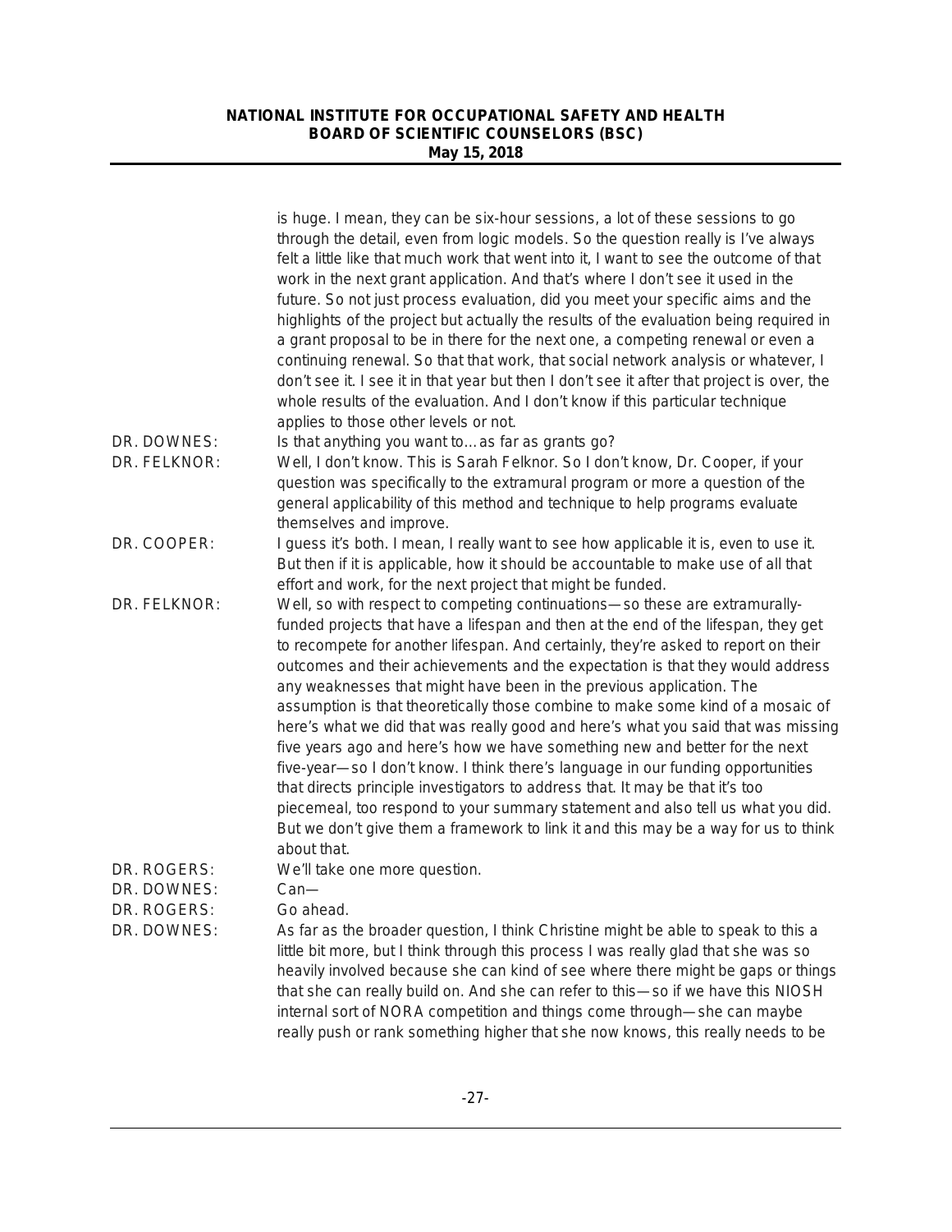is huge. I mean, they can be six-hour sessions, a lot of these sessions to go through the detail, even from logic models. So the question really is I've always felt a little like that much work that went into it, I want to see the outcome of that work in the next grant application. And that's where I don't see it used in the future. So not just process evaluation, did you meet your specific aims and the highlights of the project but actually the results of the evaluation being required in a grant proposal to be in there for the next one, a competing renewal or even a continuing renewal. So that that work, that social network analysis or whatever, I don't see it. I see it in that year but then I don't see it after that project is over, the whole results of the evaluation. And I don't know if this particular technique applies to those other levels or not.

DR. DOWNES: Is that anything you want to… as far as grants go?

DR. FELKNOR: Well, I don't know. This is Sarah Felknor. So I don't know, Dr. Cooper, if your question was specifically to the extramural program or more a question of the general applicability of this method and technique to help programs evaluate themselves and improve.

DR. COOPER: I guess it's both. I mean, I really want to see how applicable it is, even to use it. But then if it is applicable, how it should be accountable to make use of all that effort and work, for the next project that might be funded.

DR. FELKNOR: Well, so with respect to competing continuations—so these are extramurally-funded projects that have a lifespan and then at the end of the lifespan, they get to recompete for another lifespan. And certainly, they're asked to report on their outcomes and their achievements and the expectation is that they would address any weaknesses that might have been in the previous application. The assumption is that theoretically those combine to make some kind of a mosaic of here's what we did that was really good and here's what you said that was missing five years ago and here's how we have something new and better for the next five-year—so I don't know. I think there's language in our funding opportunities that directs principle investigators to address that. It may be that it's too piecemeal, too respond to your summary statement and also tell us what you did. But we don't give them a framework to link it and this may be a way for us to think about that.

DR. ROGERS: We'll take one more question.

DR. DOWNES: Can—

DR. ROGERS: Go ahead.

DR. DOWNES: As far as the broader question, I think Christine might be able to speak to this a little bit more, but I think through this process I was really glad that she was so heavily involved because she can kind of see where there might be gaps or things that she can really build on. And she can refer to this—so if we have this NIOSH internal sort of NORA competition and things come through—she can maybe really push or rank something higher that she now knows, this really needs to be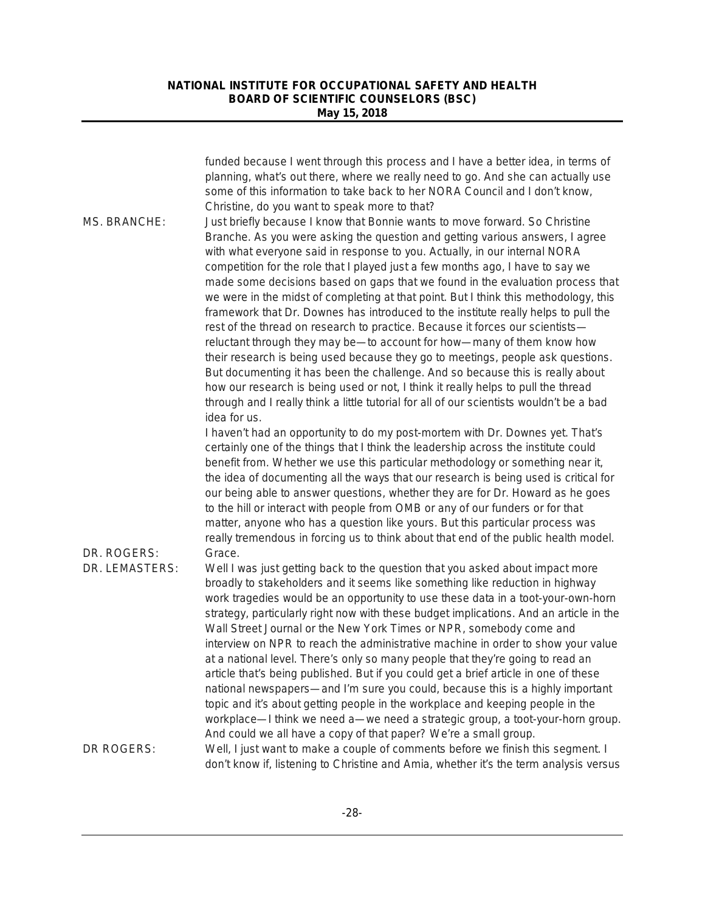funded because I went through this process and I have a better idea, in terms of planning, what's out there, where we really need to go. And she can actually use some of this information to take back to her NORA Council and I don't know, Christine, do you want to speak more to that?

MS. BRANCHE: Just briefly because I know that Bonnie wants to move forward. So Christine Branche. As you were asking the question and getting various answers, I agree with what everyone said in response to you. Actually, in our internal NORA competition for the role that I played just a few months ago, I have to say we made some decisions based on gaps that we found in the evaluation process that we were in the midst of completing at that point. But I think this methodology, this framework that Dr. Downes has introduced to the institute really helps to pull the rest of the thread on research to practice. Because it forces our scientists—reluctant through they may be—to account for how—many of them know how their research is being used because they go to meetings, people ask questions. But documenting it has been the challenge. And so because this is really about how our research is being used or not, I think it really helps to pull the thread through and I really think a little tutorial for all of our scientists wouldn't be a bad idea for us.

I haven't had an opportunity to do my post-mortem with Dr. Downes yet. That's certainly one of the things that I think the leadership across the institute could benefit from. Whether we use this particular methodology or something near it, the idea of documenting all the ways that our research is being used is critical for our being able to answer questions, whether they are for Dr. Howard as he goes to the hill or interact with people from OMB or any of our funders or for that matter, anyone who has a question like yours. But this particular process was really tremendous in forcing us to think about that end of the public health model.

DR. ROGERS: Grace.

DR. LEMASTERS: Well I was just getting back to the question that you asked about impact more broadly to stakeholders and it seems like something like reduction in highway work tragedies would be an opportunity to use these data in a toot-your-own-horn strategy, particularly right now with these budget implications. And an article in the Wall Street Journal or the New York Times or NPR, somebody come and interview on NPR to reach the administrative machine in order to show your value at a national level. There's only so many people that they're going to read an article that's being published. But if you could get a brief article in one of these national newspapers—and I'm sure you could, because this is a highly important topic and it's about getting people in the workplace and keeping people in the workplace—I think we need a—we need a strategic group, a toot-your-horn group. And could we all have a copy of that paper? We're a small group.

DR ROGERS: Well, I just want to make a couple of comments before we finish this segment. I don't know if, listening to Christine and Amia, whether it's the term analysis versus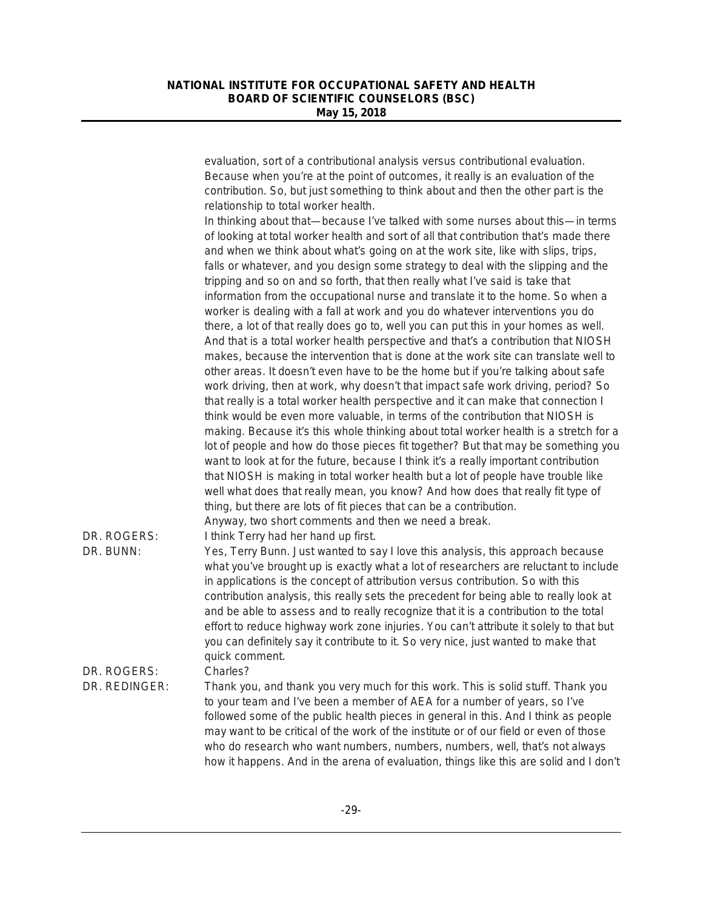evaluation, sort of a contributional analysis versus contributional evaluation. Because when you're at the point of outcomes, it really is an evaluation of the contribution. So, but just something to think about and then the other part is the relationship to total worker health.

In thinking about that—because I've talked with some nurses about this—in terms of looking at total worker health and sort of all that contribution that's made there and when we think about what's going on at the work site, like with slips, trips, falls or whatever, and you design some strategy to deal with the slipping and the tripping and so on and so forth, that then really what I've said is take that information from the occupational nurse and translate it to the home. So when a worker is dealing with a fall at work and you do whatever interventions you do there, a lot of that really does go to, well you can put this in your homes as well. And that is a total worker health perspective and that's a contribution that NIOSH makes, because the intervention that is done at the work site can translate well to other areas. It doesn't even have to be the home but if you're talking about safe work driving, then at work, why doesn't that impact safe work driving, period? So that really is a total worker health perspective and it can make that connection I think would be even more valuable, in terms of the contribution that NIOSH is making. Because it's this whole thinking about total worker health is a stretch for a lot of people and how do those pieces fit together? But that may be something you want to look at for the future, because I think it's a really important contribution that NIOSH is making in total worker health but a lot of people have trouble like well what does that really mean, you know? And how does that really fit type of thing, but there are lots of fit pieces that can be a contribution.

Anyway, two short comments and then we need a break.

DR. ROGERS: I think Terry had her hand up first.

DR. BUNN: Yes, Terry Bunn. Just wanted to say I love this analysis, this approach because what you've brought up is exactly what a lot of researchers are reluctant to include in applications is the concept of attribution versus contribution. So with this contribution analysis, this really sets the precedent for being able to really look at and be able to assess and to really recognize that it is a contribution to the total effort to reduce highway work zone injuries. You can't attribute it solely to that but you can definitely say it contribute to it. So very nice, just wanted to make that quick comment.

DR. ROGERS: Charles?

DR. REDINGER: Thank you, and thank you very much for this work. This is solid stuff. Thank you to your team and I've been a member of AEA for a number of years, so I've followed some of the public health pieces in general in this. And I think as people may want to be critical of the work of the institute or of our field or even of those who do research who want numbers, numbers, numbers, well, that's not always how it happens. And in the arena of evaluation, things like this are solid and I don't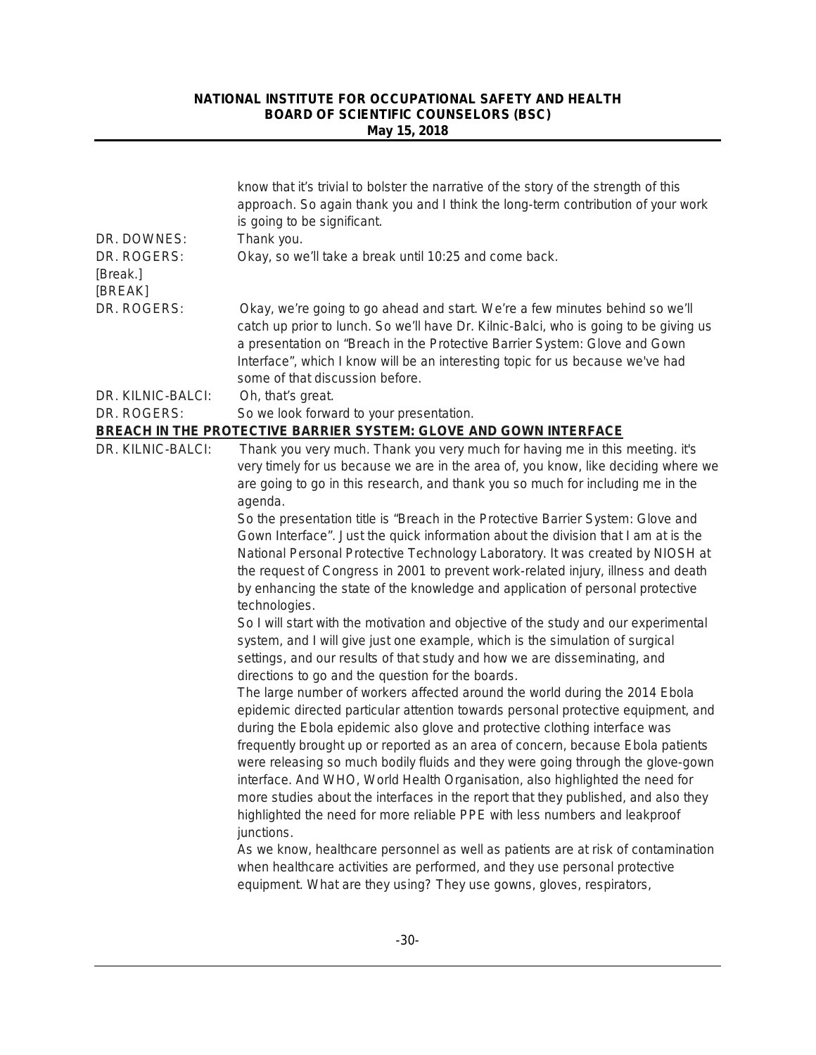know that it's trivial to bolster the narrative of the story of the strength of this approach. So again thank you and I think the long-term contribution of your work is going to be significant.

DR. DOWNES: Thank you.

DR. ROGERS: Okay, so we'll take a break until 10:25 and come back.

[Break.]

[BREAK]

DR. ROGERS: Okay, we're going to go ahead and start. We're a few minutes behind so we'll catch up prior to lunch. So we'll have Dr. Kilnic-Balci, who is going to be giving us a presentation on "Breach in the Protective Barrier System: Glove and Gown Interface", which I know will be an interesting topic for us because we've had some of that discussion before.

DR. KILNIC-BALCI: Oh, that's great.

DR. ROGERS: So we look forward to your presentation.

## BREACH IN THE PROTECTIVE BARRIER SYSTEM: GLOVE AND GOWN INTERFACE

DR. KILNIC-BALCI: Thank you very much. Thank you very much for having me in this meeting. it's very timely for us because we are in the area of, you know, like deciding where we are going to go in this research, and thank you so much for including me in the agenda.

So the presentation title is "Breach in the Protective Barrier System: Glove and Gown Interface". Just the quick information about the division that I am at is the National Personal Protective Technology Laboratory. It was created by NIOSH at the request of Congress in 2001 to prevent work-related injury, illness and death by enhancing the state of the knowledge and application of personal protective technologies.

So I will start with the motivation and objective of the study and our experimental system, and I will give just one example, which is the simulation of surgical settings, and our results of that study and how we are disseminating, and directions to go and the question for the boards.

The large number of workers affected around the world during the 2014 Ebola epidemic directed particular attention towards personal protective equipment, and during the Ebola epidemic also glove and protective clothing interface was frequently brought up or reported as an area of concern, because Ebola patients were releasing so much bodily fluids and they were going through the glove-gown interface. And WHO, World Health Organisation, also highlighted the need for more studies about the interfaces in the report that they published, and also they highlighted the need for more reliable PPE with less numbers and leakproof junctions.

As we know, healthcare personnel as well as patients are at risk of contamination when healthcare activities are performed, and they use personal protective equipment. What are they using? They use gowns, gloves, respirators,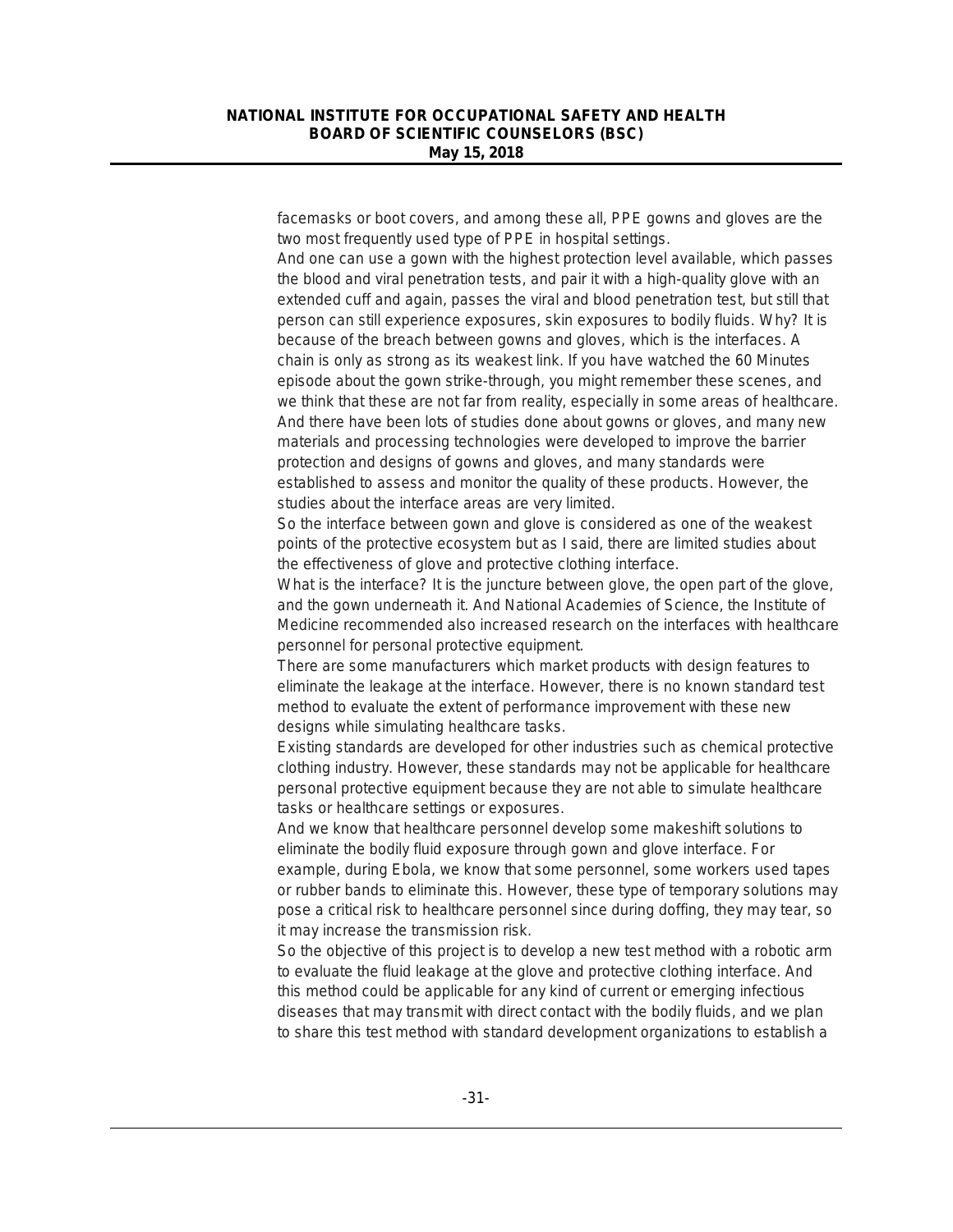facemasks or boot covers, and among these all, PPE gowns and gloves are the two most frequently used type of PPE in hospital settings.

And one can use a gown with the highest protection level available, which passes the blood and viral penetration tests, and pair it with a high-quality glove with an extended cuff and again, passes the viral and blood penetration test, but still that person can still experience exposures, skin exposures to bodily fluids. Why? It is because of the breach between gowns and gloves, which is the interfaces. A chain is only as strong as its weakest link. If you have watched the 60 Minutes episode about the gown strike-through, you might remember these scenes, and we think that these are not far from reality, especially in some areas of healthcare. And there have been lots of studies done about gowns or gloves, and many new materials and processing technologies were developed to improve the barrier protection and designs of gowns and gloves, and many standards were established to assess and monitor the quality of these products. However, the studies about the interface areas are very limited.

So the interface between gown and glove is considered as one of the weakest points of the protective ecosystem but as I said, there are limited studies about the effectiveness of glove and protective clothing interface.

What is the interface? It is the juncture between glove, the open part of the glove, and the gown underneath it. And National Academies of Science, the Institute of Medicine recommended also increased research on the interfaces with healthcare personnel for personal protective equipment.

There are some manufacturers which market products with design features to eliminate the leakage at the interface. However, there is no known standard test method to evaluate the extent of performance improvement with these new designs while simulating healthcare tasks.

Existing standards are developed for other industries such as chemical protective clothing industry. However, these standards may not be applicable for healthcare personal protective equipment because they are not able to simulate healthcare tasks or healthcare settings or exposures.

And we know that healthcare personnel develop some makeshift solutions to eliminate the bodily fluid exposure through gown and glove interface. For example, during Ebola, we know that some personnel, some workers used tapes or rubber bands to eliminate this. However, these type of temporary solutions may pose a critical risk to healthcare personnel since during doffing, they may tear, so it may increase the transmission risk.

So the objective of this project is to develop a new test method with a robotic arm to evaluate the fluid leakage at the glove and protective clothing interface. And this method could be applicable for any kind of current or emerging infectious diseases that may transmit with direct contact with the bodily fluids, and we plan to share this test method with standard development organizations to establish a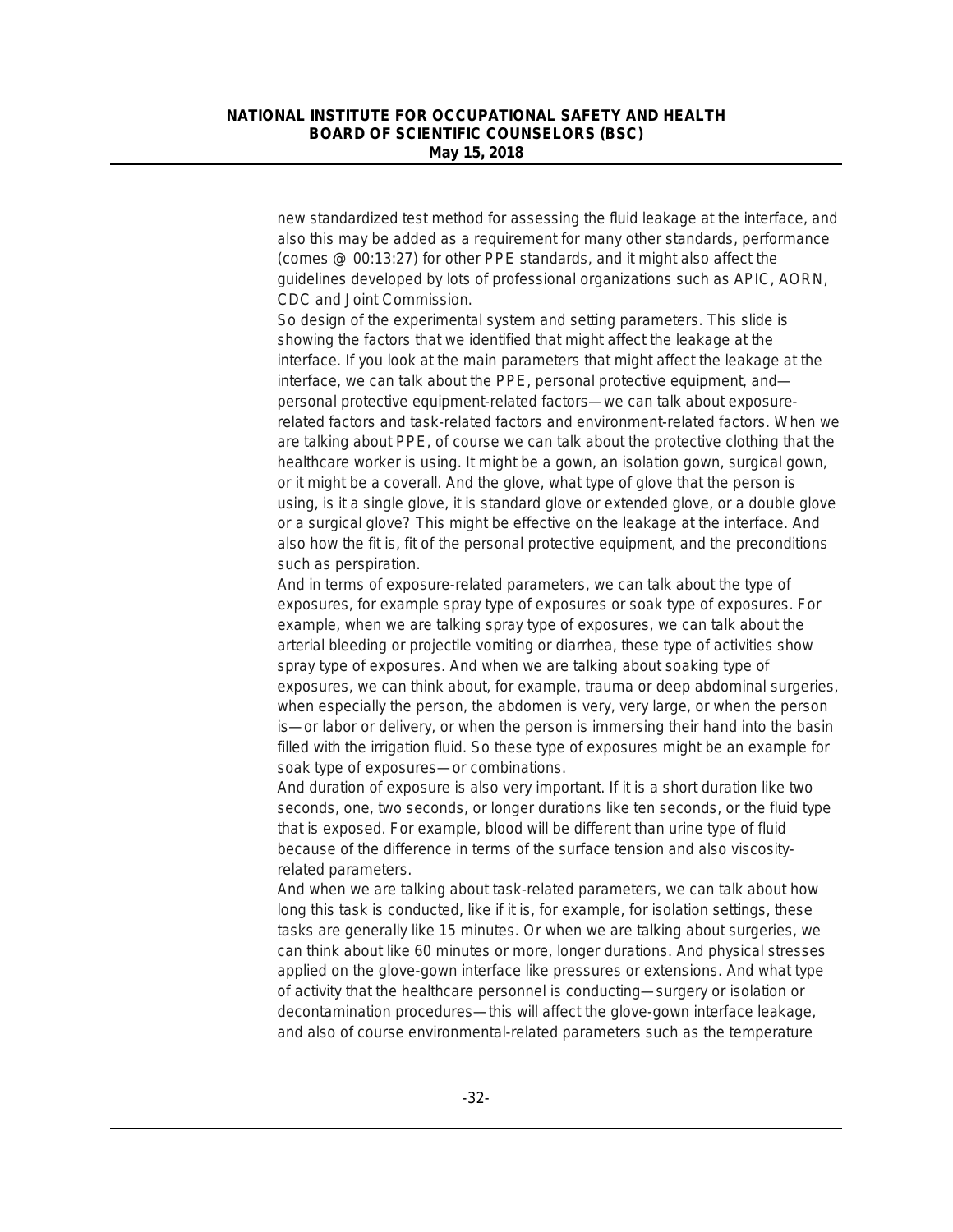new standardized test method for assessing the fluid leakage at the interface, and also this may be added as a requirement for many other standards, performance (comes @ 00:13:27) for other PPE standards, and it might also affect the guidelines developed by lots of professional organizations such as APIC, AORN, CDC and Joint Commission.

So design of the experimental system and setting parameters. This slide is showing the factors that we identified that might affect the leakage at the interface. If you look at the main parameters that might affect the leakage at the interface, we can talk about the PPE, personal protective equipment, and—personal protective equipment-related factors—we can talk about exposure-related factors and task-related factors and environment-related factors. When we are talking about PPE, of course we can talk about the protective clothing that the healthcare worker is using. It might be a gown, an isolation gown, surgical gown, or it might be a coverall. And the glove, what type of glove that the person is using, is it a single glove, it is standard glove or extended glove, or a double glove or a surgical glove? This might be effective on the leakage at the interface. And also how the fit is, fit of the personal protective equipment, and the preconditions such as perspiration.

And in terms of exposure-related parameters, we can talk about the type of exposures, for example spray type of exposures or soak type of exposures. For example, when we are talking spray type of exposures, we can talk about the arterial bleeding or projectile vomiting or diarrhea, these type of activities show spray type of exposures. And when we are talking about soaking type of exposures, we can think about, for example, trauma or deep abdominal surgeries, when especially the person, the abdomen is very, very large, or when the person is—or labor or delivery, or when the person is immersing their hand into the basin filled with the irrigation fluid. So these type of exposures might be an example for soak type of exposures—or combinations.

And duration of exposure is also very important. If it is a short duration like two seconds, one, two seconds, or longer durations like ten seconds, or the fluid type that is exposed. For example, blood will be different than urine type of fluid because of the difference in terms of the surface tension and also viscosity-related parameters.

And when we are talking about task-related parameters, we can talk about how long this task is conducted, like if it is, for example, for isolation settings, these tasks are generally like 15 minutes. Or when we are talking about surgeries, we can think about like 60 minutes or more, longer durations. And physical stresses applied on the glove-gown interface like pressures or extensions. And what type of activity that the healthcare personnel is conducting—surgery or isolation or decontamination procedures—this will affect the glove-gown interface leakage, and also of course environmental-related parameters such as the temperature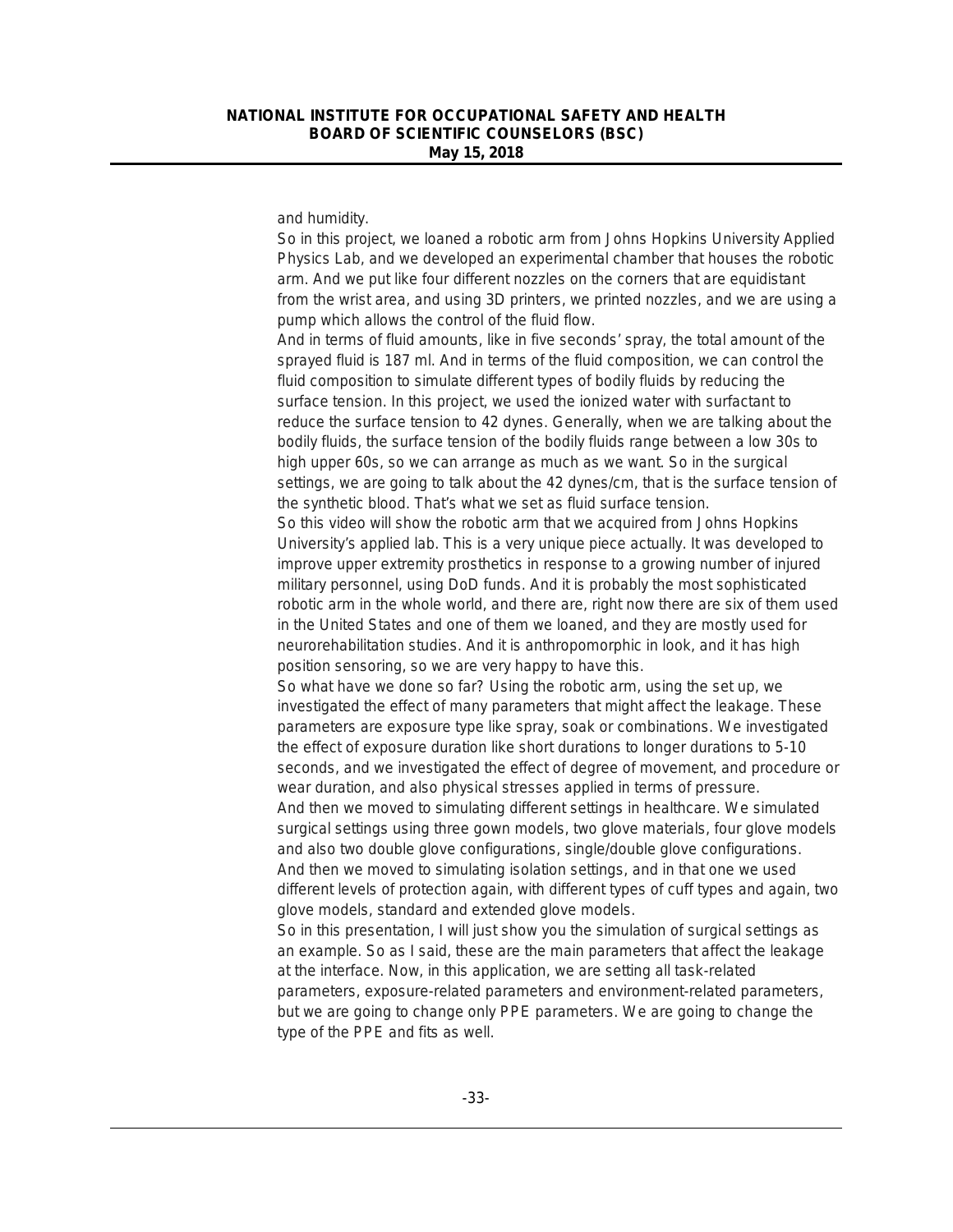and humidity.

So in this project, we loaned a robotic arm from Johns Hopkins University Applied Physics Lab, and we developed an experimental chamber that houses the robotic arm. And we put like four different nozzles on the corners that are equidistant from the wrist area, and using 3D printers, we printed nozzles, and we are using a pump which allows the control of the fluid flow.

And in terms of fluid amounts, like in five seconds' spray, the total amount of the sprayed fluid is 187 ml. And in terms of the fluid composition, we can control the fluid composition to simulate different types of bodily fluids by reducing the surface tension. In this project, we used the ionized water with surfactant to reduce the surface tension to 42 dynes. Generally, when we are talking about the bodily fluids, the surface tension of the bodily fluids range between a low 30s to high upper 60s, so we can arrange as much as we want. So in the surgical settings, we are going to talk about the 42 dynes/cm, that is the surface tension of the synthetic blood. That's what we set as fluid surface tension.

So this video will show the robotic arm that we acquired from Johns Hopkins University's applied lab. This is a very unique piece actually. It was developed to improve upper extremity prosthetics in response to a growing number of injured military personnel, using DoD funds. And it is probably the most sophisticated robotic arm in the whole world, and there are, right now there are six of them used in the United States and one of them we loaned, and they are mostly used for neurorehabilitation studies. And it is anthropomorphic in look, and it has high position sensoring, so we are very happy to have this.

So what have we done so far? Using the robotic arm, using the set up, we investigated the effect of many parameters that might affect the leakage. These parameters are exposure type like spray, soak or combinations. We investigated the effect of exposure duration like short durations to longer durations to 5-10 seconds, and we investigated the effect of degree of movement, and procedure or wear duration, and also physical stresses applied in terms of pressure.

And then we moved to simulating different settings in healthcare. We simulated surgical settings using three gown models, two glove materials, four glove models and also two double glove configurations, single/double glove configurations.

And then we moved to simulating isolation settings, and in that one we used different levels of protection again, with different types of cuff types and again, two glove models, standard and extended glove models.

So in this presentation, I will just show you the simulation of surgical settings as an example. So as I said, these are the main parameters that affect the leakage at the interface. Now, in this application, we are setting all task-related parameters, exposure-related parameters and environment-related parameters, but we are going to change only PPE parameters. We are going to change the type of the PPE and fits as well.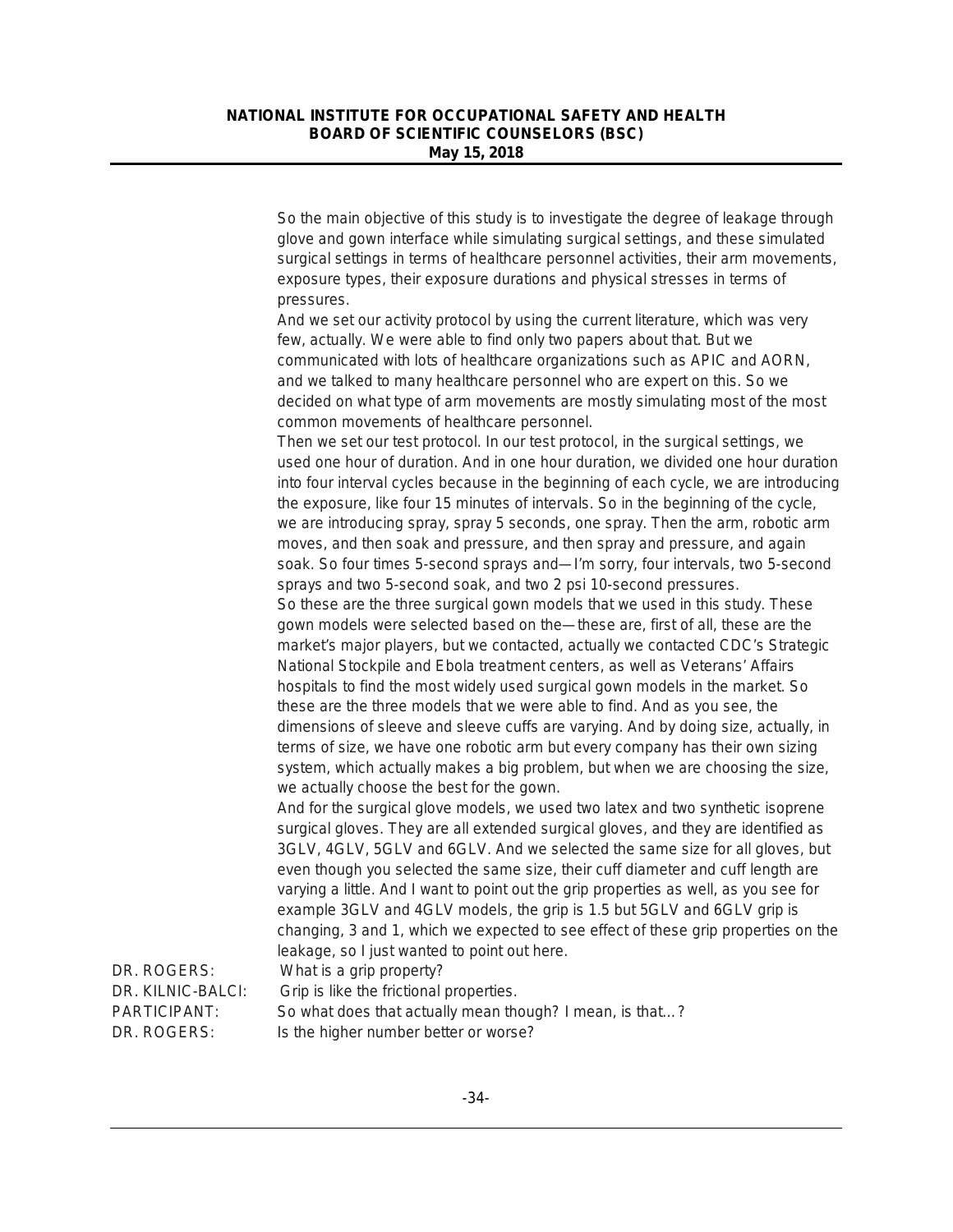So the main objective of this study is to investigate the degree of leakage through glove and gown interface while simulating surgical settings, and these simulated surgical settings in terms of healthcare personnel activities, their arm movements, exposure types, their exposure durations and physical stresses in terms of pressures.

And we set our activity protocol by using the current literature, which was very few, actually. We were able to find only two papers about that. But we communicated with lots of healthcare organizations such as APIC and AORN, and we talked to many healthcare personnel who are expert on this. So we decided on what type of arm movements are mostly simulating most of the most common movements of healthcare personnel.

Then we set our test protocol. In our test protocol, in the surgical settings, we used one hour of duration. And in one hour duration, we divided one hour duration into four interval cycles because in the beginning of each cycle, we are introducing the exposure, like four 15 minutes of intervals. So in the beginning of the cycle, we are introducing spray, spray 5 seconds, one spray. Then the arm, robotic arm moves, and then soak and pressure, and then spray and pressure, and again soak. So four times 5-second sprays and—I'm sorry, four intervals, two 5-second sprays and two 5-second soak, and two 2 psi 10-second pressures.

So these are the three surgical gown models that we used in this study. These gown models were selected based on the—these are, first of all, these are the market's major players, but we contacted, actually we contacted CDC's Strategic National Stockpile and Ebola treatment centers, as well as Veterans' Affairs hospitals to find the most widely used surgical gown models in the market. So these are the three models that we were able to find. And as you see, the dimensions of sleeve and sleeve cuffs are varying. And by doing size, actually, in terms of size, we have one robotic arm but every company has their own sizing system, which actually makes a big problem, but when we are choosing the size, we actually choose the best for the gown.

And for the surgical glove models, we used two latex and two synthetic isoprene surgical gloves. They are all extended surgical gloves, and they are identified as 3GLV, 4GLV, 5GLV and 6GLV. And we selected the same size for all gloves, but even though you selected the same size, their cuff diameter and cuff length are varying a little. And I want to point out the grip properties as well, as you see for example 3GLV and 4GLV models, the grip is 1.5 but 5GLV and 6GLV grip is changing, 3 and 1, which we expected to see effect of these grip properties on the leakage, so I just wanted to point out here.

DR. ROGERS: What is a grip property?

DR. KILNIC-BALCI: Grip is like the frictional properties.

PARTICIPANT: So what does that actually mean though? I mean, is that…?

DR. ROGERS: Is the higher number better or worse?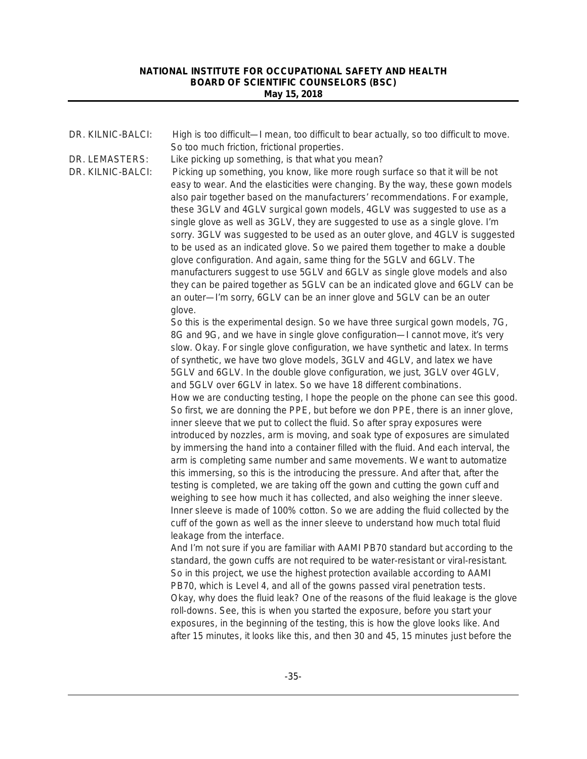DR. KILNIC-BALCI: High is too difficult—I mean, too difficult to bear actually, so too difficult to move. So too much friction, frictional properties.

DR. LEMASTERS: Like picking up something, is that what you mean?

DR. KILNIC-BALCI: Picking up something, you know, like more rough surface so that it will be not easy to wear. And the elasticities were changing. By the way, these gown models also pair together based on the manufacturers' recommendations. For example, these 3GLV and 4GLV surgical gown models, 4GLV was suggested to use as a single glove as well as 3GLV, they are suggested to use as a single glove. I'm sorry. 3GLV was suggested to be used as an outer glove, and 4GLV is suggested to be used as an indicated glove. So we paired them together to make a double glove configuration. And again, same thing for the 5GLV and 6GLV. The manufacturers suggest to use 5GLV and 6GLV as single glove models and also they can be paired together as 5GLV can be an indicated glove and 6GLV can be an outer—I'm sorry, 6GLV can be an inner glove and 5GLV can be an outer glove.

So this is the experimental design. So we have three surgical gown models, 7G, 8G and 9G, and we have in single glove configuration—I cannot move, it's very slow. Okay. For single glove configuration, we have synthetic and latex. In terms of synthetic, we have two glove models, 3GLV and 4GLV, and latex we have 5GLV and 6GLV. In the double glove configuration, we just, 3GLV over 4GLV, and 5GLV over 6GLV in latex. So we have 18 different combinations.

How we are conducting testing, I hope the people on the phone can see this good. So first, we are donning the PPE, but before we don PPE, there is an inner glove, inner sleeve that we put to collect the fluid. So after spray exposures were introduced by nozzles, arm is moving, and soak type of exposures are simulated by immersing the hand into a container filled with the fluid. And each interval, the arm is completing same number and same movements. We want to automatize this immersing, so this is the introducing the pressure. And after that, after the testing is completed, we are taking off the gown and cutting the gown cuff and weighing to see how much it has collected, and also weighing the inner sleeve. Inner sleeve is made of 100% cotton. So we are adding the fluid collected by the cuff of the gown as well as the inner sleeve to understand how much total fluid leakage from the interface.

And I'm not sure if you are familiar with AAMI PB70 standard but according to the standard, the gown cuffs are not required to be water-resistant or viral-resistant. So in this project, we use the highest protection available according to AAMI PB70, which is Level 4, and all of the gowns passed viral penetration tests.

Okay, why does the fluid leak? One of the reasons of the fluid leakage is the glove roll-downs. See, this is when you started the exposure, before you start your exposures, in the beginning of the testing, this is how the glove looks like. And after 15 minutes, it looks like this, and then 30 and 45, 15 minutes just before the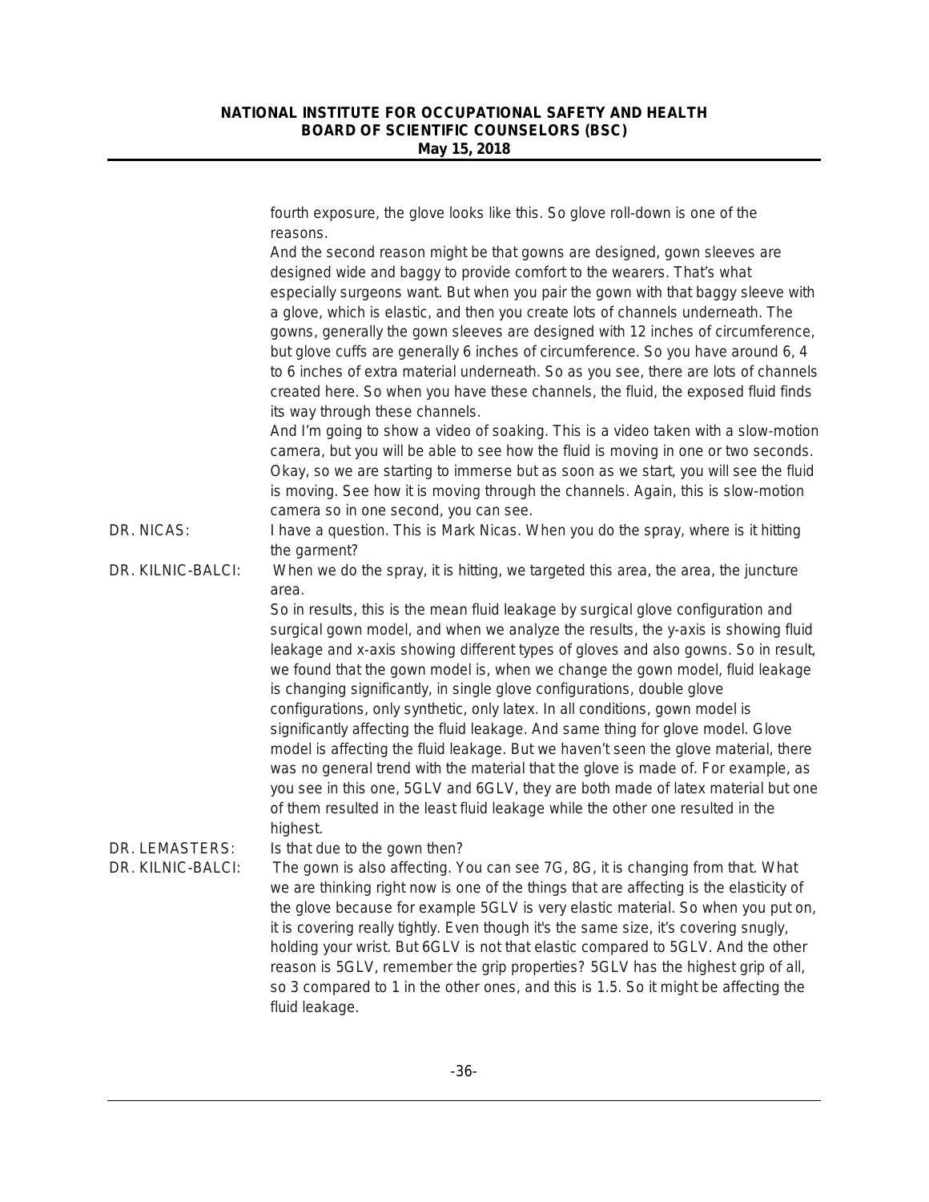fourth exposure, the glove looks like this. So glove roll-down is one of the reasons.

And the second reason might be that gowns are designed, gown sleeves are designed wide and baggy to provide comfort to the wearers. That's what especially surgeons want. But when you pair the gown with that baggy sleeve with a glove, which is elastic, and then you create lots of channels underneath. The gowns, generally the gown sleeves are designed with 12 inches of circumference, but glove cuffs are generally 6 inches of circumference. So you have around 6, 4 to 6 inches of extra material underneath. So as you see, there are lots of channels created here. So when you have these channels, the fluid, the exposed fluid finds its way through these channels.

And I'm going to show a video of soaking. This is a video taken with a slow-motion camera, but you will be able to see how the fluid is moving in one or two seconds. Okay, so we are starting to immerse but as soon as we start, you will see the fluid is moving. See how it is moving through the channels. Again, this is slow-motion camera so in one second, you can see.

DR. NICAS: I have a question. This is Mark Nicas. When you do the spray, where is it hitting the garment?

DR. KILNIC-BALCI: When we do the spray, it is hitting, we targeted this area, the area, the juncture area.

So in results, this is the mean fluid leakage by surgical glove configuration and surgical gown model, and when we analyze the results, the y-axis is showing fluid leakage and x-axis showing different types of gloves and also gowns. So in result, we found that the gown model is, when we change the gown model, fluid leakage is changing significantly, in single glove configurations, double glove configurations, only synthetic, only latex. In all conditions, gown model is significantly affecting the fluid leakage. And same thing for glove model. Glove model is affecting the fluid leakage. But we haven't seen the glove material, there was no general trend with the material that the glove is made of. For example, as you see in this one, 5GLV and 6GLV, they are both made of latex material but one of them resulted in the least fluid leakage while the other one resulted in the highest.

DR. LEMASTERS: Is that due to the gown then?

DR. KILNIC-BALCI: The gown is also affecting. You can see 7G, 8G, it is changing from that. What we are thinking right now is one of the things that are affecting is the elasticity of the glove because for example 5GLV is very elastic material. So when you put on, it is covering really tightly. Even though it's the same size, it's covering snugly, holding your wrist. But 6GLV is not that elastic compared to 5GLV. And the other reason is 5GLV, remember the grip properties? 5GLV has the highest grip of all, so 3 compared to 1 in the other ones, and this is 1.5. So it might be affecting the fluid leakage.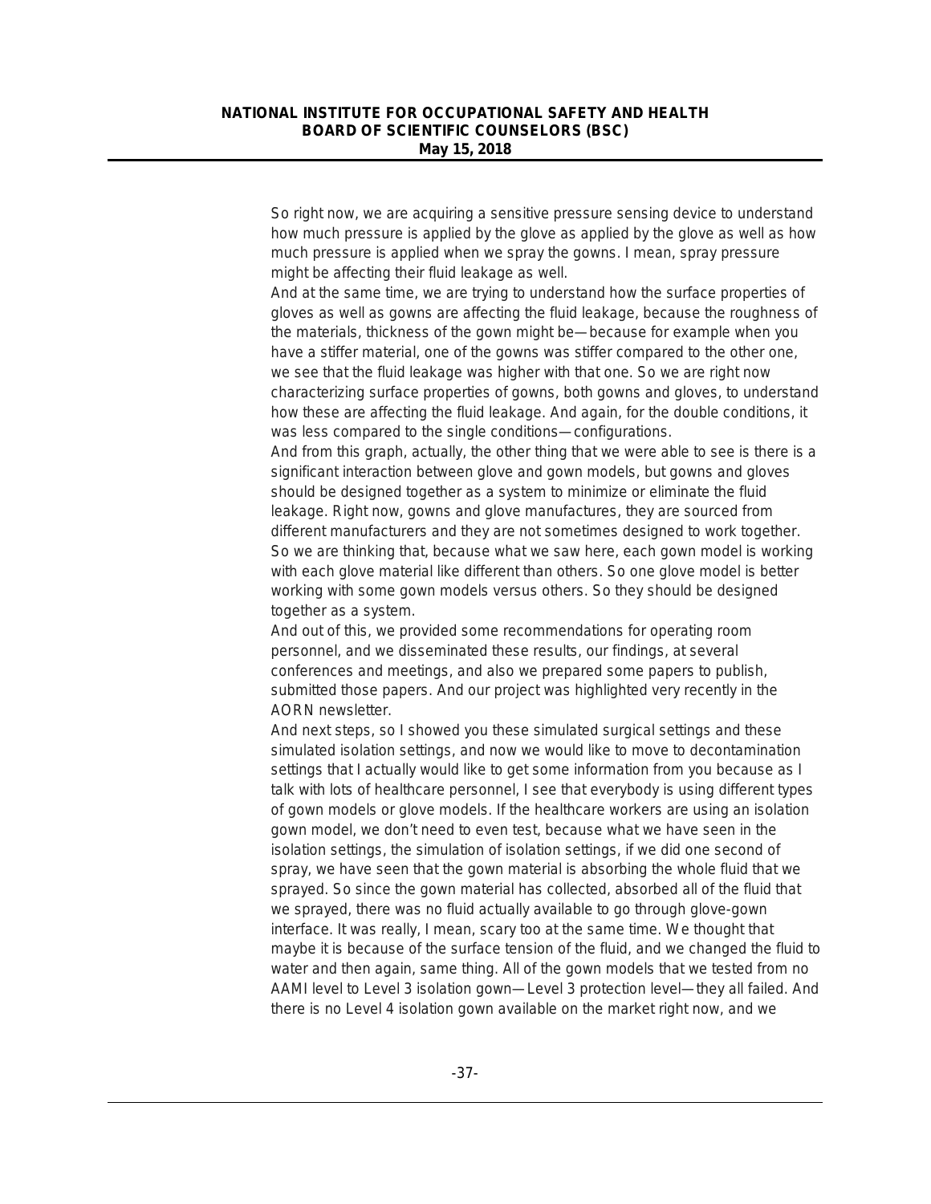So right now, we are acquiring a sensitive pressure sensing device to understand how much pressure is applied by the glove as applied by the glove as well as how much pressure is applied when we spray the gowns. I mean, spray pressure might be affecting their fluid leakage as well.

And at the same time, we are trying to understand how the surface properties of gloves as well as gowns are affecting the fluid leakage, because the roughness of the materials, thickness of the gown might be—because for example when you have a stiffer material, one of the gowns was stiffer compared to the other one, we see that the fluid leakage was higher with that one. So we are right now characterizing surface properties of gowns, both gowns and gloves, to understand how these are affecting the fluid leakage. And again, for the double conditions, it was less compared to the single conditions—configurations.

And from this graph, actually, the other thing that we were able to see is there is a significant interaction between glove and gown models, but gowns and gloves should be designed together as a system to minimize or eliminate the fluid leakage. Right now, gowns and glove manufactures, they are sourced from different manufacturers and they are not sometimes designed to work together. So we are thinking that, because what we saw here, each gown model is working with each glove material like different than others. So one glove model is better working with some gown models versus others. So they should be designed together as a system.

And out of this, we provided some recommendations for operating room personnel, and we disseminated these results, our findings, at several conferences and meetings, and also we prepared some papers to publish, submitted those papers. And our project was highlighted very recently in the AORN newsletter.

And next steps, so I showed you these simulated surgical settings and these simulated isolation settings, and now we would like to move to decontamination settings that I actually would like to get some information from you because as I talk with lots of healthcare personnel, I see that everybody is using different types of gown models or glove models. If the healthcare workers are using an isolation gown model, we don't need to even test, because what we have seen in the isolation settings, the simulation of isolation settings, if we did one second of spray, we have seen that the gown material is absorbing the whole fluid that we sprayed. So since the gown material has collected, absorbed all of the fluid that we sprayed, there was no fluid actually available to go through glove-gown interface. It was really, I mean, scary too at the same time. We thought that maybe it is because of the surface tension of the fluid, and we changed the fluid to water and then again, same thing. All of the gown models that we tested from no AAMI level to Level 3 isolation gown—Level 3 protection level—they all failed. And there is no Level 4 isolation gown available on the market right now, and we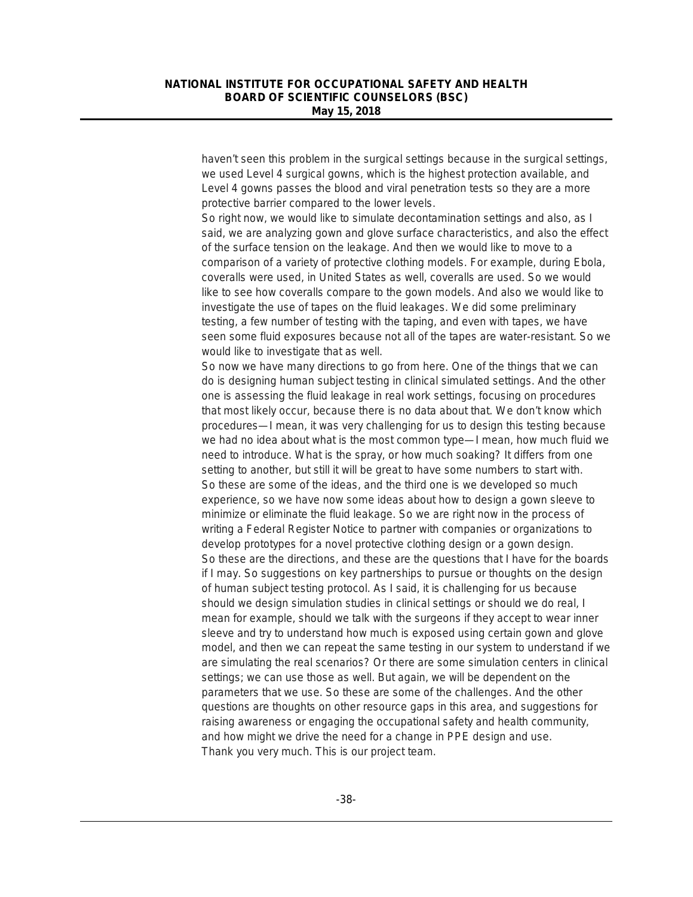haven't seen this problem in the surgical settings because in the surgical settings, we used Level 4 surgical gowns, which is the highest protection available, and Level 4 gowns passes the blood and viral penetration tests so they are a more protective barrier compared to the lower levels.

So right now, we would like to simulate decontamination settings and also, as I said, we are analyzing gown and glove surface characteristics, and also the effect of the surface tension on the leakage. And then we would like to move to a comparison of a variety of protective clothing models. For example, during Ebola, coveralls were used, in United States as well, coveralls are used. So we would like to see how coveralls compare to the gown models. And also we would like to investigate the use of tapes on the fluid leakages. We did some preliminary testing, a few number of testing with the taping, and even with tapes, we have seen some fluid exposures because not all of the tapes are water-resistant. So we would like to investigate that as well.

So now we have many directions to go from here. One of the things that we can do is designing human subject testing in clinical simulated settings. And the other one is assessing the fluid leakage in real work settings, focusing on procedures that most likely occur, because there is no data about that. We don't know which procedures—I mean, it was very challenging for us to design this testing because we had no idea about what is the most common type—I mean, how much fluid we need to introduce. What is the spray, or how much soaking? It differs from one setting to another, but still it will be great to have some numbers to start with.

So these are some of the ideas, and the third one is we developed so much experience, so we have now some ideas about how to design a gown sleeve to minimize or eliminate the fluid leakage. So we are right now in the process of writing a Federal Register Notice to partner with companies or organizations to develop prototypes for a novel protective clothing design or a gown design.

So these are the directions, and these are the questions that I have for the boards if I may. So suggestions on key partnerships to pursue or thoughts on the design of human subject testing protocol. As I said, it is challenging for us because should we design simulation studies in clinical settings or should we do real, I mean for example, should we talk with the surgeons if they accept to wear inner sleeve and try to understand how much is exposed using certain gown and glove model, and then we can repeat the same testing in our system to understand if we are simulating the real scenarios? Or there are some simulation centers in clinical settings; we can use those as well. But again, we will be dependent on the parameters that we use. So these are some of the challenges. And the other questions are thoughts on other resource gaps in this area, and suggestions for raising awareness or engaging the occupational safety and health community, and how might we drive the need for a change in PPE design and use.

Thank you very much. This is our project team.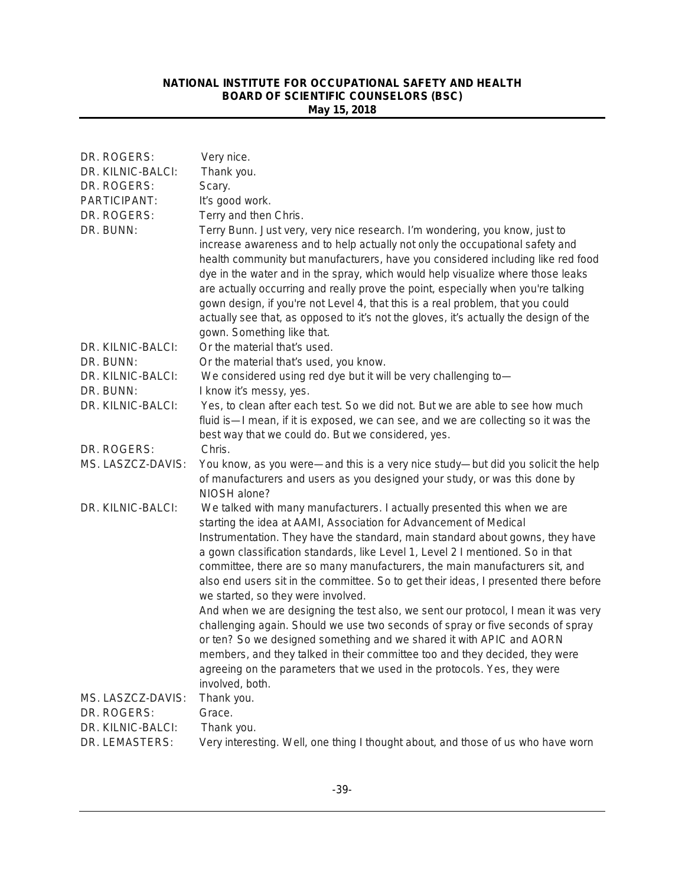DR. ROGERS: Very nice.

DR. KILNIC-BALCI: Thank you.

DR. ROGERS: Scary.

PARTICIPANT: It's good work.

DR. ROGERS: Terry and then Chris.

DR. BUNN: Terry Bunn. Just very, very nice research. I'm wondering, you know, just to increase awareness and to help actually not only the occupational safety and health community but manufacturers, have you considered including like red food dye in the water and in the spray, which would help visualize where those leaks are actually occurring and really prove the point, especially when you're talking gown design, if you're not Level 4, that this is a real problem, that you could actually see that, as opposed to it's not the gloves, it's actually the design of the gown. Something like that.

DR. KILNIC-BALCI: Or the material that's used.

DR. BUNN: Or the material that's used, you know.

DR. KILNIC-BALCI: We considered using red dye but it will be very challenging to—

DR. BUNN: I know it's messy, yes.

DR. KILNIC-BALCI: Yes, to clean after each test. So we did not. But we are able to see how much fluid is—I mean, if it is exposed, we can see, and we are collecting so it was the best way that we could do. But we considered, yes.

DR. ROGERS: Chris.

MS. LASZCZ-DAVIS: You know, as you were—and this is a very nice study—but did you solicit the help of manufacturers and users as you designed your study, or was this done by NIOSH alone?

DR. KILNIC-BALCI: We talked with many manufacturers. I actually presented this when we are starting the idea at AAMI, Association for Advancement of Medical Instrumentation. They have the standard, main standard about gowns, they have a gown classification standards, like Level 1, Level 2 I mentioned. So in that committee, there are so many manufacturers, the main manufacturers sit, and also end users sit in the committee. So to get their ideas, I presented there before we started, so they were involved.

And when we are designing the test also, we sent our protocol, I mean it was very challenging again. Should we use two seconds of spray or five seconds of spray or ten? So we designed something and we shared it with APIC and AORN members, and they talked in their committee too and they decided, they were agreeing on the parameters that we used in the protocols. Yes, they were involved, both.

MS. LASZCZ-DAVIS: Thank you.

DR. ROGERS: Grace.

DR. KILNIC-BALCI: Thank you.

DR. LEMASTERS: Very interesting. Well, one thing I thought about, and those of us who have worn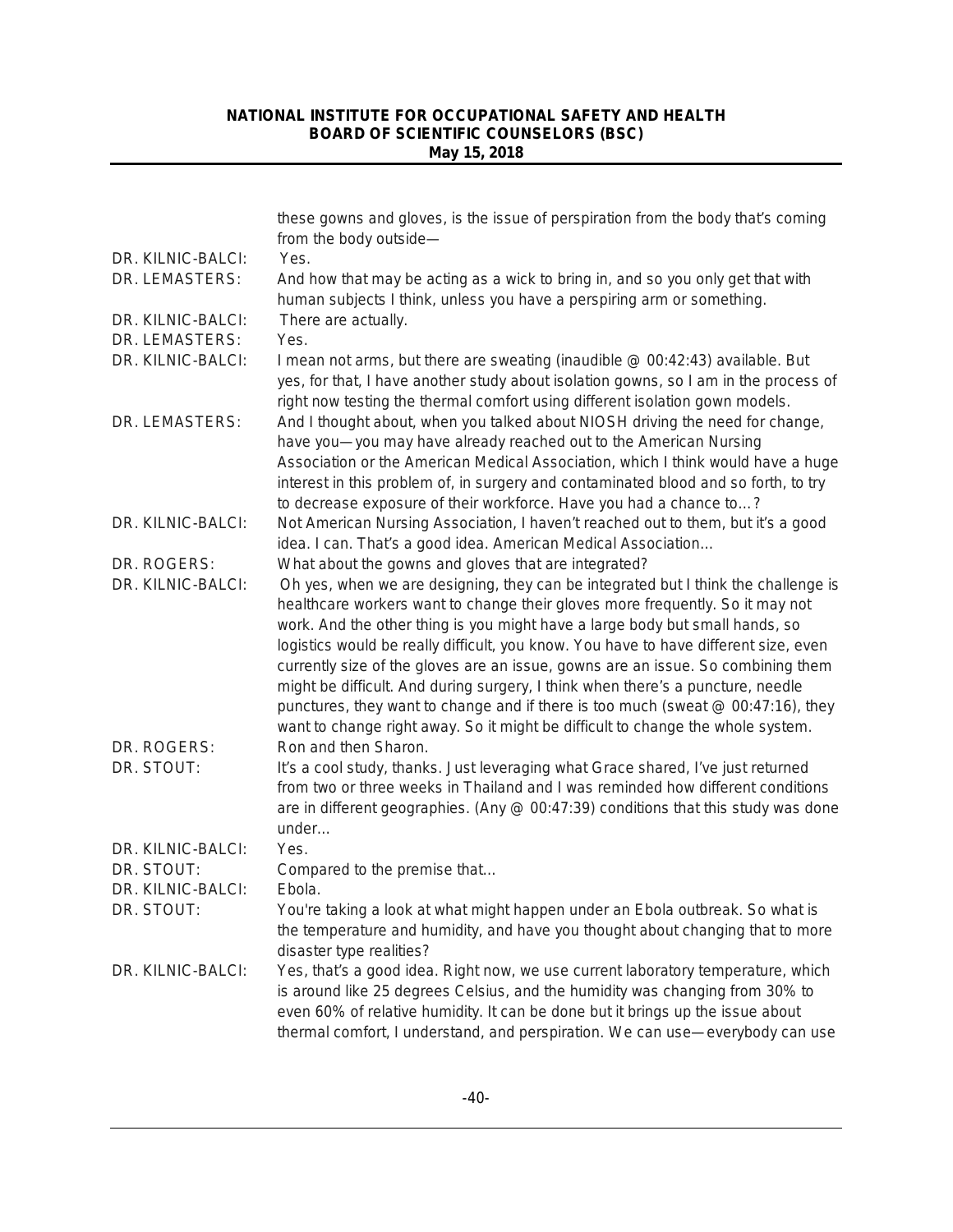these gowns and gloves, is the issue of perspiration from the body that's coming from the body outside—

DR. KILNIC-BALCI: Yes.

DR. LEMASTERS: And how that may be acting as a wick to bring in, and so you only get that with human subjects I think, unless you have a perspiring arm or something.

DR. KILNIC-BALCI: There are actually.

DR. LEMASTERS: Yes.

DR. KILNIC-BALCI: I mean not arms, but there are sweating (inaudible @ 00:42:43) available. But yes, for that, I have another study about isolation gowns, so I am in the process of right now testing the thermal comfort using different isolation gown models.

DR. LEMASTERS: And I thought about, when you talked about NIOSH driving the need for change, have you—you may have already reached out to the American Nursing Association or the American Medical Association, which I think would have a huge interest in this problem of, in surgery and contaminated blood and so forth, to try to decrease exposure of their workforce. Have you had a chance to…?

DR. KILNIC-BALCI: Not American Nursing Association, I haven't reached out to them, but it's a good idea. I can. That's a good idea. American Medical Association…

DR. ROGERS: What about the gowns and gloves that are integrated?

DR. KILNIC-BALCI: Oh yes, when we are designing, they can be integrated but I think the challenge is healthcare workers want to change their gloves more frequently. So it may not work. And the other thing is you might have a large body but small hands, so logistics would be really difficult, you know. You have to have different size, even currently size of the gloves are an issue, gowns are an issue. So combining them might be difficult. And during surgery, I think when there's a puncture, needle punctures, they want to change and if there is too much (sweat @ 00:47:16), they want to change right away. So it might be difficult to change the whole system.

DR. ROGERS: Ron and then Sharon.

DR. STOUT: It's a cool study, thanks. Just leveraging what Grace shared, I've just returned from two or three weeks in Thailand and I was reminded how different conditions are in different geographies. (Any @ 00:47:39) conditions that this study was done under…

DR. KILNIC-BALCI: Yes.

DR. STOUT: Compared to the premise that…

DR. KILNIC-BALCI: Ebola.

DR. STOUT: You're taking a look at what might happen under an Ebola outbreak. So what is the temperature and humidity, and have you thought about changing that to more disaster type realities?

DR. KILNIC-BALCI: Yes, that's a good idea. Right now, we use current laboratory temperature, which is around like 25 degrees Celsius, and the humidity was changing from 30% to even 60% of relative humidity. It can be done but it brings up the issue about thermal comfort, I understand, and perspiration. We can use—everybody can use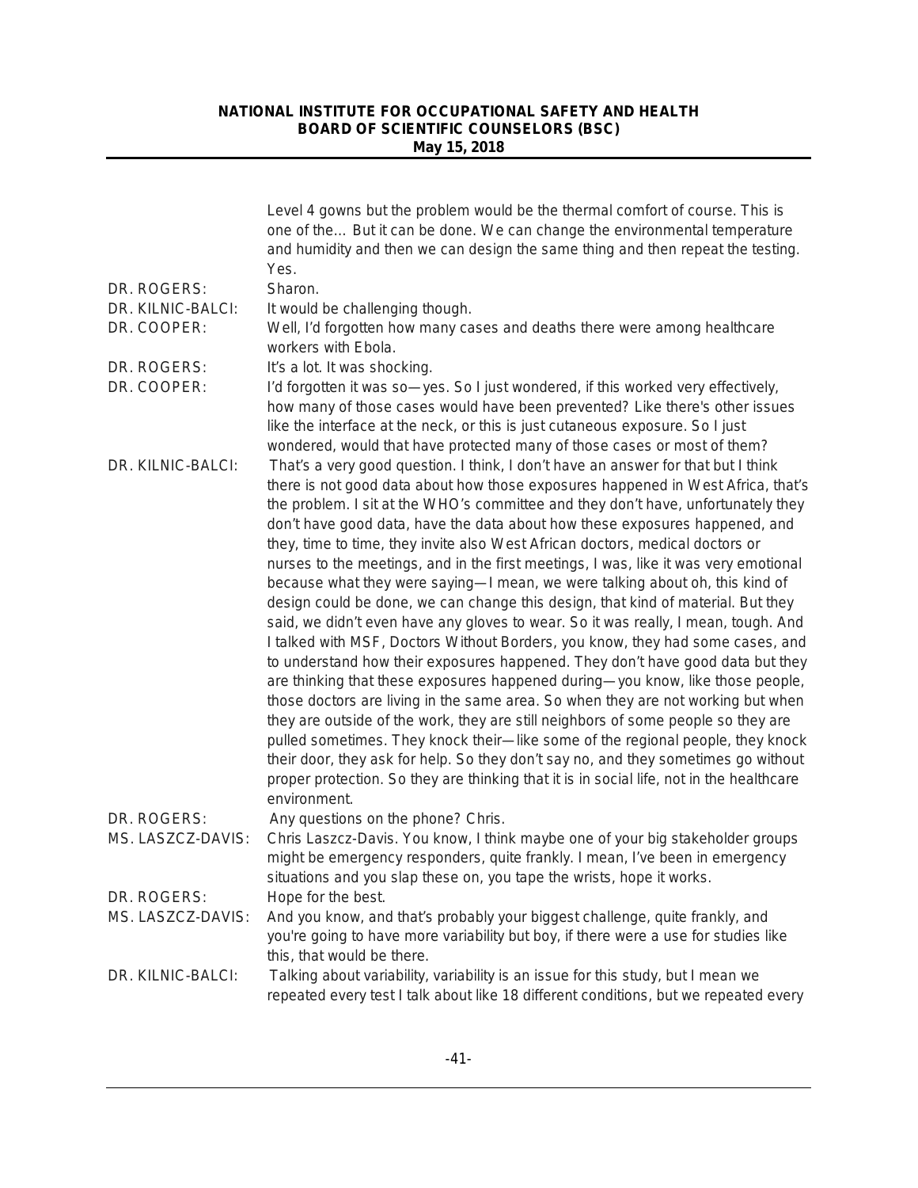Level 4 gowns but the problem would be the thermal comfort of course. This is one of the… But it can be done. We can change the environmental temperature and humidity and then we can design the same thing and then repeat the testing. Yes.

DR. ROGERS: Sharon.

DR. KILNIC-BALCI: It would be challenging though.

DR. COOPER: Well, I'd forgotten how many cases and deaths there were among healthcare workers with Ebola.

DR. ROGERS: It's a lot. It was shocking.

DR. COOPER: I'd forgotten it was so—yes. So I just wondered, if this worked very effectively, how many of those cases would have been prevented? Like there's other issues like the interface at the neck, or this is just cutaneous exposure. So I just wondered, would that have protected many of those cases or most of them?

DR. KILNIC-BALCI: That's a very good question. I think, I don't have an answer for that but I think there is not good data about how those exposures happened in West Africa, that's the problem. I sit at the WHO's committee and they don't have, unfortunately they don't have good data, have the data about how these exposures happened, and they, time to time, they invite also West African doctors, medical doctors or nurses to the meetings, and in the first meetings, I was, like it was very emotional because what they were saying—I mean, we were talking about oh, this kind of design could be done, we can change this design, that kind of material. But they said, we didn't even have any gloves to wear. So it was really, I mean, tough. And I talked with MSF, Doctors Without Borders, you know, they had some cases, and to understand how their exposures happened. They don't have good data but they are thinking that these exposures happened during—you know, like those people, those doctors are living in the same area. So when they are not working but when they are outside of the work, they are still neighbors of some people so they are pulled sometimes. They knock their—like some of the regional people, they knock their door, they ask for help. So they don't say no, and they sometimes go without proper protection. So they are thinking that it is in social life, not in the healthcare environment.

DR. ROGERS: Any questions on the phone? Chris.

MS. LASZCZ-DAVIS: Chris Laszcz-Davis. You know, I think maybe one of your big stakeholder groups might be emergency responders, quite frankly. I mean, I've been in emergency situations and you slap these on, you tape the wrists, hope it works.

DR. ROGERS: Hope for the best.

MS. LASZCZ-DAVIS: And you know, and that's probably your biggest challenge, quite frankly, and you're going to have more variability but boy, if there were a use for studies like this, that would be there.

DR. KILNIC-BALCI: Talking about variability, variability is an issue for this study, but I mean we repeated every test I talk about like 18 different conditions, but we repeated every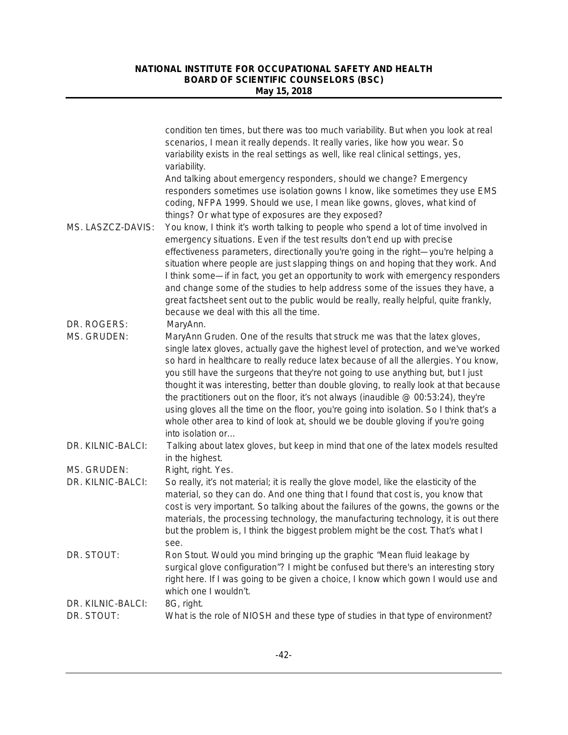condition ten times, but there was too much variability. But when you look at real scenarios, I mean it really depends. It really varies, like how you wear. So variability exists in the real settings as well, like real clinical settings, yes, variability.

And talking about emergency responders, should we change? Emergency responders sometimes use isolation gowns I know, like sometimes they use EMS coding, NFPA 1999. Should we use, I mean like gowns, gloves, what kind of things? Or what type of exposures are they exposed?

**MS. LASZCZ-DAVIS:** You know, I think it's worth talking to people who spend a lot of time involved in emergency situations. Even if the test results don't end up with precise effectiveness parameters, directionally you're going in the right—you're helping a situation where people are just slapping things on and hoping that they work. And I think some—if in fact, you get an opportunity to work with emergency responders and change some of the studies to help address some of the issues they have, a great factsheet sent out to the public would be really, really helpful, quite frankly, because we deal with this all the time.

**DR. ROGERS:** MaryAnn.

**MS. GRUDEN:** MaryAnn Gruden. One of the results that struck me was that the latex gloves, single latex gloves, actually gave the highest level of protection, and we've worked so hard in healthcare to really reduce latex because of all the allergies. You know, you still have the surgeons that they're not going to use anything but, but I just thought it was interesting, better than double gloving, to really look at that because the practitioners out on the floor, it's not always (inaudible @ 00:53:24), they're using gloves all the time on the floor, you're going into isolation. So I think that's a whole other area to kind of look at, should we be double gloving if you're going into isolation or…

**DR. KILNIC-BALCI:** Talking about latex gloves, but keep in mind that one of the latex models resulted in the highest.

**MS. GRUDEN:** Right, right. Yes.

**DR. KILNIC-BALCI:** So really, it's not material; it is really the glove model, like the elasticity of the material, so they can do. And one thing that I found that cost is, you know that cost is very important. So talking about the failures of the gowns, the gowns or the materials, the processing technology, the manufacturing technology, it is out there but the problem is, I think the biggest problem might be the cost. That's what I see.

**DR. STOUT:** Ron Stout. Would you mind bringing up the graphic "Mean fluid leakage by surgical glove configuration"? I might be confused but there's an interesting story right here. If I was going to be given a choice, I know which gown I would use and which one I wouldn't.

**DR. KILNIC-BALCI:** 8G, right.

**DR. STOUT:** What is the role of NIOSH and these type of studies in that type of environment?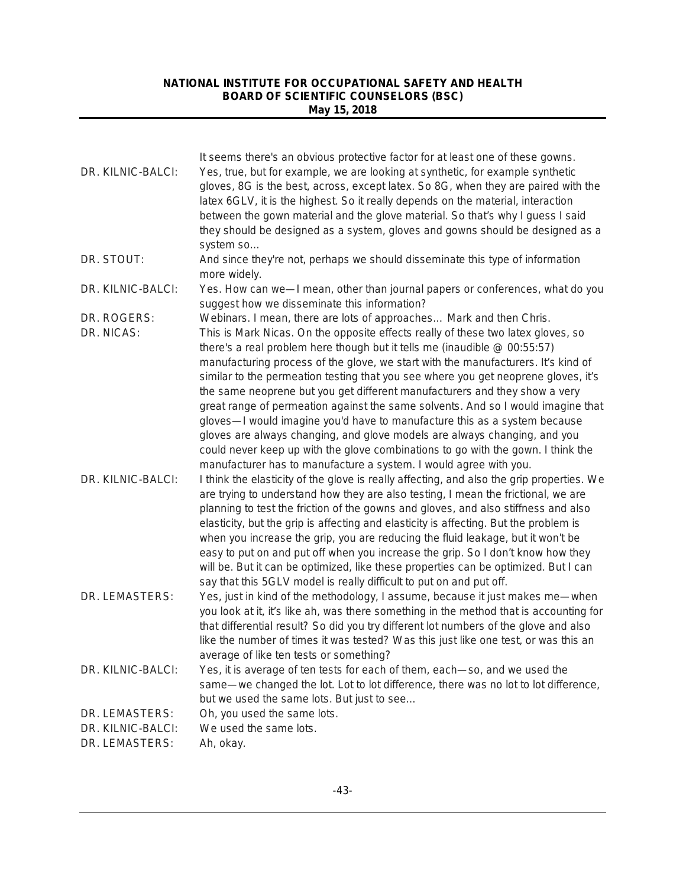It seems there's an obvious protective factor for at least one of these gowns.

DR. KILNIC-BALCI: Yes, true, but for example, we are looking at synthetic, for example synthetic gloves, 8G is the best, across, except latex. So 8G, when they are paired with the latex 6GLV, it is the highest. So it really depends on the material, interaction between the gown material and the glove material. So that's why I guess I said they should be designed as a system, gloves and gowns should be designed as a system so…

DR. STOUT: And since they're not, perhaps we should disseminate this type of information more widely.

DR. KILNIC-BALCI: Yes. How can we—I mean, other than journal papers or conferences, what do you suggest how we disseminate this information?

DR. ROGERS: Webinars. I mean, there are lots of approaches… Mark and then Chris.

DR. NICAS: This is Mark Nicas. On the opposite effects really of these two latex gloves, so there's a real problem here though but it tells me (inaudible @ 00:55:57) manufacturing process of the glove, we start with the manufacturers. It's kind of similar to the permeation testing that you see where you get neoprene gloves, it's the same neoprene but you get different manufacturers and they show a very great range of permeation against the same solvents. And so I would imagine that gloves—I would imagine you'd have to manufacture this as a system because gloves are always changing, and glove models are always changing, and you could never keep up with the glove combinations to go with the gown. I think the manufacturer has to manufacture a system. I would agree with you.

DR. KILNIC-BALCI: I think the elasticity of the glove is really affecting, and also the grip properties. We are trying to understand how they are also testing, I mean the frictional, we are planning to test the friction of the gowns and gloves, and also stiffness and also elasticity, but the grip is affecting and elasticity is affecting. But the problem is when you increase the grip, you are reducing the fluid leakage, but it won't be easy to put on and put off when you increase the grip. So I don't know how they will be. But it can be optimized, like these properties can be optimized. But I can say that this 5GLV model is really difficult to put on and put off.

DR. LEMASTERS: Yes, just in kind of the methodology, I assume, because it just makes me—when you look at it, it's like ah, was there something in the method that is accounting for that differential result? So did you try different lot numbers of the glove and also like the number of times it was tested? Was this just like one test, or was this an average of like ten tests or something?

DR. KILNIC-BALCI: Yes, it is average of ten tests for each of them, each—so, and we used the same—we changed the lot. Lot to lot difference, there was no lot to lot difference, but we used the same lots. But just to see…

DR. LEMASTERS: Oh, you used the same lots.

DR. KILNIC-BALCI: We used the same lots.

DR. LEMASTERS: Ah, okay.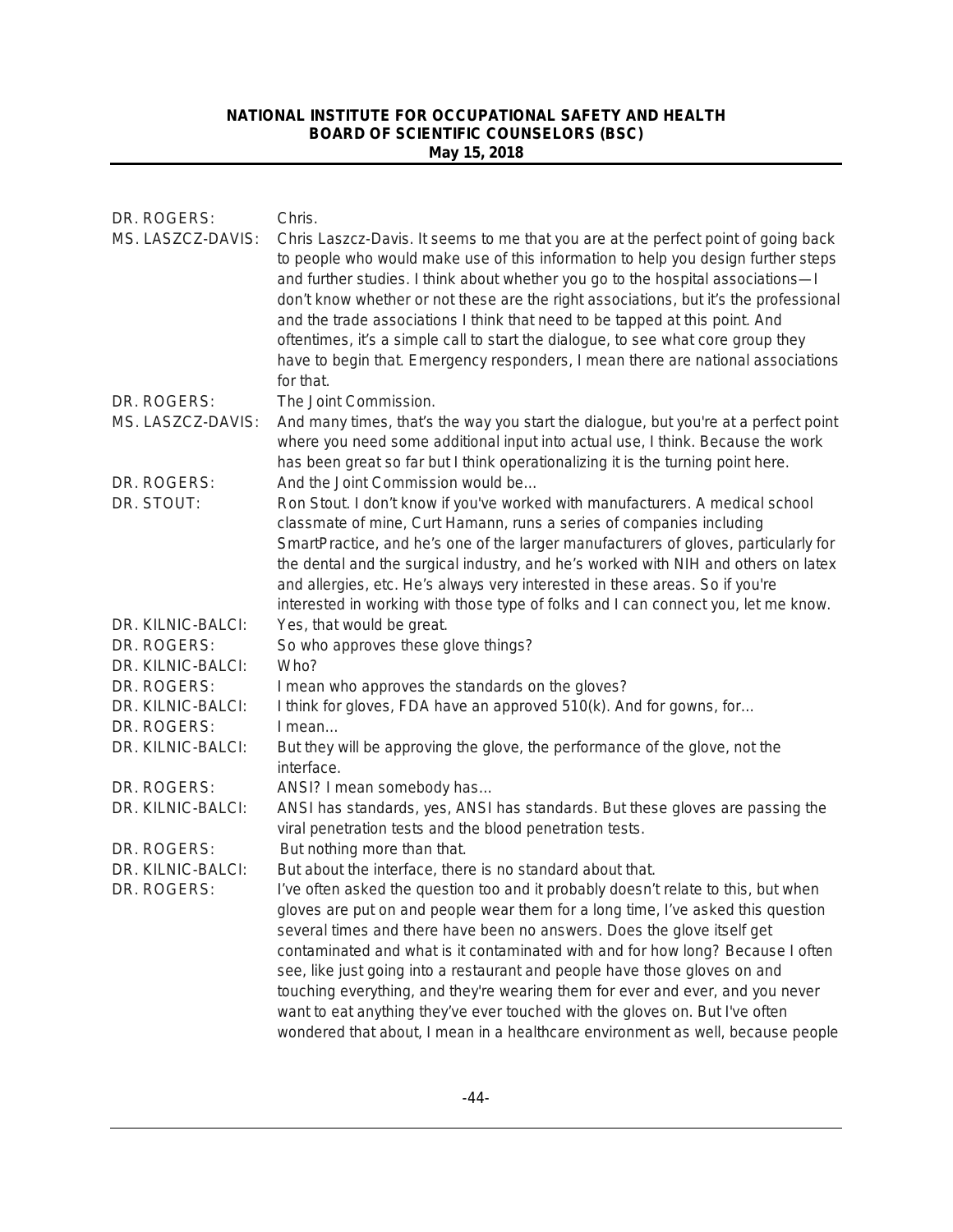DR. ROGERS: Chris.

MS. LASZCZ-DAVIS: Chris Laszcz-Davis. It seems to me that you are at the perfect point of going back to people who would make use of this information to help you design further steps and further studies. I think about whether you go to the hospital associations—I don't know whether or not these are the right associations, but it's the professional and the trade associations I think that need to be tapped at this point. And oftentimes, it's a simple call to start the dialogue, to see what core group they have to begin that. Emergency responders, I mean there are national associations for that.

DR. ROGERS: The Joint Commission.

MS. LASZCZ-DAVIS: And many times, that's the way you start the dialogue, but you're at a perfect point where you need some additional input into actual use, I think. Because the work has been great so far but I think operationalizing it is the turning point here.

DR. ROGERS: And the Joint Commission would be…

DR. STOUT: Ron Stout. I don't know if you've worked with manufacturers. A medical school classmate of mine, Curt Hamann, runs a series of companies including SmartPractice, and he's one of the larger manufacturers of gloves, particularly for the dental and the surgical industry, and he's worked with NIH and others on latex and allergies, etc. He's always very interested in these areas. So if you're interested in working with those type of folks and I can connect you, let me know.

DR. KILNIC-BALCI: Yes, that would be great.

DR. ROGERS: So who approves these glove things?

DR. KILNIC-BALCI: Who?

DR. ROGERS: I mean who approves the standards on the gloves?

DR. KILNIC-BALCI: I think for gloves, FDA have an approved 510(k). And for gowns, for…

DR. ROGERS: I mean…

DR. KILNIC-BALCI: But they will be approving the glove, the performance of the glove, not the interface.

DR. ROGERS: ANSI? I mean somebody has…

DR. KILNIC-BALCI: ANSI has standards, yes, ANSI has standards. But these gloves are passing the viral penetration tests and the blood penetration tests.

DR. ROGERS: But nothing more than that.

DR. KILNIC-BALCI: But about the interface, there is no standard about that.

DR. ROGERS: I've often asked the question too and it probably doesn't relate to this, but when gloves are put on and people wear them for a long time, I've asked this question several times and there have been no answers. Does the glove itself get contaminated and what is it contaminated with and for how long? Because I often see, like just going into a restaurant and people have those gloves on and touching everything, and they're wearing them for ever and ever, and you never want to eat anything they've ever touched with the gloves on. But I've often wondered that about, I mean in a healthcare environment as well, because people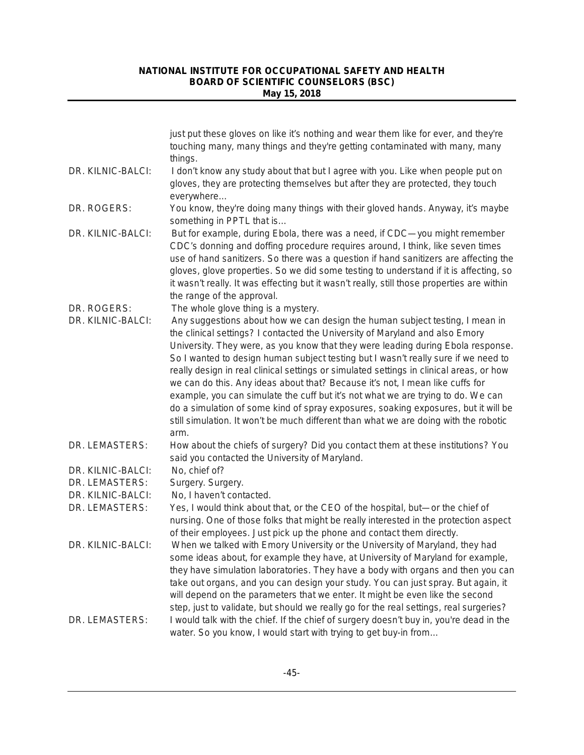just put these gloves on like it's nothing and wear them like for ever, and they're touching many, many things and they're getting contaminated with many, many things.

DR. KILNIC-BALCI: I don't know any study about that but I agree with you. Like when people put on gloves, they are protecting themselves but after they are protected, they touch everywhere…

DR. ROGERS: You know, they're doing many things with their gloved hands. Anyway, it's maybe something in PPTL that is…

DR. KILNIC-BALCI: But for example, during Ebola, there was a need, if CDC—you might remember CDC's donning and doffing procedure requires around, I think, like seven times use of hand sanitizers. So there was a question if hand sanitizers are affecting the gloves, glove properties. So we did some testing to understand if it is affecting, so it wasn't really. It was effecting but it wasn't really, still those properties are within the range of the approval.

DR. ROGERS: The whole glove thing is a mystery.

DR. KILNIC-BALCI: Any suggestions about how we can design the human subject testing, I mean in the clinical settings? I contacted the University of Maryland and also Emory University. They were, as you know that they were leading during Ebola response. So I wanted to design human subject testing but I wasn't really sure if we need to really design in real clinical settings or simulated settings in clinical areas, or how we can do this. Any ideas about that? Because it's not, I mean like cuffs for example, you can simulate the cuff but it's not what we are trying to do. We can do a simulation of some kind of spray exposures, soaking exposures, but it will be still simulation. It won't be much different than what we are doing with the robotic arm.

DR. LEMASTERS: How about the chiefs of surgery? Did you contact them at these institutions? You said you contacted the University of Maryland.

DR. KILNIC-BALCI: No, chief of?

DR. LEMASTERS: Surgery. Surgery.

DR. KILNIC-BALCI: No, I haven't contacted.

DR. LEMASTERS: Yes, I would think about that, or the CEO of the hospital, but—or the chief of nursing. One of those folks that might be really interested in the protection aspect of their employees. Just pick up the phone and contact them directly.

DR. KILNIC-BALCI: When we talked with Emory University or the University of Maryland, they had some ideas about, for example they have, at University of Maryland for example, they have simulation laboratories. They have a body with organs and then you can take out organs, and you can design your study. You can just spray. But again, it will depend on the parameters that we enter. It might be even like the second step, just to validate, but should we really go for the real settings, real surgeries?

DR. LEMASTERS: I would talk with the chief. If the chief of surgery doesn't buy in, you're dead in the water. So you know, I would start with trying to get buy-in from…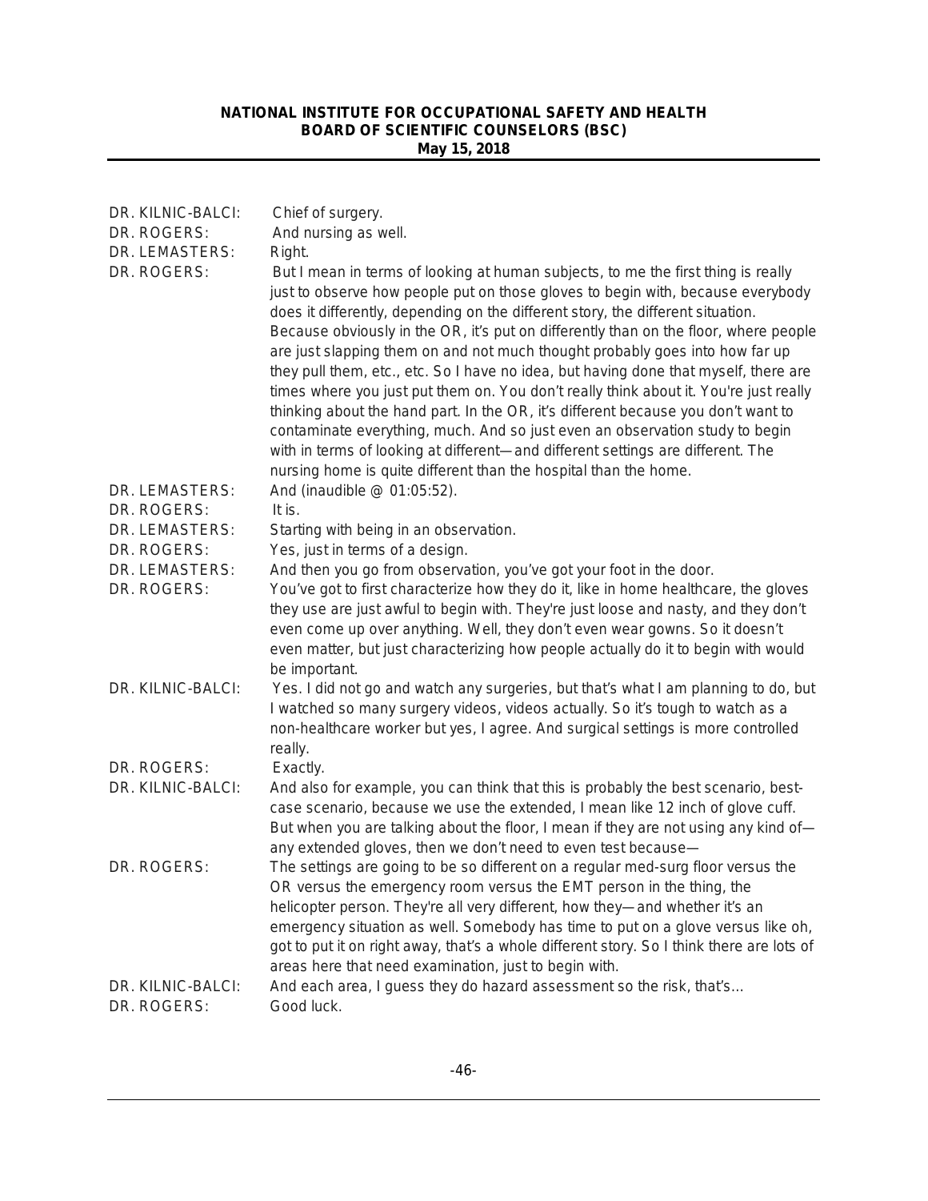DR. KILNIC-BALCI: Chief of surgery.

DR. ROGERS: And nursing as well.

DR. LEMASTERS: Right.

DR. ROGERS: But I mean in terms of looking at human subjects, to me the first thing is really just to observe how people put on those gloves to begin with, because everybody does it differently, depending on the different story, the different situation. Because obviously in the OR, it's put on differently than on the floor, where people are just slapping them on and not much thought probably goes into how far up they pull them, etc., etc. So I have no idea, but having done that myself, there are times where you just put them on. You don't really think about it. You're just really thinking about the hand part. In the OR, it's different because you don't want to contaminate everything, much. And so just even an observation study to begin with in terms of looking at different—and different settings are different. The nursing home is quite different than the hospital than the home.

DR. LEMASTERS: And (inaudible @ 01:05:52).

DR. ROGERS: It is.

DR. LEMASTERS: Starting with being in an observation.

DR. ROGERS: Yes, just in terms of a design.

DR. LEMASTERS: And then you go from observation, you've got your foot in the door.

DR. ROGERS: You've got to first characterize how they do it, like in home healthcare, the gloves they use are just awful to begin with. They're just loose and nasty, and they don't even come up over anything. Well, they don't even wear gowns. So it doesn't even matter, but just characterizing how people actually do it to begin with would be important.

DR. KILNIC-BALCI: Yes. I did not go and watch any surgeries, but that's what I am planning to do, but I watched so many surgery videos, videos actually. So it's tough to watch as a non-healthcare worker but yes, I agree. And surgical settings is more controlled really.

DR. ROGERS: Exactly.

DR. KILNIC-BALCI: And also for example, you can think that this is probably the best scenario, best-case scenario, because we use the extended, I mean like 12 inch of glove cuff. But when you are talking about the floor, I mean if they are not using any kind of—any extended gloves, then we don't need to even test because—

DR. ROGERS: The settings are going to be so different on a regular med-surg floor versus the OR versus the emergency room versus the EMT person in the thing, the helicopter person. They're all very different, how they—and whether it's an emergency situation as well. Somebody has time to put on a glove versus like oh, got to put it on right away, that's a whole different story. So I think there are lots of areas here that need examination, just to begin with.

DR. KILNIC-BALCI: And each area, I guess they do hazard assessment so the risk, that's…

DR. ROGERS: Good luck.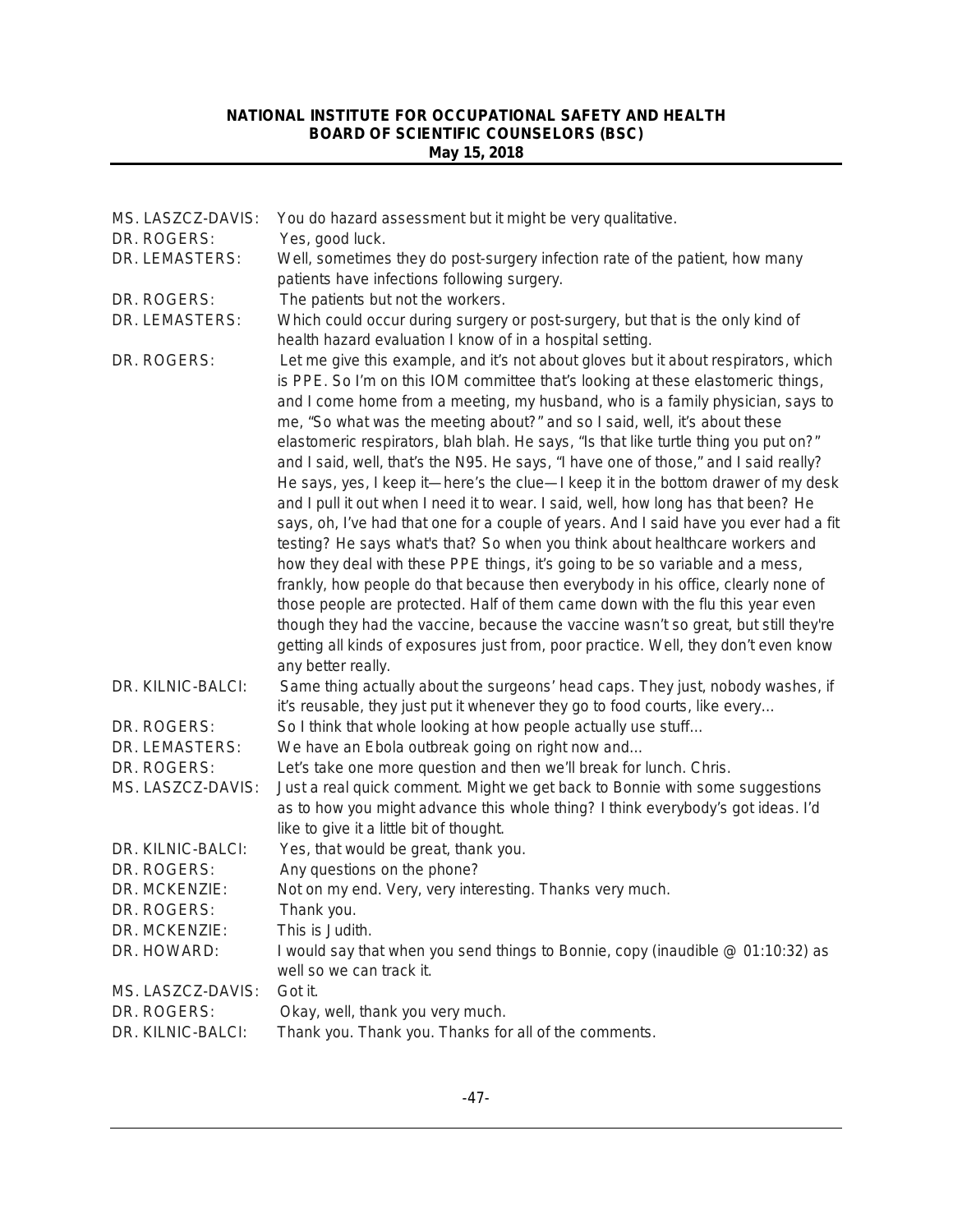MS. LASZCZ-DAVIS: You do hazard assessment but it might be very qualitative.

DR. ROGERS: Yes, good luck.

DR. LEMASTERS: Well, sometimes they do post-surgery infection rate of the patient, how many patients have infections following surgery.

DR. ROGERS: The patients but not the workers.

DR. LEMASTERS: Which could occur during surgery or post-surgery, but that is the only kind of health hazard evaluation I know of in a hospital setting.

DR. ROGERS: Let me give this example, and it's not about gloves but it about respirators, which is PPE. So I'm on this IOM committee that's looking at these elastomeric things, and I come home from a meeting, my husband, who is a family physician, says to me, "So what was the meeting about?" and so I said, well, it's about these elastomeric respirators, blah blah. He says, "Is that like turtle thing you put on?" and I said, well, that's the N95. He says, "I have one of those," and I said really? He says, yes, I keep it—here's the clue—I keep it in the bottom drawer of my desk and I pull it out when I need it to wear. I said, well, how long has that been? He says, oh, I've had that one for a couple of years. And I said have you ever had a fit testing? He says what's that? So when you think about healthcare workers and how they deal with these PPE things, it's going to be so variable and a mess, frankly, how people do that because then everybody in his office, clearly none of those people are protected. Half of them came down with the flu this year even though they had the vaccine, because the vaccine wasn't so great, but still they're getting all kinds of exposures just from, poor practice. Well, they don't even know any better really.

DR. KILNIC-BALCI: Same thing actually about the surgeons' head caps. They just, nobody washes, if it's reusable, they just put it whenever they go to food courts, like every…

DR. ROGERS: So I think that whole looking at how people actually use stuff…

DR. LEMASTERS: We have an Ebola outbreak going on right now and…

DR. ROGERS: Let's take one more question and then we'll break for lunch. Chris.

MS. LASZCZ-DAVIS: Just a real quick comment. Might we get back to Bonnie with some suggestions as to how you might advance this whole thing? I think everybody's got ideas. I'd like to give it a little bit of thought.

DR. KILNIC-BALCI: Yes, that would be great, thank you.

DR. ROGERS: Any questions on the phone?

DR. MCKENZIE: Not on my end. Very, very interesting. Thanks very much.

DR. ROGERS: Thank you.

DR. MCKENZIE: This is Judith.

DR. HOWARD: I would say that when you send things to Bonnie, copy (inaudible @ 01:10:32) as well so we can track it.

MS. LASZCZ-DAVIS: Got it.

DR. ROGERS: Okay, well, thank you very much.

DR. KILNIC-BALCI: Thank you. Thank you. Thanks for all of the comments.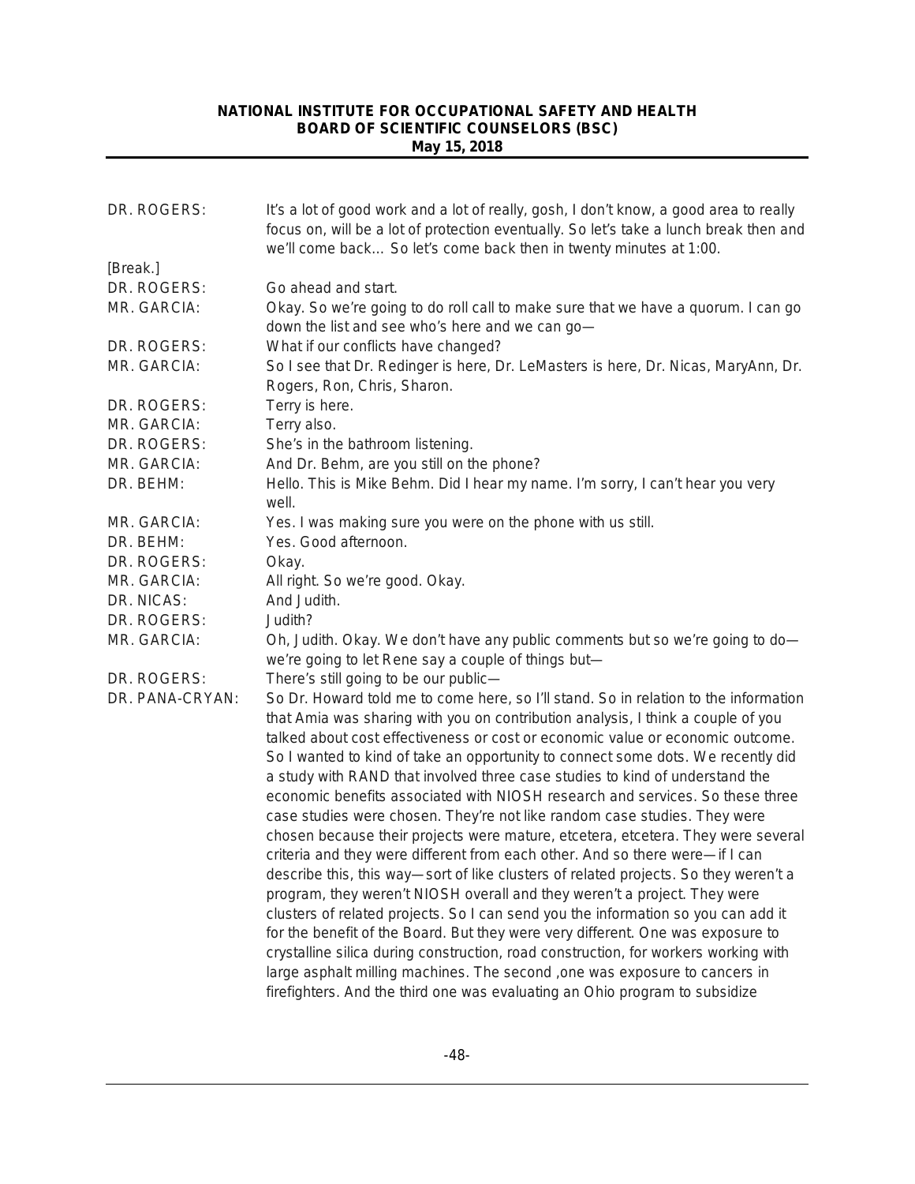| | |
|---|---|
| DR. ROGERS: | It's a lot of good work and a lot of really, gosh, I don't know, a good area to really focus on, will be a lot of protection eventually. So let's take a lunch break then and we'll come back… So let's come back then in twenty minutes at 1:00. |
| [Break.] | |
| DR. ROGERS: | Go ahead and start. |
| MR. GARCIA: | Okay. So we're going to do roll call to make sure that we have a quorum. I can go down the list and see who's here and we can go— |
| DR. ROGERS: | What if our conflicts have changed? |
| MR. GARCIA: | So I see that Dr. Redinger is here, Dr. LeMasters is here, Dr. Nicas, MaryAnn, Dr. Rogers, Ron, Chris, Sharon. |
| DR. ROGERS: | Terry is here. |
| MR. GARCIA: | Terry also. |
| DR. ROGERS: | She's in the bathroom listening. |
| MR. GARCIA: | And Dr. Behm, are you still on the phone? |
| DR. BEHM: | Hello. This is Mike Behm. Did I hear my name. I'm sorry, I can't hear you very well. |
| MR. GARCIA: | Yes. I was making sure you were on the phone with us still. |
| DR. BEHM: | Yes. Good afternoon. |
| DR. ROGERS: | Okay. |
| MR. GARCIA: | All right. So we're good. Okay. |
| DR. NICAS: | And Judith. |
| DR. ROGERS: | Judith? |
| MR. GARCIA: | Oh, Judith. Okay. We don't have any public comments but so we're going to do—we're going to let Rene say a couple of things but— |
| DR. ROGERS: | There's still going to be our public— |
| DR. PANA-CRYAN: | So Dr. Howard told me to come here, so I'll stand. So in relation to the information that Amia was sharing with you on contribution analysis, I think a couple of you talked about cost effectiveness or cost or economic value or economic outcome. So I wanted to kind of take an opportunity to connect some dots. We recently did a study with RAND that involved three case studies to kind of understand the economic benefits associated with NIOSH research and services. So these three case studies were chosen. They're not like random case studies. They were chosen because their projects were mature, etcetera, etcetera. They were several criteria and they were different from each other. And so there were—if I can describe this, this way—sort of like clusters of related projects. So they weren't a program, they weren't NIOSH overall and they weren't a project. They were clusters of related projects. So I can send you the information so you can add it for the benefit of the Board. But they were very different. One was exposure to crystalline silica during construction, road construction, for workers working with large asphalt milling machines. The second ,one was exposure to cancers in firefighters. And the third one was evaluating an Ohio program to subsidize |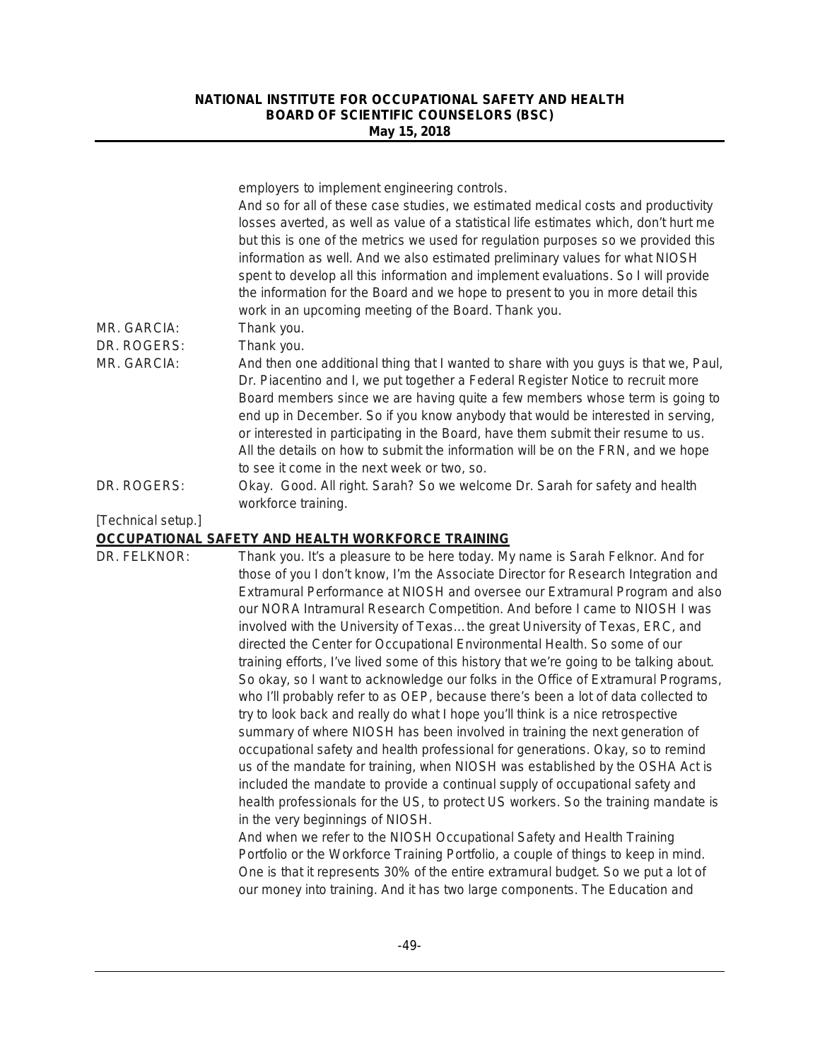employers to implement engineering controls.

And so for all of these case studies, we estimated medical costs and productivity losses averted, as well as value of a statistical life estimates which, don't hurt me but this is one of the metrics we used for regulation purposes so we provided this information as well. And we also estimated preliminary values for what NIOSH spent to develop all this information and implement evaluations. So I will provide the information for the Board and we hope to present to you in more detail this work in an upcoming meeting of the Board. Thank you.

MR. GARCIA: Thank you.

DR. ROGERS: Thank you.

MR. GARCIA: And then one additional thing that I wanted to share with you guys is that we, Paul, Dr. Piacentino and I, we put together a Federal Register Notice to recruit more Board members since we are having quite a few members whose term is going to end up in December. So if you know anybody that would be interested in serving, or interested in participating in the Board, have them submit their resume to us. All the details on how to submit the information will be on the FRN, and we hope to see it come in the next week or two, so.

DR. ROGERS: Okay. Good. All right. Sarah? So we welcome Dr. Sarah for safety and health workforce training.

[Technical setup.]

## OCCUPATIONAL SAFETY AND HEALTH WORKFORCE TRAINING

DR. FELKNOR: Thank you. It's a pleasure to be here today. My name is Sarah Felknor. And for those of you I don't know, I'm the Associate Director for Research Integration and Extramural Performance at NIOSH and oversee our Extramural Program and also our NORA Intramural Research Competition. And before I came to NIOSH I was involved with the University of Texas…the great University of Texas, ERC, and directed the Center for Occupational Environmental Health. So some of our training efforts, I've lived some of this history that we're going to be talking about. So okay, so I want to acknowledge our folks in the Office of Extramural Programs, who I'll probably refer to as OEP, because there's been a lot of data collected to try to look back and really do what I hope you'll think is a nice retrospective summary of where NIOSH has been involved in training the next generation of occupational safety and health professional for generations. Okay, so to remind us of the mandate for training, when NIOSH was established by the OSHA Act is included the mandate to provide a continual supply of occupational safety and health professionals for the US, to protect US workers. So the training mandate is in the very beginnings of NIOSH.

And when we refer to the NIOSH Occupational Safety and Health Training Portfolio or the Workforce Training Portfolio, a couple of things to keep in mind. One is that it represents 30% of the entire extramural budget. So we put a lot of our money into training. And it has two large components. The Education and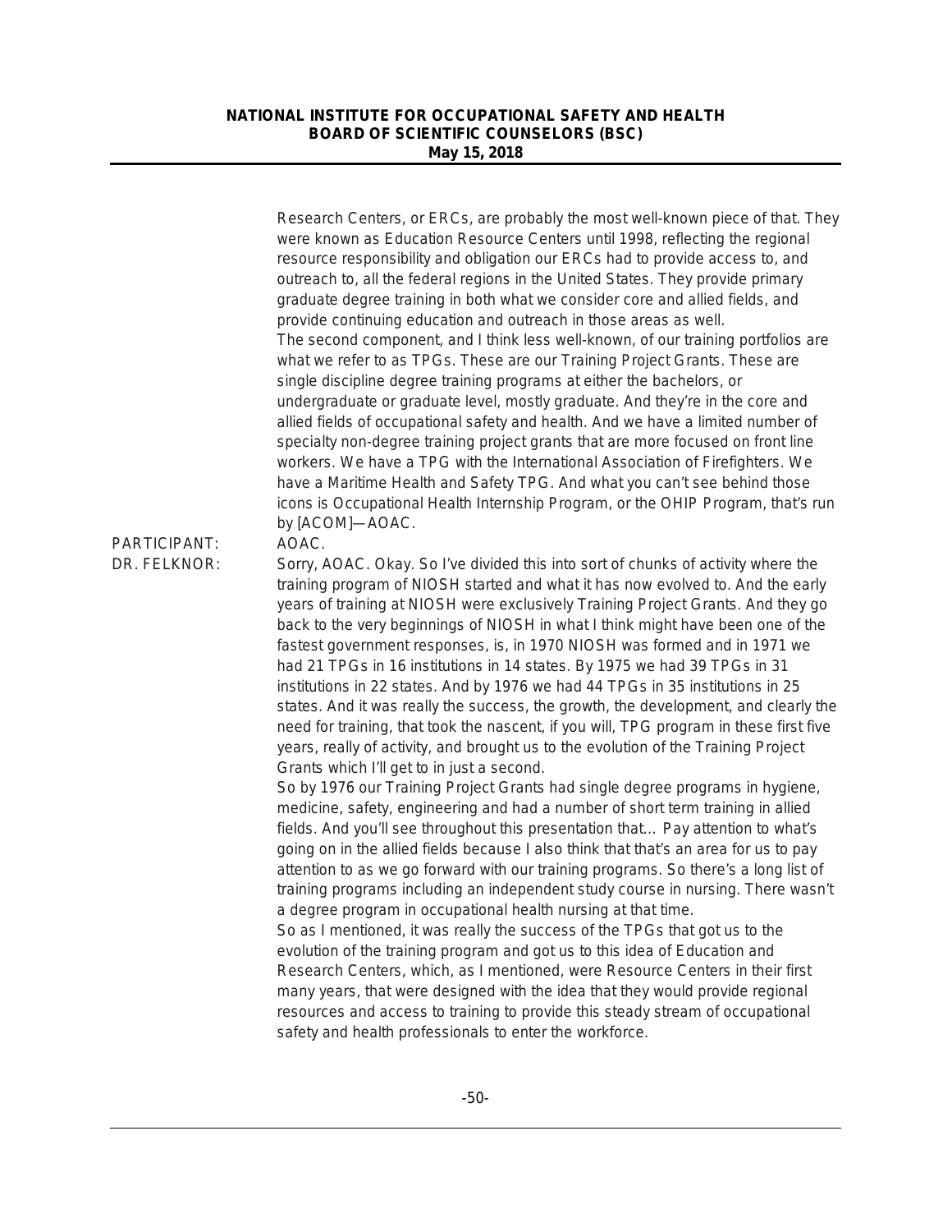Research Centers, or ERCs, are probably the most well-known piece of that. They were known as Education Resource Centers until 1998, reflecting the regional resource responsibility and obligation our ERCs had to provide access to, and outreach to, all the federal regions in the United States. They provide primary graduate degree training in both what we consider core and allied fields, and provide continuing education and outreach in those areas as well.

The second component, and I think less well-known, of our training portfolios are what we refer to as TPGs. These are our Training Project Grants. These are single discipline degree training programs at either the bachelors, or undergraduate or graduate level, mostly graduate. And they're in the core and allied fields of occupational safety and health. And we have a limited number of specialty non-degree training project grants that are more focused on front line workers. We have a TPG with the International Association of Firefighters. We have a Maritime Health and Safety TPG. And what you can't see behind those icons is Occupational Health Internship Program, or the OHIP Program, that's run by [ACOM]—AOAC.

PARTICIPANT: AOAC.

DR. FELKNOR: Sorry, AOAC. Okay. So I've divided this into sort of chunks of activity where the training program of NIOSH started and what it has now evolved to. And the early years of training at NIOSH were exclusively Training Project Grants. And they go back to the very beginnings of NIOSH in what I think might have been one of the fastest government responses, is, in 1970 NIOSH was formed and in 1971 we had 21 TPGs in 16 institutions in 14 states. By 1975 we had 39 TPGs in 31 institutions in 22 states. And by 1976 we had 44 TPGs in 35 institutions in 25 states. And it was really the success, the growth, the development, and clearly the need for training, that took the nascent, if you will, TPG program in these first five years, really of activity, and brought us to the evolution of the Training Project Grants which I'll get to in just a second.

So by 1976 our Training Project Grants had single degree programs in hygiene, medicine, safety, engineering and had a number of short term training in allied fields. And you'll see throughout this presentation that… Pay attention to what's going on in the allied fields because I also think that that's an area for us to pay attention to as we go forward with our training programs. So there's a long list of training programs including an independent study course in nursing. There wasn't a degree program in occupational health nursing at that time.

So as I mentioned, it was really the success of the TPGs that got us to the evolution of the training program and got us to this idea of Education and Research Centers, which, as I mentioned, were Resource Centers in their first many years, that were designed with the idea that they would provide regional resources and access to training to provide this steady stream of occupational safety and health professionals to enter the workforce.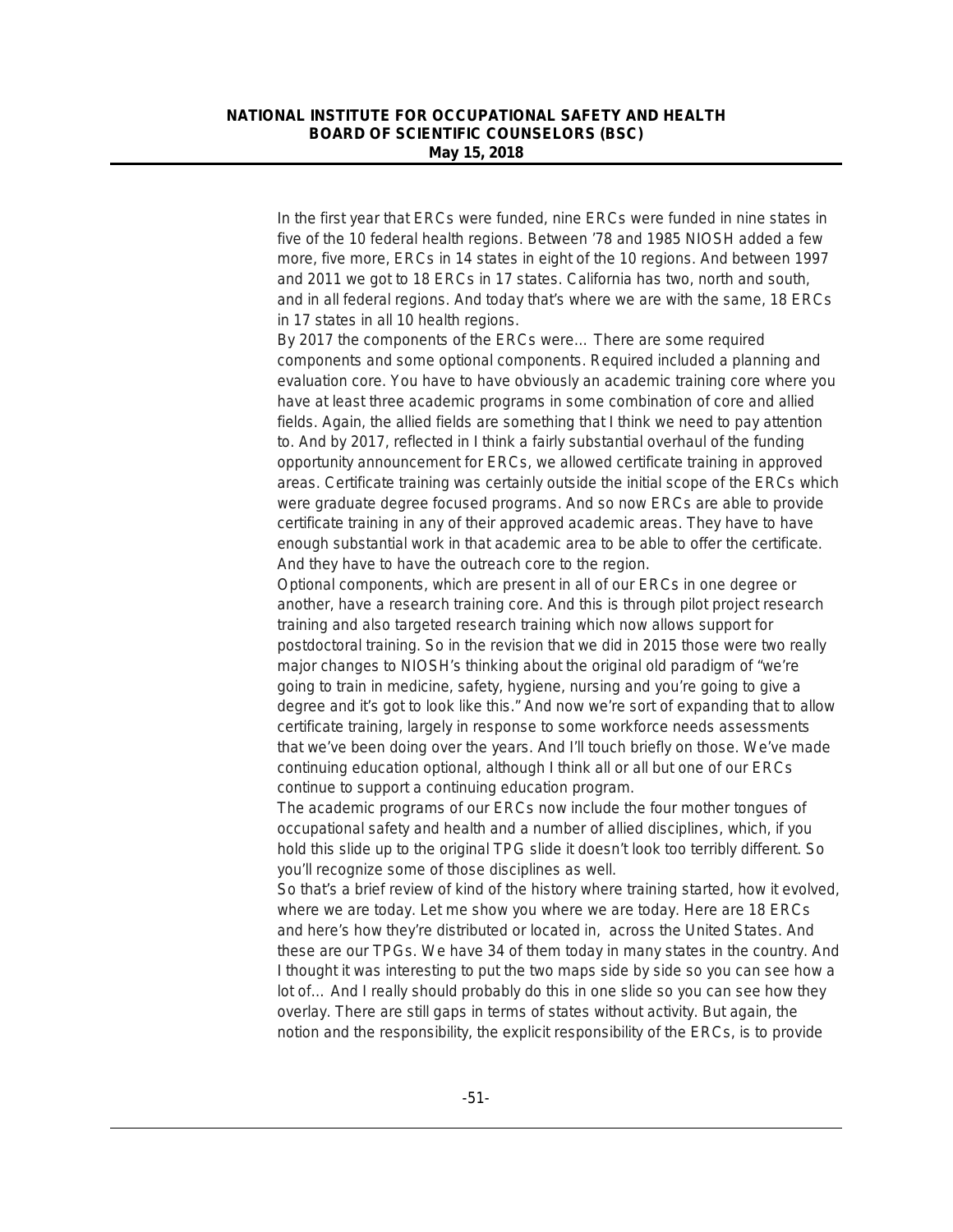In the first year that ERCs were funded, nine ERCs were funded in nine states in five of the 10 federal health regions. Between '78 and 1985 NIOSH added a few more, five more, ERCs in 14 states in eight of the 10 regions. And between 1997 and 2011 we got to 18 ERCs in 17 states. California has two, north and south, and in all federal regions. And today that's where we are with the same, 18 ERCs in 17 states in all 10 health regions.

By 2017 the components of the ERCs were… There are some required components and some optional components. Required included a planning and evaluation core. You have to have obviously an academic training core where you have at least three academic programs in some combination of core and allied fields. Again, the allied fields are something that I think we need to pay attention to. And by 2017, reflected in I think a fairly substantial overhaul of the funding opportunity announcement for ERCs, we allowed certificate training in approved areas. Certificate training was certainly outside the initial scope of the ERCs which were graduate degree focused programs. And so now ERCs are able to provide certificate training in any of their approved academic areas. They have to have enough substantial work in that academic area to be able to offer the certificate. And they have to have the outreach core to the region.

Optional components, which are present in all of our ERCs in one degree or another, have a research training core. And this is through pilot project research training and also targeted research training which now allows support for postdoctoral training. So in the revision that we did in 2015 those were two really major changes to NIOSH's thinking about the original old paradigm of "we're going to train in medicine, safety, hygiene, nursing and you're going to give a degree and it's got to look like this." And now we're sort of expanding that to allow certificate training, largely in response to some workforce needs assessments that we've been doing over the years. And I'll touch briefly on those. We've made continuing education optional, although I think all or all but one of our ERCs continue to support a continuing education program.

The academic programs of our ERCs now include the four mother tongues of occupational safety and health and a number of allied disciplines, which, if you hold this slide up to the original TPG slide it doesn't look too terribly different. So you'll recognize some of those disciplines as well.

So that's a brief review of kind of the history where training started, how it evolved, where we are today. Let me show you where we are today. Here are 18 ERCs and here's how they're distributed or located in, across the United States. And these are our TPGs. We have 34 of them today in many states in the country. And I thought it was interesting to put the two maps side by side so you can see how a lot of… And I really should probably do this in one slide so you can see how they overlay. There are still gaps in terms of states without activity. But again, the notion and the responsibility, the explicit responsibility of the ERCs, is to provide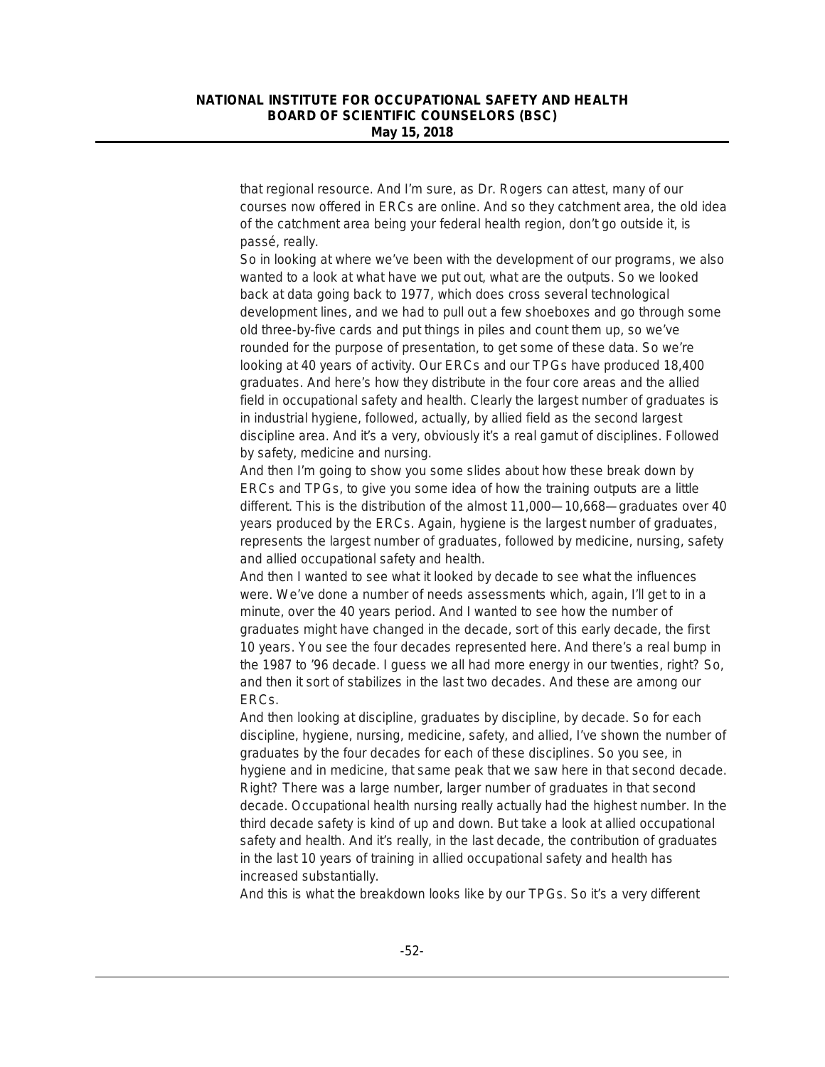that regional resource. And I'm sure, as Dr. Rogers can attest, many of our courses now offered in ERCs are online. And so they catchment area, the old idea of the catchment area being your federal health region, don't go outside it, is passé, really.

So in looking at where we've been with the development of our programs, we also wanted to a look at what have we put out, what are the outputs. So we looked back at data going back to 1977, which does cross several technological development lines, and we had to pull out a few shoeboxes and go through some old three-by-five cards and put things in piles and count them up, so we've rounded for the purpose of presentation, to get some of these data. So we're looking at 40 years of activity. Our ERCs and our TPGs have produced 18,400 graduates. And here's how they distribute in the four core areas and the allied field in occupational safety and health. Clearly the largest number of graduates is in industrial hygiene, followed, actually, by allied field as the second largest discipline area. And it's a very, obviously it's a real gamut of disciplines. Followed by safety, medicine and nursing.

And then I'm going to show you some slides about how these break down by ERCs and TPGs, to give you some idea of how the training outputs are a little different. This is the distribution of the almost 11,000—10,668—graduates over 40 years produced by the ERCs. Again, hygiene is the largest number of graduates, represents the largest number of graduates, followed by medicine, nursing, safety and allied occupational safety and health.

And then I wanted to see what it looked by decade to see what the influences were. We've done a number of needs assessments which, again, I'll get to in a minute, over the 40 years period. And I wanted to see how the number of graduates might have changed in the decade, sort of this early decade, the first 10 years. You see the four decades represented here. And there's a real bump in the 1987 to '96 decade. I guess we all had more energy in our twenties, right? So, and then it sort of stabilizes in the last two decades. And these are among our ERCs.

And then looking at discipline, graduates by discipline, by decade. So for each discipline, hygiene, nursing, medicine, safety, and allied, I've shown the number of graduates by the four decades for each of these disciplines. So you see, in hygiene and in medicine, that same peak that we saw here in that second decade. Right? There was a large number, larger number of graduates in that second decade. Occupational health nursing really actually had the highest number. In the third decade safety is kind of up and down. But take a look at allied occupational safety and health. And it's really, in the last decade, the contribution of graduates in the last 10 years of training in allied occupational safety and health has increased substantially.

And this is what the breakdown looks like by our TPGs. So it's a very different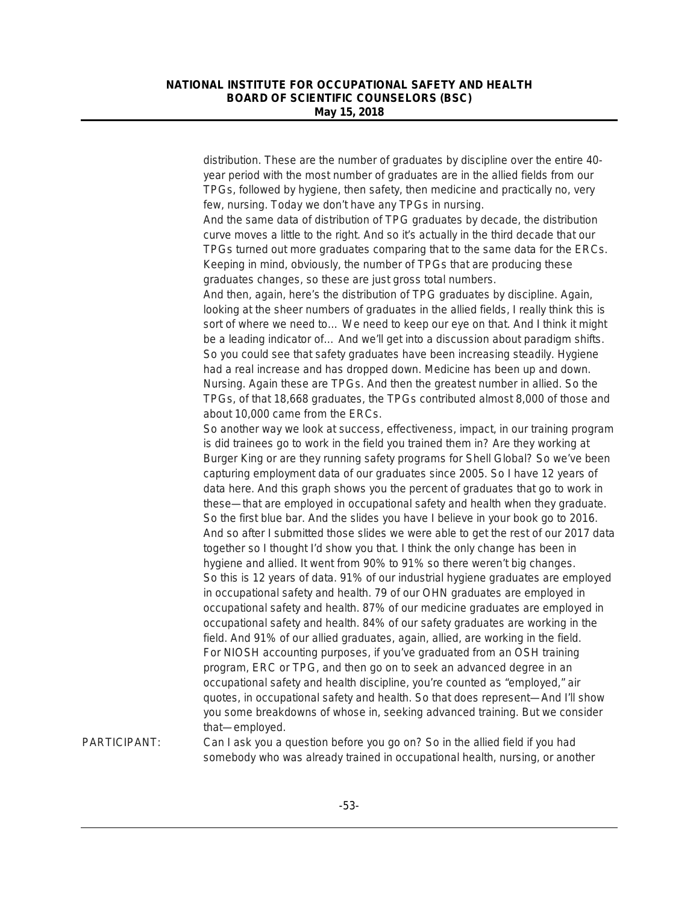distribution. These are the number of graduates by discipline over the entire 40-year period with the most number of graduates are in the allied fields from our TPGs, followed by hygiene, then safety, then medicine and practically no, very few, nursing. Today we don't have any TPGs in nursing.

And the same data of distribution of TPG graduates by decade, the distribution curve moves a little to the right. And so it's actually in the third decade that our TPGs turned out more graduates comparing that to the same data for the ERCs. Keeping in mind, obviously, the number of TPGs that are producing these graduates changes, so these are just gross total numbers.

And then, again, here's the distribution of TPG graduates by discipline. Again, looking at the sheer numbers of graduates in the allied fields, I really think this is sort of where we need to… We need to keep our eye on that. And I think it might be a leading indicator of… And we'll get into a discussion about paradigm shifts. So you could see that safety graduates have been increasing steadily. Hygiene had a real increase and has dropped down. Medicine has been up and down. Nursing. Again these are TPGs. And then the greatest number in allied. So the TPGs, of that 18,668 graduates, the TPGs contributed almost 8,000 of those and about 10,000 came from the ERCs.

So another way we look at success, effectiveness, impact, in our training program is did trainees go to work in the field you trained them in? Are they working at Burger King or are they running safety programs for Shell Global? So we've been capturing employment data of our graduates since 2005. So I have 12 years of data here. And this graph shows you the percent of graduates that go to work in these—that are employed in occupational safety and health when they graduate. So the first blue bar. And the slides you have I believe in your book go to 2016. And so after I submitted those slides we were able to get the rest of our 2017 data together so I thought I'd show you that. I think the only change has been in hygiene and allied. It went from 90% to 91% so there weren't big changes. So this is 12 years of data. 91% of our industrial hygiene graduates are employed in occupational safety and health. 79 of our OHN graduates are employed in occupational safety and health. 87% of our medicine graduates are employed in occupational safety and health. 84% of our safety graduates are working in the field. And 91% of our allied graduates, again, allied, are working in the field. For NIOSH accounting purposes, if you've graduated from an OSH training program, ERC or TPG, and then go on to seek an advanced degree in an occupational safety and health discipline, you're counted as "employed," air quotes, in occupational safety and health. So that does represent—And I'll show you some breakdowns of whose in, seeking advanced training. But we consider that—employed.

PARTICIPANT: Can I ask you a question before you go on? So in the allied field if you had somebody who was already trained in occupational health, nursing, or another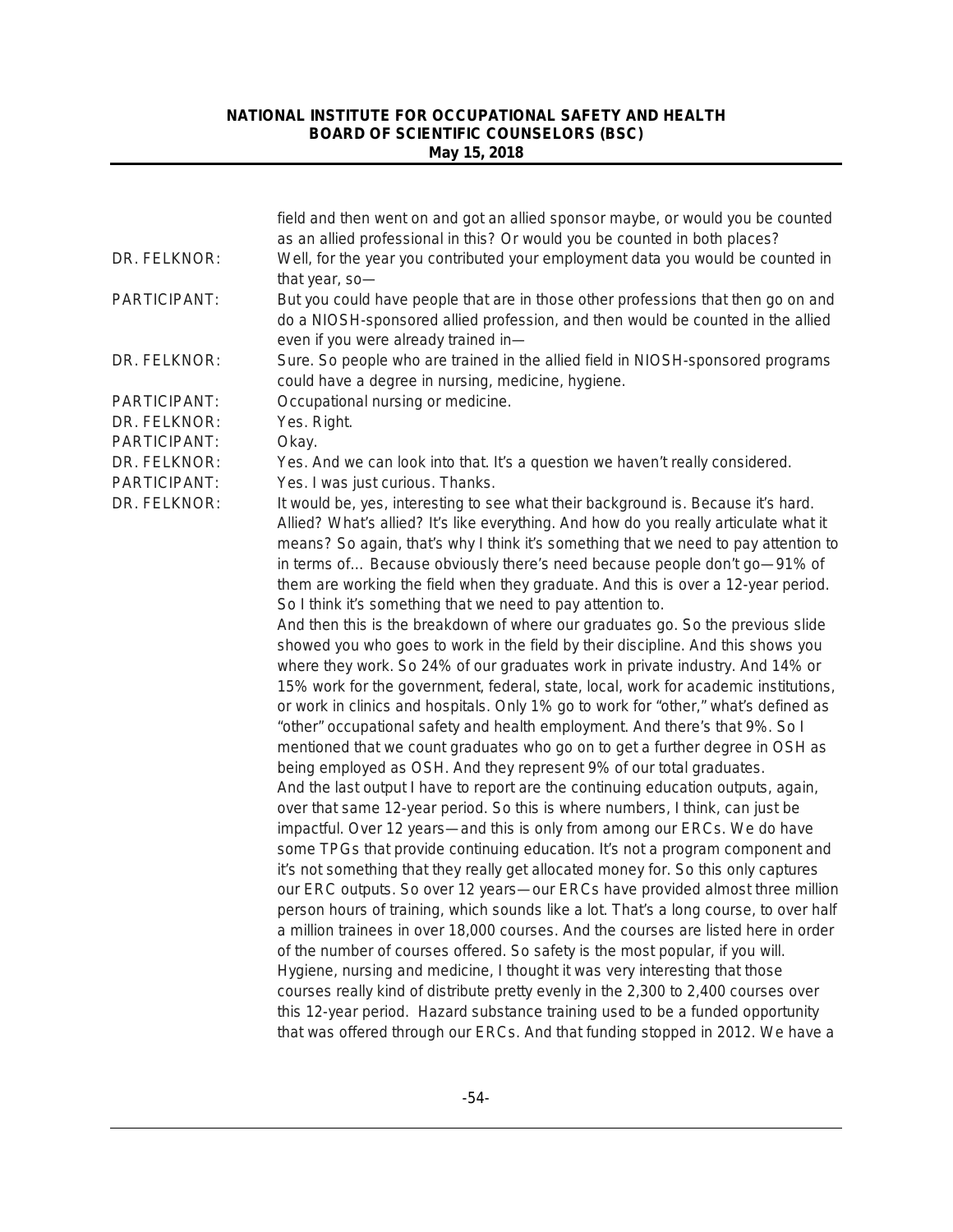| | |
|---|---|
| | field and then went on and got an allied sponsor maybe, or would you be counted as an allied professional in this? Or would you be counted in both places? |
| DR. FELKNOR: | Well, for the year you contributed your employment data you would be counted in that year, so— |
| PARTICIPANT: | But you could have people that are in those other professions that then go on and do a NIOSH-sponsored allied profession, and then would be counted in the allied even if you were already trained in— |
| DR. FELKNOR: | Sure. So people who are trained in the allied field in NIOSH-sponsored programs could have a degree in nursing, medicine, hygiene. |
| PARTICIPANT: | Occupational nursing or medicine. |
| DR. FELKNOR: | Yes. Right. |
| PARTICIPANT: | Okay. |
| DR. FELKNOR: | Yes. And we can look into that. It's a question we haven't really considered. |
| PARTICIPANT: | Yes. I was just curious. Thanks. |
| DR. FELKNOR: | It would be, yes, interesting to see what their background is. Because it's hard. Allied? What's allied? It's like everything. And how do you really articulate what it means? So again, that's why I think it's something that we need to pay attention to in terms of… Because obviously there's need because people don't go—91% of them are working the field when they graduate. And this is over a 12-year period. So I think it's something that we need to pay attention to.<br>And then this is the breakdown of where our graduates go. So the previous slide showed you who goes to work in the field by their discipline. And this shows you where they work. So 24% of our graduates work in private industry. And 14% or 15% work for the government, federal, state, local, work for academic institutions, or work in clinics and hospitals. Only 1% go to work for "other," what's defined as "other" occupational safety and health employment. And there's that 9%. So I mentioned that we count graduates who go on to get a further degree in OSH as being employed as OSH. And they represent 9% of our total graduates.<br>And the last output I have to report are the continuing education outputs, again, over that same 12-year period. So this is where numbers, I think, can just be impactful. Over 12 years—and this is only from among our ERCs. We do have some TPGs that provide continuing education. It's not a program component and it's not something that they really get allocated money for. So this only captures our ERC outputs. So over 12 years—our ERCs have provided almost three million person hours of training, which sounds like a lot. That's a long course, to over half a million trainees in over 18,000 courses. And the courses are listed here in order of the number of courses offered. So safety is the most popular, if you will. Hygiene, nursing and medicine, I thought it was very interesting that those courses really kind of distribute pretty evenly in the 2,300 to 2,400 courses over this 12-year period. Hazard substance training used to be a funded opportunity that was offered through our ERCs. And that funding stopped in 2012. We have a |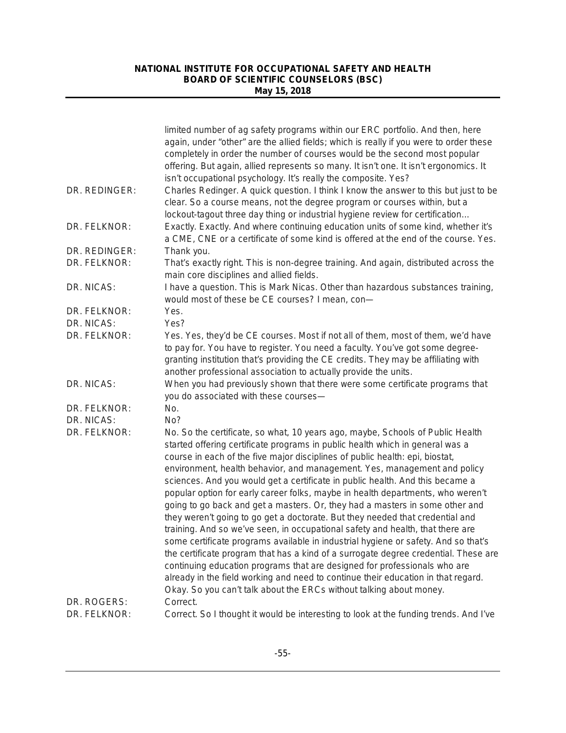limited number of ag safety programs within our ERC portfolio. And then, here again, under "other" are the allied fields; which is really if you were to order these completely in order the number of courses would be the second most popular offering. But again, allied represents so many. It isn't one. It isn't ergonomics. It isn't occupational psychology. It's really the composite. Yes?

DR. REDINGER: Charles Redinger. A quick question. I think I know the answer to this but just to be clear. So a course means, not the degree program or courses within, but a lockout-tagout three day thing or industrial hygiene review for certification…

DR. FELKNOR: Exactly. Exactly. And where continuing education units of some kind, whether it's a CME, CNE or a certificate of some kind is offered at the end of the course. Yes.

DR. REDINGER: Thank you.

DR. FELKNOR: That's exactly right. This is non-degree training. And again, distributed across the main core disciplines and allied fields.

DR. NICAS: I have a question. This is Mark Nicas. Other than hazardous substances training, would most of these be CE courses? I mean, con—

DR. FELKNOR: Yes.

DR. NICAS: Yes?

DR. FELKNOR: Yes. Yes, they'd be CE courses. Most if not all of them, most of them, we'd have to pay for. You have to register. You need a faculty. You've got some degree-granting institution that's providing the CE credits. They may be affiliating with another professional association to actually provide the units.

DR. NICAS: When you had previously shown that there were some certificate programs that you do associated with these courses—

DR. FELKNOR: No.

DR. NICAS: No?

DR. FELKNOR: No. So the certificate, so what, 10 years ago, maybe, Schools of Public Health started offering certificate programs in public health which in general was a course in each of the five major disciplines of public health: epi, biostat, environment, health behavior, and management. Yes, management and policy sciences. And you would get a certificate in public health. And this became a popular option for early career folks, maybe in health departments, who weren't going to go back and get a masters. Or, they had a masters in some other and they weren't going to go get a doctorate. But they needed that credential and training. And so we've seen, in occupational safety and health, that there are some certificate programs available in industrial hygiene or safety. And so that's the certificate program that has a kind of a surrogate degree credential. These are continuing education programs that are designed for professionals who are already in the field working and need to continue their education in that regard. Okay. So you can't talk about the ERCs without talking about money.

DR. ROGERS: Correct.

DR. FELKNOR: Correct. So I thought it would be interesting to look at the funding trends. And I've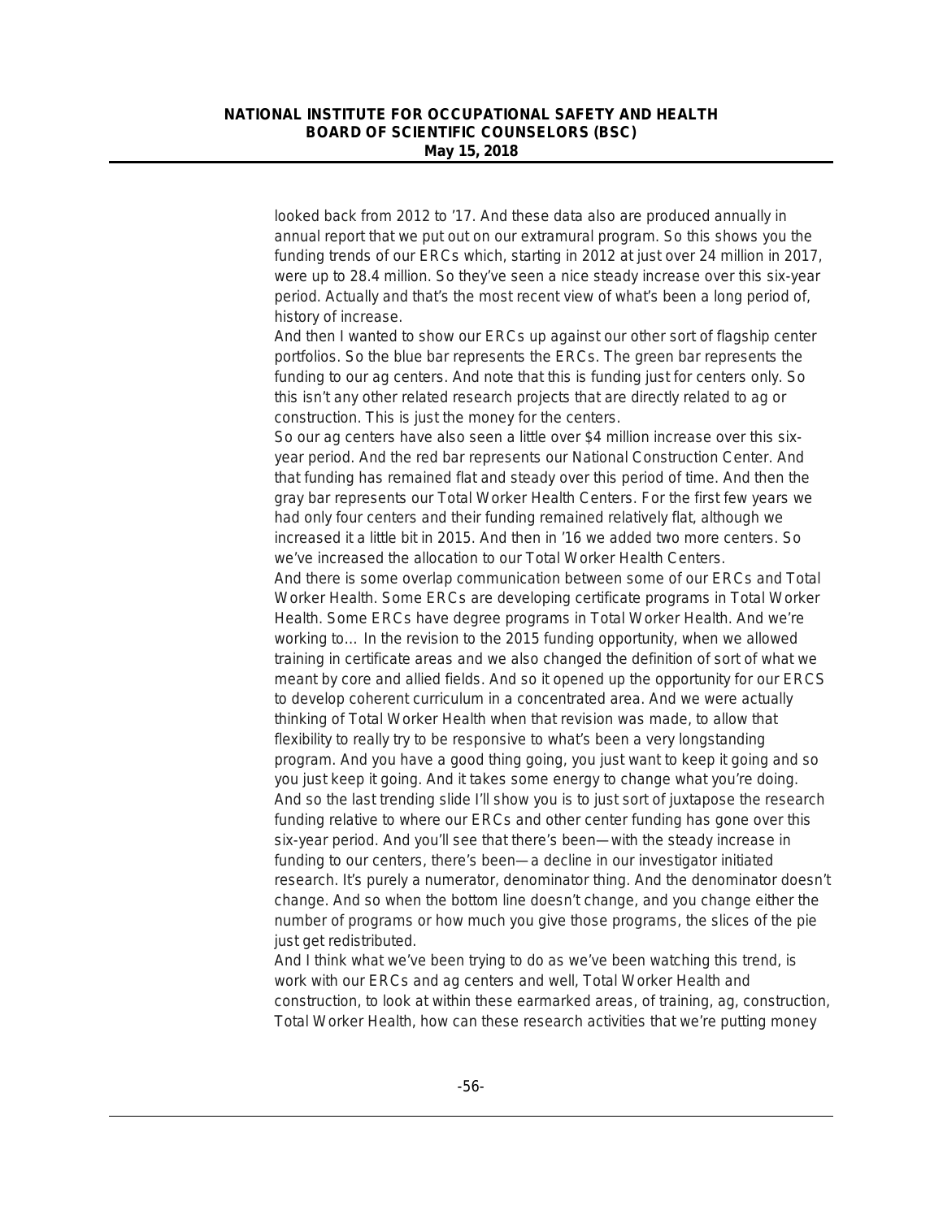looked back from 2012 to '17. And these data also are produced annually in annual report that we put out on our extramural program. So this shows you the funding trends of our ERCs which, starting in 2012 at just over 24 million in 2017, were up to 28.4 million. So they've seen a nice steady increase over this six-year period. Actually and that's the most recent view of what's been a long period of, history of increase.

And then I wanted to show our ERCs up against our other sort of flagship center portfolios. So the blue bar represents the ERCs. The green bar represents the funding to our ag centers. And note that this is funding just for centers only. So this isn't any other related research projects that are directly related to ag or construction. This is just the money for the centers.

So our ag centers have also seen a little over $4 million increase over this six-year period. And the red bar represents our National Construction Center. And that funding has remained flat and steady over this period of time. And then the gray bar represents our Total Worker Health Centers. For the first few years we had only four centers and their funding remained relatively flat, although we increased it a little bit in 2015. And then in '16 we added two more centers. So we've increased the allocation to our Total Worker Health Centers.

And there is some overlap communication between some of our ERCs and Total Worker Health. Some ERCs are developing certificate programs in Total Worker Health. Some ERCs have degree programs in Total Worker Health. And we're working to… In the revision to the 2015 funding opportunity, when we allowed training in certificate areas and we also changed the definition of sort of what we meant by core and allied fields. And so it opened up the opportunity for our ERCS to develop coherent curriculum in a concentrated area. And we were actually thinking of Total Worker Health when that revision was made, to allow that flexibility to really try to be responsive to what's been a very longstanding program. And you have a good thing going, you just want to keep it going and so you just keep it going. And it takes some energy to change what you're doing.

And so the last trending slide I'll show you is to just sort of juxtapose the research funding relative to where our ERCs and other center funding has gone over this six-year period. And you'll see that there's been—with the steady increase in funding to our centers, there's been—a decline in our investigator initiated research. It's purely a numerator, denominator thing. And the denominator doesn't change. And so when the bottom line doesn't change, and you change either the number of programs or how much you give those programs, the slices of the pie just get redistributed.

And I think what we've been trying to do as we've been watching this trend, is work with our ERCs and ag centers and well, Total Worker Health and construction, to look at within these earmarked areas, of training, ag, construction, Total Worker Health, how can these research activities that we're putting money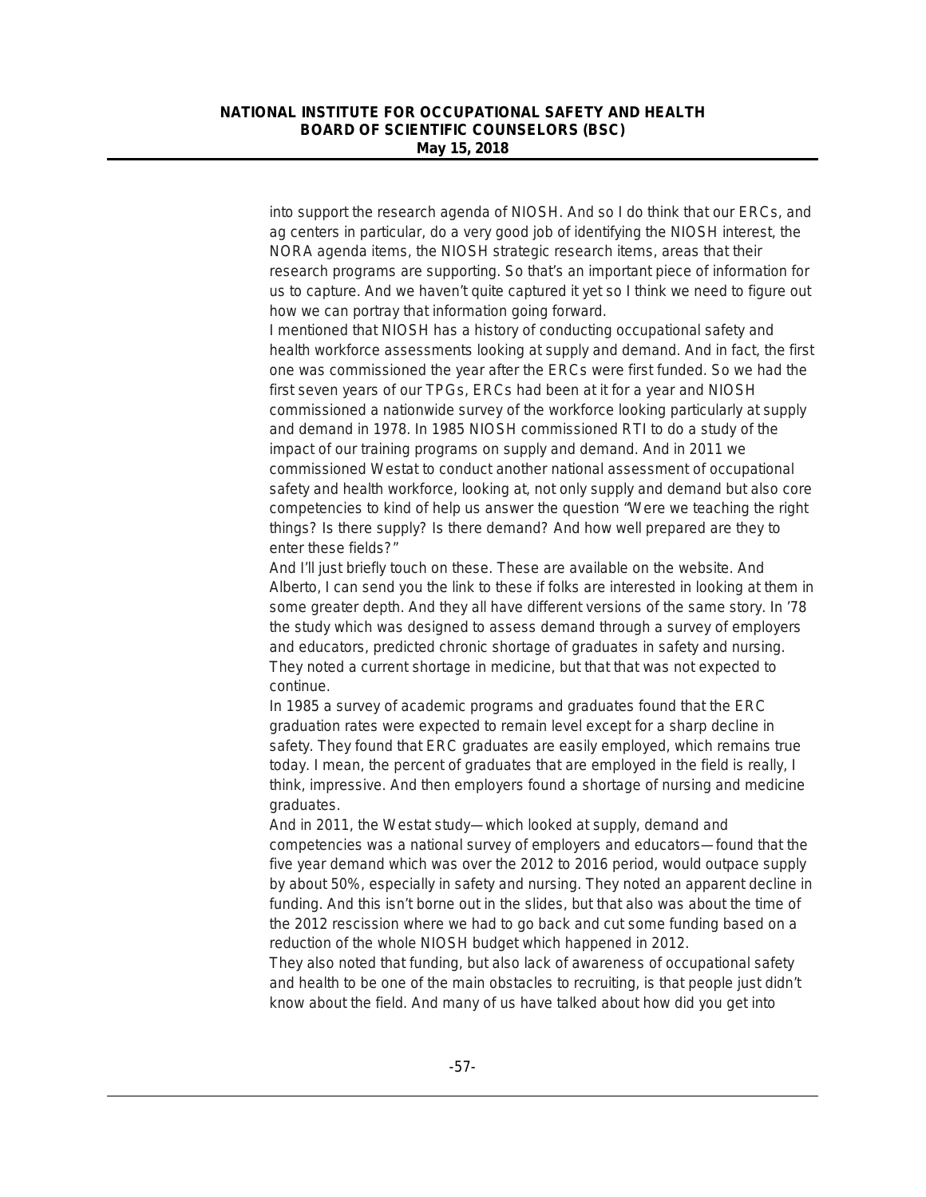into support the research agenda of NIOSH. And so I do think that our ERCs, and ag centers in particular, do a very good job of identifying the NIOSH interest, the NORA agenda items, the NIOSH strategic research items, areas that their research programs are supporting. So that's an important piece of information for us to capture. And we haven't quite captured it yet so I think we need to figure out how we can portray that information going forward.

I mentioned that NIOSH has a history of conducting occupational safety and health workforce assessments looking at supply and demand. And in fact, the first one was commissioned the year after the ERCs were first funded. So we had the first seven years of our TPGs, ERCs had been at it for a year and NIOSH commissioned a nationwide survey of the workforce looking particularly at supply and demand in 1978. In 1985 NIOSH commissioned RTI to do a study of the impact of our training programs on supply and demand. And in 2011 we commissioned Westat to conduct another national assessment of occupational safety and health workforce, looking at, not only supply and demand but also core competencies to kind of help us answer the question "Were we teaching the right things? Is there supply? Is there demand? And how well prepared are they to enter these fields?"

And I'll just briefly touch on these. These are available on the website. And Alberto, I can send you the link to these if folks are interested in looking at them in some greater depth. And they all have different versions of the same story. In '78 the study which was designed to assess demand through a survey of employers and educators, predicted chronic shortage of graduates in safety and nursing. They noted a current shortage in medicine, but that that was not expected to continue.

In 1985 a survey of academic programs and graduates found that the ERC graduation rates were expected to remain level except for a sharp decline in safety. They found that ERC graduates are easily employed, which remains true today. I mean, the percent of graduates that are employed in the field is really, I think, impressive. And then employers found a shortage of nursing and medicine graduates.

And in 2011, the Westat study—which looked at supply, demand and competencies was a national survey of employers and educators—found that the five year demand which was over the 2012 to 2016 period, would outpace supply by about 50%, especially in safety and nursing. They noted an apparent decline in funding. And this isn't borne out in the slides, but that also was about the time of the 2012 rescission where we had to go back and cut some funding based on a reduction of the whole NIOSH budget which happened in 2012.

They also noted that funding, but also lack of awareness of occupational safety and health to be one of the main obstacles to recruiting, is that people just didn't know about the field. And many of us have talked about how did you get into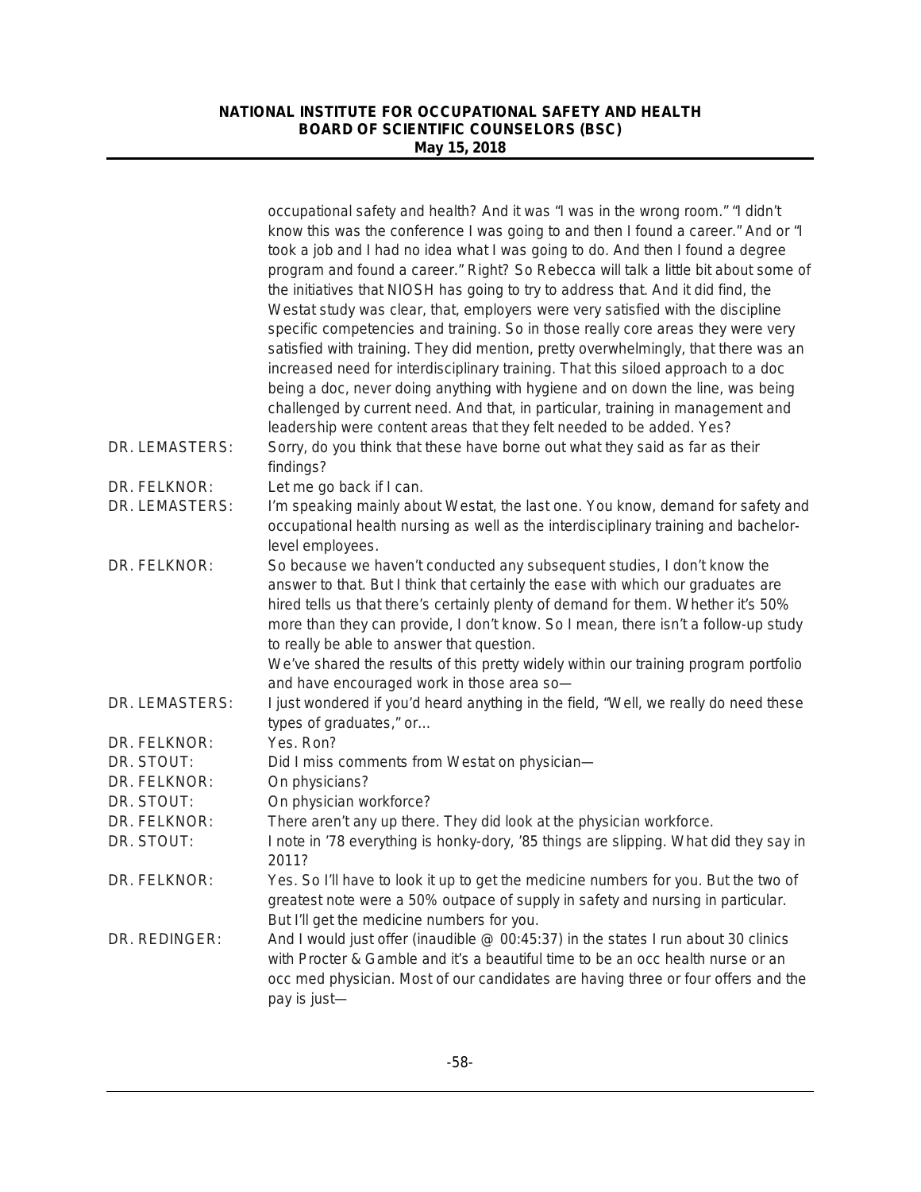occupational safety and health? And it was "I was in the wrong room." "I didn't know this was the conference I was going to and then I found a career." And or "I took a job and I had no idea what I was going to do. And then I found a degree program and found a career." Right? So Rebecca will talk a little bit about some of the initiatives that NIOSH has going to try to address that. And it did find, the Westat study was clear, that, employers were very satisfied with the discipline specific competencies and training. So in those really core areas they were very satisfied with training. They did mention, pretty overwhelmingly, that there was an increased need for interdisciplinary training. That this siloed approach to a doc being a doc, never doing anything with hygiene and on down the line, was being challenged by current need. And that, in particular, training in management and leadership were content areas that they felt needed to be added. Yes?

DR. LEMASTERS: Sorry, do you think that these have borne out what they said as far as their findings?

DR. FELKNOR: Let me go back if I can.

DR. LEMASTERS: I'm speaking mainly about Westat, the last one. You know, demand for safety and occupational health nursing as well as the interdisciplinary training and bachelor-level employees.

DR. FELKNOR: So because we haven't conducted any subsequent studies, I don't know the answer to that. But I think that certainly the ease with which our graduates are hired tells us that there's certainly plenty of demand for them. Whether it's 50% more than they can provide, I don't know. So I mean, there isn't a follow-up study to really be able to answer that question.
We've shared the results of this pretty widely within our training program portfolio and have encouraged work in those area so—

DR. LEMASTERS: I just wondered if you'd heard anything in the field, "Well, we really do need these types of graduates," or...

DR. FELKNOR: Yes. Ron?

DR. STOUT: Did I miss comments from Westat on physician—

DR. FELKNOR: On physicians?

DR. STOUT: On physician workforce?

DR. FELKNOR: There aren't any up there. They did look at the physician workforce.

DR. STOUT: I note in '78 everything is honky-dory, '85 things are slipping. What did they say in 2011?

DR. FELKNOR: Yes. So I'll have to look it up to get the medicine numbers for you. But the two of greatest note were a 50% outpace of supply in safety and nursing in particular. But I'll get the medicine numbers for you.

DR. REDINGER: And I would just offer (inaudible @ 00:45:37) in the states I run about 30 clinics with Procter & Gamble and it's a beautiful time to be an occ health nurse or an occ med physician. Most of our candidates are having three or four offers and the pay is just—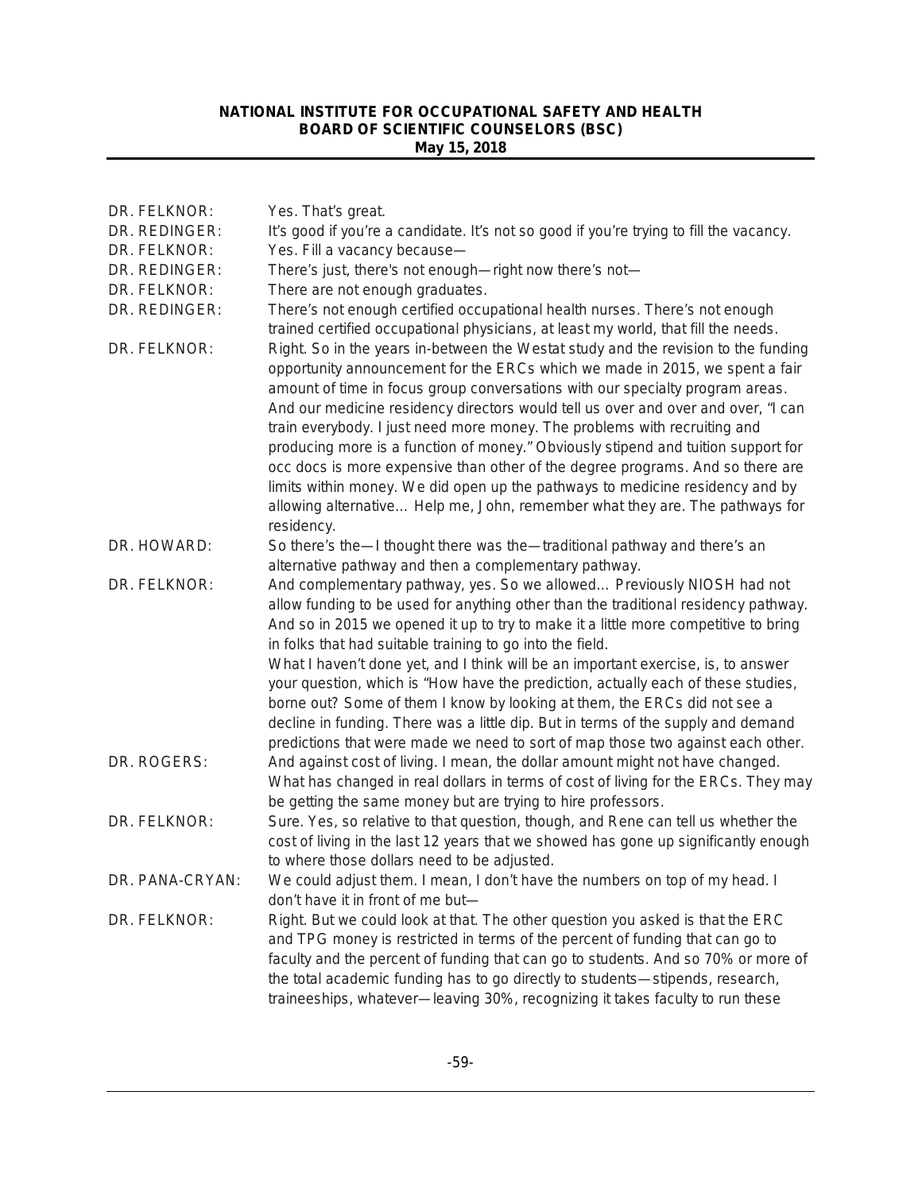| | |
|---|---|
| DR. FELKNOR: | Yes. That's great. |
| DR. REDINGER: | It's good if you're a candidate. It's not so good if you're trying to fill the vacancy. |
| DR. FELKNOR: | Yes. Fill a vacancy because— |
| DR. REDINGER: | There's just, there's not enough—right now there's not— |
| DR. FELKNOR: | There are not enough graduates. |
| DR. REDINGER: | There's not enough certified occupational health nurses. There's not enough trained certified occupational physicians, at least my world, that fill the needs. |
| DR. FELKNOR: | Right. So in the years in-between the Westat study and the revision to the funding opportunity announcement for the ERCs which we made in 2015, we spent a fair amount of time in focus group conversations with our specialty program areas. And our medicine residency directors would tell us over and over and over, "I can train everybody. I just need more money. The problems with recruiting and producing more is a function of money." Obviously stipend and tuition support for occ docs is more expensive than other of the degree programs. And so there are limits within money. We did open up the pathways to medicine residency and by allowing alternative… Help me, John, remember what they are. The pathways for residency. |
| DR. HOWARD: | So there's the—I thought there was the—traditional pathway and there's an alternative pathway and then a complementary pathway. |
| DR. FELKNOR: | And complementary pathway, yes. So we allowed… Previously NIOSH had not allow funding to be used for anything other than the traditional residency pathway. And so in 2015 we opened it up to try to make it a little more competitive to bring in folks that had suitable training to go into the field. What I haven't done yet, and I think will be an important exercise, is, to answer your question, which is "How have the prediction, actually each of these studies, borne out? Some of them I know by looking at them, the ERCs did not see a decline in funding. There was a little dip. But in terms of the supply and demand predictions that were made we need to sort of map those two against each other. |
| DR. ROGERS: | And against cost of living. I mean, the dollar amount might not have changed. What has changed in real dollars in terms of cost of living for the ERCs. They may be getting the same money but are trying to hire professors. |
| DR. FELKNOR: | Sure. Yes, so relative to that question, though, and Rene can tell us whether the cost of living in the last 12 years that we showed has gone up significantly enough to where those dollars need to be adjusted. |
| DR. PANA-CRYAN: | We could adjust them. I mean, I don't have the numbers on top of my head. I don't have it in front of me but— |
| DR. FELKNOR: | Right. But we could look at that. The other question you asked is that the ERC and TPG money is restricted in terms of the percent of funding that can go to faculty and the percent of funding that can go to students. And so 70% or more of the total academic funding has to go directly to students—stipends, research, traineeships, whatever—leaving 30%, recognizing it takes faculty to run these |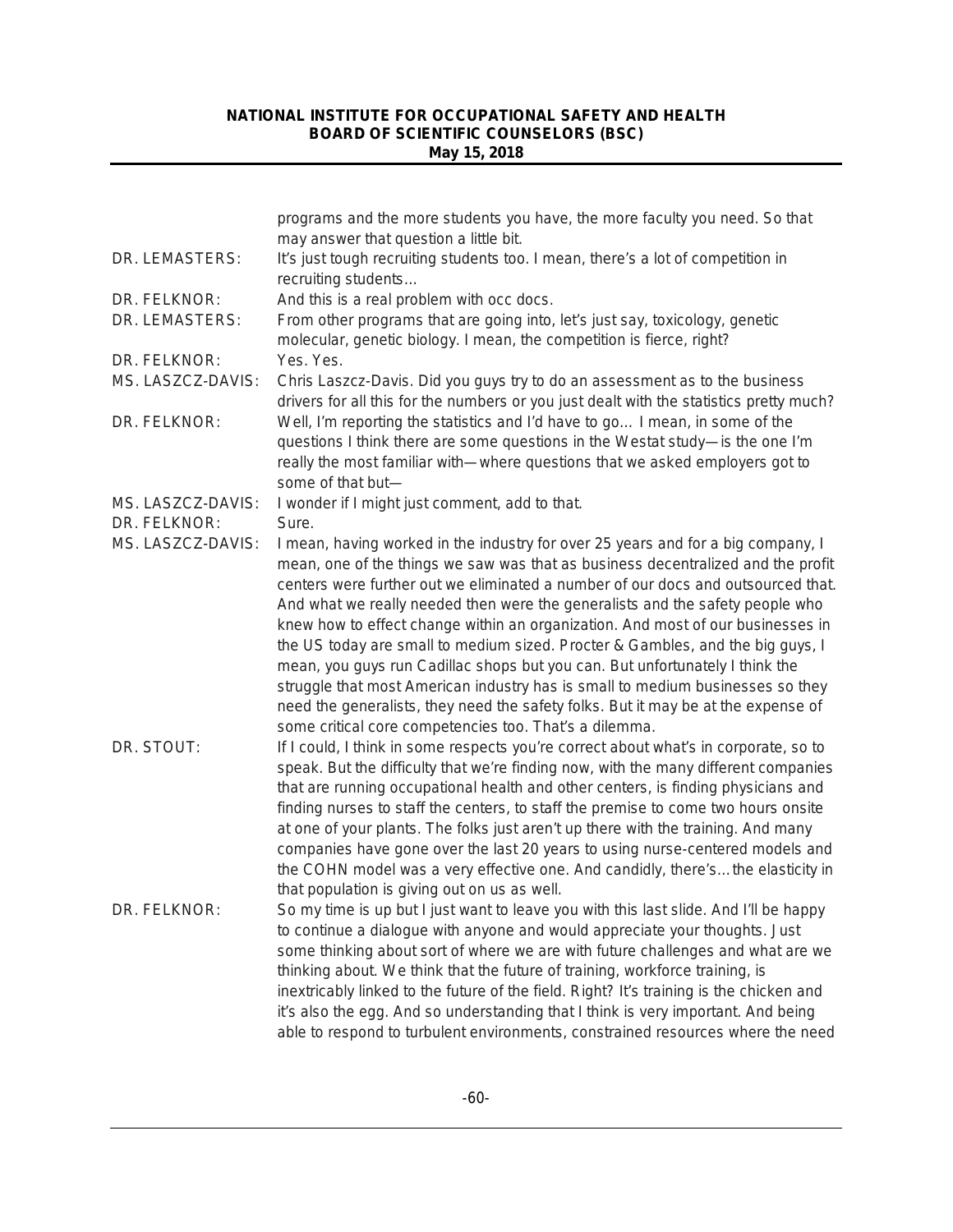programs and the more students you have, the more faculty you need. So that may answer that question a little bit.

DR. LEMASTERS: It's just tough recruiting students too. I mean, there's a lot of competition in recruiting students…

DR. FELKNOR: And this is a real problem with occ docs.

DR. LEMASTERS: From other programs that are going into, let's just say, toxicology, genetic molecular, genetic biology. I mean, the competition is fierce, right?

DR. FELKNOR: Yes. Yes.

MS. LASZCZ-DAVIS: Chris Laszcz-Davis. Did you guys try to do an assessment as to the business drivers for all this for the numbers or you just dealt with the statistics pretty much?

DR. FELKNOR: Well, I'm reporting the statistics and I'd have to go… I mean, in some of the questions I think there are some questions in the Westat study—is the one I'm really the most familiar with—where questions that we asked employers got to some of that but—

MS. LASZCZ-DAVIS: I wonder if I might just comment, add to that.

DR. FELKNOR: Sure.

MS. LASZCZ-DAVIS: I mean, having worked in the industry for over 25 years and for a big company, I mean, one of the things we saw was that as business decentralized and the profit centers were further out we eliminated a number of our docs and outsourced that. And what we really needed then were the generalists and the safety people who knew how to effect change within an organization. And most of our businesses in the US today are small to medium sized. Procter & Gambles, and the big guys, I mean, you guys run Cadillac shops but you can. But unfortunately I think the struggle that most American industry has is small to medium businesses so they need the generalists, they need the safety folks. But it may be at the expense of some critical core competencies too. That's a dilemma.

DR. STOUT: If I could, I think in some respects you're correct about what's in corporate, so to speak. But the difficulty that we're finding now, with the many different companies that are running occupational health and other centers, is finding physicians and finding nurses to staff the centers, to staff the premise to come two hours onsite at one of your plants. The folks just aren't up there with the training. And many companies have gone over the last 20 years to using nurse-centered models and the COHN model was a very effective one. And candidly, there's…the elasticity in that population is giving out on us as well.

DR. FELKNOR: So my time is up but I just want to leave you with this last slide. And I'll be happy to continue a dialogue with anyone and would appreciate your thoughts. Just some thinking about sort of where we are with future challenges and what are we thinking about. We think that the future of training, workforce training, is inextricably linked to the future of the field. Right? It's training is the chicken and it's also the egg. And so understanding that I think is very important. And being able to respond to turbulent environments, constrained resources where the need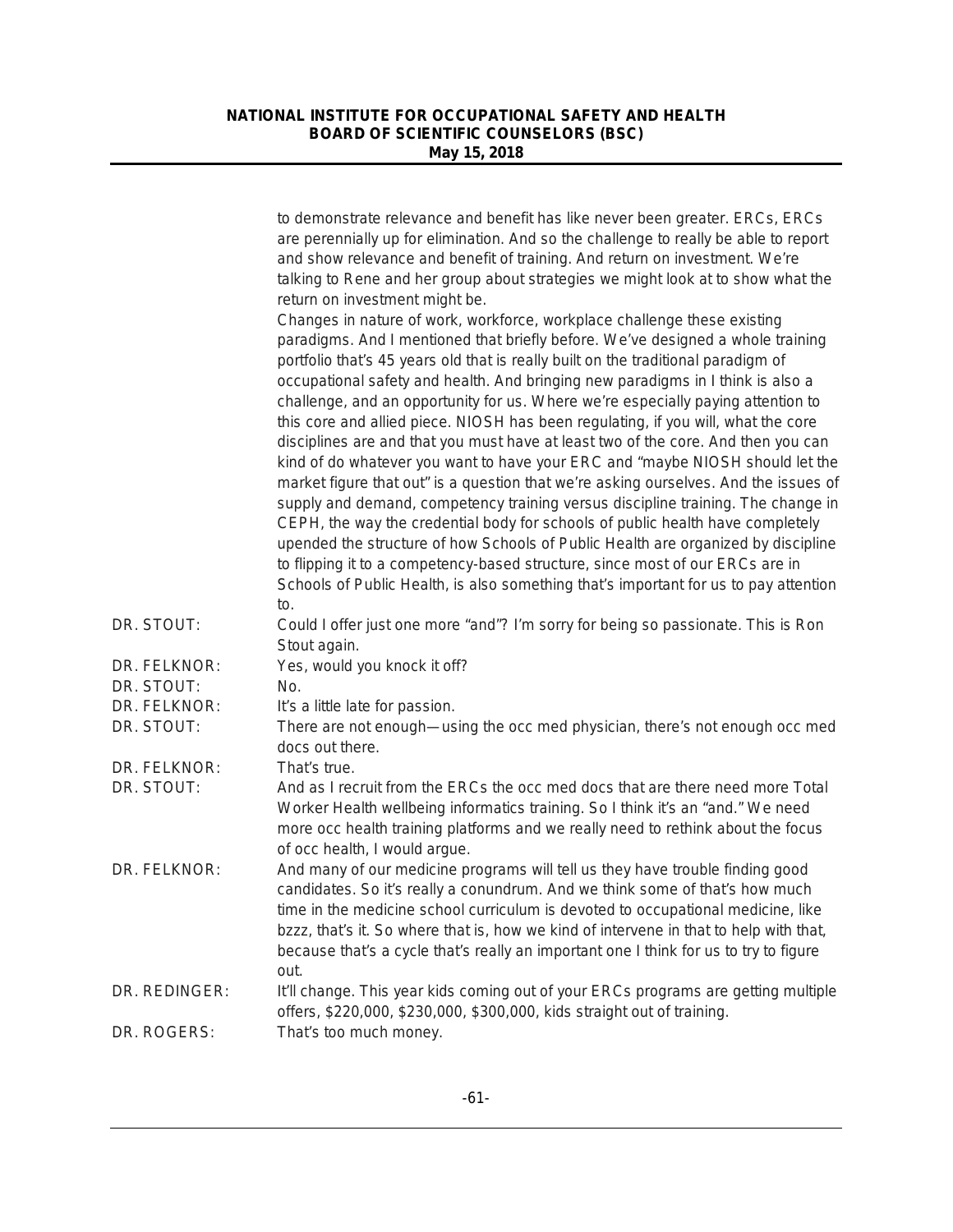to demonstrate relevance and benefit has like never been greater. ERCs, ERCs are perennially up for elimination. And so the challenge to really be able to report and show relevance and benefit of training. And return on investment. We're talking to Rene and her group about strategies we might look at to show what the return on investment might be.

Changes in nature of work, workforce, workplace challenge these existing paradigms. And I mentioned that briefly before. We've designed a whole training portfolio that's 45 years old that is really built on the traditional paradigm of occupational safety and health. And bringing new paradigms in I think is also a challenge, and an opportunity for us. Where we're especially paying attention to this core and allied piece. NIOSH has been regulating, if you will, what the core disciplines are and that you must have at least two of the core. And then you can kind of do whatever you want to have your ERC and "maybe NIOSH should let the market figure that out" is a question that we're asking ourselves. And the issues of supply and demand, competency training versus discipline training. The change in CEPH, the way the credential body for schools of public health have completely upended the structure of how Schools of Public Health are organized by discipline to flipping it to a competency-based structure, since most of our ERCs are in Schools of Public Health, is also something that's important for us to pay attention to.

DR. STOUT: Could I offer just one more "and"? I'm sorry for being so passionate. This is Ron Stout again.

DR. FELKNOR: Yes, would you knock it off?

DR. STOUT: No.

DR. FELKNOR: It's a little late for passion.

DR. STOUT: There are not enough—using the occ med physician, there's not enough occ med docs out there.

DR. FELKNOR: That's true.

DR. STOUT: And as I recruit from the ERCs the occ med docs that are there need more Total Worker Health wellbeing informatics training. So I think it's an "and." We need more occ health training platforms and we really need to rethink about the focus of occ health, I would argue.

DR. FELKNOR: And many of our medicine programs will tell us they have trouble finding good candidates. So it's really a conundrum. And we think some of that's how much time in the medicine school curriculum is devoted to occupational medicine, like bzzz, that's it. So where that is, how we kind of intervene in that to help with that, because that's a cycle that's really an important one I think for us to try to figure out.

DR. REDINGER: It'll change. This year kids coming out of your ERCs programs are getting multiple offers, $220,000, $230,000, $300,000, kids straight out of training.

DR. ROGERS: That's too much money.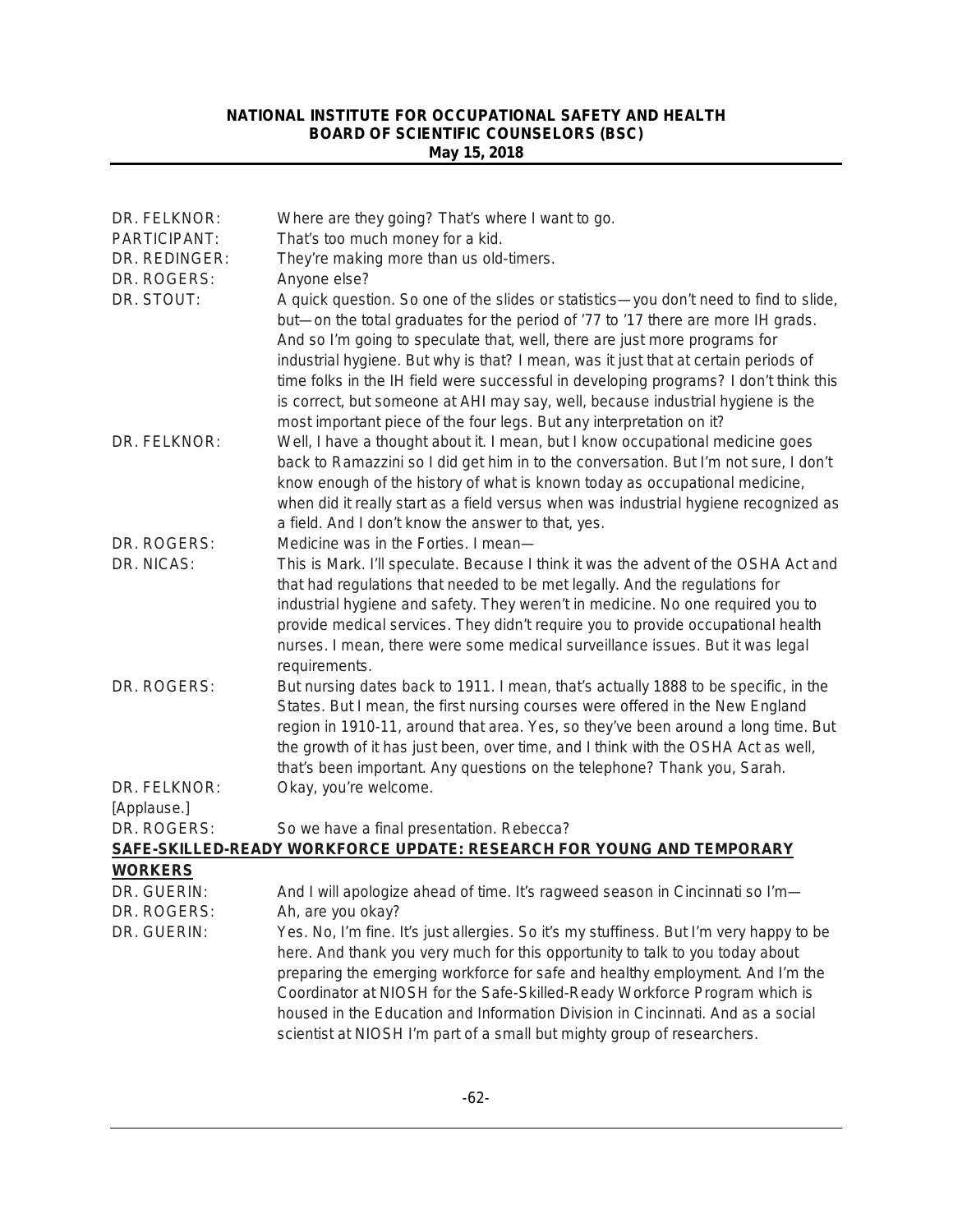DR. FELKNOR: Where are they going? That's where I want to go.

PARTICIPANT: That's too much money for a kid.

DR. REDINGER: They're making more than us old-timers.

DR. ROGERS: Anyone else?

DR. STOUT: A quick question. So one of the slides or statistics—you don't need to find to slide, but—on the total graduates for the period of '77 to '17 there are more IH grads. And so I'm going to speculate that, well, there are just more programs for industrial hygiene. But why is that? I mean, was it just that at certain periods of time folks in the IH field were successful in developing programs? I don't think this is correct, but someone at AHI may say, well, because industrial hygiene is the most important piece of the four legs. But any interpretation on it?

DR. FELKNOR: Well, I have a thought about it. I mean, but I know occupational medicine goes back to Ramazzini so I did get him in to the conversation. But I'm not sure, I don't know enough of the history of what is known today as occupational medicine, when did it really start as a field versus when was industrial hygiene recognized as a field. And I don't know the answer to that, yes.

DR. ROGERS: Medicine was in the Forties. I mean—

DR. NICAS: This is Mark. I'll speculate. Because I think it was the advent of the OSHA Act and that had regulations that needed to be met legally. And the regulations for industrial hygiene and safety. They weren't in medicine. No one required you to provide medical services. They didn't require you to provide occupational health nurses. I mean, there were some medical surveillance issues. But it was legal requirements.

DR. ROGERS: But nursing dates back to 1911. I mean, that's actually 1888 to be specific, in the States. But I mean, the first nursing courses were offered in the New England region in 1910-11, around that area. Yes, so they've been around a long time. But the growth of it has just been, over time, and I think with the OSHA Act as well, that's been important. Any questions on the telephone? Thank you, Sarah.

DR. FELKNOR: Okay, you're welcome.

[Applause.]

DR. ROGERS: So we have a final presentation. Rebecca?

## SAFE-SKILLED-READY WORKFORCE UPDATE: RESEARCH FOR YOUNG AND TEMPORARY WORKERS

DR. GUERIN: And I will apologize ahead of time. It's ragweed season in Cincinnati so I'm—

DR. ROGERS: Ah, are you okay?

DR. GUERIN: Yes. No, I'm fine. It's just allergies. So it's my stuffiness. But I'm very happy to be here. And thank you very much for this opportunity to talk to you today about preparing the emerging workforce for safe and healthy employment. And I'm the Coordinator at NIOSH for the Safe-Skilled-Ready Workforce Program which is housed in the Education and Information Division in Cincinnati. And as a social scientist at NIOSH I'm part of a small but mighty group of researchers.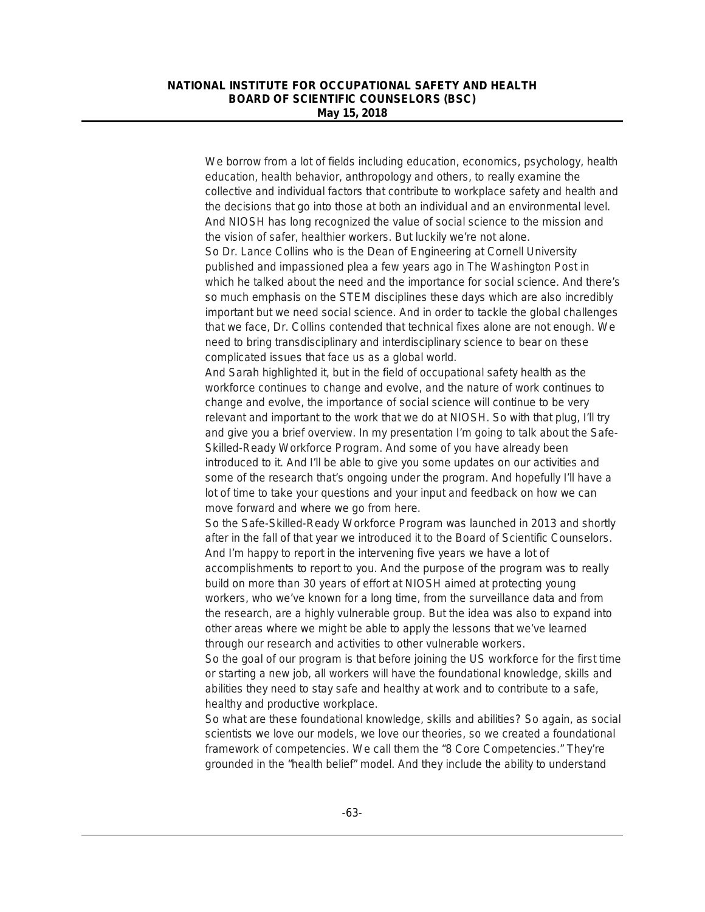We borrow from a lot of fields including education, economics, psychology, health education, health behavior, anthropology and others, to really examine the collective and individual factors that contribute to workplace safety and health and the decisions that go into those at both an individual and an environmental level. And NIOSH has long recognized the value of social science to the mission and the vision of safer, healthier workers. But luckily we're not alone.

So Dr. Lance Collins who is the Dean of Engineering at Cornell University published and impassioned plea a few years ago in The Washington Post in which he talked about the need and the importance for social science. And there's so much emphasis on the STEM disciplines these days which are also incredibly important but we need social science. And in order to tackle the global challenges that we face, Dr. Collins contended that technical fixes alone are not enough. We need to bring transdisciplinary and interdisciplinary science to bear on these complicated issues that face us as a global world.

And Sarah highlighted it, but in the field of occupational safety health as the workforce continues to change and evolve, and the nature of work continues to change and evolve, the importance of social science will continue to be very relevant and important to the work that we do at NIOSH. So with that plug, I'll try and give you a brief overview. In my presentation I'm going to talk about the Safe-Skilled-Ready Workforce Program. And some of you have already been introduced to it. And I'll be able to give you some updates on our activities and some of the research that's ongoing under the program. And hopefully I'll have a lot of time to take your questions and your input and feedback on how we can move forward and where we go from here.

So the Safe-Skilled-Ready Workforce Program was launched in 2013 and shortly after in the fall of that year we introduced it to the Board of Scientific Counselors. And I'm happy to report in the intervening five years we have a lot of accomplishments to report to you. And the purpose of the program was to really build on more than 30 years of effort at NIOSH aimed at protecting young workers, who we've known for a long time, from the surveillance data and from the research, are a highly vulnerable group. But the idea was also to expand into other areas where we might be able to apply the lessons that we've learned through our research and activities to other vulnerable workers.

So the goal of our program is that before joining the US workforce for the first time or starting a new job, all workers will have the foundational knowledge, skills and abilities they need to stay safe and healthy at work and to contribute to a safe, healthy and productive workplace.

So what are these foundational knowledge, skills and abilities? So again, as social scientists we love our models, we love our theories, so we created a foundational framework of competencies. We call them the "8 Core Competencies." They're grounded in the "health belief" model. And they include the ability to understand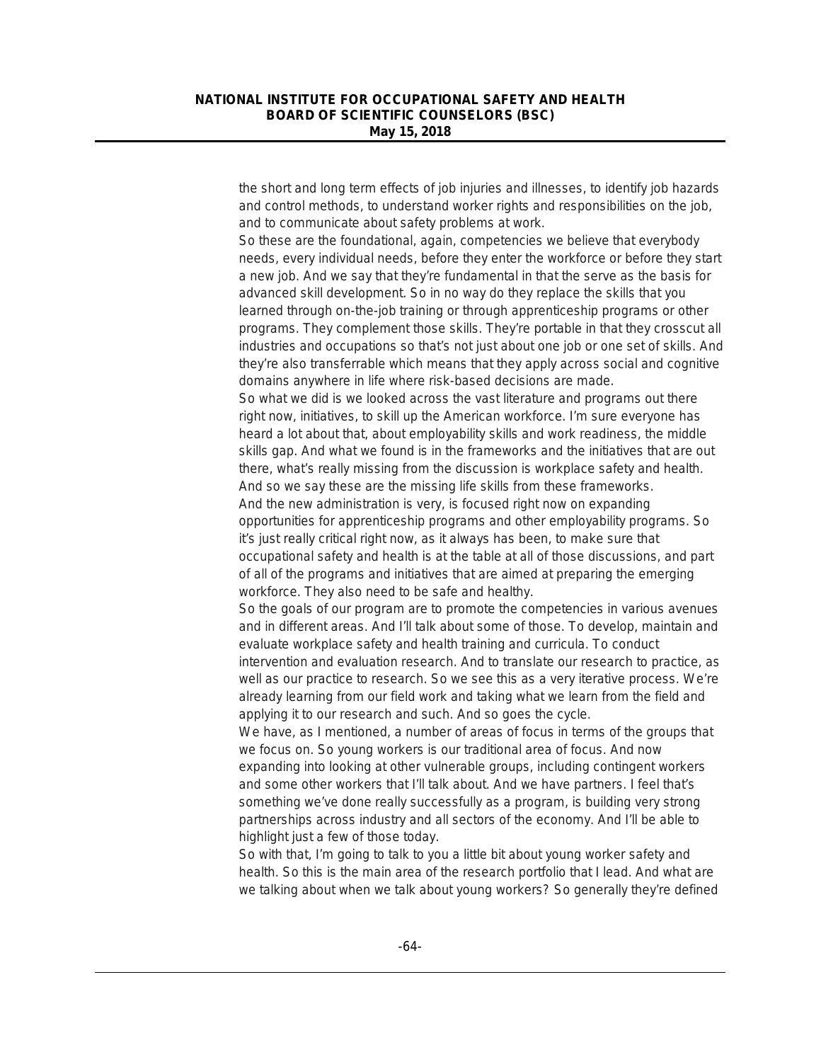the short and long term effects of job injuries and illnesses, to identify job hazards and control methods, to understand worker rights and responsibilities on the job, and to communicate about safety problems at work.

So these are the foundational, again, competencies we believe that everybody needs, every individual needs, before they enter the workforce or before they start a new job. And we say that they're fundamental in that the serve as the basis for advanced skill development. So in no way do they replace the skills that you learned through on-the-job training or through apprenticeship programs or other programs. They complement those skills. They're portable in that they crosscut all industries and occupations so that's not just about one job or one set of skills. And they're also transferrable which means that they apply across social and cognitive domains anywhere in life where risk-based decisions are made.

So what we did is we looked across the vast literature and programs out there right now, initiatives, to skill up the American workforce. I'm sure everyone has heard a lot about that, about employability skills and work readiness, the middle skills gap. And what we found is in the frameworks and the initiatives that are out there, what's really missing from the discussion is workplace safety and health. And so we say these are the missing life skills from these frameworks.

And the new administration is very, is focused right now on expanding opportunities for apprenticeship programs and other employability programs. So it's just really critical right now, as it always has been, to make sure that occupational safety and health is at the table at all of those discussions, and part of all of the programs and initiatives that are aimed at preparing the emerging workforce. They also need to be safe and healthy.

So the goals of our program are to promote the competencies in various avenues and in different areas. And I'll talk about some of those. To develop, maintain and evaluate workplace safety and health training and curricula. To conduct intervention and evaluation research. And to translate our research to practice, as well as our practice to research. So we see this as a very iterative process. We're already learning from our field work and taking what we learn from the field and applying it to our research and such. And so goes the cycle.

We have, as I mentioned, a number of areas of focus in terms of the groups that we focus on. So young workers is our traditional area of focus. And now expanding into looking at other vulnerable groups, including contingent workers and some other workers that I'll talk about. And we have partners. I feel that's something we've done really successfully as a program, is building very strong partnerships across industry and all sectors of the economy. And I'll be able to highlight just a few of those today.

So with that, I'm going to talk to you a little bit about young worker safety and health. So this is the main area of the research portfolio that I lead. And what are we talking about when we talk about young workers? So generally they're defined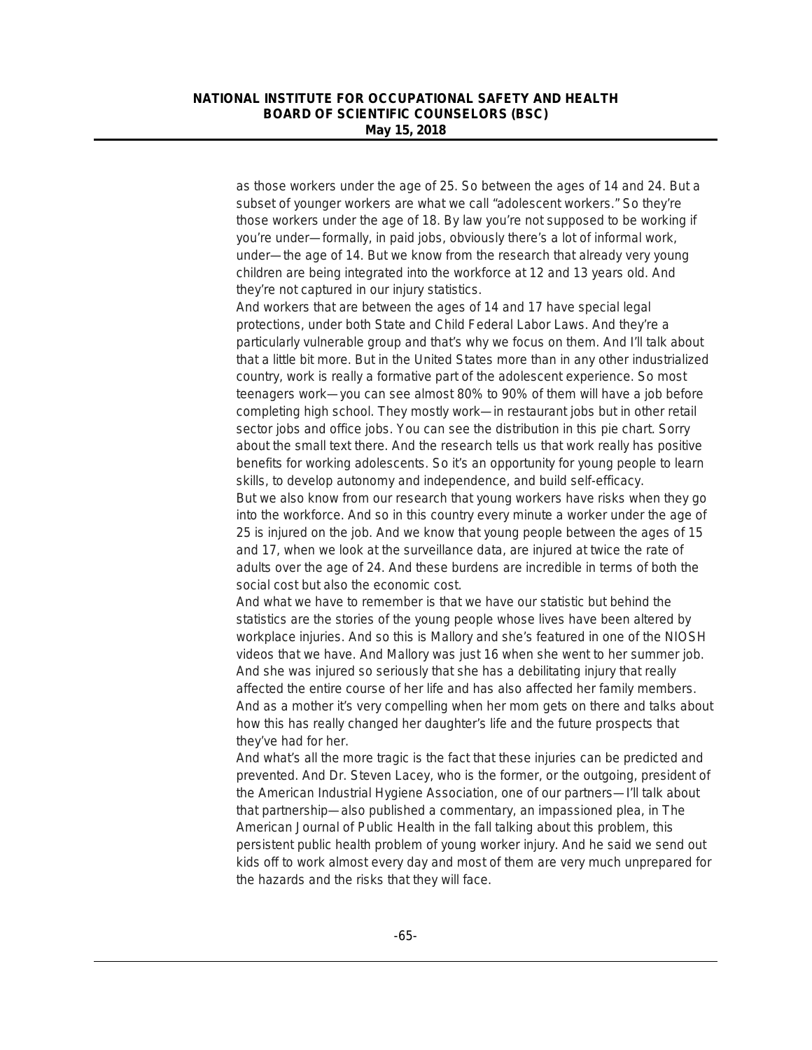as those workers under the age of 25. So between the ages of 14 and 24. But a subset of younger workers are what we call "adolescent workers." So they're those workers under the age of 18. By law you're not supposed to be working if you're under—formally, in paid jobs, obviously there's a lot of informal work, under—the age of 14. But we know from the research that already very young children are being integrated into the workforce at 12 and 13 years old. And they're not captured in our injury statistics.

And workers that are between the ages of 14 and 17 have special legal protections, under both State and Child Federal Labor Laws. And they're a particularly vulnerable group and that's why we focus on them. And I'll talk about that a little bit more. But in the United States more than in any other industrialized country, work is really a formative part of the adolescent experience. So most teenagers work—you can see almost 80% to 90% of them will have a job before completing high school. They mostly work—in restaurant jobs but in other retail sector jobs and office jobs. You can see the distribution in this pie chart. Sorry about the small text there. And the research tells us that work really has positive benefits for working adolescents. So it's an opportunity for young people to learn skills, to develop autonomy and independence, and build self-efficacy.

But we also know from our research that young workers have risks when they go into the workforce. And so in this country every minute a worker under the age of 25 is injured on the job. And we know that young people between the ages of 15 and 17, when we look at the surveillance data, are injured at twice the rate of adults over the age of 24. And these burdens are incredible in terms of both the social cost but also the economic cost.

And what we have to remember is that we have our statistic but behind the statistics are the stories of the young people whose lives have been altered by workplace injuries. And so this is Mallory and she's featured in one of the NIOSH videos that we have. And Mallory was just 16 when she went to her summer job. And she was injured so seriously that she has a debilitating injury that really affected the entire course of her life and has also affected her family members. And as a mother it's very compelling when her mom gets on there and talks about how this has really changed her daughter's life and the future prospects that they've had for her.

And what's all the more tragic is the fact that these injuries can be predicted and prevented. And Dr. Steven Lacey, who is the former, or the outgoing, president of the American Industrial Hygiene Association, one of our partners—I'll talk about that partnership—also published a commentary, an impassioned plea, in The American Journal of Public Health in the fall talking about this problem, this persistent public health problem of young worker injury. And he said we send out kids off to work almost every day and most of them are very much unprepared for the hazards and the risks that they will face.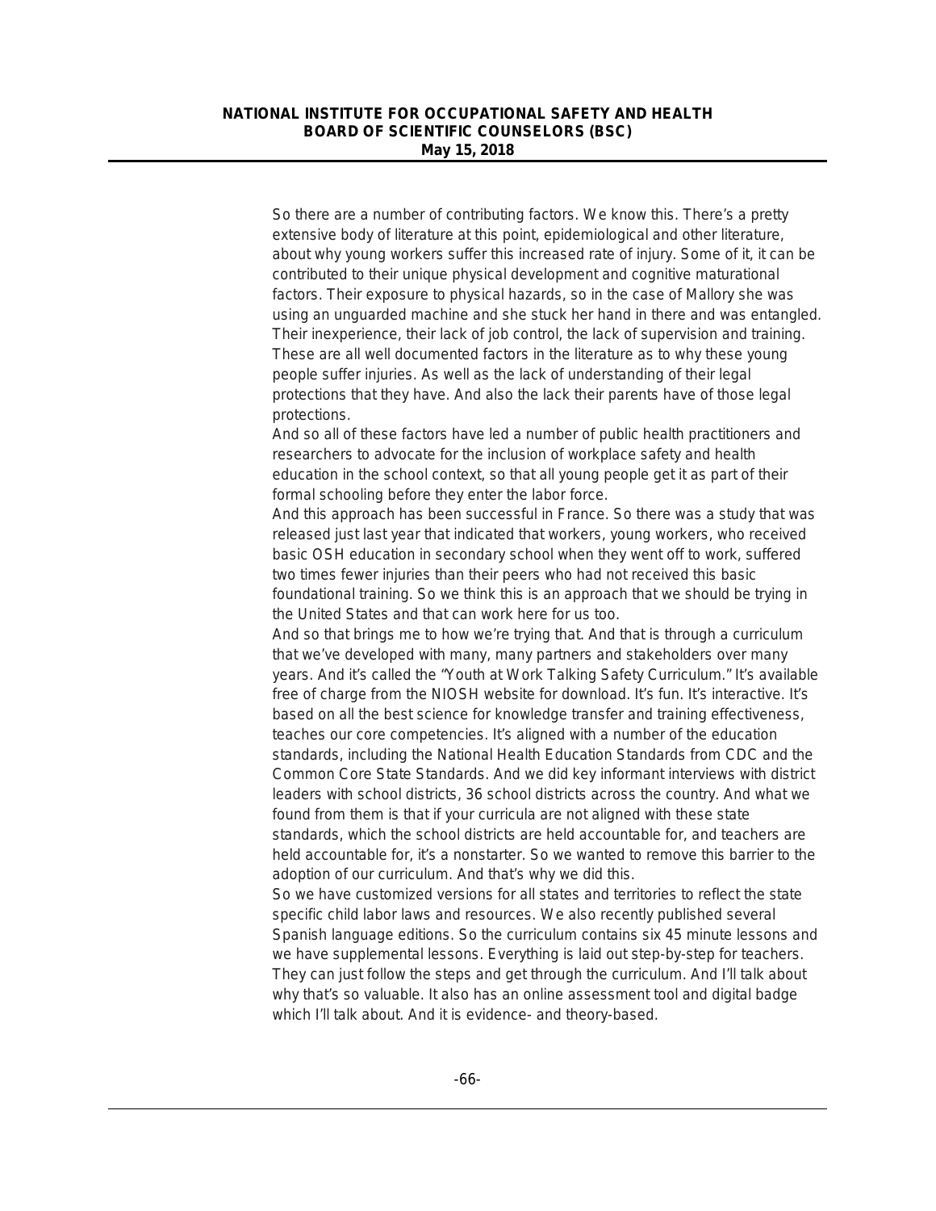So there are a number of contributing factors. We know this. There's a pretty extensive body of literature at this point, epidemiological and other literature, about why young workers suffer this increased rate of injury. Some of it, it can be contributed to their unique physical development and cognitive maturational factors. Their exposure to physical hazards, so in the case of Mallory she was using an unguarded machine and she stuck her hand in there and was entangled. Their inexperience, their lack of job control, the lack of supervision and training. These are all well documented factors in the literature as to why these young people suffer injuries. As well as the lack of understanding of their legal protections that they have. And also the lack their parents have of those legal protections.

And so all of these factors have led a number of public health practitioners and researchers to advocate for the inclusion of workplace safety and health education in the school context, so that all young people get it as part of their formal schooling before they enter the labor force.

And this approach has been successful in France. So there was a study that was released just last year that indicated that workers, young workers, who received basic OSH education in secondary school when they went off to work, suffered two times fewer injuries than their peers who had not received this basic foundational training. So we think this is an approach that we should be trying in the United States and that can work here for us too.

And so that brings me to how we're trying that. And that is through a curriculum that we've developed with many, many partners and stakeholders over many years. And it's called the "Youth at Work Talking Safety Curriculum." It's available free of charge from the NIOSH website for download. It's fun. It's interactive. It's based on all the best science for knowledge transfer and training effectiveness, teaches our core competencies. It's aligned with a number of the education standards, including the National Health Education Standards from CDC and the Common Core State Standards. And we did key informant interviews with district leaders with school districts, 36 school districts across the country. And what we found from them is that if your curricula are not aligned with these state standards, which the school districts are held accountable for, and teachers are held accountable for, it's a nonstarter. So we wanted to remove this barrier to the adoption of our curriculum. And that's why we did this.

So we have customized versions for all states and territories to reflect the state specific child labor laws and resources. We also recently published several Spanish language editions. So the curriculum contains six 45 minute lessons and we have supplemental lessons. Everything is laid out step-by-step for teachers. They can just follow the steps and get through the curriculum. And I'll talk about why that's so valuable. It also has an online assessment tool and digital badge which I'll talk about. And it is evidence- and theory-based.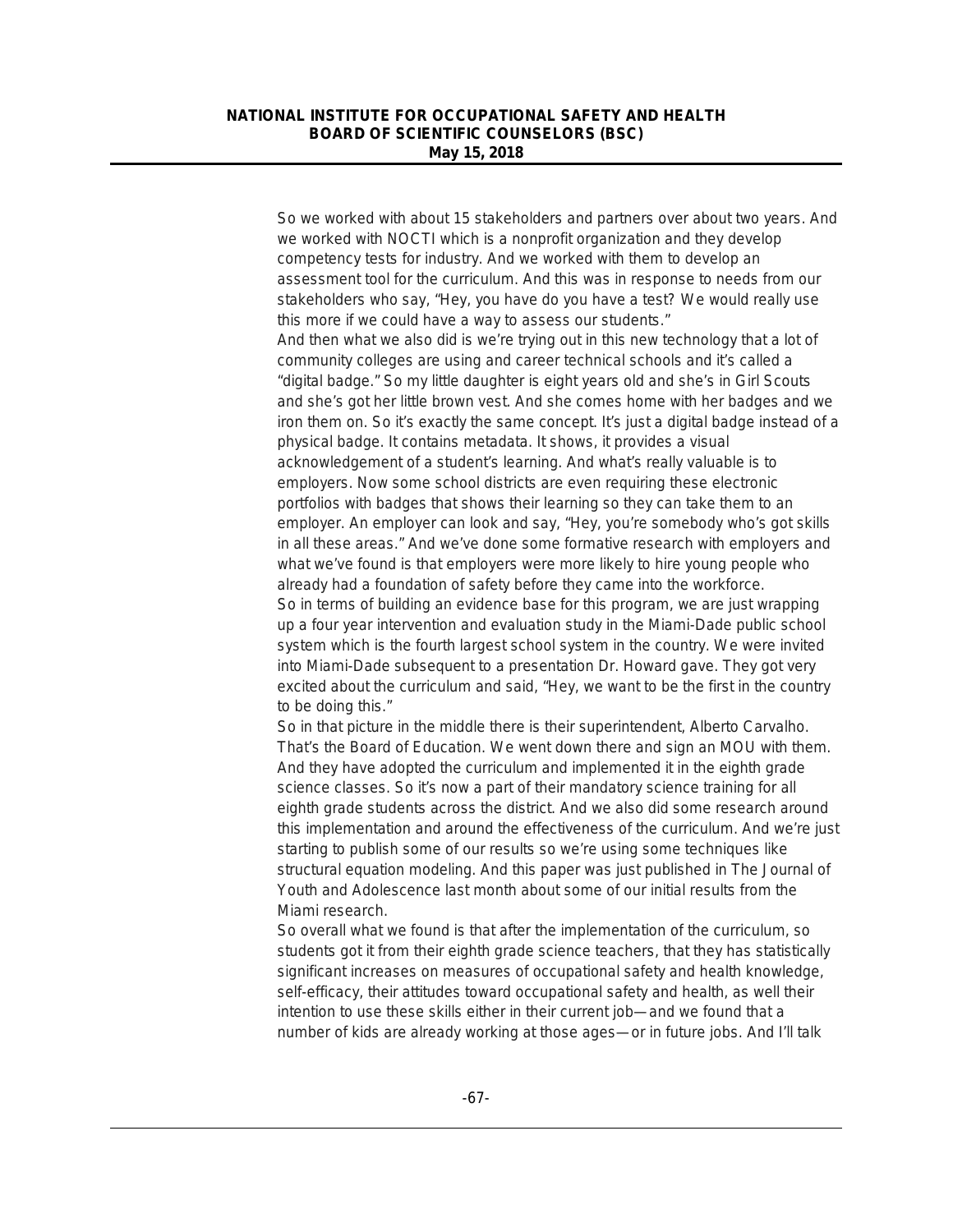So we worked with about 15 stakeholders and partners over about two years. And we worked with NOCTI which is a nonprofit organization and they develop competency tests for industry. And we worked with them to develop an assessment tool for the curriculum. And this was in response to needs from our stakeholders who say, "Hey, you have do you have a test? We would really use this more if we could have a way to assess our students."

And then what we also did is we're trying out in this new technology that a lot of community colleges are using and career technical schools and it's called a "digital badge." So my little daughter is eight years old and she's in Girl Scouts and she's got her little brown vest. And she comes home with her badges and we iron them on. So it's exactly the same concept. It's just a digital badge instead of a physical badge. It contains metadata. It shows, it provides a visual acknowledgement of a student's learning. And what's really valuable is to employers. Now some school districts are even requiring these electronic portfolios with badges that shows their learning so they can take them to an employer. An employer can look and say, "Hey, you're somebody who's got skills in all these areas." And we've done some formative research with employers and what we've found is that employers were more likely to hire young people who already had a foundation of safety before they came into the workforce.

So in terms of building an evidence base for this program, we are just wrapping up a four year intervention and evaluation study in the Miami-Dade public school system which is the fourth largest school system in the country. We were invited into Miami-Dade subsequent to a presentation Dr. Howard gave. They got very excited about the curriculum and said, "Hey, we want to be the first in the country to be doing this."

So in that picture in the middle there is their superintendent, Alberto Carvalho. That's the Board of Education. We went down there and sign an MOU with them. And they have adopted the curriculum and implemented it in the eighth grade science classes. So it's now a part of their mandatory science training for all eighth grade students across the district. And we also did some research around this implementation and around the effectiveness of the curriculum. And we're just starting to publish some of our results so we're using some techniques like structural equation modeling. And this paper was just published in The Journal of Youth and Adolescence last month about some of our initial results from the Miami research.

So overall what we found is that after the implementation of the curriculum, so students got it from their eighth grade science teachers, that they has statistically significant increases on measures of occupational safety and health knowledge, self-efficacy, their attitudes toward occupational safety and health, as well their intention to use these skills either in their current job—and we found that a number of kids are already working at those ages—or in future jobs. And I'll talk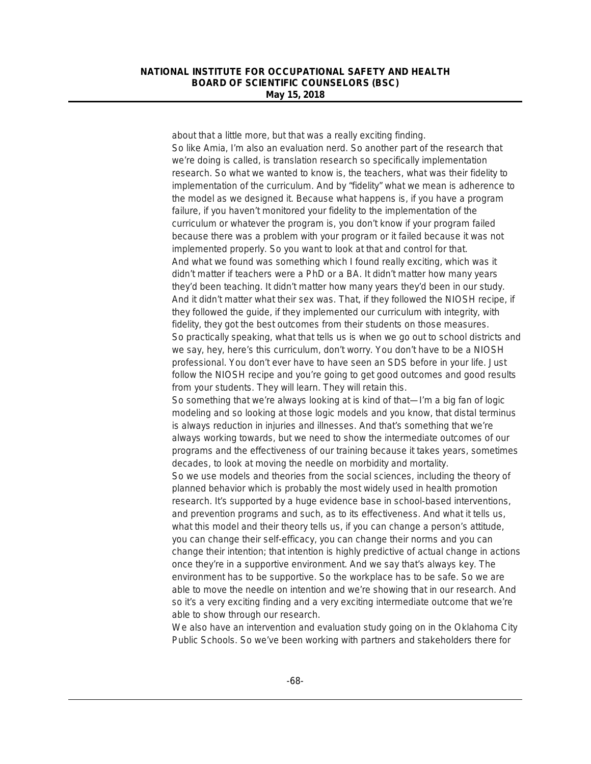about that a little more, but that was a really exciting finding.

So like Amia, I'm also an evaluation nerd. So another part of the research that we're doing is called, is translation research so specifically implementation research. So what we wanted to know is, the teachers, what was their fidelity to implementation of the curriculum. And by "fidelity" what we mean is adherence to the model as we designed it. Because what happens is, if you have a program failure, if you haven't monitored your fidelity to the implementation of the curriculum or whatever the program is, you don't know if your program failed because there was a problem with your program or it failed because it was not implemented properly. So you want to look at that and control for that.

And what we found was something which I found really exciting, which was it didn't matter if teachers were a PhD or a BA. It didn't matter how many years they'd been teaching. It didn't matter how many years they'd been in our study. And it didn't matter what their sex was. That, if they followed the NIOSH recipe, if they followed the guide, if they implemented our curriculum with integrity, with fidelity, they got the best outcomes from their students on those measures.

So practically speaking, what that tells us is when we go out to school districts and we say, hey, here's this curriculum, don't worry. You don't have to be a NIOSH professional. You don't ever have to have seen an SDS before in your life. Just follow the NIOSH recipe and you're going to get good outcomes and good results from your students. They will learn. They will retain this.

So something that we're always looking at is kind of that—I'm a big fan of logic modeling and so looking at those logic models and you know, that distal terminus is always reduction in injuries and illnesses. And that's something that we're always working towards, but we need to show the intermediate outcomes of our programs and the effectiveness of our training because it takes years, sometimes decades, to look at moving the needle on morbidity and mortality.

So we use models and theories from the social sciences, including the theory of planned behavior which is probably the most widely used in health promotion research. It's supported by a huge evidence base in school-based interventions, and prevention programs and such, as to its effectiveness. And what it tells us, what this model and their theory tells us, if you can change a person's attitude, you can change their self-efficacy, you can change their norms and you can change their intention; that intention is highly predictive of actual change in actions once they're in a supportive environment. And we say that's always key. The environment has to be supportive. So the workplace has to be safe. So we are able to move the needle on intention and we're showing that in our research. And so it's a very exciting finding and a very exciting intermediate outcome that we're able to show through our research.

We also have an intervention and evaluation study going on in the Oklahoma City Public Schools. So we've been working with partners and stakeholders there for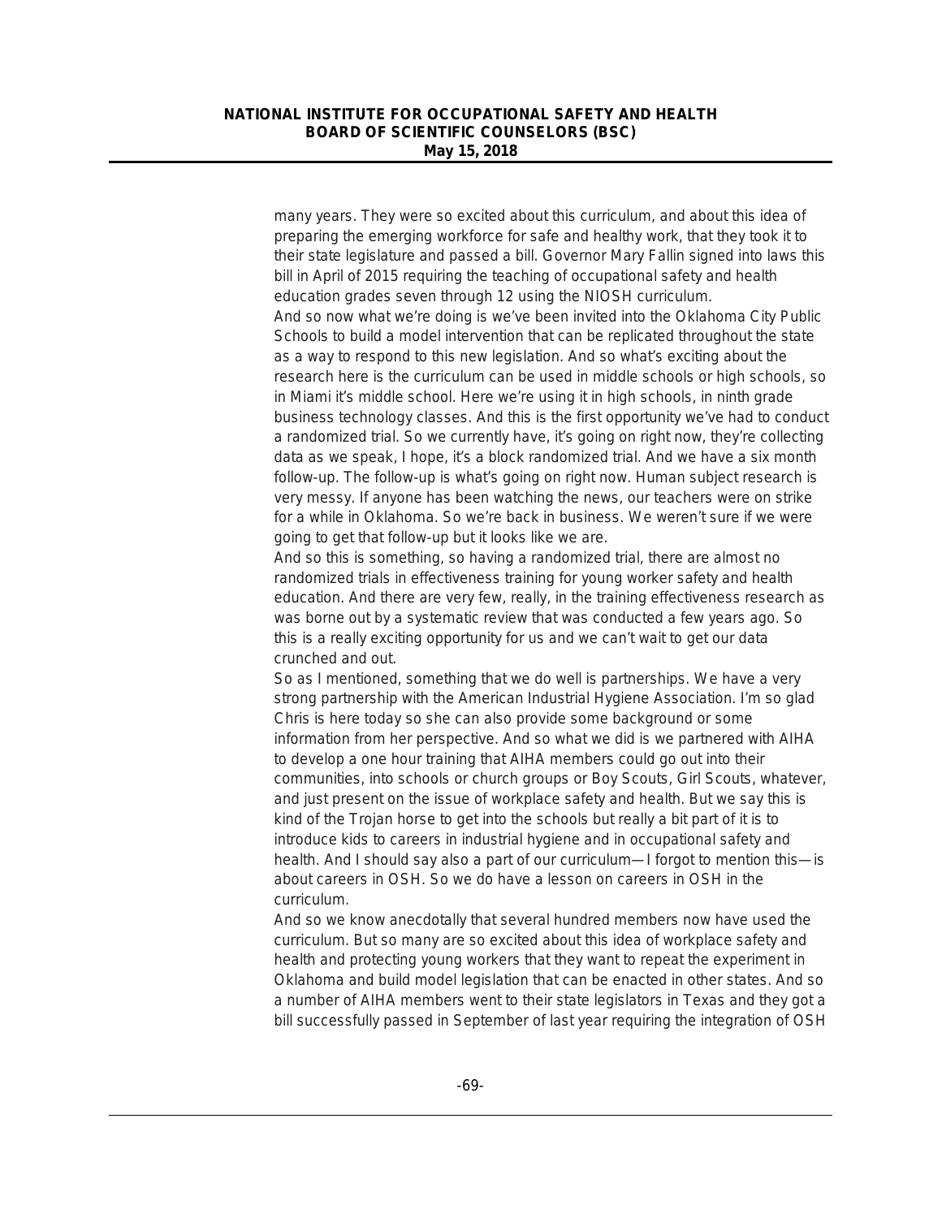many years. They were so excited about this curriculum, and about this idea of preparing the emerging workforce for safe and healthy work, that they took it to their state legislature and passed a bill. Governor Mary Fallin signed into laws this bill in April of 2015 requiring the teaching of occupational safety and health education grades seven through 12 using the NIOSH curriculum.

And so now what we're doing is we've been invited into the Oklahoma City Public Schools to build a model intervention that can be replicated throughout the state as a way to respond to this new legislation. And so what's exciting about the research here is the curriculum can be used in middle schools or high schools, so in Miami it's middle school. Here we're using it in high schools, in ninth grade business technology classes. And this is the first opportunity we've had to conduct a randomized trial. So we currently have, it's going on right now, they're collecting data as we speak, I hope, it's a block randomized trial. And we have a six month follow-up. The follow-up is what's going on right now. Human subject research is very messy. If anyone has been watching the news, our teachers were on strike for a while in Oklahoma. So we're back in business. We weren't sure if we were going to get that follow-up but it looks like we are.

And so this is something, so having a randomized trial, there are almost no randomized trials in effectiveness training for young worker safety and health education. And there are very few, really, in the training effectiveness research as was borne out by a systematic review that was conducted a few years ago. So this is a really exciting opportunity for us and we can't wait to get our data crunched and out.

So as I mentioned, something that we do well is partnerships. We have a very strong partnership with the American Industrial Hygiene Association. I'm so glad Chris is here today so she can also provide some background or some information from her perspective. And so what we did is we partnered with AIHA to develop a one hour training that AIHA members could go out into their communities, into schools or church groups or Boy Scouts, Girl Scouts, whatever, and just present on the issue of workplace safety and health. But we say this is kind of the Trojan horse to get into the schools but really a bit part of it is to introduce kids to careers in industrial hygiene and in occupational safety and health. And I should say also a part of our curriculum—I forgot to mention this—is about careers in OSH. So we do have a lesson on careers in OSH in the curriculum.

And so we know anecdotally that several hundred members now have used the curriculum. But so many are so excited about this idea of workplace safety and health and protecting young workers that they want to repeat the experiment in Oklahoma and build model legislation that can be enacted in other states. And so a number of AIHA members went to their state legislators in Texas and they got a bill successfully passed in September of last year requiring the integration of OSH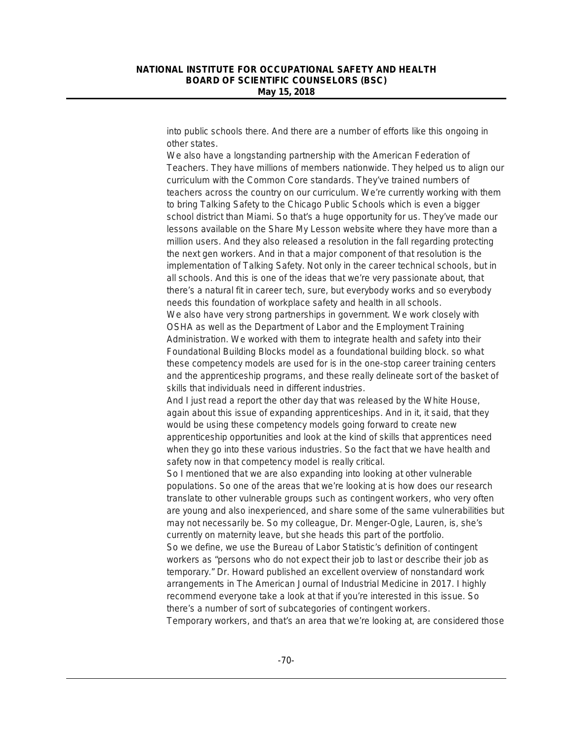into public schools there. And there are a number of efforts like this ongoing in other states.

We also have a longstanding partnership with the American Federation of Teachers. They have millions of members nationwide. They helped us to align our curriculum with the Common Core standards. They've trained numbers of teachers across the country on our curriculum. We're currently working with them to bring Talking Safety to the Chicago Public Schools which is even a bigger school district than Miami. So that's a huge opportunity for us. They've made our lessons available on the Share My Lesson website where they have more than a million users. And they also released a resolution in the fall regarding protecting the next gen workers. And in that a major component of that resolution is the implementation of Talking Safety. Not only in the career technical schools, but in all schools. And this is one of the ideas that we're very passionate about, that there's a natural fit in career tech, sure, but everybody works and so everybody needs this foundation of workplace safety and health in all schools.

We also have very strong partnerships in government. We work closely with OSHA as well as the Department of Labor and the Employment Training Administration. We worked with them to integrate health and safety into their Foundational Building Blocks model as a foundational building block. so what these competency models are used for is in the one-stop career training centers and the apprenticeship programs, and these really delineate sort of the basket of skills that individuals need in different industries.

And I just read a report the other day that was released by the White House, again about this issue of expanding apprenticeships. And in it, it said, that they would be using these competency models going forward to create new apprenticeship opportunities and look at the kind of skills that apprentices need when they go into these various industries. So the fact that we have health and safety now in that competency model is really critical.

So I mentioned that we are also expanding into looking at other vulnerable populations. So one of the areas that we're looking at is how does our research translate to other vulnerable groups such as contingent workers, who very often are young and also inexperienced, and share some of the same vulnerabilities but may not necessarily be. So my colleague, Dr. Menger-Ogle, Lauren, is, she's currently on maternity leave, but she heads this part of the portfolio.

So we define, we use the Bureau of Labor Statistic's definition of contingent workers as "persons who do not expect their job to last or describe their job as temporary." Dr. Howard published an excellent overview of nonstandard work arrangements in The American Journal of Industrial Medicine in 2017. I highly recommend everyone take a look at that if you're interested in this issue. So there's a number of sort of subcategories of contingent workers.

Temporary workers, and that's an area that we're looking at, are considered those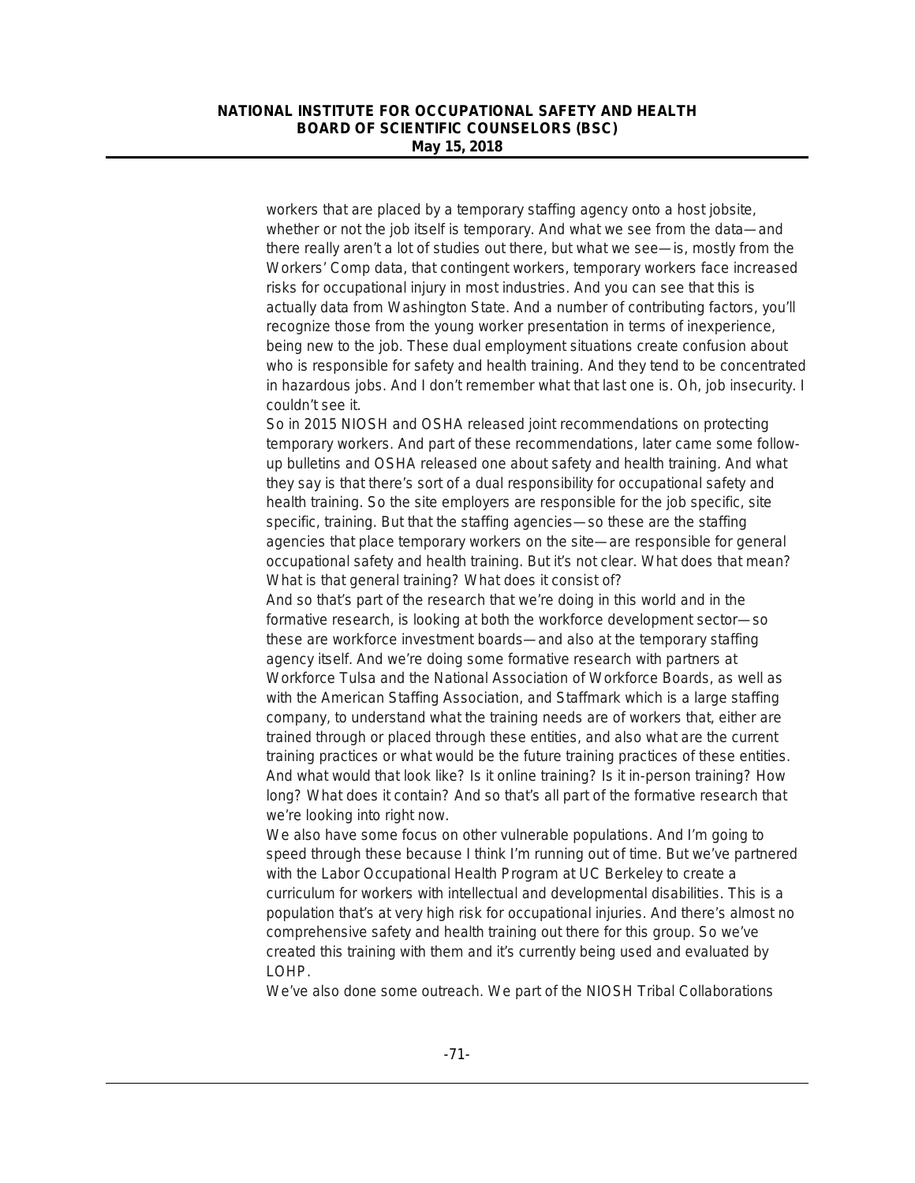workers that are placed by a temporary staffing agency onto a host jobsite, whether or not the job itself is temporary. And what we see from the data—and there really aren't a lot of studies out there, but what we see—is, mostly from the Workers' Comp data, that contingent workers, temporary workers face increased risks for occupational injury in most industries. And you can see that this is actually data from Washington State. And a number of contributing factors, you'll recognize those from the young worker presentation in terms of inexperience, being new to the job. These dual employment situations create confusion about who is responsible for safety and health training. And they tend to be concentrated in hazardous jobs. And I don't remember what that last one is. Oh, job insecurity. I couldn't see it.

So in 2015 NIOSH and OSHA released joint recommendations on protecting temporary workers. And part of these recommendations, later came some follow-up bulletins and OSHA released one about safety and health training. And what they say is that there's sort of a dual responsibility for occupational safety and health training. So the site employers are responsible for the job specific, site specific, training. But that the staffing agencies—so these are the staffing agencies that place temporary workers on the site—are responsible for general occupational safety and health training. But it's not clear. What does that mean? What is that general training? What does it consist of?

And so that's part of the research that we're doing in this world and in the formative research, is looking at both the workforce development sector—so these are workforce investment boards—and also at the temporary staffing agency itself. And we're doing some formative research with partners at Workforce Tulsa and the National Association of Workforce Boards, as well as with the American Staffing Association, and Staffmark which is a large staffing company, to understand what the training needs are of workers that, either are trained through or placed through these entities, and also what are the current training practices or what would be the future training practices of these entities. And what would that look like? Is it online training? Is it in-person training? How long? What does it contain? And so that's all part of the formative research that we're looking into right now.

We also have some focus on other vulnerable populations. And I'm going to speed through these because I think I'm running out of time. But we've partnered with the Labor Occupational Health Program at UC Berkeley to create a curriculum for workers with intellectual and developmental disabilities. This is a population that's at very high risk for occupational injuries. And there's almost no comprehensive safety and health training out there for this group. So we've created this training with them and it's currently being used and evaluated by LOHP.

We've also done some outreach. We part of the NIOSH Tribal Collaborations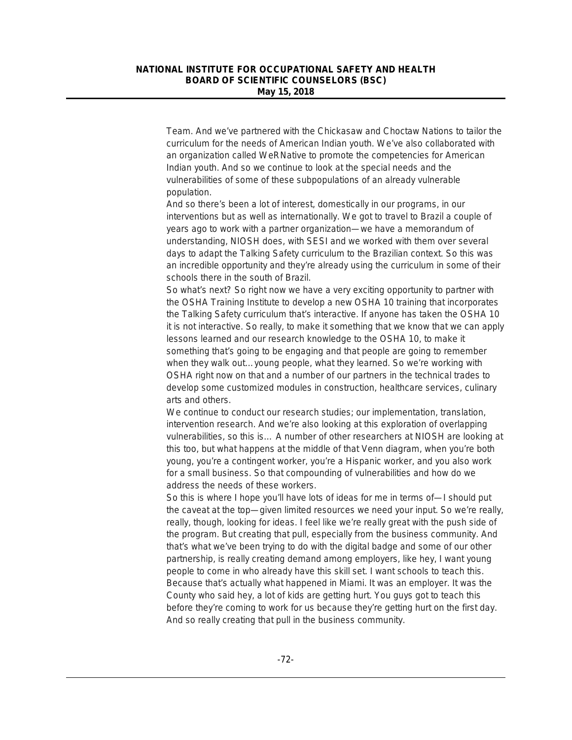Team. And we've partnered with the Chickasaw and Choctaw Nations to tailor the curriculum for the needs of American Indian youth. We've also collaborated with an organization called WeRNative to promote the competencies for American Indian youth. And so we continue to look at the special needs and the vulnerabilities of some of these subpopulations of an already vulnerable population.

And so there's been a lot of interest, domestically in our programs, in our interventions but as well as internationally. We got to travel to Brazil a couple of years ago to work with a partner organization—we have a memorandum of understanding, NIOSH does, with SESI and we worked with them over several days to adapt the Talking Safety curriculum to the Brazilian context. So this was an incredible opportunity and they're already using the curriculum in some of their schools there in the south of Brazil.

So what's next? So right now we have a very exciting opportunity to partner with the OSHA Training Institute to develop a new OSHA 10 training that incorporates the Talking Safety curriculum that's interactive. If anyone has taken the OSHA 10 it is not interactive. So really, to make it something that we know that we can apply lessons learned and our research knowledge to the OSHA 10, to make it something that's going to be engaging and that people are going to remember when they walk out…young people, what they learned. So we're working with OSHA right now on that and a number of our partners in the technical trades to develop some customized modules in construction, healthcare services, culinary arts and others.

We continue to conduct our research studies; our implementation, translation, intervention research. And we're also looking at this exploration of overlapping vulnerabilities, so this is… A number of other researchers at NIOSH are looking at this too, but what happens at the middle of that Venn diagram, when you're both young, you're a contingent worker, you're a Hispanic worker, and you also work for a small business. So that compounding of vulnerabilities and how do we address the needs of these workers.

So this is where I hope you'll have lots of ideas for me in terms of—I should put the caveat at the top—given limited resources we need your input. So we're really, really, though, looking for ideas. I feel like we're really great with the push side of the program. But creating that pull, especially from the business community. And that's what we've been trying to do with the digital badge and some of our other partnership, is really creating demand among employers, like hey, I want young people to come in who already have this skill set. I want schools to teach this. Because that's actually what happened in Miami. It was an employer. It was the County who said hey, a lot of kids are getting hurt. You guys got to teach this before they're coming to work for us because they're getting hurt on the first day. And so really creating that pull in the business community.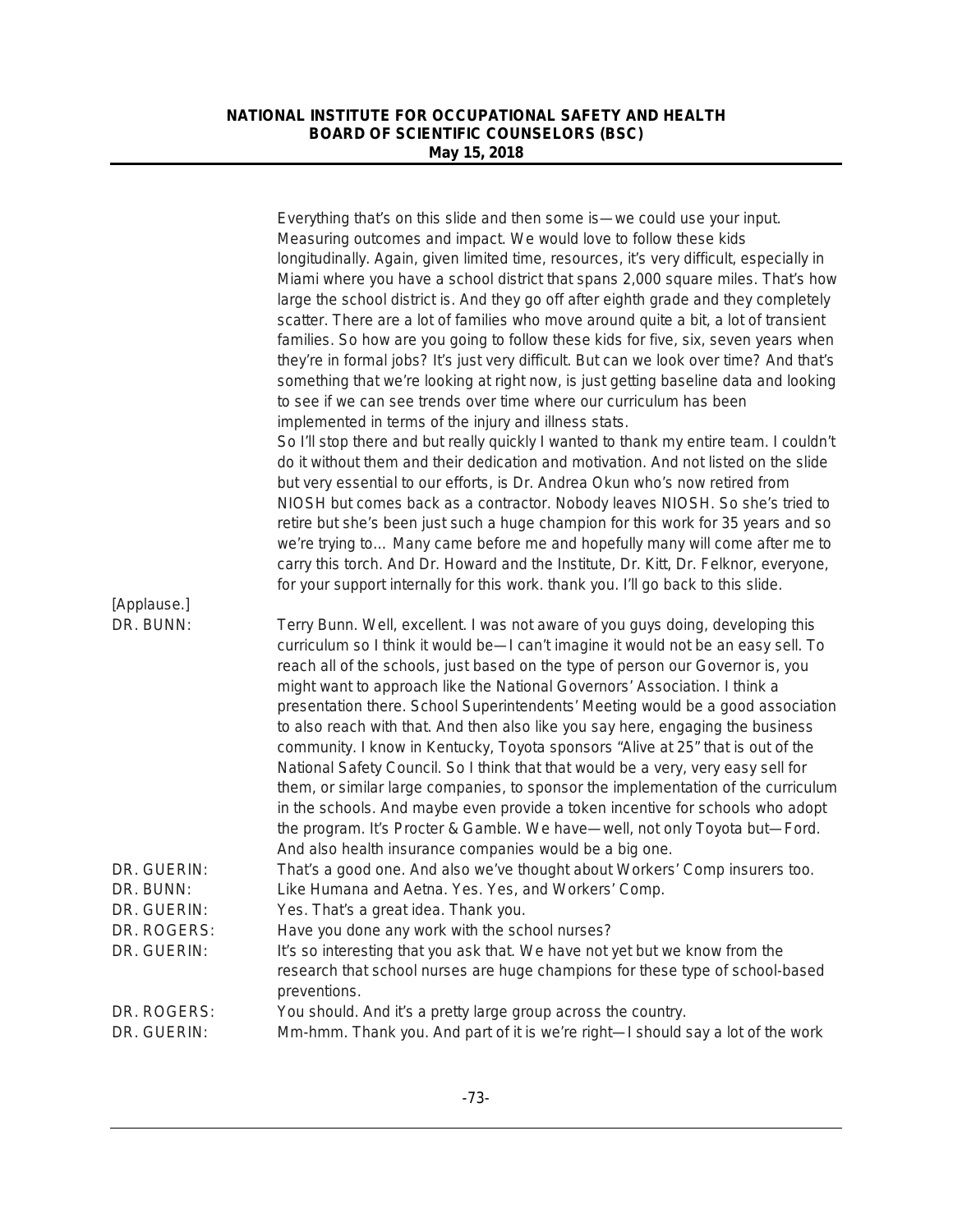Everything that's on this slide and then some is—we could use your input. Measuring outcomes and impact. We would love to follow these kids longitudinally. Again, given limited time, resources, it's very difficult, especially in Miami where you have a school district that spans 2,000 square miles. That's how large the school district is. And they go off after eighth grade and they completely scatter. There are a lot of families who move around quite a bit, a lot of transient families. So how are you going to follow these kids for five, six, seven years when they're in formal jobs? It's just very difficult. But can we look over time? And that's something that we're looking at right now, is just getting baseline data and looking to see if we can see trends over time where our curriculum has been implemented in terms of the injury and illness stats.

So I'll stop there and but really quickly I wanted to thank my entire team. I couldn't do it without them and their dedication and motivation. And not listed on the slide but very essential to our efforts, is Dr. Andrea Okun who's now retired from NIOSH but comes back as a contractor. Nobody leaves NIOSH. So she's tried to retire but she's been just such a huge champion for this work for 35 years and so we're trying to… Many came before me and hopefully many will come after me to carry this torch. And Dr. Howard and the Institute, Dr. Kitt, Dr. Felknor, everyone, for your support internally for this work. thank you. I'll go back to this slide.

[Applause.]

DR. BUNN: Terry Bunn. Well, excellent. I was not aware of you guys doing, developing this curriculum so I think it would be—I can't imagine it would not be an easy sell. To reach all of the schools, just based on the type of person our Governor is, you might want to approach like the National Governors' Association. I think a presentation there. School Superintendents' Meeting would be a good association to also reach with that. And then also like you say here, engaging the business community. I know in Kentucky, Toyota sponsors "Alive at 25" that is out of the National Safety Council. So I think that that would be a very, very easy sell for them, or similar large companies, to sponsor the implementation of the curriculum in the schools. And maybe even provide a token incentive for schools who adopt the program. It's Procter & Gamble. We have—well, not only Toyota but—Ford. And also health insurance companies would be a big one.

DR. GUERIN: That's a good one. And also we've thought about Workers' Comp insurers too.

DR. BUNN: Like Humana and Aetna. Yes. Yes, and Workers' Comp.

DR. GUERIN: Yes. That's a great idea. Thank you.

DR. ROGERS: Have you done any work with the school nurses?

DR. GUERIN: It's so interesting that you ask that. We have not yet but we know from the research that school nurses are huge champions for these type of school-based preventions.

DR. ROGERS: You should. And it's a pretty large group across the country.

DR. GUERIN: Mm-hmm. Thank you. And part of it is we're right—I should say a lot of the work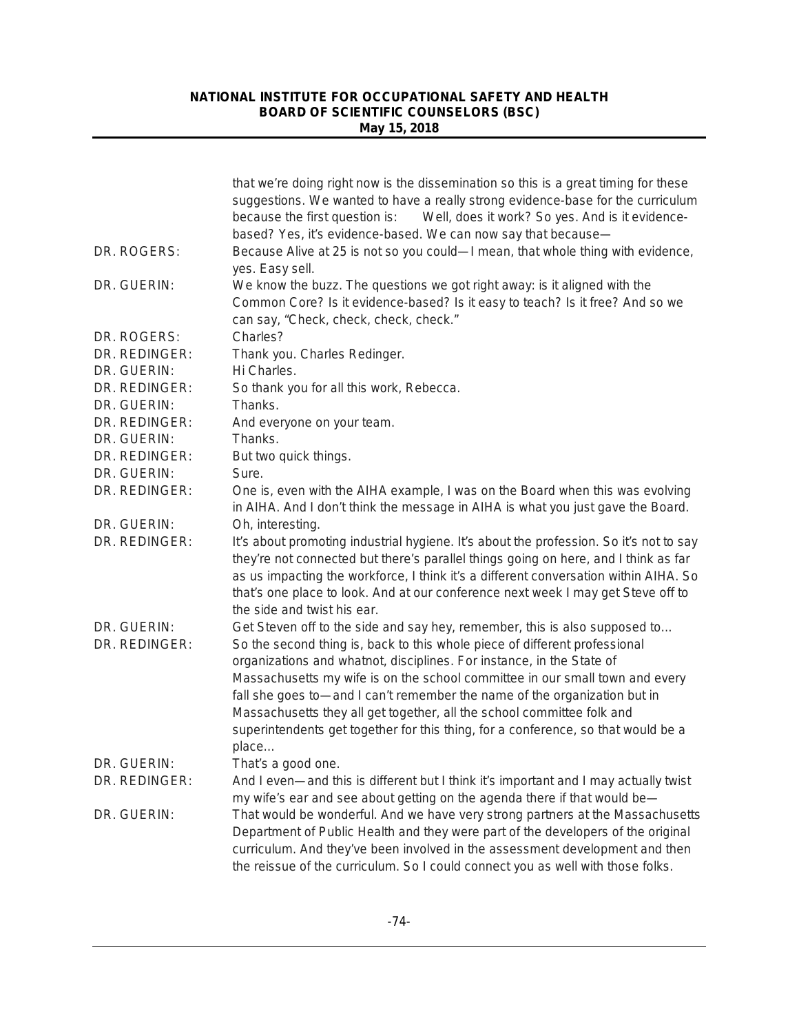that we're doing right now is the dissemination so this is a great timing for these suggestions. We wanted to have a really strong evidence-base for the curriculum because the first question is: Well, does it work? So yes. And is it evidence-based? Yes, it's evidence-based. We can now say that because—

DR. ROGERS: Because Alive at 25 is not so you could—I mean, that whole thing with evidence, yes. Easy sell.

DR. GUERIN: We know the buzz. The questions we got right away: is it aligned with the Common Core? Is it evidence-based? Is it easy to teach? Is it free? And so we can say, "Check, check, check, check."

DR. ROGERS: Charles?

DR. REDINGER: Thank you. Charles Redinger.

DR. GUERIN: Hi Charles.

DR. REDINGER: So thank you for all this work, Rebecca.

DR. GUERIN: Thanks.

DR. REDINGER: And everyone on your team.

DR. GUERIN: Thanks.

DR. REDINGER: But two quick things.

DR. GUERIN: Sure.

DR. REDINGER: One is, even with the AIHA example, I was on the Board when this was evolving in AIHA. And I don't think the message in AIHA is what you just gave the Board.

DR. GUERIN: Oh, interesting.

DR. REDINGER: It's about promoting industrial hygiene. It's about the profession. So it's not to say they're not connected but there's parallel things going on here, and I think as far as us impacting the workforce, I think it's a different conversation within AIHA. So that's one place to look. And at our conference next week I may get Steve off to the side and twist his ear.

DR. GUERIN: Get Steven off to the side and say hey, remember, this is also supposed to…

DR. REDINGER: So the second thing is, back to this whole piece of different professional organizations and whatnot, disciplines. For instance, in the State of Massachusetts my wife is on the school committee in our small town and every fall she goes to—and I can't remember the name of the organization but in Massachusetts they all get together, all the school committee folk and superintendents get together for this thing, for a conference, so that would be a place…

DR. GUERIN: That's a good one.

DR. REDINGER: And I even—and this is different but I think it's important and I may actually twist my wife's ear and see about getting on the agenda there if that would be—

DR. GUERIN: That would be wonderful. And we have very strong partners at the Massachusetts Department of Public Health and they were part of the developers of the original curriculum. And they've been involved in the assessment development and then the reissue of the curriculum. So I could connect you as well with those folks.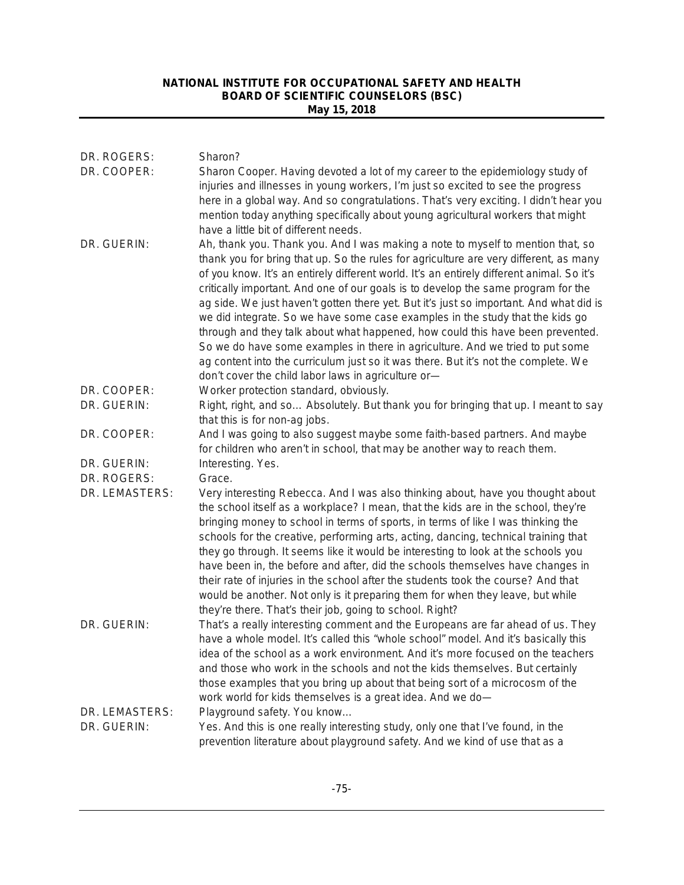DR. ROGERS: Sharon?

DR. COOPER: Sharon Cooper. Having devoted a lot of my career to the epidemiology study of injuries and illnesses in young workers, I'm just so excited to see the progress here in a global way. And so congratulations. That's very exciting. I didn't hear you mention today anything specifically about young agricultural workers that might have a little bit of different needs.

DR. GUERIN: Ah, thank you. Thank you. And I was making a note to myself to mention that, so thank you for bring that up. So the rules for agriculture are very different, as many of you know. It's an entirely different world. It's an entirely different animal. So it's critically important. And one of our goals is to develop the same program for the ag side. We just haven't gotten there yet. But it's just so important. And what did is we did integrate. So we have some case examples in the study that the kids go through and they talk about what happened, how could this have been prevented. So we do have some examples in there in agriculture. And we tried to put some ag content into the curriculum just so it was there. But it's not the complete. We don't cover the child labor laws in agriculture or—

DR. COOPER: Worker protection standard, obviously.

DR. GUERIN: Right, right, and so… Absolutely. But thank you for bringing that up. I meant to say that this is for non-ag jobs.

DR. COOPER: And I was going to also suggest maybe some faith-based partners. And maybe for children who aren't in school, that may be another way to reach them.

DR. GUERIN: Interesting. Yes.

DR. ROGERS: Grace.

DR. LEMASTERS: Very interesting Rebecca. And I was also thinking about, have you thought about the school itself as a workplace? I mean, that the kids are in the school, they're bringing money to school in terms of sports, in terms of like I was thinking the schools for the creative, performing arts, acting, dancing, technical training that they go through. It seems like it would be interesting to look at the schools you have been in, the before and after, did the schools themselves have changes in their rate of injuries in the school after the students took the course? And that would be another. Not only is it preparing them for when they leave, but while they're there. That's their job, going to school. Right?

DR. GUERIN: That's a really interesting comment and the Europeans are far ahead of us. They have a whole model. It's called this "whole school" model. And it's basically this idea of the school as a work environment. And it's more focused on the teachers and those who work in the schools and not the kids themselves. But certainly those examples that you bring up about that being sort of a microcosm of the work world for kids themselves is a great idea. And we do—

DR. LEMASTERS: Playground safety. You know…

DR. GUERIN: Yes. And this is one really interesting study, only one that I've found, in the prevention literature about playground safety. And we kind of use that as a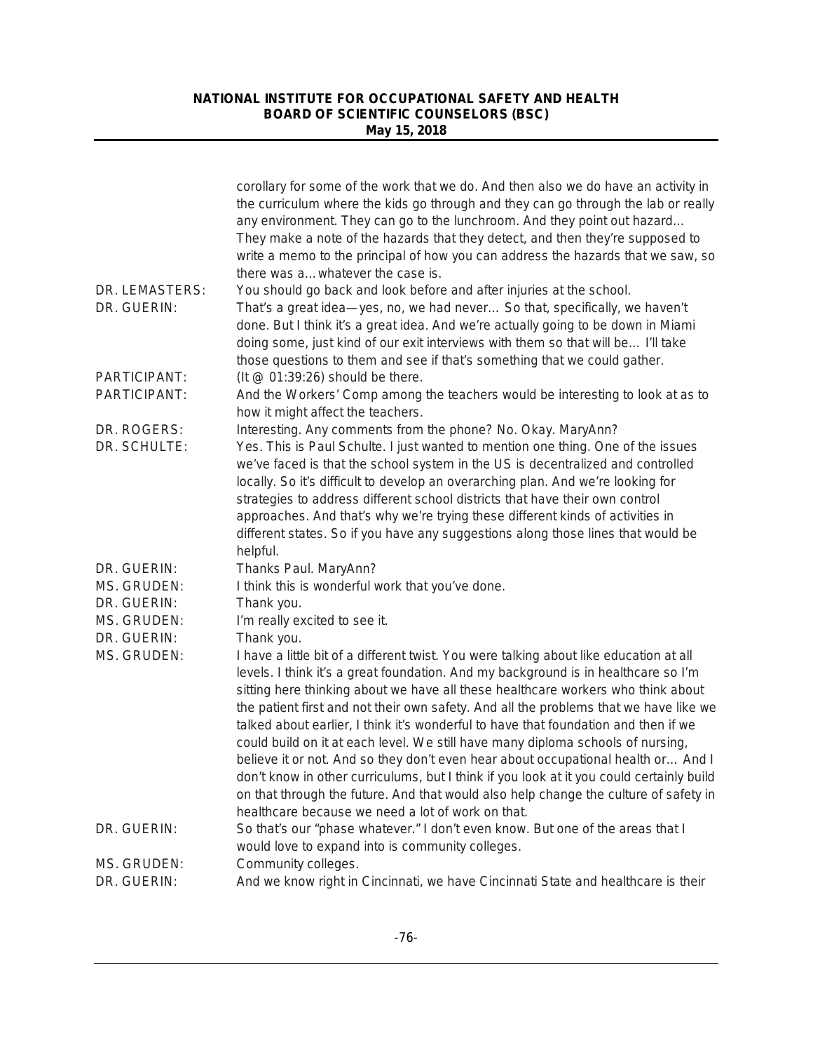corollary for some of the work that we do. And then also we do have an activity in the curriculum where the kids go through and they can go through the lab or really any environment. They can go to the lunchroom. And they point out hazard… They make a note of the hazards that they detect, and then they're supposed to write a memo to the principal of how you can address the hazards that we saw, so there was a… whatever the case is.

DR. LEMASTERS: You should go back and look before and after injuries at the school.

DR. GUERIN: That's a great idea—yes, no, we had never… So that, specifically, we haven't done. But I think it's a great idea. And we're actually going to be down in Miami doing some, just kind of our exit interviews with them so that will be… I'll take those questions to them and see if that's something that we could gather.

PARTICIPANT: (It @ 01:39:26) should be there.

PARTICIPANT: And the Workers' Comp among the teachers would be interesting to look at as to how it might affect the teachers.

DR. ROGERS: Interesting. Any comments from the phone? No. Okay. MaryAnn?

DR. SCHULTE: Yes. This is Paul Schulte. I just wanted to mention one thing. One of the issues we've faced is that the school system in the US is decentralized and controlled locally. So it's difficult to develop an overarching plan. And we're looking for strategies to address different school districts that have their own control approaches. And that's why we're trying these different kinds of activities in different states. So if you have any suggestions along those lines that would be helpful.

DR. GUERIN: Thanks Paul. MaryAnn?

MS. GRUDEN: I think this is wonderful work that you've done.

DR. GUERIN: Thank you.

MS. GRUDEN: I'm really excited to see it.

DR. GUERIN: Thank you.

MS. GRUDEN: I have a little bit of a different twist. You were talking about like education at all levels. I think it's a great foundation. And my background is in healthcare so I'm sitting here thinking about we have all these healthcare workers who think about the patient first and not their own safety. And all the problems that we have like we talked about earlier, I think it's wonderful to have that foundation and then if we could build on it at each level. We still have many diploma schools of nursing, believe it or not. And so they don't even hear about occupational health or… And I don't know in other curriculums, but I think if you look at it you could certainly build on that through the future. And that would also help change the culture of safety in healthcare because we need a lot of work on that.

DR. GUERIN: So that's our "phase whatever." I don't even know. But one of the areas that I would love to expand into is community colleges.

MS. GRUDEN: Community colleges.

DR. GUERIN: And we know right in Cincinnati, we have Cincinnati State and healthcare is their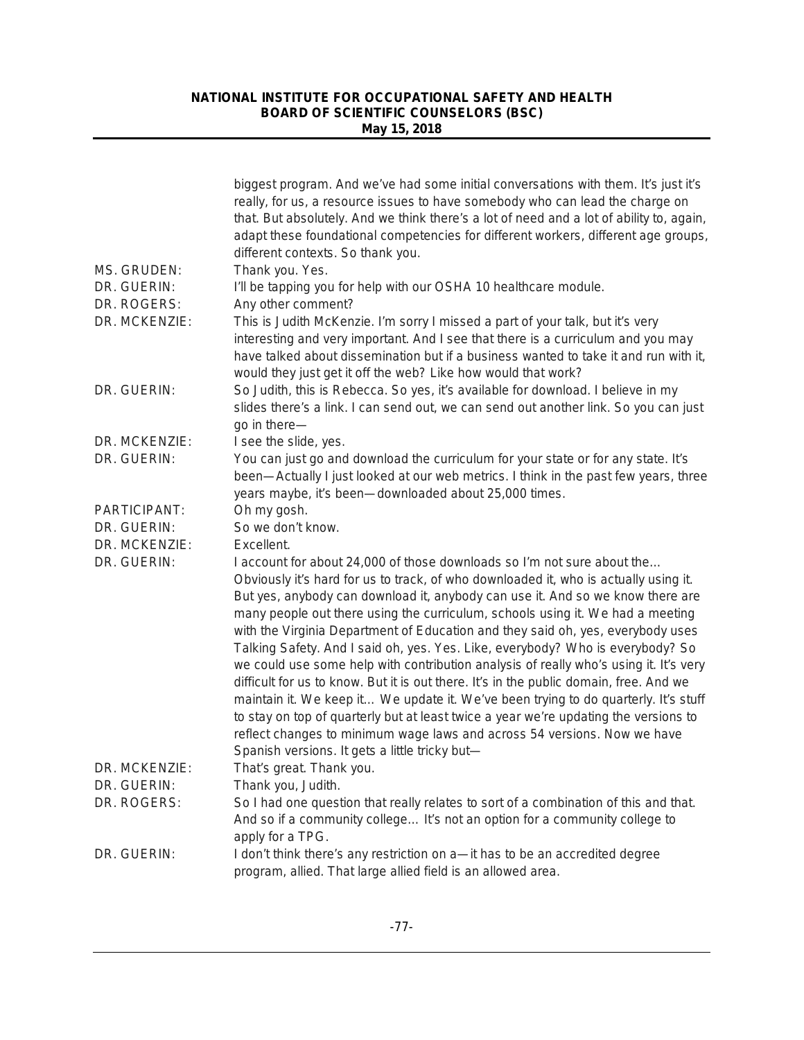biggest program. And we've had some initial conversations with them. It's just it's really, for us, a resource issues to have somebody who can lead the charge on that. But absolutely. And we think there's a lot of need and a lot of ability to, again, adapt these foundational competencies for different workers, different age groups, different contexts. So thank you.

MS. GRUDEN: Thank you. Yes.

DR. GUERIN: I'll be tapping you for help with our OSHA 10 healthcare module.

DR. ROGERS: Any other comment?

DR. MCKENZIE: This is Judith McKenzie. I'm sorry I missed a part of your talk, but it's very interesting and very important. And I see that there is a curriculum and you may have talked about dissemination but if a business wanted to take it and run with it, would they just get it off the web? Like how would that work?

DR. GUERIN: So Judith, this is Rebecca. So yes, it's available for download. I believe in my slides there's a link. I can send out, we can send out another link. So you can just go in there—

DR. MCKENZIE: I see the slide, yes.

DR. GUERIN: You can just go and download the curriculum for your state or for any state. It's been—Actually I just looked at our web metrics. I think in the past few years, three years maybe, it's been—downloaded about 25,000 times.

PARTICIPANT: Oh my gosh.

DR. GUERIN: So we don't know.

DR. MCKENZIE: Excellent.

DR. GUERIN: I account for about 24,000 of those downloads so I'm not sure about the… Obviously it's hard for us to track, of who downloaded it, who is actually using it. But yes, anybody can download it, anybody can use it. And so we know there are many people out there using the curriculum, schools using it. We had a meeting with the Virginia Department of Education and they said oh, yes, everybody uses Talking Safety. And I said oh, yes. Yes. Like, everybody? Who is everybody? So we could use some help with contribution analysis of really who's using it. It's very difficult for us to know. But it is out there. It's in the public domain, free. And we maintain it. We keep it… We update it. We've been trying to do quarterly. It's stuff to stay on top of quarterly but at least twice a year we're updating the versions to reflect changes to minimum wage laws and across 54 versions. Now we have Spanish versions. It gets a little tricky but—

DR. MCKENZIE: That's great. Thank you.

DR. GUERIN: Thank you, Judith.

DR. ROGERS: So I had one question that really relates to sort of a combination of this and that. And so if a community college… It's not an option for a community college to apply for a TPG.

DR. GUERIN: I don't think there's any restriction on a—it has to be an accredited degree program, allied. That large allied field is an allowed area.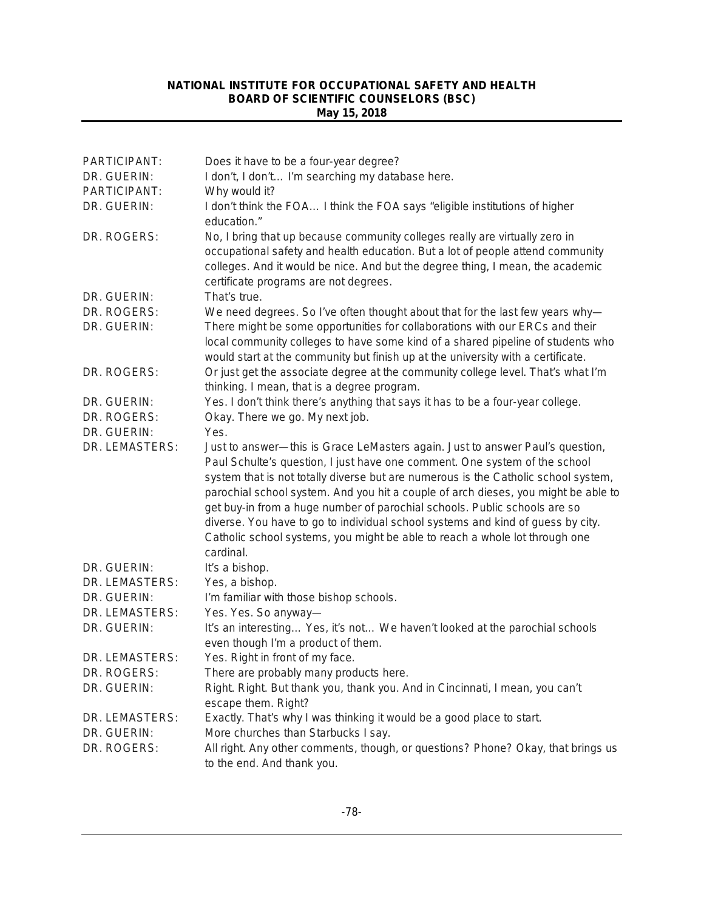PARTICIPANT: Does it have to be a four-year degree?

DR. GUERIN: I don't, I don't… I'm searching my database here.

PARTICIPANT: Why would it?

DR. GUERIN: I don't think the FOA… I think the FOA says "eligible institutions of higher education."

DR. ROGERS: No, I bring that up because community colleges really are virtually zero in occupational safety and health education. But a lot of people attend community colleges. And it would be nice. And but the degree thing, I mean, the academic certificate programs are not degrees.

DR. GUERIN: That's true.

DR. ROGERS: We need degrees. So I've often thought about that for the last few years why—

DR. GUERIN: There might be some opportunities for collaborations with our ERCs and their local community colleges to have some kind of a shared pipeline of students who would start at the community but finish up at the university with a certificate.

DR. ROGERS: Or just get the associate degree at the community college level. That's what I'm thinking. I mean, that is a degree program.

DR. GUERIN: Yes. I don't think there's anything that says it has to be a four-year college.

DR. ROGERS: Okay. There we go. My next job.

DR. GUERIN: Yes.

DR. LEMASTERS: Just to answer—this is Grace LeMasters again. Just to answer Paul's question, Paul Schulte's question, I just have one comment. One system of the school system that is not totally diverse but are numerous is the Catholic school system, parochial school system. And you hit a couple of arch dieses, you might be able to get buy-in from a huge number of parochial schools. Public schools are so diverse. You have to go to individual school systems and kind of guess by city. Catholic school systems, you might be able to reach a whole lot through one cardinal.

DR. GUERIN: It's a bishop.

DR. LEMASTERS: Yes, a bishop.

DR. GUERIN: I'm familiar with those bishop schools.

DR. LEMASTERS: Yes. Yes. So anyway—

DR. GUERIN: It's an interesting… Yes, it's not… We haven't looked at the parochial schools even though I'm a product of them.

DR. LEMASTERS: Yes. Right in front of my face.

DR. ROGERS: There are probably many products here.

DR. GUERIN: Right. Right. But thank you, thank you. And in Cincinnati, I mean, you can't escape them. Right?

DR. LEMASTERS: Exactly. That's why I was thinking it would be a good place to start.

DR. GUERIN: More churches than Starbucks I say.

DR. ROGERS: All right. Any other comments, though, or questions? Phone? Okay, that brings us to the end. And thank you.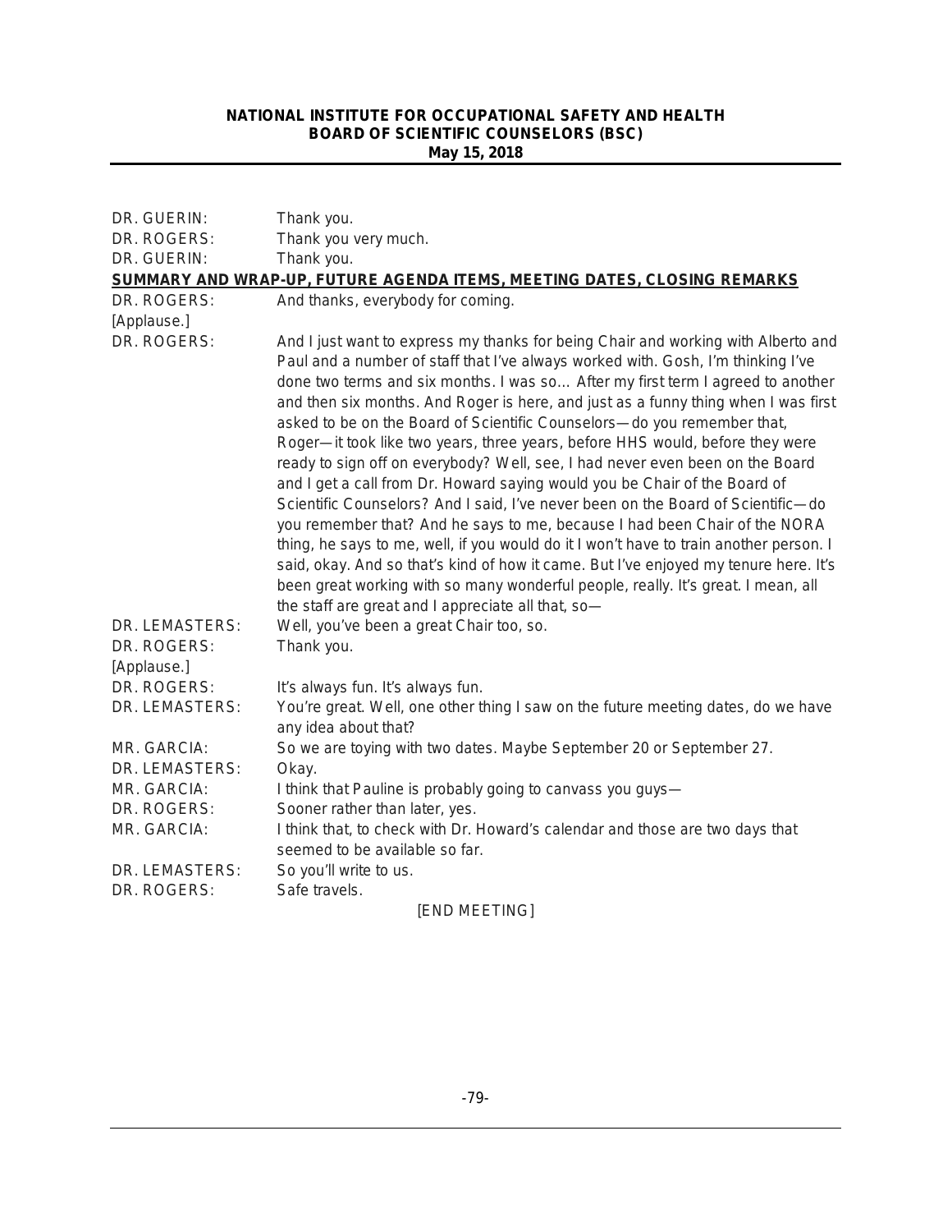| | |
|---|---|
| DR. GUERIN: | Thank you. |
| DR. ROGERS: | Thank you very much. |
| DR. GUERIN: | Thank you. |

## SUMMARY AND WRAP-UP, FUTURE AGENDA ITEMS, MEETING DATES, CLOSING REMARKS

| | |
|---|---|
| DR. ROGERS: | And thanks, everybody for coming. |
| [Applause.] | |
| DR. ROGERS: | And I just want to express my thanks for being Chair and working with Alberto and Paul and a number of staff that I've always worked with. Gosh, I'm thinking I've done two terms and six months. I was so… After my first term I agreed to another and then six months. And Roger is here, and just as a funny thing when I was first asked to be on the Board of Scientific Counselors—do you remember that, Roger—it took like two years, three years, before HHS would, before they were ready to sign off on everybody? Well, see, I had never even been on the Board and I get a call from Dr. Howard saying would you be Chair of the Board of Scientific Counselors? And I said, I've never been on the Board of Scientific—do you remember that? And he says to me, because I had been Chair of the NORA thing, he says to me, well, if you would do it I won't have to train another person. I said, okay. And so that's kind of how it came. But I've enjoyed my tenure here. It's been great working with so many wonderful people, really. It's great. I mean, all the staff are great and I appreciate all that, so— |
| DR. LEMASTERS: | Well, you've been a great Chair too, so. |
| DR. ROGERS: | Thank you. |
| [Applause.] | |
| DR. ROGERS: | It's always fun. It's always fun. |
| DR. LEMASTERS: | You're great. Well, one other thing I saw on the future meeting dates, do we have any idea about that? |
| MR. GARCIA: | So we are toying with two dates. Maybe September 20 or September 27. |
| DR. LEMASTERS: | Okay. |
| MR. GARCIA: | I think that Pauline is probably going to canvass you guys— |
| DR. ROGERS: | Sooner rather than later, yes. |
| MR. GARCIA: | I think that, to check with Dr. Howard's calendar and those are two days that seemed to be available so far. |
| DR. LEMASTERS: | So you'll write to us. |
| DR. ROGERS: | Safe travels. |

[END MEETING]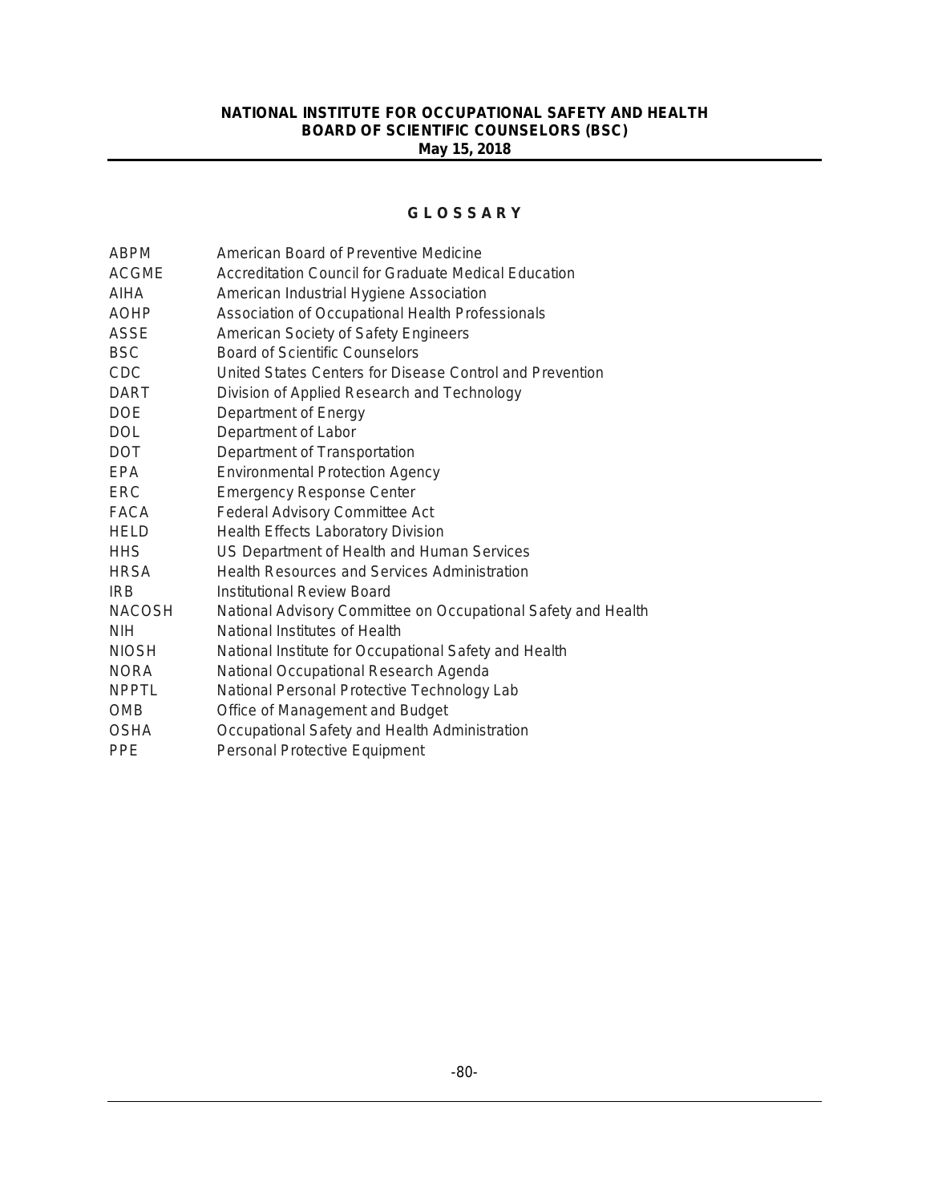# GLOSSARY

| | |
|---|---|
| ABPM | American Board of Preventive Medicine |
| ACGME | Accreditation Council for Graduate Medical Education |
| AIHA | American Industrial Hygiene Association |
| AOHP | Association of Occupational Health Professionals |
| ASSE | American Society of Safety Engineers |
| BSC | Board of Scientific Counselors |
| CDC | United States Centers for Disease Control and Prevention |
| DART | Division of Applied Research and Technology |
| DOE | Department of Energy |
| DOL | Department of Labor |
| DOT | Department of Transportation |
| EPA | Environmental Protection Agency |
| ERC | Emergency Response Center |
| FACA | Federal Advisory Committee Act |
| HELD | Health Effects Laboratory Division |
| HHS | US Department of Health and Human Services |
| HRSA | Health Resources and Services Administration |
| IRB | Institutional Review Board |
| NACOSH | National Advisory Committee on Occupational Safety and Health |
| NIH | National Institutes of Health |
| NIOSH | National Institute for Occupational Safety and Health |
| NORA | National Occupational Research Agenda |
| NPPTL | National Personal Protective Technology Lab |
| OMB | Office of Management and Budget |
| OSHA | Occupational Safety and Health Administration |
| PPE | Personal Protective Equipment |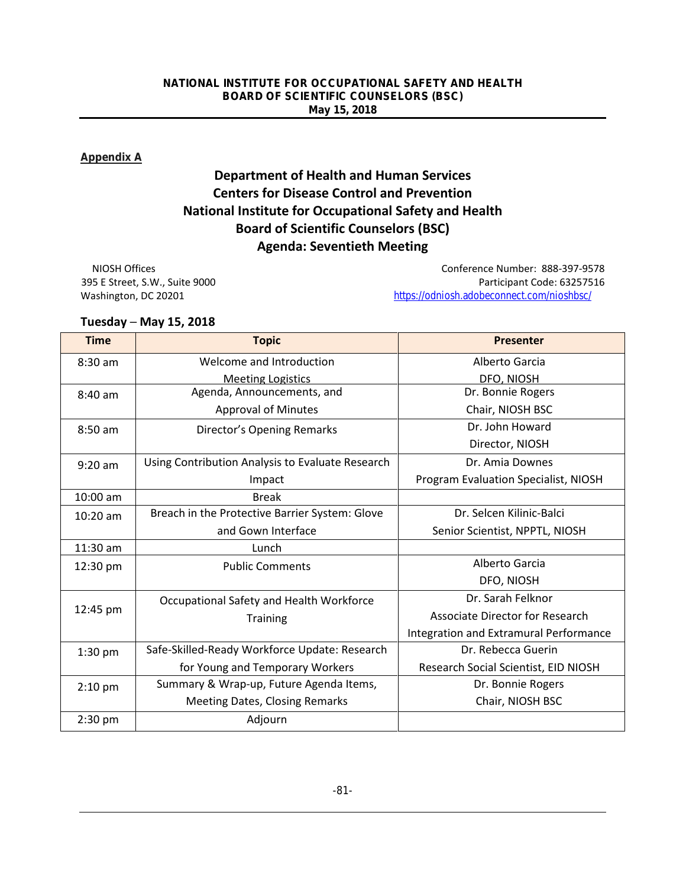**Appendix A**

# Department of Health and Human Services
# Centers for Disease Control and Prevention
# National Institute for Occupational Safety and Health
# Board of Scientific Counselors (BSC)
# Agenda: Seventieth Meeting

NIOSH Offices
395 E Street, S.W., Suite 9000
Washington, DC 20201

Conference Number: 888-397-9578
Participant Code: 63257516
https://odniosh.adobeconnect.com/nioshbsc/

**Tuesday – May 15, 2018**

| Time | Topic | Presenter |
|---|---|---|
| 8:30 am | Welcome and Introduction<br>Meeting Logistics | Alberto Garcia<br>DFO, NIOSH |
| 8:40 am | Agenda, Announcements, and Approval of Minutes | Dr. Bonnie Rogers<br>Chair, NIOSH BSC |
| 8:50 am | Director's Opening Remarks | Dr. John Howard<br>Director, NIOSH |
| 9:20 am | Using Contribution Analysis to Evaluate Research Impact | Dr. Amia Downes<br>Program Evaluation Specialist, NIOSH |
| 10:00 am | Break | |
| 10:20 am | Breach in the Protective Barrier System: Glove and Gown Interface | Dr. Selcen Kilinic-Balci<br>Senior Scientist, NPPTL, NIOSH |
| 11:30 am | Lunch | |
| 12:30 pm | Public Comments | Alberto Garcia<br>DFO, NIOSH |
| 12:45 pm | Occupational Safety and Health Workforce Training | Dr. Sarah Felknor<br>Associate Director for Research Integration and Extramural Performance |
| 1:30 pm | Safe-Skilled-Ready Workforce Update: Research for Young and Temporary Workers | Dr. Rebecca Guerin<br>Research Social Scientist, EID NIOSH |
| 2:10 pm | Summary & Wrap-up, Future Agenda Items, Meeting Dates, Closing Remarks | Dr. Bonnie Rogers<br>Chair, NIOSH BSC |
| 2:30 pm | Adjourn | |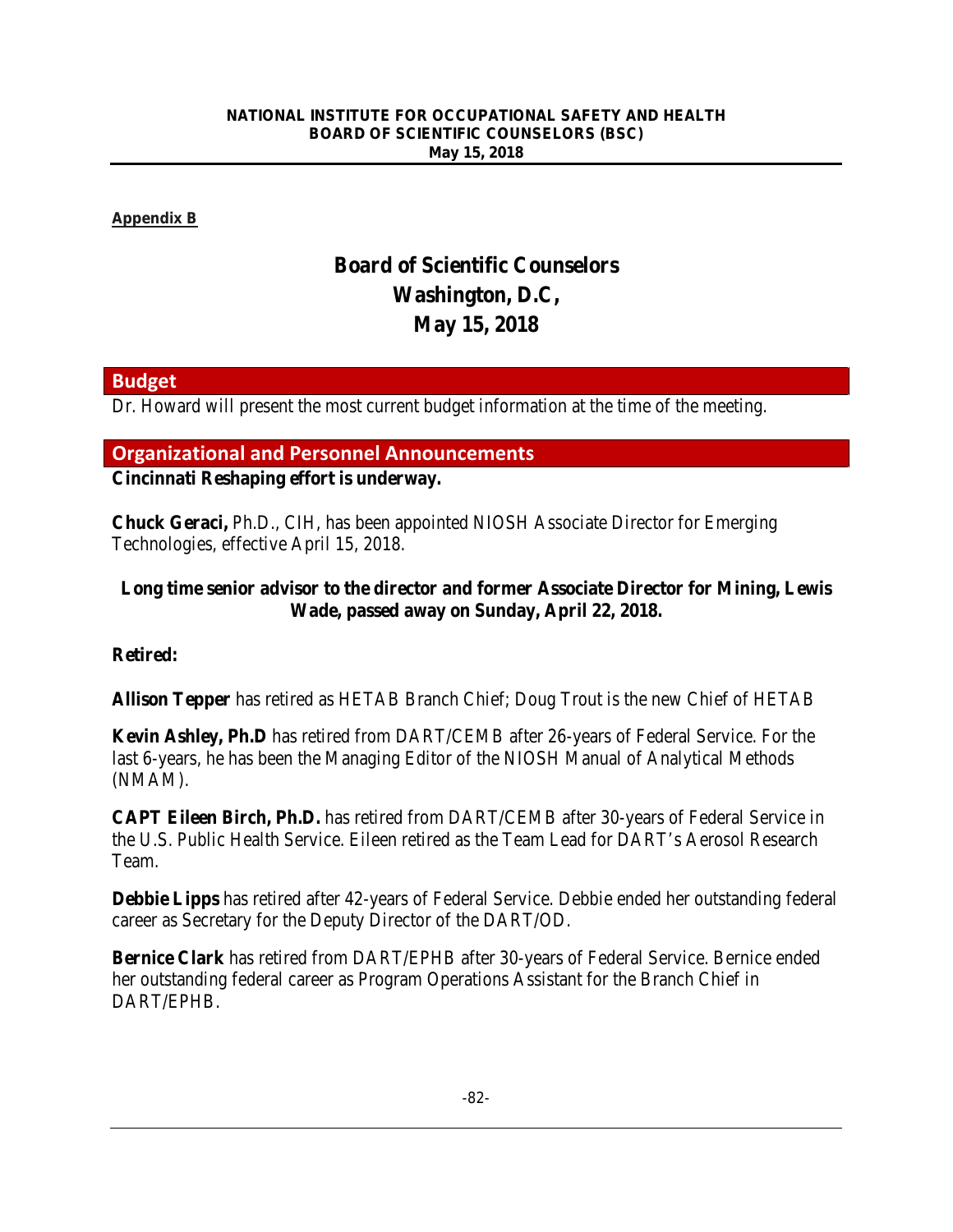**Appendix B**

# Board of Scientific Counselors
# Washington, D.C,
# May 15, 2018

## Budget

Dr. Howard will present the most current budget information at the time of the meeting.

## Organizational and Personnel Announcements

**Cincinnati Reshaping effort is underway.**

**Chuck Geraci,** Ph.D., CIH, has been appointed NIOSH Associate Director for Emerging Technologies, effective April 15, 2018.

**Long time senior advisor to the director and former Associate Director for Mining, Lewis Wade, passed away on Sunday, April 22, 2018.**

**Retired:**

**Allison Tepper** has retired as HETAB Branch Chief; Doug Trout is the new Chief of HETAB

**Kevin Ashley, Ph.D** has retired from DART/CEMB after 26-years of Federal Service. For the last 6-years, he has been the Managing Editor of the NIOSH Manual of Analytical Methods (NMAM).

**CAPT Eileen Birch, Ph.D.** has retired from DART/CEMB after 30-years of Federal Service in the U.S. Public Health Service. Eileen retired as the Team Lead for DART's Aerosol Research Team.

**Debbie Lipps** has retired after 42-years of Federal Service. Debbie ended her outstanding federal career as Secretary for the Deputy Director of the DART/OD.

**Bernice Clark** has retired from DART/EPHB after 30-years of Federal Service. Bernice ended her outstanding federal career as Program Operations Assistant for the Branch Chief in DART/EPHB.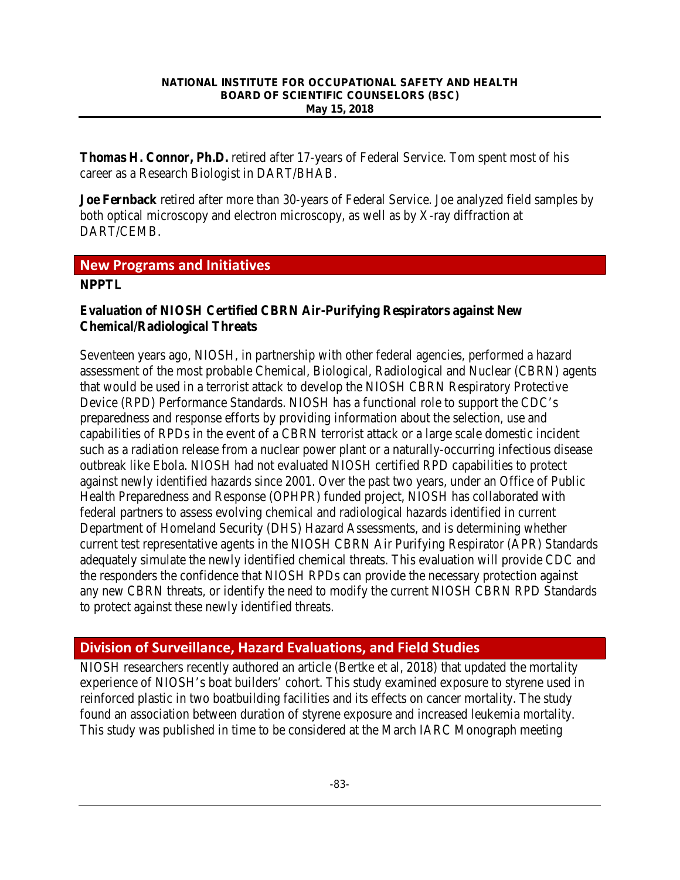**Thomas H. Connor, Ph.D.** retired after 17-years of Federal Service. Tom spent most of his career as a Research Biologist in DART/BHAB.

**Joe Fernback** retired after more than 30-years of Federal Service. Joe analyzed field samples by both optical microscopy and electron microscopy, as well as by X-ray diffraction at DART/CEMB.

## New Programs and Initiatives

**NPPTL**

**Evaluation of NIOSH Certified CBRN Air-Purifying Respirators against New Chemical/Radiological Threats**

Seventeen years ago, NIOSH, in partnership with other federal agencies, performed a hazard assessment of the most probable Chemical, Biological, Radiological and Nuclear (CBRN) agents that would be used in a terrorist attack to develop the NIOSH CBRN Respiratory Protective Device (RPD) Performance Standards. NIOSH has a functional role to support the CDC's preparedness and response efforts by providing information about the selection, use and capabilities of RPDs in the event of a CBRN terrorist attack or a large scale domestic incident such as a radiation release from a nuclear power plant or a naturally-occurring infectious disease outbreak like Ebola. NIOSH had not evaluated NIOSH certified RPD capabilities to protect against newly identified hazards since 2001. Over the past two years, under an Office of Public Health Preparedness and Response (OPHPR) funded project, NIOSH has collaborated with federal partners to assess evolving chemical and radiological hazards identified in current Department of Homeland Security (DHS) Hazard Assessments, and is determining whether current test representative agents in the NIOSH CBRN Air Purifying Respirator (APR) Standards adequately simulate the newly identified chemical threats. This evaluation will provide CDC and the responders the confidence that NIOSH RPDs can provide the necessary protection against any new CBRN threats, or identify the need to modify the current NIOSH CBRN RPD Standards to protect against these newly identified threats.

## Division of Surveillance, Hazard Evaluations, and Field Studies

NIOSH researchers recently authored an article (Bertke et al, 2018) that updated the mortality experience of NIOSH's boat builders' cohort. This study examined exposure to styrene used in reinforced plastic in two boatbuilding facilities and its effects on cancer mortality. The study found an association between duration of styrene exposure and increased leukemia mortality. This study was published in time to be considered at the March IARC Monograph meeting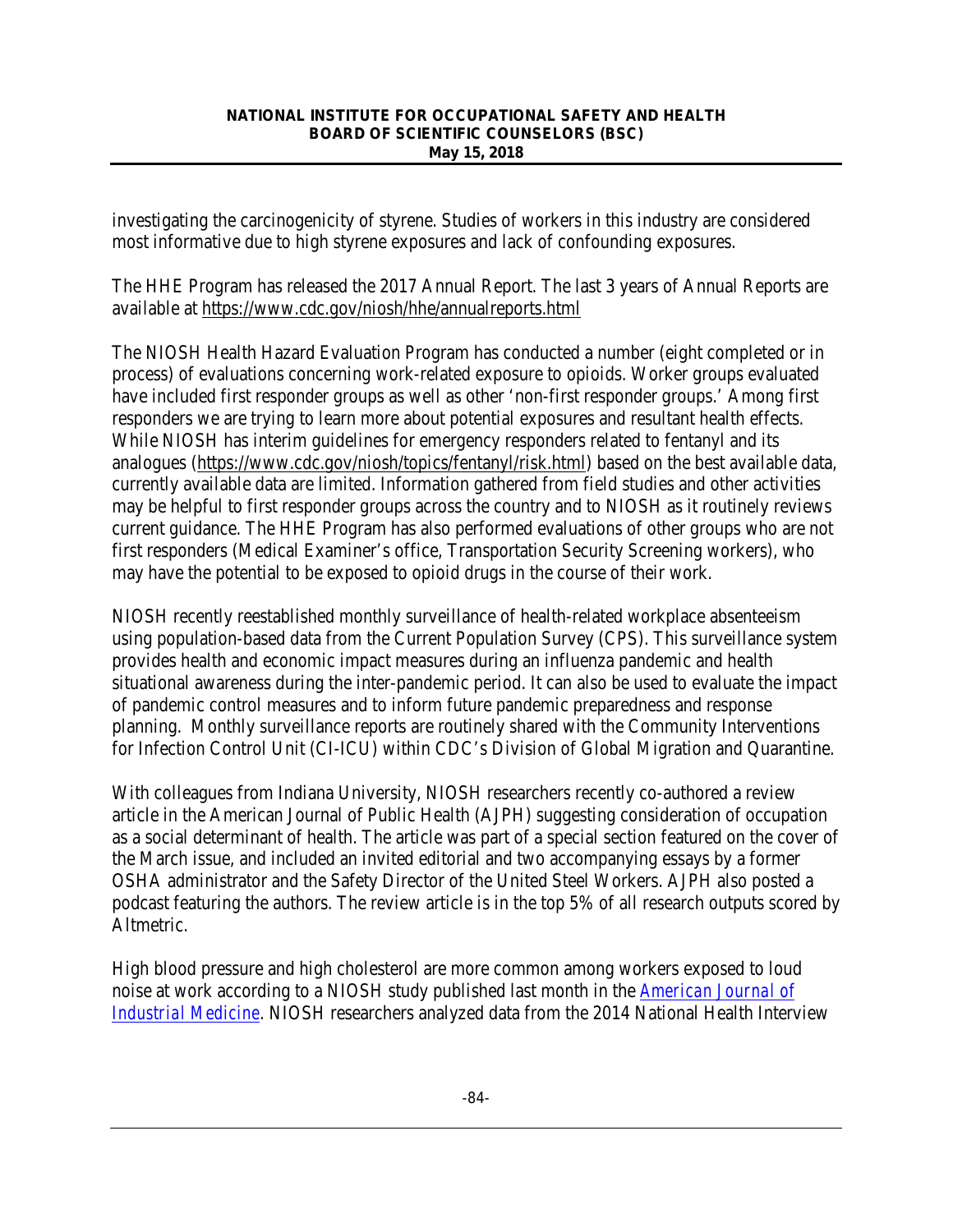investigating the carcinogenicity of styrene. Studies of workers in this industry are considered most informative due to high styrene exposures and lack of confounding exposures.

The HHE Program has released the 2017 Annual Report. The last 3 years of Annual Reports are available at https://www.cdc.gov/niosh/hhe/annualreports.html

The NIOSH Health Hazard Evaluation Program has conducted a number (eight completed or in process) of evaluations concerning work-related exposure to opioids. Worker groups evaluated have included first responder groups as well as other 'non-first responder groups.' Among first responders we are trying to learn more about potential exposures and resultant health effects. While NIOSH has interim guidelines for emergency responders related to fentanyl and its analogues (https://www.cdc.gov/niosh/topics/fentanyl/risk.html) based on the best available data, currently available data are limited. Information gathered from field studies and other activities may be helpful to first responder groups across the country and to NIOSH as it routinely reviews current guidance. The HHE Program has also performed evaluations of other groups who are not first responders (Medical Examiner's office, Transportation Security Screening workers), who may have the potential to be exposed to opioid drugs in the course of their work.

NIOSH recently reestablished monthly surveillance of health-related workplace absenteeism using population-based data from the Current Population Survey (CPS). This surveillance system provides health and economic impact measures during an influenza pandemic and health situational awareness during the inter-pandemic period. It can also be used to evaluate the impact of pandemic control measures and to inform future pandemic preparedness and response planning. Monthly surveillance reports are routinely shared with the Community Interventions for Infection Control Unit (CI-ICU) within CDC's Division of Global Migration and Quarantine.

With colleagues from Indiana University, NIOSH researchers recently co-authored a review article in the American Journal of Public Health (AJPH) suggesting consideration of occupation as a social determinant of health. The article was part of a special section featured on the cover of the March issue, and included an invited editorial and two accompanying essays by a former OSHA administrator and the Safety Director of the United Steel Workers. AJPH also posted a podcast featuring the authors. The review article is in the top 5% of all research outputs scored by Altmetric.

High blood pressure and high cholesterol are more common among workers exposed to loud noise at work according to a NIOSH study published last month in the *American Journal of Industrial Medicine*. NIOSH researchers analyzed data from the 2014 National Health Interview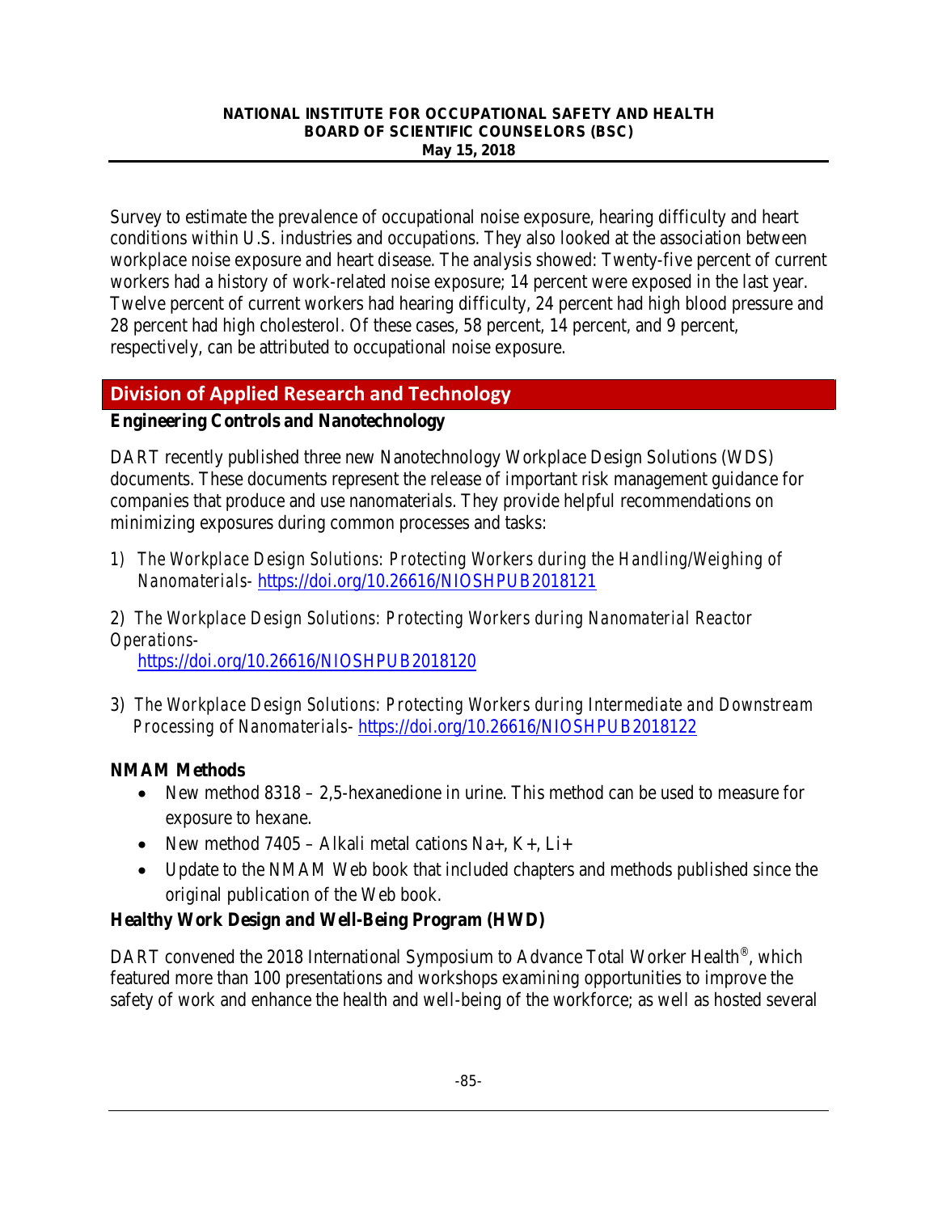Survey to estimate the prevalence of occupational noise exposure, hearing difficulty and heart conditions within U.S. industries and occupations. They also looked at the association between workplace noise exposure and heart disease. The analysis showed: Twenty-five percent of current workers had a history of work-related noise exposure; 14 percent were exposed in the last year. Twelve percent of current workers had hearing difficulty, 24 percent had high blood pressure and 28 percent had high cholesterol. Of these cases, 58 percent, 14 percent, and 9 percent, respectively, can be attributed to occupational noise exposure.

## Division of Applied Research and Technology

**Engineering Controls and Nanotechnology**

DART recently published three new Nanotechnology Workplace Design Solutions (WDS) documents. These documents represent the release of important risk management guidance for companies that produce and use nanomaterials. They provide helpful recommendations on minimizing exposures during common processes and tasks:

1) *The Workplace Design Solutions: Protecting Workers during the Handling/Weighing of Nanomaterials*- https://doi.org/10.26616/NIOSHPUB2018121

2) *The Workplace Design Solutions: Protecting Workers during Nanomaterial Reactor Operations*- https://doi.org/10.26616/NIOSHPUB2018120

3) *The Workplace Design Solutions: Protecting Workers during Intermediate and Downstream Processing of Nanomaterials*- https://doi.org/10.26616/NIOSHPUB2018122

**NMAM Methods**

- New method 8318 – 2,5-hexanedione in urine. This method can be used to measure for exposure to hexane.
- New method 7405 – Alkali metal cations $Na^+$, $K^+$, $Li^+$
- Update to the NMAM Web book that included chapters and methods published since the original publication of the Web book.

**Healthy Work Design and Well-Being Program (HWD)**

DART convened the 2018 International Symposium to Advance Total Worker Health®, which featured more than 100 presentations and workshops examining opportunities to improve the safety of work and enhance the health and well-being of the workforce; as well as hosted several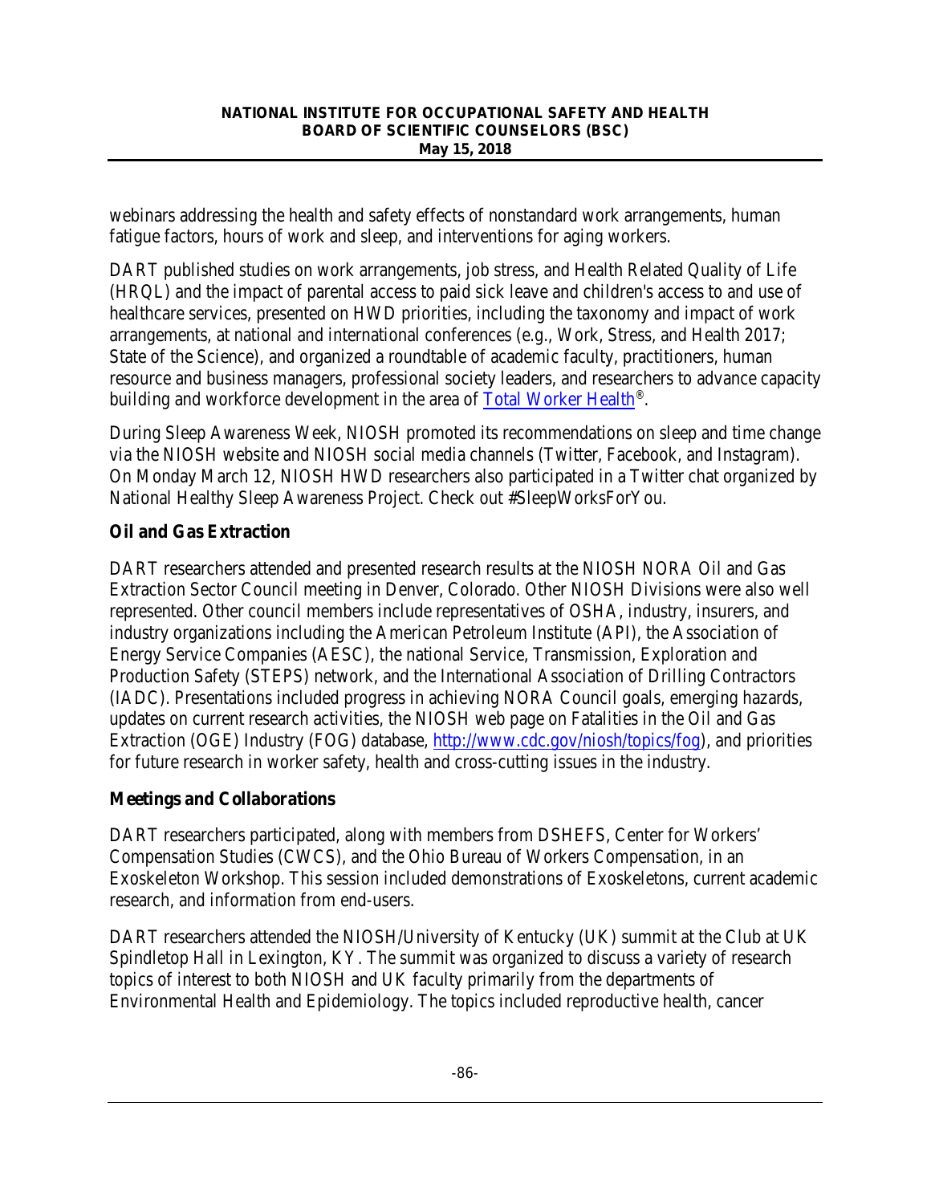webinars addressing the health and safety effects of nonstandard work arrangements, human fatigue factors, hours of work and sleep, and interventions for aging workers.

DART published studies on work arrangements, job stress, and Health Related Quality of Life (HRQL) and the impact of parental access to paid sick leave and children's access to and use of healthcare services, presented on HWD priorities, including the taxonomy and impact of work arrangements, at national and international conferences (e.g., Work, Stress, and Health 2017; State of the Science), and organized a roundtable of academic faculty, practitioners, human resource and business managers, professional society leaders, and researchers to advance capacity building and workforce development in the area of Total Worker Health®.

During Sleep Awareness Week, NIOSH promoted its recommendations on sleep and time change via the NIOSH website and NIOSH social media channels (Twitter, Facebook, and Instagram). On Monday March 12, NIOSH HWD researchers also participated in a Twitter chat organized by National Healthy Sleep Awareness Project. Check out #SleepWorksForYou.

## Oil and Gas Extraction

DART researchers attended and presented research results at the NIOSH NORA Oil and Gas Extraction Sector Council meeting in Denver, Colorado. Other NIOSH Divisions were also well represented. Other council members include representatives of OSHA, industry, insurers, and industry organizations including the American Petroleum Institute (API), the Association of Energy Service Companies (AESC), the national Service, Transmission, Exploration and Production Safety (STEPS) network, and the International Association of Drilling Contractors (IADC). Presentations included progress in achieving NORA Council goals, emerging hazards, updates on current research activities, the NIOSH web page on Fatalities in the Oil and Gas Extraction (OGE) Industry (FOG) database, http://www.cdc.gov/niosh/topics/fog), and priorities for future research in worker safety, health and cross-cutting issues in the industry.

## Meetings and Collaborations

DART researchers participated, along with members from DSHEFS, Center for Workers' Compensation Studies (CWCS), and the Ohio Bureau of Workers Compensation, in an Exoskeleton Workshop. This session included demonstrations of Exoskeletons, current academic research, and information from end-users.

DART researchers attended the NIOSH/University of Kentucky (UK) summit at the Club at UK Spindletop Hall in Lexington, KY. The summit was organized to discuss a variety of research topics of interest to both NIOSH and UK faculty primarily from the departments of Environmental Health and Epidemiology. The topics included reproductive health, cancer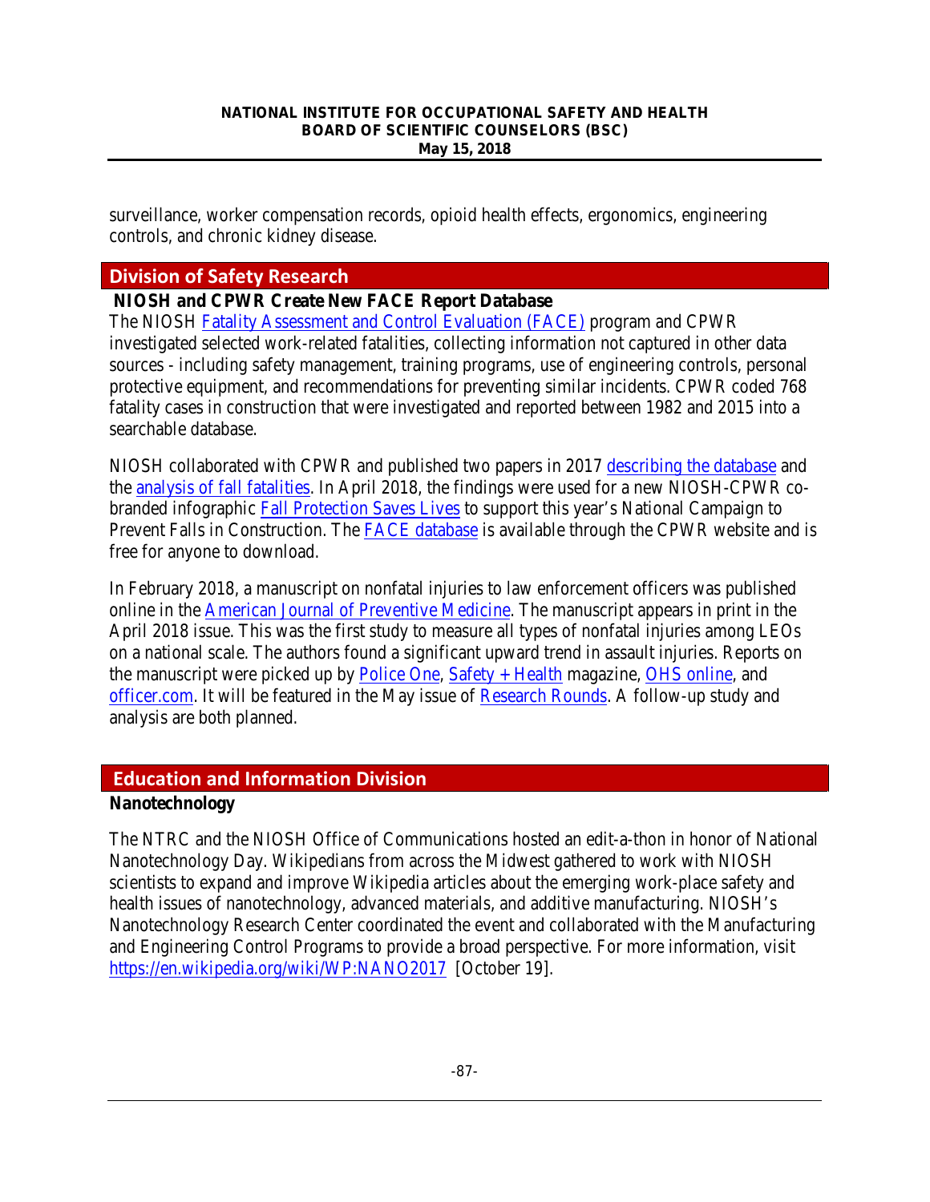surveillance, worker compensation records, opioid health effects, ergonomics, engineering controls, and chronic kidney disease.

## Division of Safety Research

### NIOSH and CPWR Create New FACE Report Database

The NIOSH Fatality Assessment and Control Evaluation (FACE) program and CPWR investigated selected work-related fatalities, collecting information not captured in other data sources - including safety management, training programs, use of engineering controls, personal protective equipment, and recommendations for preventing similar incidents. CPWR coded 768 fatality cases in construction that were investigated and reported between 1982 and 2015 into a searchable database.

NIOSH collaborated with CPWR and published two papers in 2017 describing the database and the analysis of fall fatalities. In April 2018, the findings were used for a new NIOSH-CPWR co-branded infographic Fall Protection Saves Lives to support this year's National Campaign to Prevent Falls in Construction. The FACE database is available through the CPWR website and is free for anyone to download.

In February 2018, a manuscript on nonfatal injuries to law enforcement officers was published online in the American Journal of Preventive Medicine. The manuscript appears in print in the April 2018 issue. This was the first study to measure all types of nonfatal injuries among LEOs on a national scale. The authors found a significant upward trend in assault injuries. Reports on the manuscript were picked up by Police One, Safety + Health magazine, OHS online, and officer.com. It will be featured in the May issue of Research Rounds. A follow-up study and analysis are both planned.

## Education and Information Division

### Nanotechnology

The NTRC and the NIOSH Office of Communications hosted an edit-a-thon in honor of National Nanotechnology Day. Wikipedians from across the Midwest gathered to work with NIOSH scientists to expand and improve Wikipedia articles about the emerging work-place safety and health issues of nanotechnology, advanced materials, and additive manufacturing. NIOSH's Nanotechnology Research Center coordinated the event and collaborated with the Manufacturing and Engineering Control Programs to provide a broad perspective. For more information, visit https://en.wikipedia.org/wiki/WP:NANO2017 [October 19].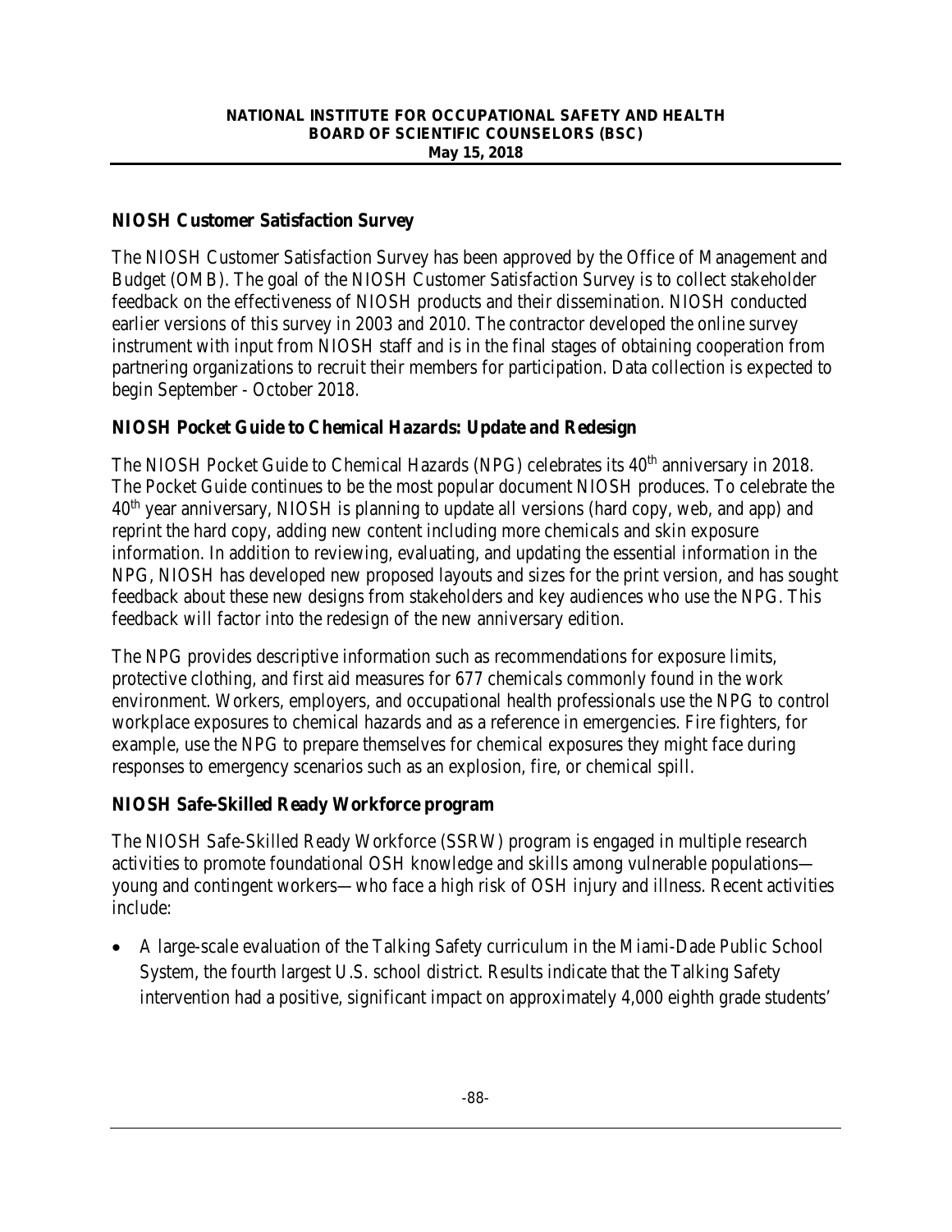## NIOSH Customer Satisfaction Survey

The NIOSH Customer Satisfaction Survey has been approved by the Office of Management and Budget (OMB). The goal of the NIOSH Customer Satisfaction Survey is to collect stakeholder feedback on the effectiveness of NIOSH products and their dissemination. NIOSH conducted earlier versions of this survey in 2003 and 2010. The contractor developed the online survey instrument with input from NIOSH staff and is in the final stages of obtaining cooperation from partnering organizations to recruit their members for participation. Data collection is expected to begin September - October 2018.

## NIOSH Pocket Guide to Chemical Hazards: Update and Redesign

The NIOSH Pocket Guide to Chemical Hazards (NPG) celebrates its 40th anniversary in 2018. The Pocket Guide continues to be the most popular document NIOSH produces. To celebrate the 40th year anniversary, NIOSH is planning to update all versions (hard copy, web, and app) and reprint the hard copy, adding new content including more chemicals and skin exposure information. In addition to reviewing, evaluating, and updating the essential information in the NPG, NIOSH has developed new proposed layouts and sizes for the print version, and has sought feedback about these new designs from stakeholders and key audiences who use the NPG. This feedback will factor into the redesign of the new anniversary edition.

The NPG provides descriptive information such as recommendations for exposure limits, protective clothing, and first aid measures for 677 chemicals commonly found in the work environment. Workers, employers, and occupational health professionals use the NPG to control workplace exposures to chemical hazards and as a reference in emergencies. Fire fighters, for example, use the NPG to prepare themselves for chemical exposures they might face during responses to emergency scenarios such as an explosion, fire, or chemical spill.

## NIOSH Safe-Skilled Ready Workforce program

The NIOSH Safe-Skilled Ready Workforce (SSRW) program is engaged in multiple research activities to promote foundational OSH knowledge and skills among vulnerable populations—young and contingent workers—who face a high risk of OSH injury and illness. Recent activities include:

- A large-scale evaluation of the Talking Safety curriculum in the Miami-Dade Public School System, the fourth largest U.S. school district. Results indicate that the Talking Safety intervention had a positive, significant impact on approximately 4,000 eighth grade students'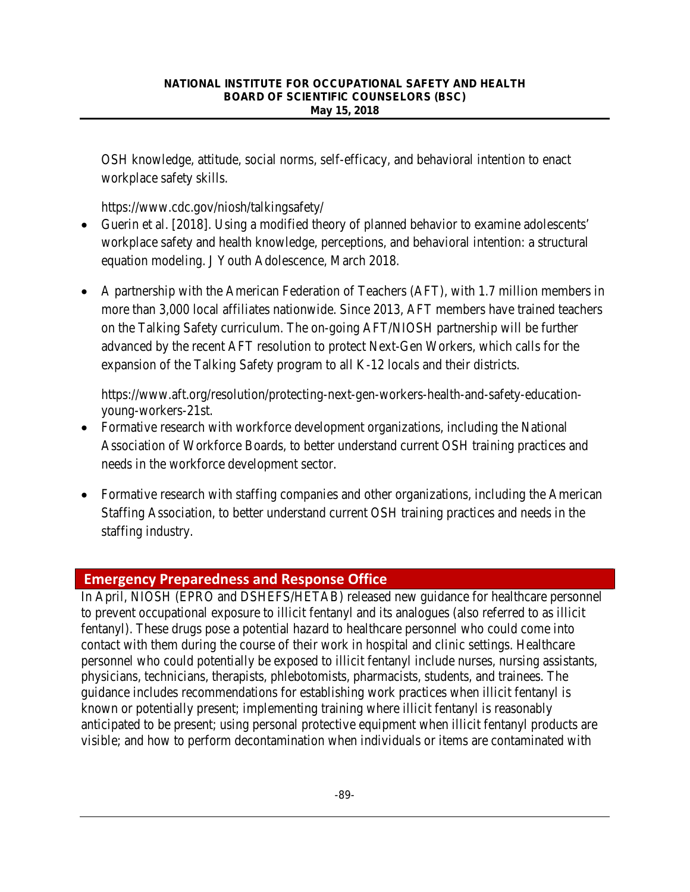OSH knowledge, attitude, social norms, self-efficacy, and behavioral intention to enact workplace safety skills.

https://www.cdc.gov/niosh/talkingsafety/

- Guerin et al. [2018]. Using a modified theory of planned behavior to examine adolescents' workplace safety and health knowledge, perceptions, and behavioral intention: a structural equation modeling. J Youth Adolescence, March 2018.

- A partnership with the American Federation of Teachers (AFT), with 1.7 million members in more than 3,000 local affiliates nationwide. Since 2013, AFT members have trained teachers on the Talking Safety curriculum. The on-going AFT/NIOSH partnership will be further advanced by the recent AFT resolution to protect Next-Gen Workers, which calls for the expansion of the Talking Safety program to all K-12 locals and their districts.

  https://www.aft.org/resolution/protecting-next-gen-workers-health-and-safety-education-young-workers-21st.

- Formative research with workforce development organizations, including the National Association of Workforce Boards, to better understand current OSH training practices and needs in the workforce development sector.

- Formative research with staffing companies and other organizations, including the American Staffing Association, to better understand current OSH training practices and needs in the staffing industry.

## Emergency Preparedness and Response Office

In April, NIOSH (EPRO and DSHEFS/HETAB) released new guidance for healthcare personnel to prevent occupational exposure to illicit fentanyl and its analogues (also referred to as illicit fentanyl). These drugs pose a potential hazard to healthcare personnel who could come into contact with them during the course of their work in hospital and clinic settings. Healthcare personnel who could potentially be exposed to illicit fentanyl include nurses, nursing assistants, physicians, technicians, therapists, phlebotomists, pharmacists, students, and trainees. The guidance includes recommendations for establishing work practices when illicit fentanyl is known or potentially present; implementing training where illicit fentanyl is reasonably anticipated to be present; using personal protective equipment when illicit fentanyl products are visible; and how to perform decontamination when individuals or items are contaminated with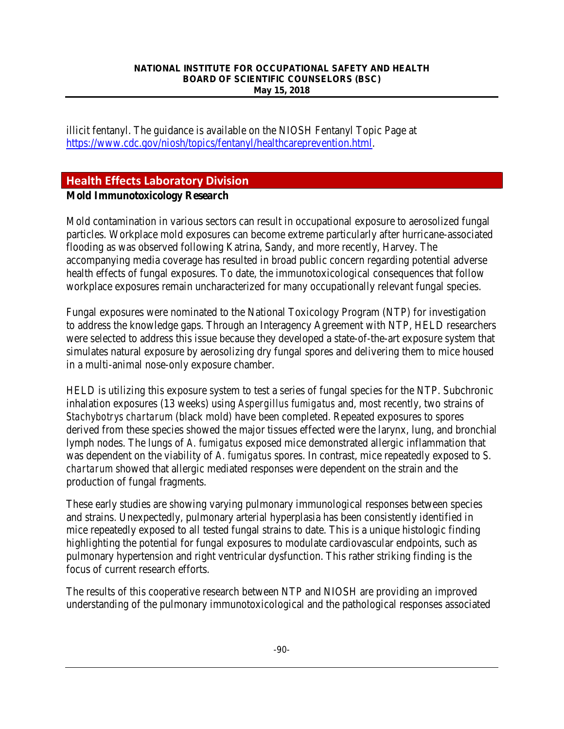illicit fentanyl. The guidance is available on the NIOSH Fentanyl Topic Page at [https://www.cdc.gov/niosh/topics/fentanyl/healthcareprevention.html](https://www.cdc.gov/niosh/topics/fentanyl/healthcareprevention.html).

## Health Effects Laboratory Division

**Mold Immunotoxicology Research**

Mold contamination in various sectors can result in occupational exposure to aerosolized fungal particles. Workplace mold exposures can become extreme particularly after hurricane-associated flooding as was observed following Katrina, Sandy, and more recently, Harvey. The accompanying media coverage has resulted in broad public concern regarding potential adverse health effects of fungal exposures. To date, the immunotoxicological consequences that follow workplace exposures remain uncharacterized for many occupationally relevant fungal species.

Fungal exposures were nominated to the National Toxicology Program (NTP) for investigation to address the knowledge gaps. Through an Interagency Agreement with NTP, HELD researchers were selected to address this issue because they developed a state-of-the-art exposure system that simulates natural exposure by aerosolizing dry fungal spores and delivering them to mice housed in a multi-animal nose-only exposure chamber.

HELD is utilizing this exposure system to test a series of fungal species for the NTP. Subchronic inhalation exposures (13 weeks) using *Aspergillus fumigatus* and, most recently, two strains of *Stachybotrys chartarum* (black mold) have been completed. Repeated exposures to spores derived from these species showed the major tissues effected were the larynx, lung, and bronchial lymph nodes. The lungs of *A. fumigatus* exposed mice demonstrated allergic inflammation that was dependent on the viability of *A. fumigatus* spores. In contrast, mice repeatedly exposed to *S. chartarum* showed that allergic mediated responses were dependent on the strain and the production of fungal fragments.

These early studies are showing varying pulmonary immunological responses between species and strains. Unexpectedly, pulmonary arterial hyperplasia has been consistently identified in mice repeatedly exposed to all tested fungal strains to date. This is a unique histologic finding highlighting the potential for fungal exposures to modulate cardiovascular endpoints, such as pulmonary hypertension and right ventricular dysfunction. This rather striking finding is the focus of current research efforts.

The results of this cooperative research between NTP and NIOSH are providing an improved understanding of the pulmonary immunotoxicological and the pathological responses associated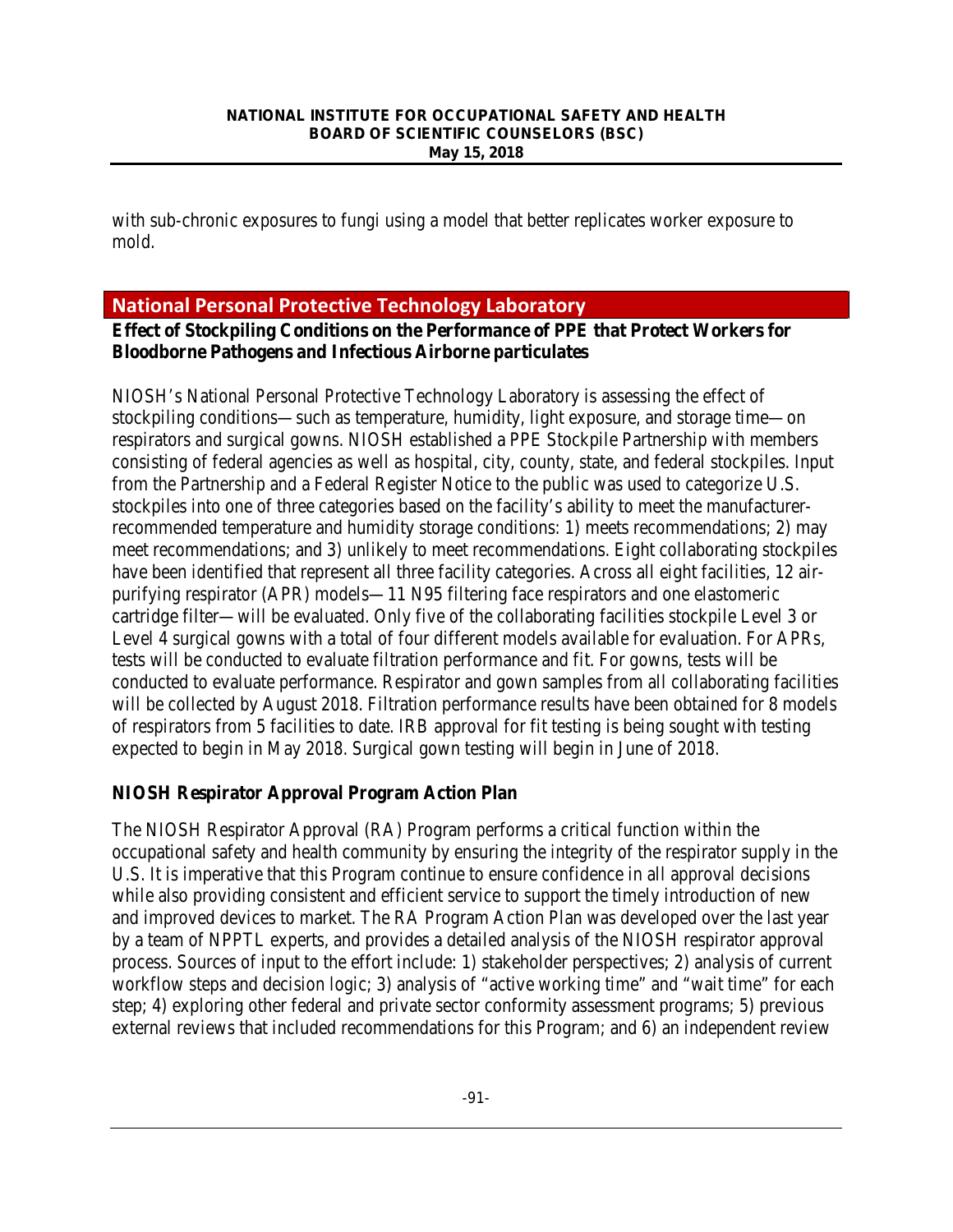with sub-chronic exposures to fungi using a model that better replicates worker exposure to mold.

## National Personal Protective Technology Laboratory

### Effect of Stockpiling Conditions on the Performance of PPE that Protect Workers for Bloodborne Pathogens and Infectious Airborne particulates

NIOSH's National Personal Protective Technology Laboratory is assessing the effect of stockpiling conditions—such as temperature, humidity, light exposure, and storage time—on respirators and surgical gowns. NIOSH established a PPE Stockpile Partnership with members consisting of federal agencies as well as hospital, city, county, state, and federal stockpiles. Input from the Partnership and a Federal Register Notice to the public was used to categorize U.S. stockpiles into one of three categories based on the facility's ability to meet the manufacturer-recommended temperature and humidity storage conditions: 1) meets recommendations; 2) may meet recommendations; and 3) unlikely to meet recommendations. Eight collaborating stockpiles have been identified that represent all three facility categories. Across all eight facilities, 12 air-purifying respirator (APR) models—11 N95 filtering face respirators and one elastomeric cartridge filter—will be evaluated. Only five of the collaborating facilities stockpile Level 3 or Level 4 surgical gowns with a total of four different models available for evaluation. For APRs, tests will be conducted to evaluate filtration performance and fit. For gowns, tests will be conducted to evaluate performance. Respirator and gown samples from all collaborating facilities will be collected by August 2018. Filtration performance results have been obtained for 8 models of respirators from 5 facilities to date. IRB approval for fit testing is being sought with testing expected to begin in May 2018. Surgical gown testing will begin in June of 2018.

### NIOSH Respirator Approval Program Action Plan

The NIOSH Respirator Approval (RA) Program performs a critical function within the occupational safety and health community by ensuring the integrity of the respirator supply in the U.S. It is imperative that this Program continue to ensure confidence in all approval decisions while also providing consistent and efficient service to support the timely introduction of new and improved devices to market. The RA Program Action Plan was developed over the last year by a team of NPPTL experts, and provides a detailed analysis of the NIOSH respirator approval process. Sources of input to the effort include: 1) stakeholder perspectives; 2) analysis of current workflow steps and decision logic; 3) analysis of "active working time" and "wait time" for each step; 4) exploring other federal and private sector conformity assessment programs; 5) previous external reviews that included recommendations for this Program; and 6) an independent review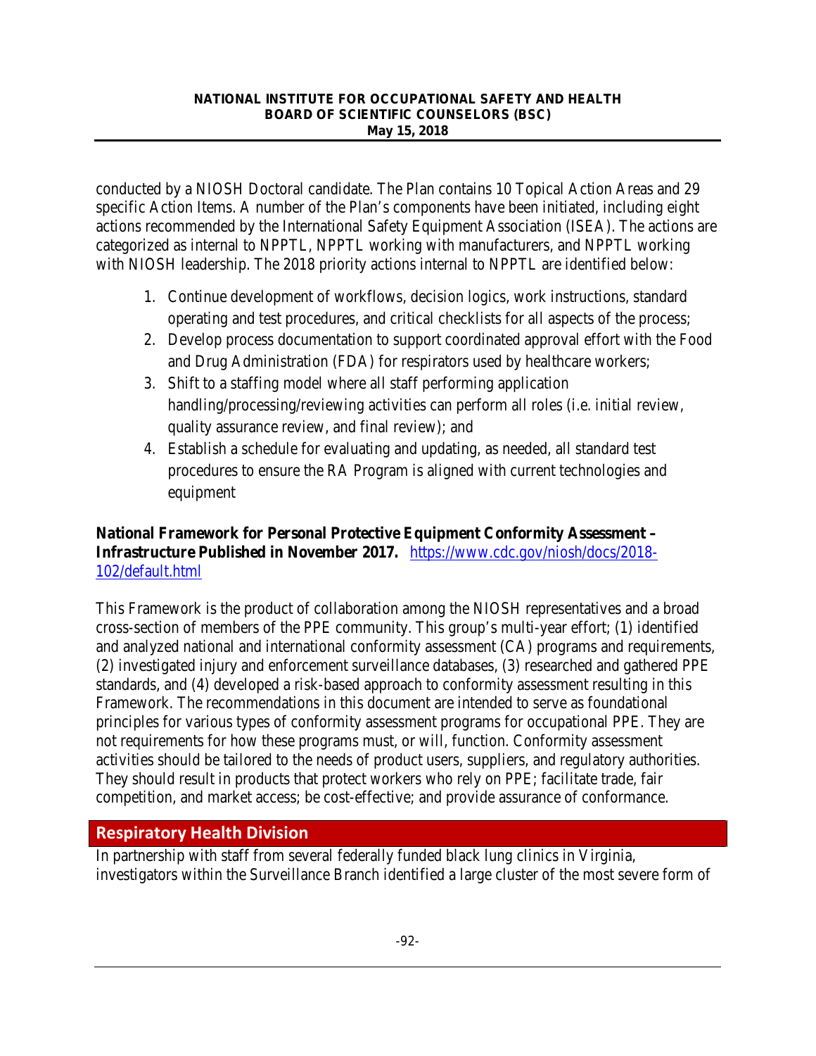conducted by a NIOSH Doctoral candidate. The Plan contains 10 Topical Action Areas and 29 specific Action Items. A number of the Plan's components have been initiated, including eight actions recommended by the International Safety Equipment Association (ISEA). The actions are categorized as internal to NPPTL, NPPTL working with manufacturers, and NPPTL working with NIOSH leadership. The 2018 priority actions internal to NPPTL are identified below:

1. Continue development of workflows, decision logics, work instructions, standard operating and test procedures, and critical checklists for all aspects of the process;
2. Develop process documentation to support coordinated approval effort with the Food and Drug Administration (FDA) for respirators used by healthcare workers;
3. Shift to a staffing model where all staff performing application handling/processing/reviewing activities can perform all roles (i.e. initial review, quality assurance review, and final review); and
4. Establish a schedule for evaluating and updating, as needed, all standard test procedures to ensure the RA Program is aligned with current technologies and equipment

**National Framework for Personal Protective Equipment Conformity Assessment – Infrastructure Published in November 2017.** https://www.cdc.gov/niosh/docs/2018-102/default.html

This Framework is the product of collaboration among the NIOSH representatives and a broad cross-section of members of the PPE community. This group's multi-year effort; (1) identified and analyzed national and international conformity assessment (CA) programs and requirements, (2) investigated injury and enforcement surveillance databases, (3) researched and gathered PPE standards, and (4) developed a risk-based approach to conformity assessment resulting in this Framework. The recommendations in this document are intended to serve as foundational principles for various types of conformity assessment programs for occupational PPE. They are not requirements for how these programs must, or will, function. Conformity assessment activities should be tailored to the needs of product users, suppliers, and regulatory authorities. They should result in products that protect workers who rely on PPE; facilitate trade, fair competition, and market access; be cost-effective; and provide assurance of conformance.

## Respiratory Health Division

In partnership with staff from several federally funded black lung clinics in Virginia, investigators within the Surveillance Branch identified a large cluster of the most severe form of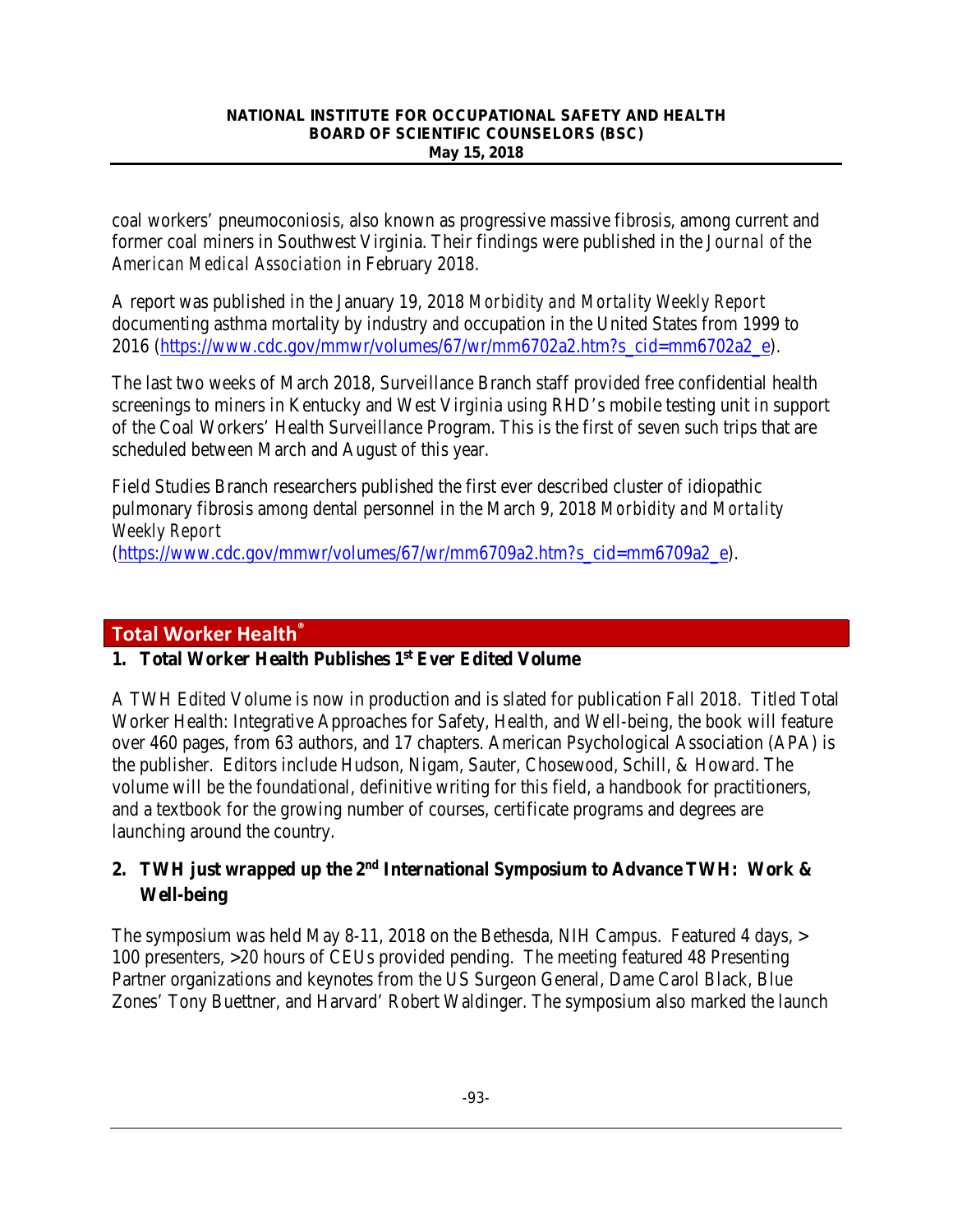coal workers' pneumoconiosis, also known as progressive massive fibrosis, among current and former coal miners in Southwest Virginia. Their findings were published in the *Journal of the American Medical Association* in February 2018.

A report was published in the January 19, 2018 *Morbidity and Mortality Weekly Report* documenting asthma mortality by industry and occupation in the United States from 1999 to 2016 (https://www.cdc.gov/mmwr/volumes/67/wr/mm6702a2.htm?s_cid=mm6702a2_e).

The last two weeks of March 2018, Surveillance Branch staff provided free confidential health screenings to miners in Kentucky and West Virginia using RHD's mobile testing unit in support of the Coal Workers' Health Surveillance Program. This is the first of seven such trips that are scheduled between March and August of this year.

Field Studies Branch researchers published the first ever described cluster of idiopathic pulmonary fibrosis among dental personnel in the March 9, 2018 *Morbidity and Mortality Weekly Report* (https://www.cdc.gov/mmwr/volumes/67/wr/mm6709a2.htm?s_cid=mm6709a2_e).

## Total Worker Health®

**1. Total Worker Health Publishes 1st Ever Edited Volume**

A TWH Edited Volume is now in production and is slated for publication Fall 2018. Titled Total Worker Health: Integrative Approaches for Safety, Health, and Well-being, the book will feature over 460 pages, from 63 authors, and 17 chapters. American Psychological Association (APA) is the publisher. Editors include Hudson, Nigam, Sauter, Chosewood, Schill, & Howard. The volume will be the foundational, definitive writing for this field, a handbook for practitioners, and a textbook for the growing number of courses, certificate programs and degrees are launching around the country.

**2. TWH just wrapped up the 2nd International Symposium to Advance TWH: Work & Well-being**

The symposium was held May 8-11, 2018 on the Bethesda, NIH Campus. Featured 4 days, > 100 presenters, >20 hours of CEUs provided pending. The meeting featured 48 Presenting Partner organizations and keynotes from the US Surgeon General, Dame Carol Black, Blue Zones' Tony Buettner, and Harvard' Robert Waldinger. The symposium also marked the launch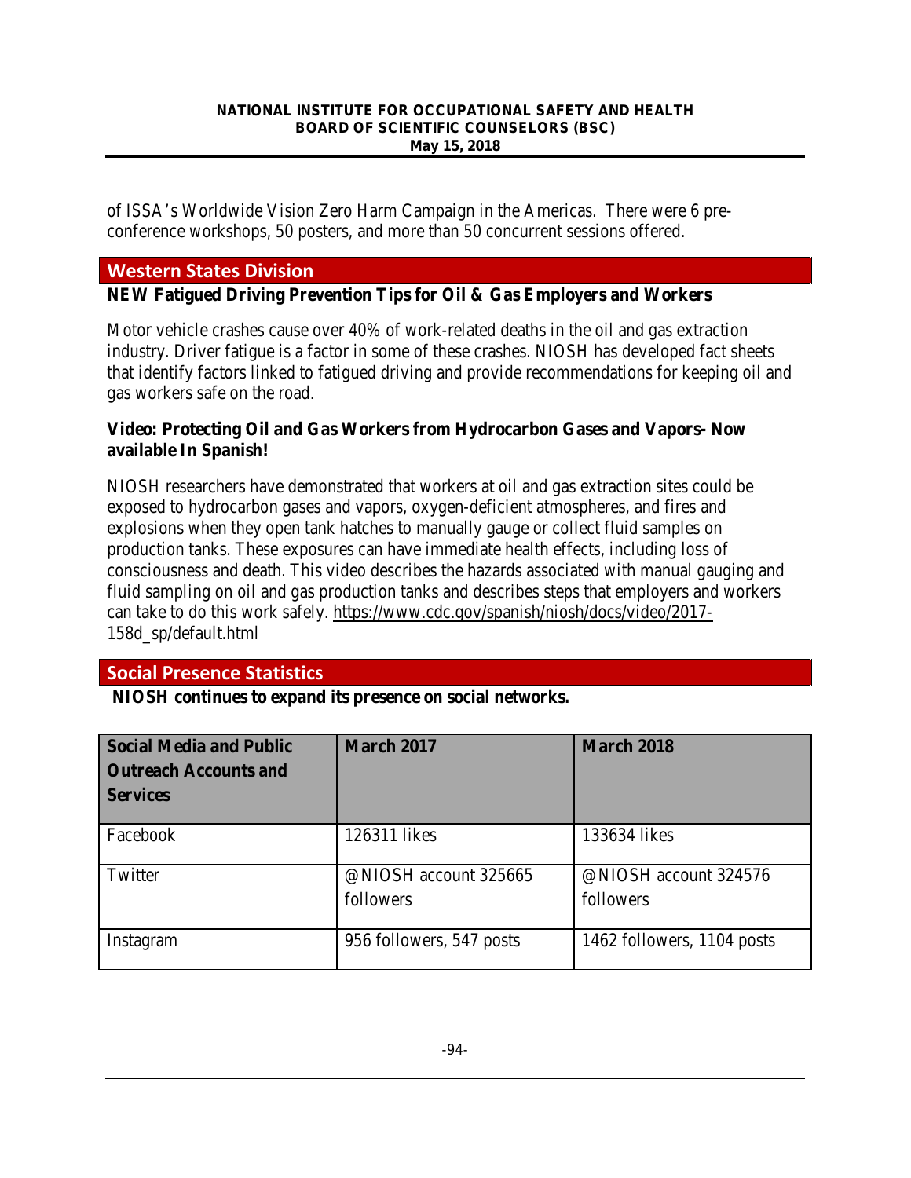of ISSA's Worldwide Vision Zero Harm Campaign in the Americas. There were 6 pre-conference workshops, 50 posters, and more than 50 concurrent sessions offered.

## Western States Division

**NEW Fatigued Driving Prevention Tips for Oil & Gas Employers and Workers**

Motor vehicle crashes cause over 40% of work-related deaths in the oil and gas extraction industry. Driver fatigue is a factor in some of these crashes. NIOSH has developed fact sheets that identify factors linked to fatigued driving and provide recommendations for keeping oil and gas workers safe on the road.

**Video: Protecting Oil and Gas Workers from Hydrocarbon Gases and Vapors- Now available In Spanish!**

NIOSH researchers have demonstrated that workers at oil and gas extraction sites could be exposed to hydrocarbon gases and vapors, oxygen-deficient atmospheres, and fires and explosions when they open tank hatches to manually gauge or collect fluid samples on production tanks. These exposures can have immediate health effects, including loss of consciousness and death. This video describes the hazards associated with manual gauging and fluid sampling on oil and gas production tanks and describes steps that employers and workers can take to do this work safely. https://www.cdc.gov/spanish/niosh/docs/video/2017-158d_sp/default.html

## Social Presence Statistics

**NIOSH continues to expand its presence on social networks.**

| Social Media and Public Outreach Accounts and Services | March 2017 | March 2018 |
|---|---|---|
| Facebook | 126311 likes | 133634 likes |
| Twitter | @NIOSH account 325665 followers | @NIOSH account 324576 followers |
| Instagram | 956 followers, 547 posts | 1462 followers, 1104 posts |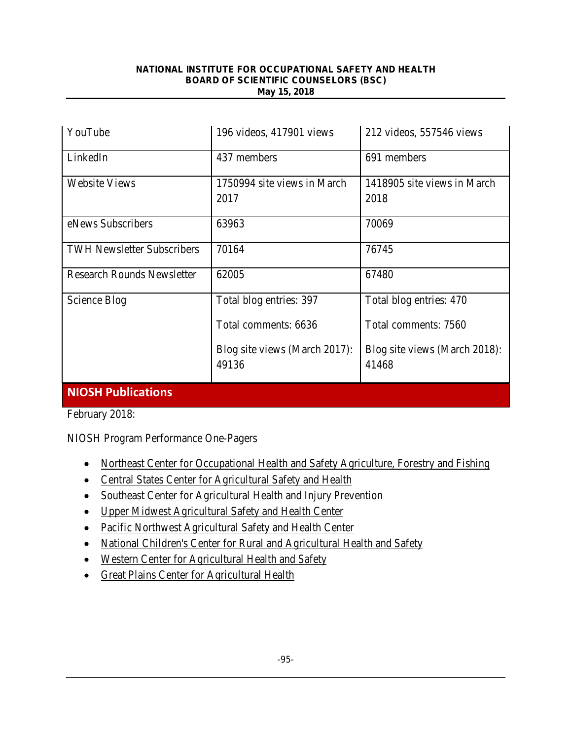| YouTube | 196 videos, 417901 views | 212 videos, 557546 views |
|---|---|---|
| LinkedIn | 437 members | 691 members |
| Website Views | 1750994 site views in March 2017 | 1418905 site views in March 2018 |
| eNews Subscribers | 63963 | 70069 |
| TWH Newsletter Subscribers | 70164 | 76745 |
| Research Rounds Newsletter | 62005 | 67480 |
| Science Blog | Total blog entries: 397<br>Total comments: 6636<br>Blog site views (March 2017): 49136 | Total blog entries: 470<br>Total comments: 7560<br>Blog site views (March 2018): 41468 |

## NIOSH Publications

February 2018:

NIOSH Program Performance One-Pagers

- Northeast Center for Occupational Health and Safety Agriculture, Forestry and Fishing
- Central States Center for Agricultural Safety and Health
- Southeast Center for Agricultural Health and Injury Prevention
- Upper Midwest Agricultural Safety and Health Center
- Pacific Northwest Agricultural Safety and Health Center
- National Children's Center for Rural and Agricultural Health and Safety
- Western Center for Agricultural Health and Safety
- Great Plains Center for Agricultural Health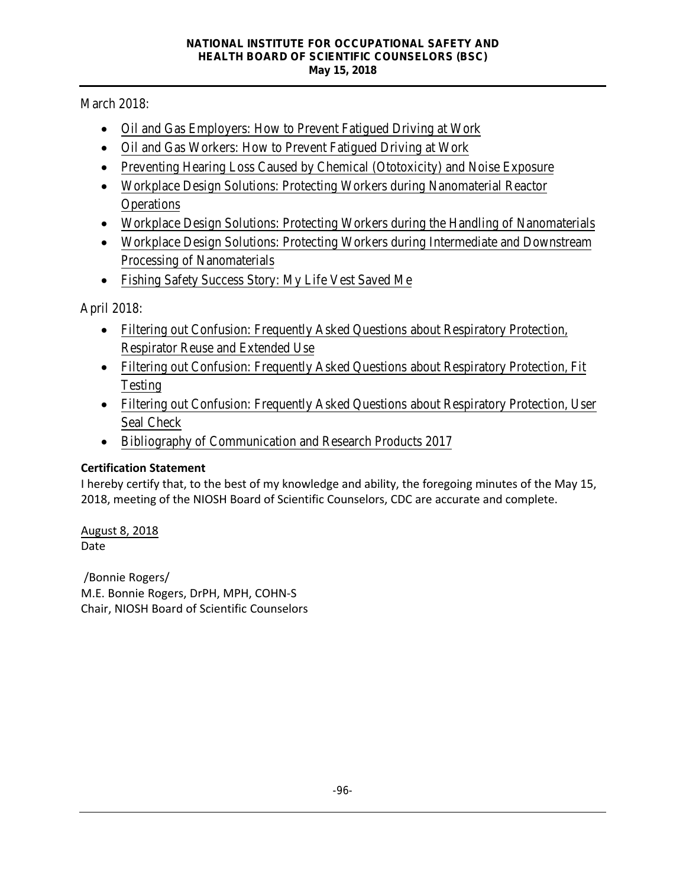March 2018:

- Oil and Gas Employers: How to Prevent Fatigued Driving at Work
- Oil and Gas Workers: How to Prevent Fatigued Driving at Work
- Preventing Hearing Loss Caused by Chemical (Ototoxicity) and Noise Exposure
- Workplace Design Solutions: Protecting Workers during Nanomaterial Reactor Operations
- Workplace Design Solutions: Protecting Workers during the Handling of Nanomaterials
- Workplace Design Solutions: Protecting Workers during Intermediate and Downstream Processing of Nanomaterials
- Fishing Safety Success Story: My Life Vest Saved Me

April 2018:

- Filtering out Confusion: Frequently Asked Questions about Respiratory Protection, Respirator Reuse and Extended Use
- Filtering out Confusion: Frequently Asked Questions about Respiratory Protection, Fit Testing
- Filtering out Confusion: Frequently Asked Questions about Respiratory Protection, User Seal Check
- Bibliography of Communication and Research Products 2017

**Certification Statement**

I hereby certify that, to the best of my knowledge and ability, the foregoing minutes of the May 15, 2018, meeting of the NIOSH Board of Scientific Counselors, CDC are accurate and complete.

August 8, 2018
Date

/Bonnie Rogers/
M.E. Bonnie Rogers, DrPH, MPH, COHN-S
Chair, NIOSH Board of Scientific Counselors